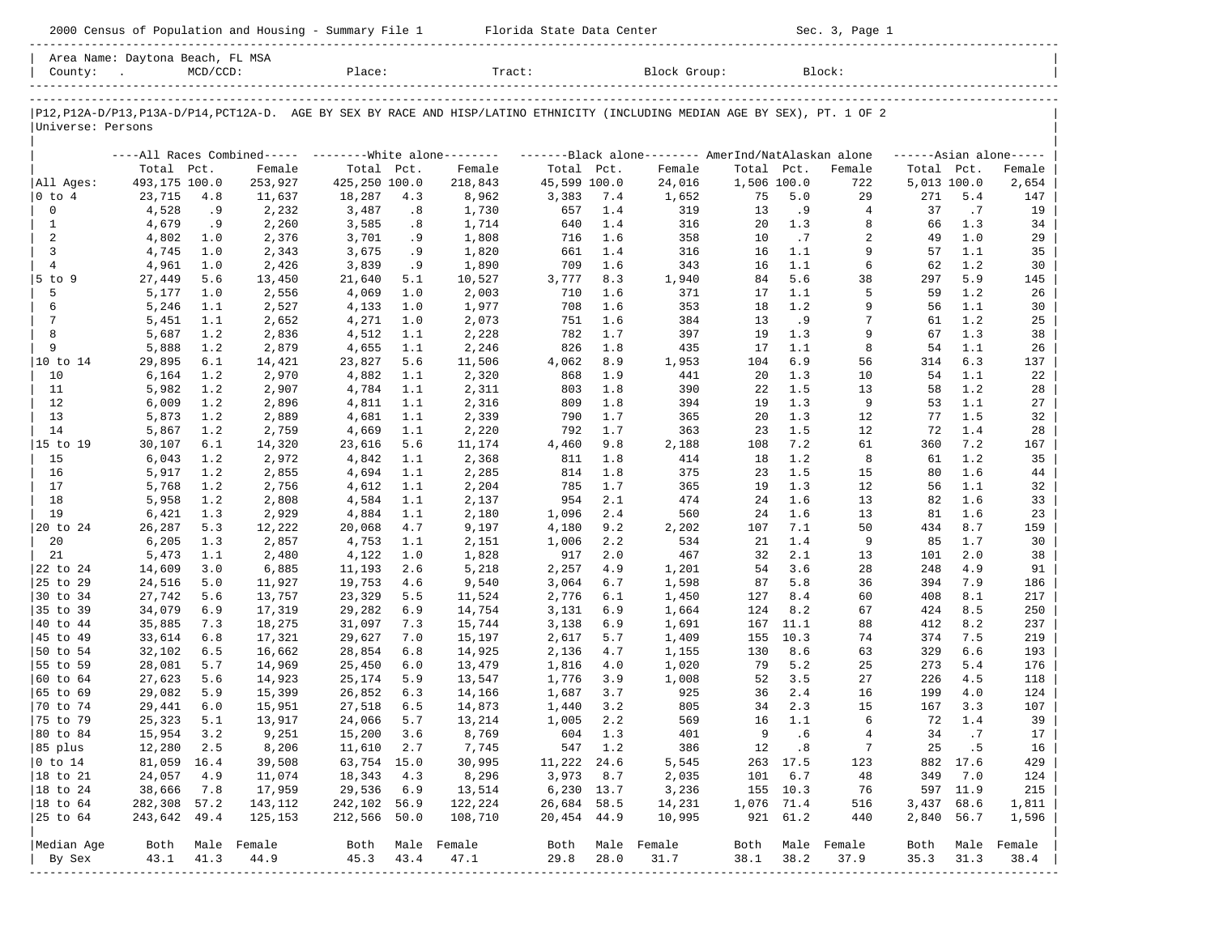2000 Census of Population and Housing - Summary File 1 Florida State Data Center Sec. 3, Page 1

Area Name: Daytona Beach, FL MSA
County: . MCD/CCD: Place: Tract: Block Group: Block:

P12,P12A-D/P13,P13A-D/P14,PCT12A-D. AGE BY SEX BY RACE AND HISP/LATINO ETHNICITY (INCLUDING MEDIAN AGE BY SEX), PT. 1 OF 2

Universe: Persons

| | All Races Combined | | | White alone | | | Black alone | | | AmerInd/NatAlaskan alone | | | Asian alone | | |
|---|---|---|---|---|---|---|---|---|---|---|---|---|---|---|---|
| | Total | Pct. | Female | Total | Pct. | Female | Total | Pct. | Female | Total | Pct. | Female | Total | Pct. | Female |
| All Ages: | 493,175 | 100.0 | 253,927 | 425,250 | 100.0 | 218,843 | 45,599 | 100.0 | 24,016 | 1,506 | 100.0 | 722 | 5,013 | 100.0 | 2,654 |
| 0 to 4 | 23,715 | 4.8 | 11,637 | 18,287 | 4.3 | 8,962 | 3,383 | 7.4 | 1,652 | 75 | 5.0 | 29 | 271 | 5.4 | 147 |
| 0 | 4,528 | .9 | 2,232 | 3,487 | .8 | 1,730 | 657 | 1.4 | 319 | 13 | .9 | 4 | 37 | .7 | 19 |
| 1 | 4,679 | .9 | 2,260 | 3,585 | .8 | 1,714 | 640 | 1.4 | 316 | 20 | 1.3 | 8 | 66 | 1.3 | 34 |
| 2 | 4,802 | 1.0 | 2,376 | 3,701 | .9 | 1,808 | 716 | 1.6 | 358 | 10 | .7 | 2 | 49 | 1.0 | 29 |
| 3 | 4,745 | 1.0 | 2,343 | 3,675 | .9 | 1,820 | 661 | 1.4 | 316 | 16 | 1.1 | 9 | 57 | 1.1 | 35 |
| 4 | 4,961 | 1.0 | 2,426 | 3,839 | .9 | 1,890 | 709 | 1.6 | 343 | 16 | 1.1 | 6 | 62 | 1.2 | 30 |
| 5 to 9 | 27,449 | 5.6 | 13,450 | 21,640 | 5.1 | 10,527 | 3,777 | 8.3 | 1,940 | 84 | 5.6 | 38 | 297 | 5.9 | 145 |
| 5 | 5,177 | 1.0 | 2,556 | 4,069 | 1.0 | 2,003 | 710 | 1.6 | 371 | 17 | 1.1 | 5 | 59 | 1.2 | 26 |
| 6 | 5,246 | 1.1 | 2,527 | 4,133 | 1.0 | 1,977 | 708 | 1.6 | 353 | 18 | 1.2 | 9 | 56 | 1.1 | 30 |
| 7 | 5,451 | 1.1 | 2,652 | 4,271 | 1.0 | 2,073 | 751 | 1.6 | 384 | 13 | .9 | 7 | 61 | 1.2 | 25 |
| 8 | 5,687 | 1.2 | 2,836 | 4,512 | 1.1 | 2,228 | 782 | 1.7 | 397 | 19 | 1.3 | 9 | 67 | 1.3 | 38 |
| 9 | 5,888 | 1.2 | 2,879 | 4,655 | 1.1 | 2,246 | 826 | 1.8 | 435 | 17 | 1.1 | 8 | 54 | 1.1 | 26 |
| 10 to 14 | 29,895 | 6.1 | 14,421 | 23,827 | 5.6 | 11,506 | 4,062 | 8.9 | 1,953 | 104 | 6.9 | 56 | 314 | 6.3 | 137 |
| 10 | 6,164 | 1.2 | 2,970 | 4,882 | 1.1 | 2,320 | 868 | 1.9 | 441 | 20 | 1.3 | 10 | 54 | 1.1 | 22 |
| 11 | 5,982 | 1.2 | 2,907 | 4,784 | 1.1 | 2,311 | 803 | 1.8 | 390 | 22 | 1.5 | 13 | 58 | 1.2 | 28 |
| 12 | 6,009 | 1.2 | 2,896 | 4,811 | 1.1 | 2,316 | 809 | 1.8 | 394 | 19 | 1.3 | 9 | 53 | 1.1 | 27 |
| 13 | 5,873 | 1.2 | 2,889 | 4,681 | 1.1 | 2,339 | 790 | 1.7 | 365 | 20 | 1.3 | 12 | 77 | 1.5 | 32 |
| 14 | 5,867 | 1.2 | 2,759 | 4,669 | 1.1 | 2,220 | 792 | 1.7 | 363 | 23 | 1.5 | 12 | 72 | 1.4 | 28 |
| 15 to 19 | 30,107 | 6.1 | 14,320 | 23,616 | 5.6 | 11,174 | 4,460 | 9.8 | 2,188 | 108 | 7.2 | 61 | 360 | 7.2 | 167 |
| 15 | 6,043 | 1.2 | 2,972 | 4,842 | 1.1 | 2,368 | 811 | 1.8 | 414 | 18 | 1.2 | 8 | 61 | 1.2 | 35 |
| 16 | 5,917 | 1.2 | 2,855 | 4,694 | 1.1 | 2,285 | 814 | 1.8 | 375 | 23 | 1.5 | 15 | 80 | 1.6 | 44 |
| 17 | 5,768 | 1.2 | 2,756 | 4,612 | 1.1 | 2,204 | 785 | 1.7 | 365 | 19 | 1.3 | 12 | 56 | 1.1 | 32 |
| 18 | 5,958 | 1.2 | 2,808 | 4,584 | 1.1 | 2,137 | 954 | 2.1 | 474 | 24 | 1.6 | 13 | 82 | 1.6 | 33 |
| 19 | 6,421 | 1.3 | 2,929 | 4,884 | 1.1 | 2,180 | 1,096 | 2.4 | 560 | 24 | 1.6 | 13 | 81 | 1.6 | 23 |
| 20 to 24 | 26,287 | 5.3 | 12,222 | 20,068 | 4.7 | 9,197 | 4,180 | 9.2 | 2,202 | 107 | 7.1 | 50 | 434 | 8.7 | 159 |
| 20 | 6,205 | 1.3 | 2,857 | 4,753 | 1.1 | 2,151 | 1,006 | 2.2 | 534 | 21 | 1.4 | 9 | 85 | 1.7 | 30 |
| 21 | 5,473 | 1.1 | 2,480 | 4,122 | 1.0 | 1,828 | 917 | 2.0 | 467 | 32 | 2.1 | 13 | 101 | 2.0 | 38 |
| 22 to 24 | 14,609 | 3.0 | 6,885 | 11,193 | 2.6 | 5,218 | 2,257 | 4.9 | 1,201 | 54 | 3.6 | 28 | 248 | 4.9 | 91 |
| 25 to 29 | 24,516 | 5.0 | 11,927 | 19,753 | 4.6 | 9,540 | 3,064 | 6.7 | 1,598 | 87 | 5.8 | 36 | 394 | 7.9 | 186 |
| 30 to 34 | 27,742 | 5.6 | 13,757 | 23,329 | 5.5 | 11,524 | 2,776 | 6.1 | 1,450 | 127 | 8.4 | 60 | 408 | 8.1 | 217 |
| 35 to 39 | 34,079 | 6.9 | 17,319 | 29,282 | 6.9 | 14,754 | 3,131 | 6.9 | 1,664 | 124 | 8.2 | 67 | 424 | 8.5 | 250 |
| 40 to 44 | 35,885 | 7.3 | 18,275 | 31,097 | 7.3 | 15,744 | 3,138 | 6.9 | 1,691 | 167 | 11.1 | 88 | 412 | 8.2 | 237 |
| 45 to 49 | 33,614 | 6.8 | 17,321 | 29,627 | 7.0 | 15,197 | 2,617 | 5.7 | 1,409 | 155 | 10.3 | 74 | 374 | 7.5 | 219 |
| 50 to 54 | 32,102 | 6.5 | 16,662 | 28,854 | 6.8 | 14,925 | 2,136 | 4.7 | 1,155 | 130 | 8.6 | 63 | 329 | 6.6 | 193 |
| 55 to 59 | 28,081 | 5.7 | 14,969 | 25,450 | 6.0 | 13,479 | 1,816 | 4.0 | 1,020 | 79 | 5.2 | 25 | 273 | 5.4 | 176 |
| 60 to 64 | 27,623 | 5.6 | 14,923 | 25,174 | 5.9 | 13,547 | 1,776 | 3.9 | 1,008 | 52 | 3.5 | 27 | 226 | 4.5 | 118 |
| 65 to 69 | 29,082 | 5.9 | 15,399 | 26,852 | 6.3 | 14,166 | 1,687 | 3.7 | 925 | 36 | 2.4 | 16 | 199 | 4.0 | 124 |
| 70 to 74 | 29,441 | 6.0 | 15,951 | 27,518 | 6.5 | 14,873 | 1,440 | 3.2 | 805 | 34 | 2.3 | 15 | 167 | 3.3 | 107 |
| 75 to 79 | 25,323 | 5.1 | 13,917 | 24,066 | 5.7 | 13,214 | 1,005 | 2.2 | 569 | 16 | 1.1 | 6 | 72 | 1.4 | 39 |
| 80 to 84 | 15,954 | 3.2 | 9,251 | 15,200 | 3.6 | 8,769 | 604 | 1.3 | 401 | 9 | .6 | 4 | 34 | .7 | 17 |
| 85 plus | 12,280 | 2.5 | 8,206 | 11,610 | 2.7 | 7,745 | 547 | 1.2 | 386 | 12 | .8 | 7 | 25 | .5 | 16 |
| 0 to 14 | 81,059 | 16.4 | 39,508 | 63,754 | 15.0 | 30,995 | 11,222 | 24.6 | 5,545 | 263 | 17.5 | 123 | 882 | 17.6 | 429 |
| 18 to 21 | 24,057 | 4.9 | 11,074 | 18,343 | 4.3 | 8,296 | 3,973 | 8.7 | 2,035 | 101 | 6.7 | 48 | 349 | 7.0 | 124 |
| 18 to 24 | 38,666 | 7.8 | 17,959 | 29,536 | 6.9 | 13,514 | 6,230 | 13.7 | 3,236 | 155 | 10.3 | 76 | 597 | 11.9 | 215 |
| 18 to 64 | 282,308 | 57.2 | 143,112 | 242,102 | 56.9 | 122,224 | 26,684 | 58.5 | 14,231 | 1,076 | 71.4 | 516 | 3,437 | 68.6 | 1,811 |
| 25 to 64 | 243,642 | 49.4 | 125,153 | 212,566 | 50.0 | 108,710 | 20,454 | 44.9 | 10,995 | 921 | 61.2 | 440 | 2,840 | 56.7 | 1,596 |
| Median Age | Both | Male | Female | Both | Male | Female | Both | Male | Female | Both | Male | Female | Both | Male | Female |
| By Sex | 43.1 | 41.3 | 44.9 | 45.3 | 43.4 | 47.1 | 29.8 | 28.0 | 31.7 | 38.1 | 38.2 | 37.9 | 35.3 | 31.3 | 38.4 |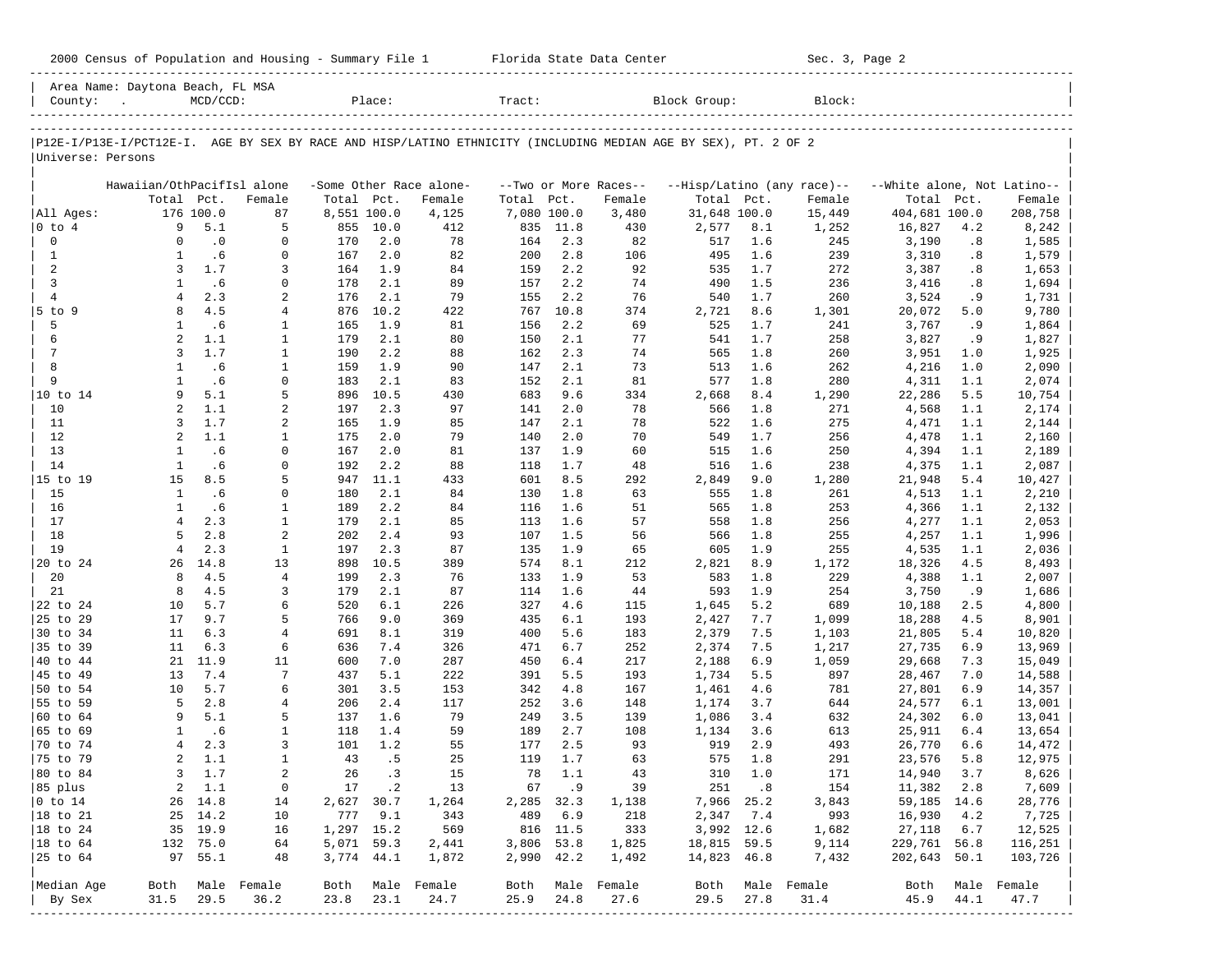2000 Census of Population and Housing - Summary File 1 Florida State Data Center Sec. 3, Page 2

Area Name: Daytona Beach, FL MSA
County: . MCD/CCD: Place: Tract: Block Group: Block:

P12E-I/P13E-I/PCT12E-I. AGE BY SEX BY RACE AND HISP/LATINO ETHNICITY (INCLUDING MEDIAN AGE BY SEX), PT. 2 OF 2
Universe: Persons

| | Hawaiian/OthPacifIsl alone | | | -Some Other Race alone- | | | --Two or More Races-- | | | --Hisp/Latino (any race)-- | | | --White alone, Not Latino-- | | |
|---|---|---|---|---|---|---|---|---|---|---|---|---|---|---|---|
| | Total | Pct. | Female | Total | Pct. | Female | Total | Pct. | Female | Total | Pct. | Female | Total | Pct. | Female |
| All Ages: | 176 | 100.0 | 87 | 8,551 | 100.0 | 4,125 | 7,080 | 100.0 | 3,480 | 31,648 | 100.0 | 15,449 | 404,681 | 100.0 | 208,758 |
| 0 to 4 | 9 | 5.1 | 5 | 855 | 10.0 | 412 | 835 | 11.8 | 430 | 2,577 | 8.1 | 1,252 | 16,827 | 4.2 | 8,242 |
| 0 | 0 | .0 | 0 | 170 | 2.0 | 78 | 164 | 2.3 | 82 | 517 | 1.6 | 245 | 3,190 | .8 | 1,585 |
| 1 | 1 | .6 | 0 | 167 | 2.0 | 82 | 200 | 2.8 | 106 | 495 | 1.6 | 239 | 3,310 | .8 | 1,579 |
| 2 | 3 | 1.7 | 3 | 164 | 1.9 | 84 | 159 | 2.2 | 92 | 535 | 1.7 | 272 | 3,387 | .8 | 1,653 |
| 3 | 1 | .6 | 0 | 178 | 2.1 | 89 | 157 | 2.2 | 74 | 490 | 1.5 | 236 | 3,416 | .8 | 1,694 |
| 4 | 4 | 2.3 | 2 | 176 | 2.1 | 79 | 155 | 2.2 | 76 | 540 | 1.7 | 260 | 3,524 | .9 | 1,731 |
| 5 to 9 | 8 | 4.5 | 4 | 876 | 10.2 | 422 | 767 | 10.8 | 374 | 2,721 | 8.6 | 1,301 | 20,072 | 5.0 | 9,780 |
| 5 | 1 | .6 | 1 | 165 | 1.9 | 81 | 156 | 2.2 | 69 | 525 | 1.7 | 241 | 3,767 | .9 | 1,864 |
| 6 | 2 | 1.1 | 1 | 179 | 2.1 | 80 | 150 | 2.1 | 77 | 541 | 1.7 | 258 | 3,827 | .9 | 1,827 |
| 7 | 3 | 1.7 | 1 | 190 | 2.2 | 88 | 162 | 2.3 | 74 | 565 | 1.8 | 260 | 3,951 | 1.0 | 1,925 |
| 8 | 1 | .6 | 1 | 159 | 1.9 | 90 | 147 | 2.1 | 73 | 513 | 1.6 | 262 | 4,216 | 1.0 | 2,090 |
| 9 | 1 | .6 | 0 | 183 | 2.1 | 83 | 152 | 2.1 | 81 | 577 | 1.8 | 280 | 4,311 | 1.1 | 2,074 |
| 10 to 14 | 9 | 5.1 | 5 | 896 | 10.5 | 430 | 683 | 9.6 | 334 | 2,668 | 8.4 | 1,290 | 22,286 | 5.5 | 10,754 |
| 10 | 2 | 1.1 | 2 | 197 | 2.3 | 97 | 141 | 2.0 | 78 | 566 | 1.8 | 271 | 4,568 | 1.1 | 2,174 |
| 11 | 3 | 1.7 | 2 | 165 | 1.9 | 85 | 147 | 2.1 | 78 | 522 | 1.6 | 275 | 4,471 | 1.1 | 2,144 |
| 12 | 2 | 1.1 | 1 | 175 | 2.0 | 79 | 140 | 2.0 | 70 | 549 | 1.7 | 256 | 4,478 | 1.1 | 2,160 |
| 13 | 1 | .6 | 0 | 167 | 2.0 | 81 | 137 | 1.9 | 60 | 515 | 1.6 | 250 | 4,394 | 1.1 | 2,189 |
| 14 | 1 | .6 | 0 | 192 | 2.2 | 88 | 118 | 1.7 | 48 | 516 | 1.6 | 238 | 4,375 | 1.1 | 2,087 |
| 15 to 19 | 15 | 8.5 | 5 | 947 | 11.1 | 433 | 601 | 8.5 | 292 | 2,849 | 9.0 | 1,280 | 21,948 | 5.4 | 10,427 |
| 15 | 1 | .6 | 0 | 180 | 2.1 | 84 | 130 | 1.8 | 63 | 555 | 1.8 | 261 | 4,513 | 1.1 | 2,210 |
| 16 | 1 | .6 | 1 | 189 | 2.2 | 84 | 116 | 1.6 | 51 | 565 | 1.8 | 253 | 4,366 | 1.1 | 2,132 |
| 17 | 4 | 2.3 | 1 | 179 | 2.1 | 85 | 113 | 1.6 | 57 | 558 | 1.8 | 256 | 4,277 | 1.1 | 2,053 |
| 18 | 5 | 2.8 | 2 | 202 | 2.4 | 93 | 107 | 1.5 | 56 | 566 | 1.8 | 255 | 4,257 | 1.1 | 1,996 |
| 19 | 4 | 2.3 | 1 | 197 | 2.3 | 87 | 135 | 1.9 | 65 | 605 | 1.9 | 255 | 4,535 | 1.1 | 2,036 |
| 20 to 24 | 26 | 14.8 | 13 | 898 | 10.5 | 389 | 574 | 8.1 | 212 | 2,821 | 8.9 | 1,172 | 18,326 | 4.5 | 8,493 |
| 20 | 8 | 4.5 | 4 | 199 | 2.3 | 76 | 133 | 1.9 | 53 | 583 | 1.8 | 229 | 4,388 | 1.1 | 2,007 |
| 21 | 8 | 4.5 | 3 | 179 | 2.1 | 87 | 114 | 1.6 | 44 | 593 | 1.9 | 254 | 3,750 | .9 | 1,686 |
| 22 to 24 | 10 | 5.7 | 6 | 520 | 6.1 | 226 | 327 | 4.6 | 115 | 1,645 | 5.2 | 689 | 10,188 | 2.5 | 4,800 |
| 25 to 29 | 17 | 9.7 | 5 | 766 | 9.0 | 369 | 435 | 6.1 | 193 | 2,427 | 7.7 | 1,099 | 18,288 | 4.5 | 8,901 |
| 30 to 34 | 11 | 6.3 | 4 | 691 | 8.1 | 319 | 400 | 5.6 | 183 | 2,379 | 7.5 | 1,103 | 21,805 | 5.4 | 10,820 |
| 35 to 39 | 11 | 6.3 | 6 | 636 | 7.4 | 326 | 471 | 6.7 | 252 | 2,374 | 7.5 | 1,217 | 27,735 | 6.9 | 13,969 |
| 40 to 44 | 21 | 11.9 | 11 | 600 | 7.0 | 287 | 450 | 6.4 | 217 | 2,188 | 6.9 | 1,059 | 29,668 | 7.3 | 15,049 |
| 45 to 49 | 13 | 7.4 | 7 | 437 | 5.1 | 222 | 391 | 5.5 | 193 | 1,734 | 5.5 | 897 | 28,467 | 7.0 | 14,588 |
| 50 to 54 | 10 | 5.7 | 6 | 301 | 3.5 | 153 | 342 | 4.8 | 167 | 1,461 | 4.6 | 781 | 27,801 | 6.9 | 14,357 |
| 55 to 59 | 5 | 2.8 | 4 | 206 | 2.4 | 117 | 252 | 3.6 | 148 | 1,174 | 3.7 | 644 | 24,577 | 6.1 | 13,001 |
| 60 to 64 | 9 | 5.1 | 5 | 137 | 1.6 | 79 | 249 | 3.5 | 139 | 1,086 | 3.4 | 632 | 24,302 | 6.0 | 13,041 |
| 65 to 69 | 1 | .6 | 1 | 118 | 1.4 | 59 | 189 | 2.7 | 108 | 1,134 | 3.6 | 613 | 25,911 | 6.4 | 13,654 |
| 70 to 74 | 4 | 2.3 | 3 | 101 | 1.2 | 55 | 177 | 2.5 | 93 | 919 | 2.9 | 493 | 26,770 | 6.6 | 14,472 |
| 75 to 79 | 2 | 1.1 | 1 | 43 | .5 | 25 | 119 | 1.7 | 63 | 575 | 1.8 | 291 | 23,576 | 5.8 | 12,975 |
| 80 to 84 | 3 | 1.7 | 2 | 26 | .3 | 15 | 78 | 1.1 | 43 | 310 | 1.0 | 171 | 14,940 | 3.7 | 8,626 |
| 85 plus | 2 | 1.1 | 0 | 17 | .2 | 13 | 67 | .9 | 39 | 251 | .8 | 154 | 11,382 | 2.8 | 7,609 |
| 0 to 14 | 26 | 14.8 | 14 | 2,627 | 30.7 | 1,264 | 2,285 | 32.3 | 1,138 | 7,966 | 25.2 | 3,843 | 59,185 | 14.6 | 28,776 |
| 18 to 21 | 25 | 14.2 | 10 | 777 | 9.1 | 343 | 489 | 6.9 | 218 | 2,347 | 7.4 | 993 | 16,930 | 4.2 | 7,725 |
| 18 to 24 | 35 | 19.9 | 16 | 1,297 | 15.2 | 569 | 816 | 11.5 | 333 | 3,992 | 12.6 | 1,682 | 27,118 | 6.7 | 12,525 |
| 18 to 64 | 132 | 75.0 | 64 | 5,071 | 59.3 | 2,441 | 3,806 | 53.8 | 1,825 | 18,815 | 59.5 | 9,114 | 229,761 | 56.8 | 116,251 |
| 25 to 64 | 97 | 55.1 | 48 | 3,774 | 44.1 | 1,872 | 2,990 | 42.2 | 1,492 | 14,823 | 46.8 | 7,432 | 202,643 | 50.1 | 103,726 |
| Median Age | Both | Male | Female | Both | Male | Female | Both | Male | Female | Both | Male | Female | Both | Male | Female |
| By Sex | 31.5 | 29.5 | 36.2 | 23.8 | 23.1 | 24.7 | 25.9 | 24.8 | 27.6 | 29.5 | 27.8 | 31.4 | 45.9 | 44.1 | 47.7 |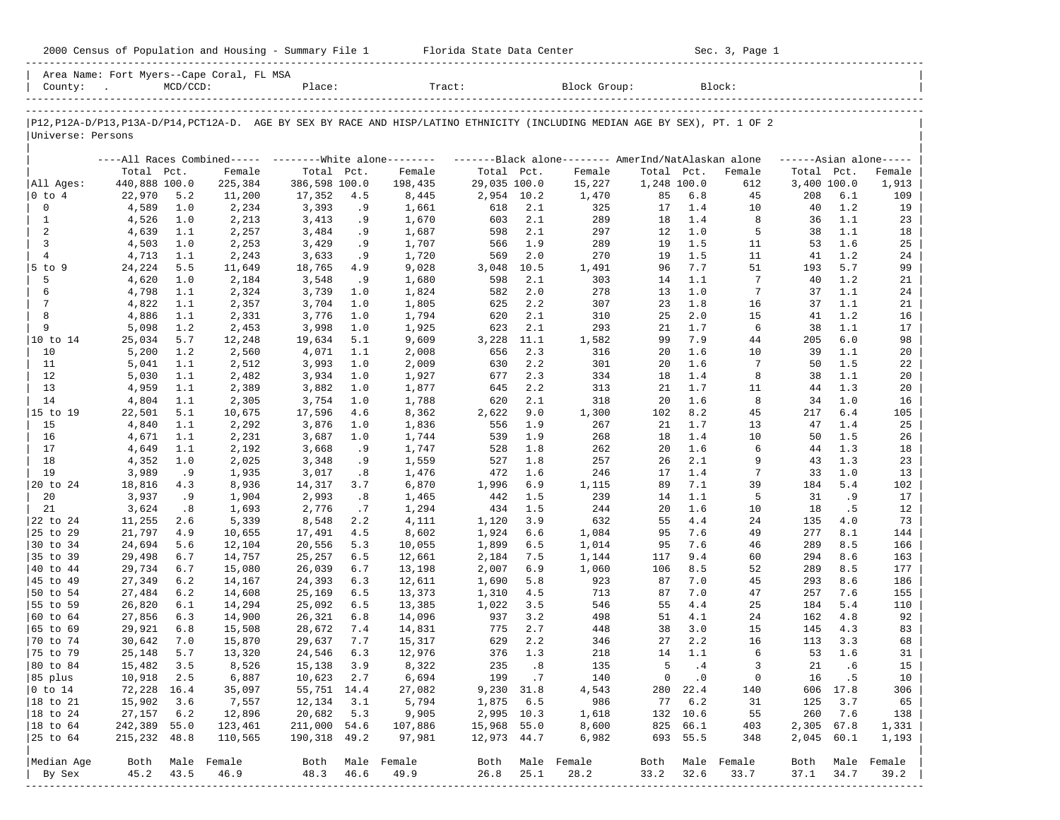2000 Census of Population and Housing - Summary File 1 Florida State Data Center Sec. 3, Page 1

Area Name: Fort Myers--Cape Coral, FL MSA
County: . MCD/CCD: Place: Tract: Block Group: Block:

P12,P12A-D/P13,P13A-D/P14,PCT12A-D. AGE BY SEX BY RACE AND HISP/LATINO ETHNICITY (INCLUDING MEDIAN AGE BY SEX), PT. 1 OF 2
Universe: Persons

| | All Races Combined | | | White alone | | | Black alone | | | AmerInd/NatAlaskan alone | | | Asian alone | | |
|---|---|---|---|---|---|---|---|---|---|---|---|---|---|---|---|
| | Total | Pct. | Female | Total | Pct. | Female | Total | Pct. | Female | Total | Pct. | Female | Total | Pct. | Female |
| All Ages: | 440,888 | 100.0 | 225,384 | 386,598 | 100.0 | 198,435 | 29,035 | 100.0 | 15,227 | 1,248 | 100.0 | 612 | 3,400 | 100.0 | 1,913 |
| 0 to 4 | 22,970 | 5.2 | 11,200 | 17,352 | 4.5 | 8,445 | 2,954 | 10.2 | 1,470 | 85 | 6.8 | 45 | 208 | 6.1 | 109 |
| 0 | 4,589 | 1.0 | 2,234 | 3,393 | .9 | 1,661 | 618 | 2.1 | 325 | 17 | 1.4 | 10 | 40 | 1.2 | 19 |
| 1 | 4,526 | 1.0 | 2,213 | 3,413 | .9 | 1,670 | 603 | 2.1 | 289 | 18 | 1.4 | 8 | 36 | 1.1 | 23 |
| 2 | 4,639 | 1.1 | 2,257 | 3,484 | .9 | 1,687 | 598 | 2.1 | 297 | 12 | 1.0 | 5 | 38 | 1.1 | 18 |
| 3 | 4,503 | 1.0 | 2,253 | 3,429 | .9 | 1,707 | 566 | 1.9 | 289 | 19 | 1.5 | 11 | 53 | 1.6 | 25 |
| 4 | 4,713 | 1.1 | 2,243 | 3,633 | .9 | 1,720 | 569 | 2.0 | 270 | 19 | 1.5 | 11 | 41 | 1.2 | 24 |
| 5 to 9 | 24,224 | 5.5 | 11,649 | 18,765 | 4.9 | 9,028 | 3,048 | 10.5 | 1,491 | 96 | 7.7 | 51 | 193 | 5.7 | 99 |
| 5 | 4,620 | 1.0 | 2,184 | 3,548 | .9 | 1,680 | 598 | 2.1 | 303 | 14 | 1.1 | 7 | 40 | 1.2 | 21 |
| 6 | 4,798 | 1.1 | 2,324 | 3,739 | 1.0 | 1,824 | 582 | 2.0 | 278 | 13 | 1.0 | 7 | 37 | 1.1 | 24 |
| 7 | 4,822 | 1.1 | 2,357 | 3,704 | 1.0 | 1,805 | 625 | 2.2 | 307 | 23 | 1.8 | 16 | 37 | 1.1 | 21 |
| 8 | 4,886 | 1.1 | 2,331 | 3,776 | 1.0 | 1,794 | 620 | 2.1 | 310 | 25 | 2.0 | 15 | 41 | 1.2 | 16 |
| 9 | 5,098 | 1.2 | 2,453 | 3,998 | 1.0 | 1,925 | 623 | 2.1 | 293 | 21 | 1.7 | 6 | 38 | 1.1 | 17 |
| 10 to 14 | 25,034 | 5.7 | 12,248 | 19,634 | 5.1 | 9,609 | 3,228 | 11.1 | 1,582 | 99 | 7.9 | 44 | 205 | 6.0 | 98 |
| 10 | 5,200 | 1.2 | 2,560 | 4,071 | 1.1 | 2,008 | 656 | 2.3 | 316 | 20 | 1.6 | 10 | 39 | 1.1 | 20 |
| 11 | 5,041 | 1.1 | 2,512 | 3,993 | 1.0 | 2,009 | 630 | 2.2 | 301 | 20 | 1.6 | 7 | 50 | 1.5 | 22 |
| 12 | 5,030 | 1.1 | 2,482 | 3,934 | 1.0 | 1,927 | 677 | 2.3 | 334 | 18 | 1.4 | 8 | 38 | 1.1 | 20 |
| 13 | 4,959 | 1.1 | 2,389 | 3,882 | 1.0 | 1,877 | 645 | 2.2 | 313 | 21 | 1.7 | 11 | 44 | 1.3 | 20 |
| 14 | 4,804 | 1.1 | 2,305 | 3,754 | 1.0 | 1,788 | 620 | 2.1 | 318 | 20 | 1.6 | 8 | 34 | 1.0 | 16 |
| 15 to 19 | 22,501 | 5.1 | 10,675 | 17,596 | 4.6 | 8,362 | 2,622 | 9.0 | 1,300 | 102 | 8.2 | 45 | 217 | 6.4 | 105 |
| 15 | 4,840 | 1.1 | 2,292 | 3,876 | 1.0 | 1,836 | 556 | 1.9 | 267 | 21 | 1.7 | 13 | 47 | 1.4 | 25 |
| 16 | 4,671 | 1.1 | 2,231 | 3,687 | 1.0 | 1,744 | 539 | 1.9 | 268 | 18 | 1.4 | 10 | 50 | 1.5 | 26 |
| 17 | 4,649 | 1.1 | 2,192 | 3,668 | .9 | 1,747 | 528 | 1.8 | 262 | 20 | 1.6 | 6 | 44 | 1.3 | 18 |
| 18 | 4,352 | 1.0 | 2,025 | 3,348 | .9 | 1,559 | 527 | 1.8 | 257 | 26 | 2.1 | 9 | 43 | 1.3 | 23 |
| 19 | 3,989 | .9 | 1,935 | 3,017 | .8 | 1,476 | 472 | 1.6 | 246 | 17 | 1.4 | 7 | 33 | 1.0 | 13 |
| 20 to 24 | 18,816 | 4.3 | 8,936 | 14,317 | 3.7 | 6,870 | 1,996 | 6.9 | 1,115 | 89 | 7.1 | 39 | 184 | 5.4 | 102 |
| 20 | 3,937 | .9 | 1,904 | 2,993 | .8 | 1,465 | 442 | 1.5 | 239 | 14 | 1.1 | 5 | 31 | .9 | 17 |
| 21 | 3,624 | .8 | 1,693 | 2,776 | .7 | 1,294 | 434 | 1.5 | 244 | 20 | 1.6 | 10 | 18 | .5 | 12 |
| 22 to 24 | 11,255 | 2.6 | 5,339 | 8,548 | 2.2 | 4,111 | 1,120 | 3.9 | 632 | 55 | 4.4 | 24 | 135 | 4.0 | 73 |
| 25 to 29 | 21,797 | 4.9 | 10,655 | 17,491 | 4.5 | 8,602 | 1,924 | 6.6 | 1,084 | 95 | 7.6 | 49 | 277 | 8.1 | 144 |
| 30 to 34 | 24,694 | 5.6 | 12,104 | 20,556 | 5.3 | 10,055 | 1,899 | 6.5 | 1,014 | 95 | 7.6 | 46 | 289 | 8.5 | 166 |
| 35 to 39 | 29,498 | 6.7 | 14,757 | 25,257 | 6.5 | 12,661 | 2,184 | 7.5 | 1,144 | 117 | 9.4 | 60 | 294 | 8.6 | 163 |
| 40 to 44 | 29,734 | 6.7 | 15,080 | 26,039 | 6.7 | 13,198 | 2,007 | 6.9 | 1,060 | 106 | 8.5 | 52 | 289 | 8.5 | 177 |
| 45 to 49 | 27,349 | 6.2 | 14,167 | 24,393 | 6.3 | 12,611 | 1,690 | 5.8 | 923 | 87 | 7.0 | 45 | 293 | 8.6 | 186 |
| 50 to 54 | 27,484 | 6.2 | 14,608 | 25,169 | 6.5 | 13,373 | 1,310 | 4.5 | 713 | 87 | 7.0 | 47 | 257 | 7.6 | 155 |
| 55 to 59 | 26,820 | 6.1 | 14,294 | 25,092 | 6.5 | 13,385 | 1,022 | 3.5 | 546 | 55 | 4.4 | 25 | 184 | 5.4 | 110 |
| 60 to 64 | 27,856 | 6.3 | 14,900 | 26,321 | 6.8 | 14,096 | 937 | 3.2 | 498 | 51 | 4.1 | 24 | 162 | 4.8 | 92 |
| 65 to 69 | 29,921 | 6.8 | 15,508 | 28,672 | 7.4 | 14,831 | 775 | 2.7 | 448 | 38 | 3.0 | 15 | 145 | 4.3 | 83 |
| 70 to 74 | 30,642 | 7.0 | 15,870 | 29,637 | 7.7 | 15,317 | 629 | 2.2 | 346 | 27 | 2.2 | 16 | 113 | 3.3 | 68 |
| 75 to 79 | 25,148 | 5.7 | 13,320 | 24,546 | 6.3 | 12,976 | 376 | 1.3 | 218 | 14 | 1.1 | 6 | 53 | 1.6 | 31 |
| 80 to 84 | 15,482 | 3.5 | 8,526 | 15,138 | 3.9 | 8,322 | 235 | .8 | 135 | 5 | .4 | 3 | 21 | .6 | 15 |
| 85 plus | 10,918 | 2.5 | 6,887 | 10,623 | 2.7 | 6,694 | 199 | .7 | 140 | 0 | .0 | 0 | 16 | .5 | 10 |
| 0 to 14 | 72,228 | 16.4 | 35,097 | 55,751 | 14.4 | 27,082 | 9,230 | 31.8 | 4,543 | 280 | 22.4 | 140 | 606 | 17.8 | 306 |
| 18 to 21 | 15,902 | 3.6 | 7,557 | 12,134 | 3.1 | 5,794 | 1,875 | 6.5 | 986 | 77 | 6.2 | 31 | 125 | 3.7 | 65 |
| 18 to 24 | 27,157 | 6.2 | 12,896 | 20,682 | 5.3 | 9,905 | 2,995 | 10.3 | 1,618 | 132 | 10.6 | 55 | 260 | 7.6 | 138 |
| 18 to 64 | 242,389 | 55.0 | 123,461 | 211,000 | 54.6 | 107,886 | 15,968 | 55.0 | 8,600 | 825 | 66.1 | 403 | 2,305 | 67.8 | 1,331 |
| 25 to 64 | 215,232 | 48.8 | 110,565 | 190,318 | 49.2 | 97,981 | 12,973 | 44.7 | 6,982 | 693 | 55.5 | 348 | 2,045 | 60.1 | 1,193 |
| Median Age | Both | Male | Female | Both | Male | Female | Both | Male | Female | Both | Male | Female | Both | Male | Female |
| By Sex | 45.2 | 43.5 | 46.9 | 48.3 | 46.6 | 49.9 | 26.8 | 25.1 | 28.2 | 33.2 | 32.6 | 33.7 | 37.1 | 34.7 | 39.2 |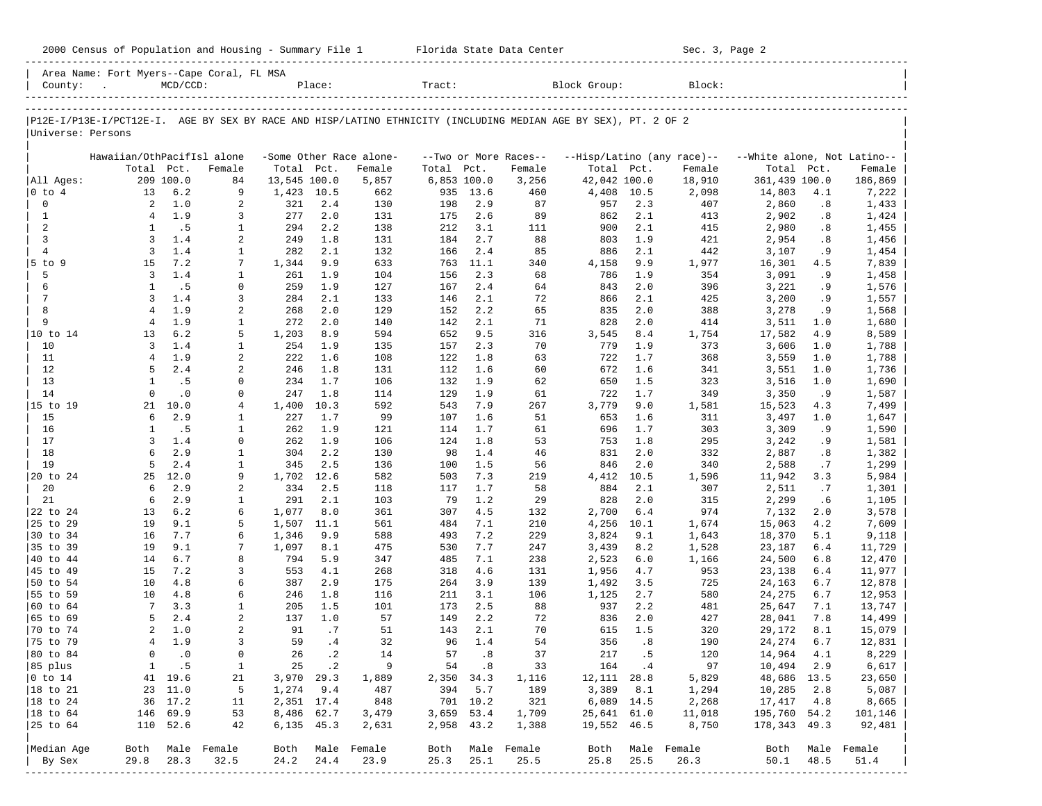2000 Census of Population and Housing - Summary File 1 Florida State Data Center Sec. 3, Page 2

Area Name: Fort Myers--Cape Coral, FL MSA
County: . MCD/CCD: Place: Tract: Block Group: Block:

P12E-I/P13E-I/PCT12E-I. AGE BY SEX BY RACE AND HISP/LATINO ETHNICITY (INCLUDING MEDIAN AGE BY SEX), PT. 2 OF 2
Universe: Persons

| | Hawaiian/OthPacifIsl alone | | | -Some Other Race alone- | | | --Two or More Races-- | | | --Hisp/Latino (any race)-- | | | --White alone, Not Latino-- | | |
|---|---|---|---|---|---|---|---|---|---|---|---|---|---|---|---|
| | Total | Pct. | Female | Total | Pct. | Female | Total | Pct. | Female | Total | Pct. | Female | Total | Pct. | Female |
| All Ages: | 209 | 100.0 | 84 | 13,545 | 100.0 | 5,857 | 6,853 | 100.0 | 3,256 | 42,042 | 100.0 | 18,910 | 361,439 | 100.0 | 186,869 |
| 0 to 4 | 13 | 6.2 | 9 | 1,423 | 10.5 | 662 | 935 | 13.6 | 460 | 4,408 | 10.5 | 2,098 | 14,803 | 4.1 | 7,222 |
| 0 | 2 | 1.0 | 2 | 321 | 2.4 | 130 | 198 | 2.9 | 87 | 957 | 2.3 | 407 | 2,860 | .8 | 1,433 |
| 1 | 4 | 1.9 | 3 | 277 | 2.0 | 131 | 175 | 2.6 | 89 | 862 | 2.1 | 413 | 2,902 | .8 | 1,424 |
| 2 | 1 | .5 | 1 | 294 | 2.2 | 138 | 212 | 3.1 | 111 | 900 | 2.1 | 415 | 2,980 | .8 | 1,455 |
| 3 | 3 | 1.4 | 2 | 249 | 1.8 | 131 | 184 | 2.7 | 88 | 803 | 1.9 | 421 | 2,954 | .8 | 1,456 |
| 4 | 3 | 1.4 | 1 | 282 | 2.1 | 132 | 166 | 2.4 | 85 | 886 | 2.1 | 442 | 3,107 | .9 | 1,454 |
| 5 to 9 | 15 | 7.2 | 7 | 1,344 | 9.9 | 633 | 763 | 11.1 | 340 | 4,158 | 9.9 | 1,977 | 16,301 | 4.5 | 7,839 |
| 5 | 3 | 1.4 | 1 | 261 | 1.9 | 104 | 156 | 2.3 | 68 | 786 | 1.9 | 354 | 3,091 | .9 | 1,458 |
| 6 | 1 | .5 | 0 | 259 | 1.9 | 127 | 167 | 2.4 | 64 | 843 | 2.0 | 396 | 3,221 | .9 | 1,576 |
| 7 | 3 | 1.4 | 3 | 284 | 2.1 | 133 | 146 | 2.1 | 72 | 866 | 2.1 | 425 | 3,200 | .9 | 1,557 |
| 8 | 4 | 1.9 | 2 | 268 | 2.0 | 129 | 152 | 2.2 | 65 | 835 | 2.0 | 388 | 3,278 | .9 | 1,568 |
| 9 | 4 | 1.9 | 1 | 272 | 2.0 | 140 | 142 | 2.1 | 71 | 828 | 2.0 | 414 | 3,511 | 1.0 | 1,680 |
| 10 to 14 | 13 | 6.2 | 5 | 1,203 | 8.9 | 594 | 652 | 9.5 | 316 | 3,545 | 8.4 | 1,754 | 17,582 | 4.9 | 8,589 |
| 10 | 3 | 1.4 | 1 | 254 | 1.9 | 135 | 157 | 2.3 | 70 | 779 | 1.9 | 373 | 3,606 | 1.0 | 1,788 |
| 11 | 4 | 1.9 | 2 | 222 | 1.6 | 108 | 122 | 1.8 | 63 | 722 | 1.7 | 368 | 3,559 | 1.0 | 1,788 |
| 12 | 5 | 2.4 | 2 | 246 | 1.8 | 131 | 112 | 1.6 | 60 | 672 | 1.6 | 341 | 3,551 | 1.0 | 1,736 |
| 13 | 1 | .5 | 0 | 234 | 1.7 | 106 | 132 | 1.9 | 62 | 650 | 1.5 | 323 | 3,516 | 1.0 | 1,690 |
| 14 | 0 | .0 | 0 | 247 | 1.8 | 114 | 129 | 1.9 | 61 | 722 | 1.7 | 349 | 3,350 | .9 | 1,587 |
| 15 to 19 | 21 | 10.0 | 4 | 1,400 | 10.3 | 592 | 543 | 7.9 | 267 | 3,779 | 9.0 | 1,581 | 15,523 | 4.3 | 7,499 |
| 15 | 6 | 2.9 | 1 | 227 | 1.7 | 99 | 107 | 1.6 | 51 | 653 | 1.6 | 311 | 3,497 | 1.0 | 1,647 |
| 16 | 1 | .5 | 1 | 262 | 1.9 | 121 | 114 | 1.7 | 61 | 696 | 1.7 | 303 | 3,309 | .9 | 1,590 |
| 17 | 3 | 1.4 | 0 | 262 | 1.9 | 106 | 124 | 1.8 | 53 | 753 | 1.8 | 295 | 3,242 | .9 | 1,581 |
| 18 | 6 | 2.9 | 1 | 304 | 2.2 | 130 | 98 | 1.4 | 46 | 831 | 2.0 | 332 | 2,887 | .8 | 1,382 |
| 19 | 5 | 2.4 | 1 | 345 | 2.5 | 136 | 100 | 1.5 | 56 | 846 | 2.0 | 340 | 2,588 | .7 | 1,299 |
| 20 to 24 | 25 | 12.0 | 9 | 1,702 | 12.6 | 582 | 503 | 7.3 | 219 | 4,412 | 10.5 | 1,596 | 11,942 | 3.3 | 5,984 |
| 20 | 6 | 2.9 | 2 | 334 | 2.5 | 118 | 117 | 1.7 | 58 | 884 | 2.1 | 307 | 2,511 | .7 | 1,301 |
| 21 | 6 | 2.9 | 1 | 291 | 2.1 | 103 | 79 | 1.2 | 29 | 828 | 2.0 | 315 | 2,299 | .6 | 1,105 |
| 22 to 24 | 13 | 6.2 | 6 | 1,077 | 8.0 | 361 | 307 | 4.5 | 132 | 2,700 | 6.4 | 974 | 7,132 | 2.0 | 3,578 |
| 25 to 29 | 19 | 9.1 | 5 | 1,507 | 11.1 | 561 | 484 | 7.1 | 210 | 4,256 | 10.1 | 1,674 | 15,063 | 4.2 | 7,609 |
| 30 to 34 | 16 | 7.7 | 6 | 1,346 | 9.9 | 588 | 493 | 7.2 | 229 | 3,824 | 9.1 | 1,643 | 18,370 | 5.1 | 9,118 |
| 35 to 39 | 19 | 9.1 | 7 | 1,097 | 8.1 | 475 | 530 | 7.7 | 247 | 3,439 | 8.2 | 1,528 | 23,187 | 6.4 | 11,729 |
| 40 to 44 | 14 | 6.7 | 8 | 794 | 5.9 | 347 | 485 | 7.1 | 238 | 2,523 | 6.0 | 1,166 | 24,500 | 6.8 | 12,470 |
| 45 to 49 | 15 | 7.2 | 3 | 553 | 4.1 | 268 | 318 | 4.6 | 131 | 1,956 | 4.7 | 953 | 23,138 | 6.4 | 11,977 |
| 50 to 54 | 10 | 4.8 | 6 | 387 | 2.9 | 175 | 264 | 3.9 | 139 | 1,492 | 3.5 | 725 | 24,163 | 6.7 | 12,878 |
| 55 to 59 | 10 | 4.8 | 6 | 246 | 1.8 | 116 | 211 | 3.1 | 106 | 1,125 | 2.7 | 580 | 24,275 | 6.7 | 12,953 |
| 60 to 64 | 7 | 3.3 | 1 | 205 | 1.5 | 101 | 173 | 2.5 | 88 | 937 | 2.2 | 481 | 25,647 | 7.1 | 13,747 |
| 65 to 69 | 5 | 2.4 | 2 | 137 | 1.0 | 57 | 149 | 2.2 | 72 | 836 | 2.0 | 427 | 28,041 | 7.8 | 14,499 |
| 70 to 74 | 2 | 1.0 | 2 | 91 | .7 | 51 | 143 | 2.1 | 70 | 615 | 1.5 | 320 | 29,172 | 8.1 | 15,079 |
| 75 to 79 | 4 | 1.9 | 3 | 59 | .4 | 32 | 96 | 1.4 | 54 | 356 | .8 | 190 | 24,274 | 6.7 | 12,831 |
| 80 to 84 | 0 | .0 | 0 | 26 | .2 | 14 | 57 | .8 | 37 | 217 | .5 | 120 | 14,964 | 4.1 | 8,229 |
| 85 plus | 1 | .5 | 1 | 25 | .2 | 9 | 54 | .8 | 33 | 164 | .4 | 97 | 10,494 | 2.9 | 6,617 |
| 0 to 14 | 41 | 19.6 | 21 | 3,970 | 29.3 | 1,889 | 2,350 | 34.3 | 1,116 | 12,111 | 28.8 | 5,829 | 48,686 | 13.5 | 23,650 |
| 18 to 21 | 23 | 11.0 | 5 | 1,274 | 9.4 | 487 | 394 | 5.7 | 189 | 3,389 | 8.1 | 1,294 | 10,285 | 2.8 | 5,087 |
| 18 to 24 | 36 | 17.2 | 11 | 2,351 | 17.4 | 848 | 701 | 10.2 | 321 | 6,089 | 14.5 | 2,268 | 17,417 | 4.8 | 8,665 |
| 18 to 64 | 146 | 69.9 | 53 | 8,486 | 62.7 | 3,479 | 3,659 | 53.4 | 1,709 | 25,641 | 61.0 | 11,018 | 195,760 | 54.2 | 101,146 |
| 25 to 64 | 110 | 52.6 | 42 | 6,135 | 45.3 | 2,631 | 2,958 | 43.2 | 1,388 | 19,552 | 46.5 | 8,750 | 178,343 | 49.3 | 92,481 |
| Median Age | Both | Male | Female | Both | Male | Female | Both | Male | Female | Both | Male | Female | Both | Male | Female |
| By Sex | 29.8 | 28.3 | 32.5 | 24.2 | 24.4 | 23.9 | 25.3 | 25.1 | 25.5 | 25.8 | 25.5 | 26.3 | 50.1 | 48.5 | 51.4 |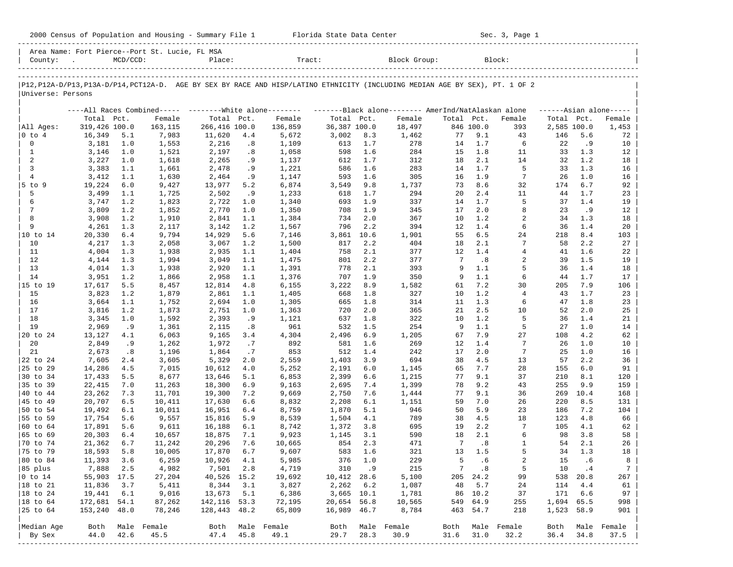2000 Census of Population and Housing - Summary File 1 Florida State Data Center Sec. 3, Page 1

Area Name: Fort Pierce--Port St. Lucie, FL MSA
County: . MCD/CCD: Place: Tract: Block Group: Block:

P12,P12A-D/P13,P13A-D/P14,PCT12A-D. AGE BY SEX BY RACE AND HISP/LATINO ETHNICITY (INCLUDING MEDIAN AGE BY SEX), PT. 1 OF 2
Universe: Persons

| | All Races Combined | | | White alone | | | Black alone | | | AmerInd/NatAlaskan alone | | | Asian alone | | |
|---|---|---|---|---|---|---|---|---|---|---|---|---|---|---|---|
| | Total | Pct. | Female | Total | Pct. | Female | Total | Pct. | Female | Total | Pct. | Female | Total | Pct. | Female |
| All Ages: | 319,426 | 100.0 | 163,115 | 266,416 | 100.0 | 136,859 | 36,387 | 100.0 | 18,497 | 846 | 100.0 | 393 | 2,585 | 100.0 | 1,453 |
| 0 to 4 | 16,349 | 5.1 | 7,983 | 11,620 | 4.4 | 5,672 | 3,002 | 8.3 | 1,462 | 77 | 9.1 | 43 | 146 | 5.6 | 72 |
| 0 | 3,181 | 1.0 | 1,553 | 2,216 | .8 | 1,109 | 613 | 1.7 | 278 | 14 | 1.7 | 6 | 22 | .9 | 10 |
| 1 | 3,146 | 1.0 | 1,521 | 2,197 | .8 | 1,058 | 598 | 1.6 | 284 | 15 | 1.8 | 11 | 33 | 1.3 | 12 |
| 2 | 3,227 | 1.0 | 1,618 | 2,265 | .9 | 1,137 | 612 | 1.7 | 312 | 18 | 2.1 | 14 | 32 | 1.2 | 18 |
| 3 | 3,383 | 1.1 | 1,661 | 2,478 | .9 | 1,221 | 586 | 1.6 | 283 | 14 | 1.7 | 5 | 33 | 1.3 | 16 |
| 4 | 3,412 | 1.1 | 1,630 | 2,464 | .9 | 1,147 | 593 | 1.6 | 305 | 16 | 1.9 | 7 | 26 | 1.0 | 16 |
| 5 to 9 | 19,224 | 6.0 | 9,427 | 13,977 | 5.2 | 6,874 | 3,549 | 9.8 | 1,737 | 73 | 8.6 | 32 | 174 | 6.7 | 92 |
| 5 | 3,499 | 1.1 | 1,725 | 2,502 | .9 | 1,233 | 618 | 1.7 | 294 | 20 | 2.4 | 11 | 44 | 1.7 | 23 |
| 6 | 3,747 | 1.2 | 1,823 | 2,722 | 1.0 | 1,340 | 693 | 1.9 | 337 | 14 | 1.7 | 5 | 37 | 1.4 | 19 |
| 7 | 3,809 | 1.2 | 1,852 | 2,770 | 1.0 | 1,350 | 708 | 1.9 | 345 | 17 | 2.0 | 8 | 23 | .9 | 12 |
| 8 | 3,908 | 1.2 | 1,910 | 2,841 | 1.1 | 1,384 | 734 | 2.0 | 367 | 10 | 1.2 | 2 | 34 | 1.3 | 18 |
| 9 | 4,261 | 1.3 | 2,117 | 3,142 | 1.2 | 1,567 | 796 | 2.2 | 394 | 12 | 1.4 | 6 | 36 | 1.4 | 20 |
| 10 to 14 | 20,330 | 6.4 | 9,794 | 14,929 | 5.6 | 7,146 | 3,861 | 10.6 | 1,901 | 55 | 6.5 | 24 | 218 | 8.4 | 103 |
| 10 | 4,217 | 1.3 | 2,058 | 3,067 | 1.2 | 1,500 | 817 | 2.2 | 404 | 18 | 2.1 | 7 | 58 | 2.2 | 27 |
| 11 | 4,004 | 1.3 | 1,938 | 2,935 | 1.1 | 1,404 | 758 | 2.1 | 377 | 12 | 1.4 | 4 | 41 | 1.6 | 22 |
| 12 | 4,144 | 1.3 | 1,994 | 3,049 | 1.1 | 1,475 | 801 | 2.2 | 377 | 7 | .8 | 2 | 39 | 1.5 | 19 |
| 13 | 4,014 | 1.3 | 1,938 | 2,920 | 1.1 | 1,391 | 778 | 2.1 | 393 | 9 | 1.1 | 5 | 36 | 1.4 | 18 |
| 14 | 3,951 | 1.2 | 1,866 | 2,958 | 1.1 | 1,376 | 707 | 1.9 | 350 | 9 | 1.1 | 6 | 44 | 1.7 | 17 |
| 15 to 19 | 17,617 | 5.5 | 8,457 | 12,814 | 4.8 | 6,155 | 3,222 | 8.9 | 1,582 | 61 | 7.2 | 30 | 205 | 7.9 | 106 |
| 15 | 3,823 | 1.2 | 1,879 | 2,861 | 1.1 | 1,405 | 668 | 1.8 | 327 | 10 | 1.2 | 4 | 43 | 1.7 | 23 |
| 16 | 3,664 | 1.1 | 1,752 | 2,694 | 1.0 | 1,305 | 665 | 1.8 | 314 | 11 | 1.3 | 6 | 47 | 1.8 | 23 |
| 17 | 3,816 | 1.2 | 1,873 | 2,751 | 1.0 | 1,363 | 720 | 2.0 | 365 | 21 | 2.5 | 10 | 52 | 2.0 | 25 |
| 18 | 3,345 | 1.0 | 1,592 | 2,393 | .9 | 1,121 | 637 | 1.8 | 322 | 10 | 1.2 | 5 | 36 | 1.4 | 21 |
| 19 | 2,969 | .9 | 1,361 | 2,115 | .8 | 961 | 532 | 1.5 | 254 | 9 | 1.1 | 5 | 27 | 1.0 | 14 |
| 20 to 24 | 13,127 | 4.1 | 6,063 | 9,165 | 3.4 | 4,304 | 2,496 | 6.9 | 1,205 | 67 | 7.9 | 27 | 108 | 4.2 | 62 |
| 20 | 2,849 | .9 | 1,262 | 1,972 | .7 | 892 | 581 | 1.6 | 269 | 12 | 1.4 | 7 | 26 | 1.0 | 10 |
| 21 | 2,673 | .8 | 1,196 | 1,864 | .7 | 853 | 512 | 1.4 | 242 | 17 | 2.0 | 7 | 25 | 1.0 | 16 |
| 22 to 24 | 7,605 | 2.4 | 3,605 | 5,329 | 2.0 | 2,559 | 1,403 | 3.9 | 694 | 38 | 4.5 | 13 | 57 | 2.2 | 36 |
| 25 to 29 | 14,286 | 4.5 | 7,015 | 10,612 | 4.0 | 5,252 | 2,191 | 6.0 | 1,145 | 65 | 7.7 | 28 | 155 | 6.0 | 91 |
| 30 to 34 | 17,433 | 5.5 | 8,677 | 13,646 | 5.1 | 6,853 | 2,399 | 6.6 | 1,215 | 77 | 9.1 | 37 | 210 | 8.1 | 120 |
| 35 to 39 | 22,415 | 7.0 | 11,263 | 18,300 | 6.9 | 9,163 | 2,695 | 7.4 | 1,399 | 78 | 9.2 | 43 | 255 | 9.9 | 159 |
| 40 to 44 | 23,262 | 7.3 | 11,701 | 19,300 | 7.2 | 9,669 | 2,750 | 7.6 | 1,444 | 77 | 9.1 | 36 | 269 | 10.4 | 168 |
| 45 to 49 | 20,707 | 6.5 | 10,411 | 17,630 | 6.6 | 8,832 | 2,208 | 6.1 | 1,151 | 59 | 7.0 | 26 | 220 | 8.5 | 131 |
| 50 to 54 | 19,492 | 6.1 | 10,011 | 16,951 | 6.4 | 8,759 | 1,870 | 5.1 | 946 | 50 | 5.9 | 23 | 186 | 7.2 | 104 |
| 55 to 59 | 17,754 | 5.6 | 9,557 | 15,816 | 5.9 | 8,539 | 1,504 | 4.1 | 789 | 38 | 4.5 | 18 | 123 | 4.8 | 66 |
| 60 to 64 | 17,891 | 5.6 | 9,611 | 16,188 | 6.1 | 8,742 | 1,372 | 3.8 | 695 | 19 | 2.2 | 7 | 105 | 4.1 | 62 |
| 65 to 69 | 20,303 | 6.4 | 10,657 | 18,875 | 7.1 | 9,923 | 1,145 | 3.1 | 590 | 18 | 2.1 | 6 | 98 | 3.8 | 58 |
| 70 to 74 | 21,362 | 6.7 | 11,242 | 20,296 | 7.6 | 10,665 | 854 | 2.3 | 471 | 7 | .8 | 1 | 54 | 2.1 | 26 |
| 75 to 79 | 18,593 | 5.8 | 10,005 | 17,870 | 6.7 | 9,607 | 583 | 1.6 | 321 | 13 | 1.5 | 5 | 34 | 1.3 | 18 |
| 80 to 84 | 11,393 | 3.6 | 6,259 | 10,926 | 4.1 | 5,985 | 376 | 1.0 | 229 | 5 | .6 | 2 | 15 | .6 | 8 |
| 85 plus | 7,888 | 2.5 | 4,982 | 7,501 | 2.8 | 4,719 | 310 | .9 | 215 | 7 | .8 | 5 | 10 | .4 | 7 |
| 0 to 14 | 55,903 | 17.5 | 27,204 | 40,526 | 15.2 | 19,692 | 10,412 | 28.6 | 5,100 | 205 | 24.2 | 99 | 538 | 20.8 | 267 |
| 18 to 21 | 11,836 | 3.7 | 5,411 | 8,344 | 3.1 | 3,827 | 2,262 | 6.2 | 1,087 | 48 | 5.7 | 24 | 114 | 4.4 | 61 |
| 18 to 24 | 19,441 | 6.1 | 9,016 | 13,673 | 5.1 | 6,386 | 3,665 | 10.1 | 1,781 | 86 | 10.2 | 37 | 171 | 6.6 | 97 |
| 18 to 64 | 172,681 | 54.1 | 87,262 | 142,116 | 53.3 | 72,195 | 20,654 | 56.8 | 10,565 | 549 | 64.9 | 255 | 1,694 | 65.5 | 998 |
| 25 to 64 | 153,240 | 48.0 | 78,246 | 128,443 | 48.2 | 65,809 | 16,989 | 46.7 | 8,784 | 463 | 54.7 | 218 | 1,523 | 58.9 | 901 |
| Median Age | Both | Male | Female | Both | Male | Female | Both | Male | Female | Both | Male | Female | Both | Male | Female |
| By Sex | 44.0 | 42.6 | 45.5 | 47.4 | 45.8 | 49.1 | 29.7 | 28.3 | 30.9 | 31.6 | 31.0 | 32.2 | 36.4 | 34.8 | 37.5 |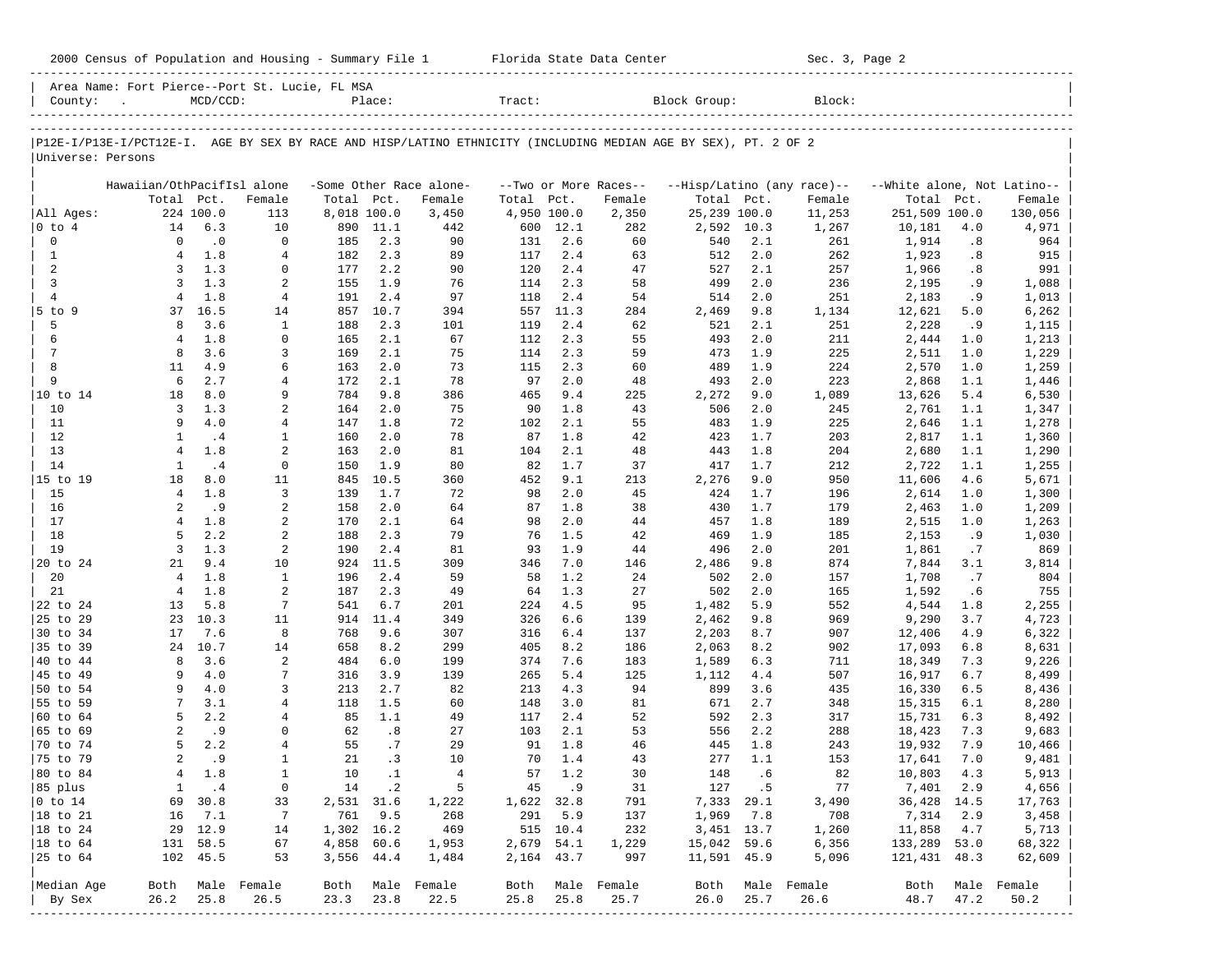2000 Census of Population and Housing - Summary File 1 Florida State Data Center Sec. 3, Page 2

Area Name: Fort Pierce--Port St. Lucie, FL MSA
County: . MCD/CCD: Place: Tract: Block Group: Block:

P12E-I/P13E-I/PCT12E-I. AGE BY SEX BY RACE AND HISP/LATINO ETHNICITY (INCLUDING MEDIAN AGE BY SEX), PT. 2 OF 2
Universe: Persons

| | Hawaiian/OthPacifIsl alone | | | -Some Other Race alone- | | | --Two or More Races-- | | | --Hisp/Latino (any race)-- | | | --White alone, Not Latino-- | | |
|---|---|---|---|---|---|---|---|---|---|---|---|---|---|---|---|
| | Total | Pct. | Female | Total | Pct. | Female | Total | Pct. | Female | Total | Pct. | Female | Total | Pct. | Female |
| All Ages: | 224 | 100.0 | 113 | 8,018 | 100.0 | 3,450 | 4,950 | 100.0 | 2,350 | 25,239 | 100.0 | 11,253 | 251,509 | 100.0 | 130,056 |
| 0 to 4 | 14 | 6.3 | 10 | 890 | 11.1 | 442 | 600 | 12.1 | 282 | 2,592 | 10.3 | 1,267 | 10,181 | 4.0 | 4,971 |
| 0 | 0 | .0 | 0 | 185 | 2.3 | 90 | 131 | 2.6 | 60 | 540 | 2.1 | 261 | 1,914 | .8 | 964 |
| 1 | 4 | 1.8 | 4 | 182 | 2.3 | 89 | 117 | 2.4 | 63 | 512 | 2.0 | 262 | 1,923 | .8 | 915 |
| 2 | 3 | 1.3 | 0 | 177 | 2.2 | 90 | 120 | 2.4 | 47 | 527 | 2.1 | 257 | 1,966 | .8 | 991 |
| 3 | 3 | 1.3 | 2 | 155 | 1.9 | 76 | 114 | 2.3 | 58 | 499 | 2.0 | 236 | 2,195 | .9 | 1,088 |
| 4 | 4 | 1.8 | 4 | 191 | 2.4 | 97 | 118 | 2.4 | 54 | 514 | 2.0 | 251 | 2,183 | .9 | 1,013 |
| 5 to 9 | 37 | 16.5 | 14 | 857 | 10.7 | 394 | 557 | 11.3 | 284 | 2,469 | 9.8 | 1,134 | 12,621 | 5.0 | 6,262 |
| 5 | 8 | 3.6 | 1 | 188 | 2.3 | 101 | 119 | 2.4 | 62 | 521 | 2.1 | 251 | 2,228 | .9 | 1,115 |
| 6 | 4 | 1.8 | 0 | 165 | 2.1 | 67 | 112 | 2.3 | 55 | 493 | 2.0 | 211 | 2,444 | 1.0 | 1,213 |
| 7 | 8 | 3.6 | 3 | 169 | 2.1 | 75 | 114 | 2.3 | 59 | 473 | 1.9 | 225 | 2,511 | 1.0 | 1,229 |
| 8 | 11 | 4.9 | 6 | 163 | 2.0 | 73 | 115 | 2.3 | 60 | 489 | 1.9 | 224 | 2,570 | 1.0 | 1,259 |
| 9 | 6 | 2.7 | 4 | 172 | 2.1 | 78 | 97 | 2.0 | 48 | 493 | 2.0 | 223 | 2,868 | 1.1 | 1,446 |
| 10 to 14 | 18 | 8.0 | 9 | 784 | 9.8 | 386 | 465 | 9.4 | 225 | 2,272 | 9.0 | 1,089 | 13,626 | 5.4 | 6,530 |
| 10 | 3 | 1.3 | 2 | 164 | 2.0 | 75 | 90 | 1.8 | 43 | 506 | 2.0 | 245 | 2,761 | 1.1 | 1,347 |
| 11 | 9 | 4.0 | 4 | 147 | 1.8 | 72 | 102 | 2.1 | 55 | 483 | 1.9 | 225 | 2,646 | 1.1 | 1,278 |
| 12 | 1 | .4 | 1 | 160 | 2.0 | 78 | 87 | 1.8 | 42 | 423 | 1.7 | 203 | 2,817 | 1.1 | 1,360 |
| 13 | 4 | 1.8 | 2 | 163 | 2.0 | 81 | 104 | 2.1 | 48 | 443 | 1.8 | 204 | 2,680 | 1.1 | 1,290 |
| 14 | 1 | .4 | 0 | 150 | 1.9 | 80 | 82 | 1.7 | 37 | 417 | 1.7 | 212 | 2,722 | 1.1 | 1,255 |
| 15 to 19 | 18 | 8.0 | 11 | 845 | 10.5 | 360 | 452 | 9.1 | 213 | 2,276 | 9.0 | 950 | 11,606 | 4.6 | 5,671 |
| 15 | 4 | 1.8 | 3 | 139 | 1.7 | 72 | 98 | 2.0 | 45 | 424 | 1.7 | 196 | 2,614 | 1.0 | 1,300 |
| 16 | 2 | .9 | 2 | 158 | 2.0 | 64 | 87 | 1.8 | 38 | 430 | 1.7 | 179 | 2,463 | 1.0 | 1,209 |
| 17 | 4 | 1.8 | 2 | 170 | 2.1 | 64 | 98 | 2.0 | 44 | 457 | 1.8 | 189 | 2,515 | 1.0 | 1,263 |
| 18 | 5 | 2.2 | 2 | 188 | 2.3 | 79 | 76 | 1.5 | 42 | 469 | 1.9 | 185 | 2,153 | .9 | 1,030 |
| 19 | 3 | 1.3 | 2 | 190 | 2.4 | 81 | 93 | 1.9 | 44 | 496 | 2.0 | 201 | 1,861 | .7 | 869 |
| 20 to 24 | 21 | 9.4 | 10 | 924 | 11.5 | 309 | 346 | 7.0 | 146 | 2,486 | 9.8 | 874 | 7,844 | 3.1 | 3,814 |
| 20 | 4 | 1.8 | 1 | 196 | 2.4 | 59 | 58 | 1.2 | 24 | 502 | 2.0 | 157 | 1,708 | .7 | 804 |
| 21 | 4 | 1.8 | 2 | 187 | 2.3 | 49 | 64 | 1.3 | 27 | 502 | 2.0 | 165 | 1,592 | .6 | 755 |
| 22 to 24 | 13 | 5.8 | 7 | 541 | 6.7 | 201 | 224 | 4.5 | 95 | 1,482 | 5.9 | 552 | 4,544 | 1.8 | 2,255 |
| 25 to 29 | 23 | 10.3 | 11 | 914 | 11.4 | 349 | 326 | 6.6 | 139 | 2,462 | 9.8 | 969 | 9,290 | 3.7 | 4,723 |
| 30 to 34 | 17 | 7.6 | 8 | 768 | 9.6 | 307 | 316 | 6.4 | 137 | 2,203 | 8.7 | 907 | 12,406 | 4.9 | 6,322 |
| 35 to 39 | 24 | 10.7 | 14 | 658 | 8.2 | 299 | 405 | 8.2 | 186 | 2,063 | 8.2 | 902 | 17,093 | 6.8 | 8,631 |
| 40 to 44 | 8 | 3.6 | 2 | 484 | 6.0 | 199 | 374 | 7.6 | 183 | 1,589 | 6.3 | 711 | 18,349 | 7.3 | 9,226 |
| 45 to 49 | 9 | 4.0 | 7 | 316 | 3.9 | 139 | 265 | 5.4 | 125 | 1,112 | 4.4 | 507 | 16,917 | 6.7 | 8,499 |
| 50 to 54 | 9 | 4.0 | 3 | 213 | 2.7 | 82 | 213 | 4.3 | 94 | 899 | 3.6 | 435 | 16,330 | 6.5 | 8,436 |
| 55 to 59 | 7 | 3.1 | 4 | 118 | 1.5 | 60 | 148 | 3.0 | 81 | 671 | 2.7 | 348 | 15,315 | 6.1 | 8,280 |
| 60 to 64 | 5 | 2.2 | 4 | 85 | 1.1 | 49 | 117 | 2.4 | 52 | 592 | 2.3 | 317 | 15,731 | 6.3 | 8,492 |
| 65 to 69 | 2 | .9 | 0 | 62 | .8 | 27 | 103 | 2.1 | 53 | 556 | 2.2 | 288 | 18,423 | 7.3 | 9,683 |
| 70 to 74 | 5 | 2.2 | 4 | 55 | .7 | 29 | 91 | 1.8 | 46 | 445 | 1.8 | 243 | 19,932 | 7.9 | 10,466 |
| 75 to 79 | 2 | .9 | 1 | 21 | .3 | 10 | 70 | 1.4 | 43 | 277 | 1.1 | 153 | 17,641 | 7.0 | 9,481 |
| 80 to 84 | 4 | 1.8 | 1 | 10 | .1 | 4 | 57 | 1.2 | 30 | 148 | .6 | 82 | 10,803 | 4.3 | 5,913 |
| 85 plus | 1 | .4 | 0 | 14 | .2 | 5 | 45 | .9 | 31 | 127 | .5 | 77 | 7,401 | 2.9 | 4,656 |
| 0 to 14 | 69 | 30.8 | 33 | 2,531 | 31.6 | 1,222 | 1,622 | 32.8 | 791 | 7,333 | 29.1 | 3,490 | 36,428 | 14.5 | 17,763 |
| 18 to 21 | 16 | 7.1 | 7 | 761 | 9.5 | 268 | 291 | 5.9 | 137 | 1,969 | 7.8 | 708 | 7,314 | 2.9 | 3,458 |
| 18 to 24 | 29 | 12.9 | 14 | 1,302 | 16.2 | 469 | 515 | 10.4 | 232 | 3,451 | 13.7 | 1,260 | 11,858 | 4.7 | 5,713 |
| 18 to 64 | 131 | 58.5 | 67 | 4,858 | 60.6 | 1,953 | 2,679 | 54.1 | 1,229 | 15,042 | 59.6 | 6,356 | 133,289 | 53.0 | 68,322 |
| 25 to 64 | 102 | 45.5 | 53 | 3,556 | 44.4 | 1,484 | 2,164 | 43.7 | 997 | 11,591 | 45.9 | 5,096 | 121,431 | 48.3 | 62,609 |
| Median Age | Both | Male | Female | Both | Male | Female | Both | Male | Female | Both | Male | Female | Both | Male | Female |
| By Sex | 26.2 | 25.8 | 26.5 | 23.3 | 23.8 | 22.5 | 25.8 | 25.8 | 25.7 | 26.0 | 25.7 | 26.6 | 48.7 | 47.2 | 50.2 |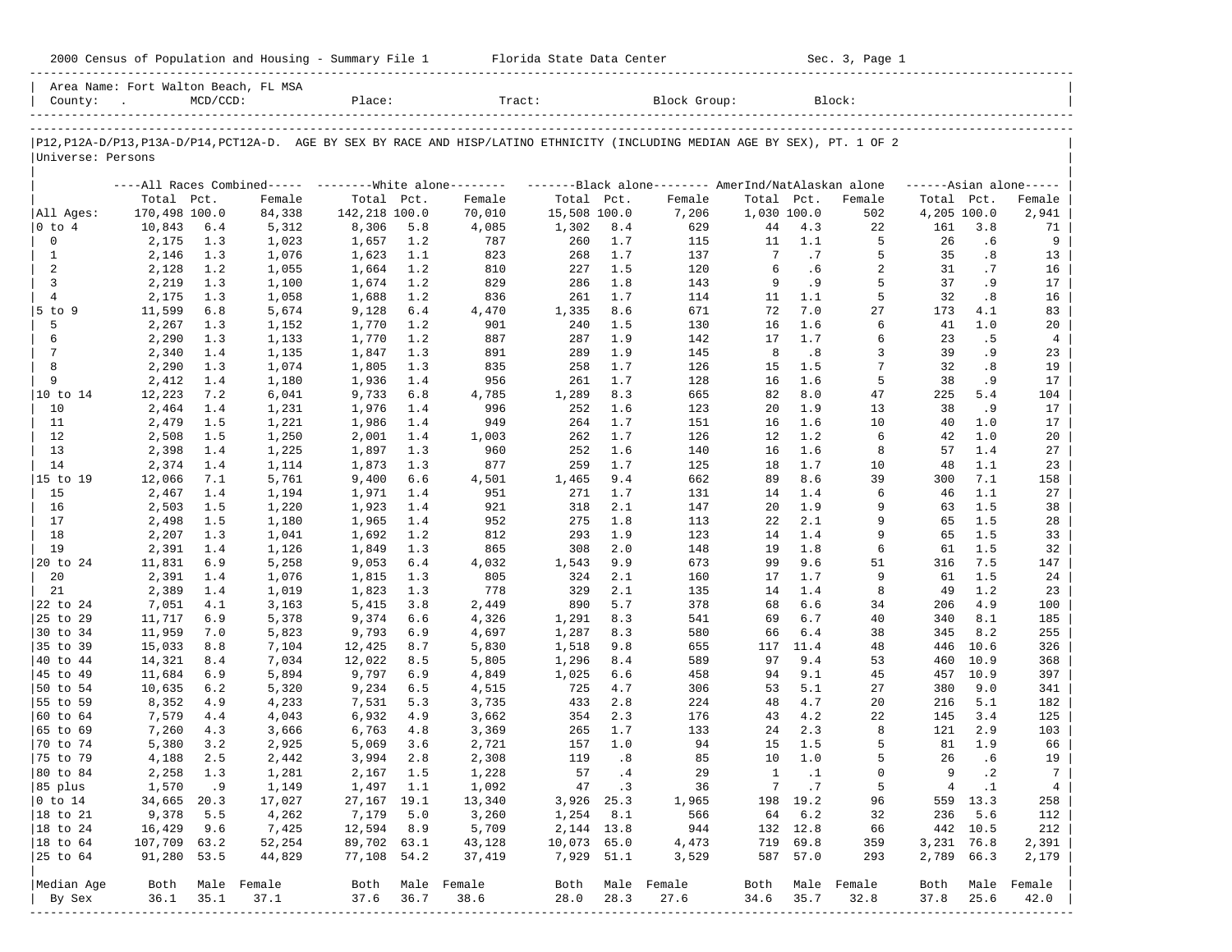2000 Census of Population and Housing - Summary File 1 Florida State Data Center Sec. 3, Page 1

Area Name: Fort Walton Beach, FL MSA
County: . MCD/CCD: Place: Tract: Block Group: Block:

P12,P12A-D/P13,P13A-D/P14,PCT12A-D. AGE BY SEX BY RACE AND HISP/LATINO ETHNICITY (INCLUDING MEDIAN AGE BY SEX), PT. 1 OF 2
Universe: Persons

| | All Races Combined | | | White alone | | | Black alone | | | AmerInd/NatAlaskan alone | | | Asian alone | | |
|---|---|---|---|---|---|---|---|---|---|---|---|---|---|---|---|
| | Total | Pct. | Female | Total | Pct. | Female | Total | Pct. | Female | Total | Pct. | Female | Total | Pct. | Female |
| All Ages: | 170,498 | 100.0 | 84,338 | 142,218 | 100.0 | 70,010 | 15,508 | 100.0 | 7,206 | 1,030 | 100.0 | 502 | 4,205 | 100.0 | 2,941 |
| 0 to 4 | 10,843 | 6.4 | 5,312 | 8,306 | 5.8 | 4,085 | 1,302 | 8.4 | 629 | 44 | 4.3 | 22 | 161 | 3.8 | 71 |
| 0 | 2,175 | 1.3 | 1,023 | 1,657 | 1.2 | 787 | 260 | 1.7 | 115 | 11 | 1.1 | 5 | 26 | .6 | 9 |
| 1 | 2,146 | 1.3 | 1,076 | 1,623 | 1.1 | 823 | 268 | 1.7 | 137 | 7 | .7 | 5 | 35 | .8 | 13 |
| 2 | 2,128 | 1.2 | 1,055 | 1,664 | 1.2 | 810 | 227 | 1.5 | 120 | 6 | .6 | 2 | 31 | .7 | 16 |
| 3 | 2,219 | 1.3 | 1,100 | 1,674 | 1.2 | 829 | 286 | 1.8 | 143 | 9 | .9 | 5 | 37 | .9 | 17 |
| 4 | 2,175 | 1.3 | 1,058 | 1,688 | 1.2 | 836 | 261 | 1.7 | 114 | 11 | 1.1 | 5 | 32 | .8 | 16 |
| 5 to 9 | 11,599 | 6.8 | 5,674 | 9,128 | 6.4 | 4,470 | 1,335 | 8.6 | 671 | 72 | 7.0 | 27 | 173 | 4.1 | 83 |
| 5 | 2,267 | 1.3 | 1,152 | 1,770 | 1.2 | 901 | 240 | 1.5 | 130 | 16 | 1.6 | 6 | 41 | 1.0 | 20 |
| 6 | 2,290 | 1.3 | 1,133 | 1,770 | 1.2 | 887 | 287 | 1.9 | 142 | 17 | 1.7 | 6 | 23 | .5 | 4 |
| 7 | 2,340 | 1.4 | 1,135 | 1,847 | 1.3 | 891 | 289 | 1.9 | 145 | 8 | .8 | 3 | 39 | .9 | 23 |
| 8 | 2,290 | 1.3 | 1,074 | 1,805 | 1.3 | 835 | 258 | 1.7 | 126 | 15 | 1.5 | 7 | 32 | .8 | 19 |
| 9 | 2,412 | 1.4 | 1,180 | 1,936 | 1.4 | 956 | 261 | 1.7 | 128 | 16 | 1.6 | 5 | 38 | .9 | 17 |
| 10 to 14 | 12,223 | 7.2 | 6,041 | 9,733 | 6.8 | 4,785 | 1,289 | 8.3 | 665 | 82 | 8.0 | 47 | 225 | 5.4 | 104 |
| 10 | 2,464 | 1.4 | 1,231 | 1,976 | 1.4 | 996 | 252 | 1.6 | 123 | 20 | 1.9 | 13 | 38 | .9 | 17 |
| 11 | 2,479 | 1.5 | 1,221 | 1,986 | 1.4 | 949 | 264 | 1.7 | 151 | 16 | 1.6 | 10 | 40 | 1.0 | 17 |
| 12 | 2,508 | 1.5 | 1,250 | 2,001 | 1.4 | 1,003 | 262 | 1.7 | 126 | 12 | 1.2 | 6 | 42 | 1.0 | 20 |
| 13 | 2,398 | 1.4 | 1,225 | 1,897 | 1.3 | 960 | 252 | 1.6 | 140 | 16 | 1.6 | 8 | 57 | 1.4 | 27 |
| 14 | 2,374 | 1.4 | 1,114 | 1,873 | 1.3 | 877 | 259 | 1.7 | 125 | 18 | 1.7 | 10 | 48 | 1.1 | 23 |
| 15 to 19 | 12,066 | 7.1 | 5,761 | 9,400 | 6.6 | 4,501 | 1,465 | 9.4 | 662 | 89 | 8.6 | 39 | 300 | 7.1 | 158 |
| 15 | 2,467 | 1.4 | 1,194 | 1,971 | 1.4 | 951 | 271 | 1.7 | 131 | 14 | 1.4 | 6 | 46 | 1.1 | 27 |
| 16 | 2,503 | 1.5 | 1,220 | 1,923 | 1.4 | 921 | 318 | 2.1 | 147 | 20 | 1.9 | 9 | 63 | 1.5 | 38 |
| 17 | 2,498 | 1.5 | 1,180 | 1,965 | 1.4 | 952 | 275 | 1.8 | 113 | 22 | 2.1 | 9 | 65 | 1.5 | 28 |
| 18 | 2,207 | 1.3 | 1,041 | 1,692 | 1.2 | 812 | 293 | 1.9 | 123 | 14 | 1.4 | 9 | 65 | 1.5 | 33 |
| 19 | 2,391 | 1.4 | 1,126 | 1,849 | 1.3 | 865 | 308 | 2.0 | 148 | 19 | 1.8 | 6 | 61 | 1.5 | 32 |
| 20 to 24 | 11,831 | 6.9 | 5,258 | 9,053 | 6.4 | 4,032 | 1,543 | 9.9 | 673 | 99 | 9.6 | 51 | 316 | 7.5 | 147 |
| 20 | 2,391 | 1.4 | 1,076 | 1,815 | 1.3 | 805 | 324 | 2.1 | 160 | 17 | 1.7 | 9 | 61 | 1.5 | 24 |
| 21 | 2,389 | 1.4 | 1,019 | 1,823 | 1.3 | 778 | 329 | 2.1 | 135 | 14 | 1.4 | 8 | 49 | 1.2 | 23 |
| 22 to 24 | 7,051 | 4.1 | 3,163 | 5,415 | 3.8 | 2,449 | 890 | 5.7 | 378 | 68 | 6.6 | 34 | 206 | 4.9 | 100 |
| 25 to 29 | 11,717 | 6.9 | 5,378 | 9,374 | 6.6 | 4,326 | 1,291 | 8.3 | 541 | 69 | 6.7 | 40 | 340 | 8.1 | 185 |
| 30 to 34 | 11,959 | 7.0 | 5,823 | 9,793 | 6.9 | 4,697 | 1,287 | 8.3 | 580 | 66 | 6.4 | 38 | 345 | 8.2 | 255 |
| 35 to 39 | 15,033 | 8.8 | 7,104 | 12,425 | 8.7 | 5,830 | 1,518 | 9.8 | 655 | 117 | 11.4 | 48 | 446 | 10.6 | 326 |
| 40 to 44 | 14,321 | 8.4 | 7,034 | 12,022 | 8.5 | 5,805 | 1,296 | 8.4 | 589 | 97 | 9.4 | 53 | 460 | 10.9 | 368 |
| 45 to 49 | 11,684 | 6.9 | 5,894 | 9,797 | 6.9 | 4,849 | 1,025 | 6.6 | 458 | 94 | 9.1 | 45 | 457 | 10.9 | 397 |
| 50 to 54 | 10,635 | 6.2 | 5,320 | 9,234 | 6.5 | 4,515 | 725 | 4.7 | 306 | 53 | 5.1 | 27 | 380 | 9.0 | 341 |
| 55 to 59 | 8,352 | 4.9 | 4,233 | 7,531 | 5.3 | 3,735 | 433 | 2.8 | 224 | 48 | 4.7 | 20 | 216 | 5.1 | 182 |
| 60 to 64 | 7,579 | 4.4 | 4,043 | 6,932 | 4.9 | 3,662 | 354 | 2.3 | 176 | 43 | 4.2 | 22 | 145 | 3.4 | 125 |
| 65 to 69 | 7,260 | 4.3 | 3,666 | 6,763 | 4.8 | 3,369 | 265 | 1.7 | 133 | 24 | 2.3 | 8 | 121 | 2.9 | 103 |
| 70 to 74 | 5,380 | 3.2 | 2,925 | 5,069 | 3.6 | 2,721 | 157 | 1.0 | 94 | 15 | 1.5 | 5 | 81 | 1.9 | 66 |
| 75 to 79 | 4,188 | 2.5 | 2,442 | 3,994 | 2.8 | 2,308 | 119 | .8 | 85 | 10 | 1.0 | 5 | 26 | .6 | 19 |
| 80 to 84 | 2,258 | 1.3 | 1,281 | 2,167 | 1.5 | 1,228 | 57 | .4 | 29 | 1 | .1 | 0 | 9 | .2 | 7 |
| 85 plus | 1,570 | .9 | 1,149 | 1,497 | 1.1 | 1,092 | 47 | .3 | 36 | 7 | .7 | 5 | 4 | .1 | 4 |
| 0 to 14 | 34,665 | 20.3 | 17,027 | 27,167 | 19.1 | 13,340 | 3,926 | 25.3 | 1,965 | 198 | 19.2 | 96 | 559 | 13.3 | 258 |
| 18 to 21 | 9,378 | 5.5 | 4,262 | 7,179 | 5.0 | 3,260 | 1,254 | 8.1 | 566 | 64 | 6.2 | 32 | 236 | 5.6 | 112 |
| 18 to 24 | 16,429 | 9.6 | 7,425 | 12,594 | 8.9 | 5,709 | 2,144 | 13.8 | 944 | 132 | 12.8 | 66 | 442 | 10.5 | 212 |
| 18 to 64 | 107,709 | 63.2 | 52,254 | 89,702 | 63.1 | 43,128 | 10,073 | 65.0 | 4,473 | 719 | 69.8 | 359 | 3,231 | 76.8 | 2,391 |
| 25 to 64 | 91,280 | 53.5 | 44,829 | 77,108 | 54.2 | 37,419 | 7,929 | 51.1 | 3,529 | 587 | 57.0 | 293 | 2,789 | 66.3 | 2,179 |
| Median Age | Both | Male | Female | Both | Male | Female | Both | Male | Female | Both | Male | Female | Both | Male | Female |
| By Sex | 36.1 | 35.1 | 37.1 | 37.6 | 36.7 | 38.6 | 28.0 | 28.3 | 27.6 | 34.6 | 35.7 | 32.8 | 37.8 | 25.6 | 42.0 |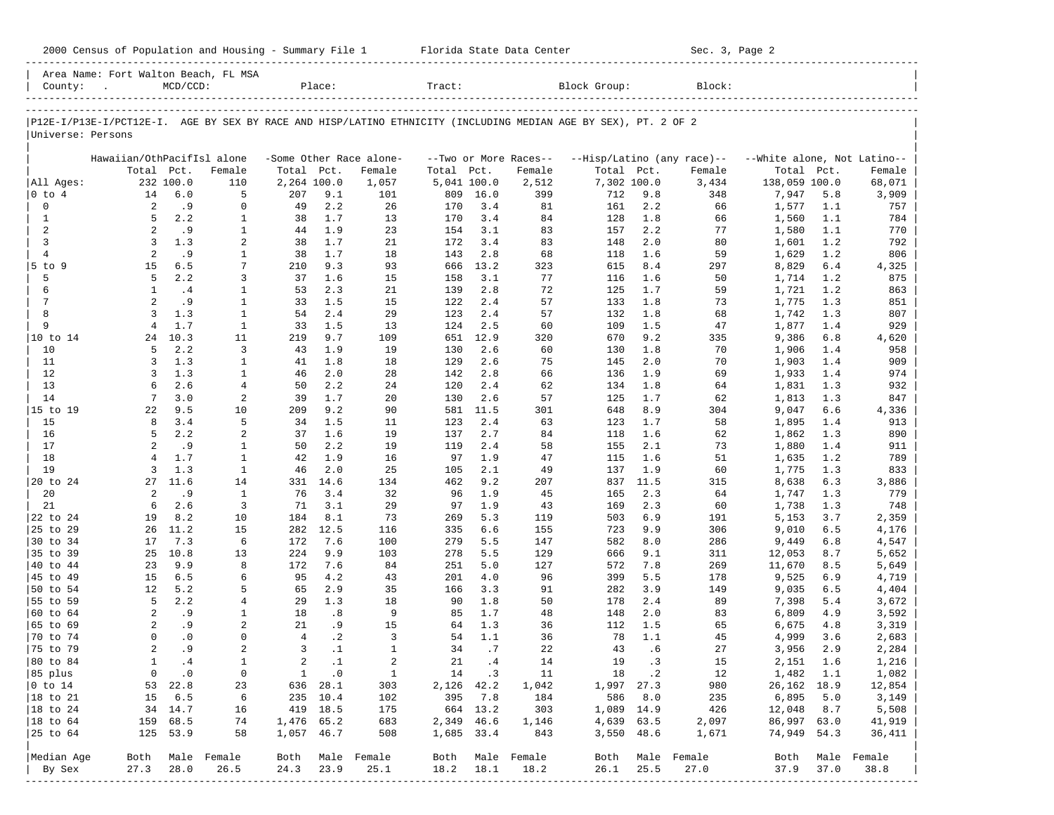2000 Census of Population and Housing - Summary File 1    Florida State Data Center    Sec. 3, Page 2

Area Name: Fort Walton Beach, FL MSA
County: .    MCD/CCD:    Place:    Tract:    Block Group:    Block:

P12E-I/P13E-I/PCT12E-I. AGE BY SEX BY RACE AND HISP/LATINO ETHNICITY (INCLUDING MEDIAN AGE BY SEX), PT. 2 OF 2
Universe: Persons

| | Hawaiian/OthPacifIsl alone | | | -Some Other Race alone- | | | --Two or More Races-- | | | --Hisp/Latino (any race)-- | | | --White alone, Not Latino-- | | |
|---|---|---|---|---|---|---|---|---|---|---|---|---|---|---|---|
| | Total | Pct. | Female | Total | Pct. | Female | Total | Pct. | Female | Total | Pct. | Female | Total | Pct. | Female |
| All Ages: | 232 | 100.0 | 110 | 2,264 | 100.0 | 1,057 | 5,041 | 100.0 | 2,512 | 7,302 | 100.0 | 3,434 | 138,059 | 100.0 | 68,071 |
| 0 to 4 | 14 | 6.0 | 5 | 207 | 9.1 | 101 | 809 | 16.0 | 399 | 712 | 9.8 | 348 | 7,947 | 5.8 | 3,909 |
| 0 | 2 | .9 | 0 | 49 | 2.2 | 26 | 170 | 3.4 | 81 | 161 | 2.2 | 66 | 1,577 | 1.1 | 757 |
| 1 | 5 | 2.2 | 1 | 38 | 1.7 | 13 | 170 | 3.4 | 84 | 128 | 1.8 | 66 | 1,560 | 1.1 | 784 |
| 2 | 2 | .9 | 1 | 44 | 1.9 | 23 | 154 | 3.1 | 83 | 157 | 2.2 | 77 | 1,580 | 1.1 | 770 |
| 3 | 3 | 1.3 | 2 | 38 | 1.7 | 21 | 172 | 3.4 | 83 | 148 | 2.0 | 80 | 1,601 | 1.2 | 792 |
| 4 | 2 | .9 | 1 | 38 | 1.7 | 18 | 143 | 2.8 | 68 | 118 | 1.6 | 59 | 1,629 | 1.2 | 806 |
| 5 to 9 | 15 | 6.5 | 7 | 210 | 9.3 | 93 | 666 | 13.2 | 323 | 615 | 8.4 | 297 | 8,829 | 6.4 | 4,325 |
| 5 | 5 | 2.2 | 3 | 37 | 1.6 | 15 | 158 | 3.1 | 77 | 116 | 1.6 | 50 | 1,714 | 1.2 | 875 |
| 6 | 1 | .4 | 1 | 53 | 2.3 | 21 | 139 | 2.8 | 72 | 125 | 1.7 | 59 | 1,721 | 1.2 | 863 |
| 7 | 2 | .9 | 1 | 33 | 1.5 | 15 | 122 | 2.4 | 57 | 133 | 1.8 | 73 | 1,775 | 1.3 | 851 |
| 8 | 3 | 1.3 | 1 | 54 | 2.4 | 29 | 123 | 2.4 | 57 | 132 | 1.8 | 68 | 1,742 | 1.3 | 807 |
| 9 | 4 | 1.7 | 1 | 33 | 1.5 | 13 | 124 | 2.5 | 60 | 109 | 1.5 | 47 | 1,877 | 1.4 | 929 |
| 10 to 14 | 24 | 10.3 | 11 | 219 | 9.7 | 109 | 651 | 12.9 | 320 | 670 | 9.2 | 335 | 9,386 | 6.8 | 4,620 |
| 10 | 5 | 2.2 | 3 | 43 | 1.9 | 19 | 130 | 2.6 | 60 | 130 | 1.8 | 70 | 1,906 | 1.4 | 958 |
| 11 | 3 | 1.3 | 1 | 41 | 1.8 | 18 | 129 | 2.6 | 75 | 145 | 2.0 | 70 | 1,903 | 1.4 | 909 |
| 12 | 3 | 1.3 | 1 | 46 | 2.0 | 28 | 142 | 2.8 | 66 | 136 | 1.9 | 69 | 1,933 | 1.4 | 974 |
| 13 | 6 | 2.6 | 4 | 50 | 2.2 | 24 | 120 | 2.4 | 62 | 134 | 1.8 | 64 | 1,831 | 1.3 | 932 |
| 14 | 7 | 3.0 | 2 | 39 | 1.7 | 20 | 130 | 2.6 | 57 | 125 | 1.7 | 62 | 1,813 | 1.3 | 847 |
| 15 to 19 | 22 | 9.5 | 10 | 209 | 9.2 | 90 | 581 | 11.5 | 301 | 648 | 8.9 | 304 | 9,047 | 6.6 | 4,336 |
| 15 | 8 | 3.4 | 5 | 34 | 1.5 | 11 | 123 | 2.4 | 63 | 123 | 1.7 | 58 | 1,895 | 1.4 | 913 |
| 16 | 5 | 2.2 | 2 | 37 | 1.6 | 19 | 137 | 2.7 | 84 | 118 | 1.6 | 62 | 1,862 | 1.3 | 890 |
| 17 | 2 | .9 | 1 | 50 | 2.2 | 19 | 119 | 2.4 | 58 | 155 | 2.1 | 73 | 1,880 | 1.4 | 911 |
| 18 | 4 | 1.7 | 1 | 42 | 1.9 | 16 | 97 | 1.9 | 47 | 115 | 1.6 | 51 | 1,635 | 1.2 | 789 |
| 19 | 3 | 1.3 | 1 | 46 | 2.0 | 25 | 105 | 2.1 | 49 | 137 | 1.9 | 60 | 1,775 | 1.3 | 833 |
| 20 to 24 | 27 | 11.6 | 14 | 331 | 14.6 | 134 | 462 | 9.2 | 207 | 837 | 11.5 | 315 | 8,638 | 6.3 | 3,886 |
| 20 | 2 | .9 | 1 | 76 | 3.4 | 32 | 96 | 1.9 | 45 | 165 | 2.3 | 64 | 1,747 | 1.3 | 779 |
| 21 | 6 | 2.6 | 3 | 71 | 3.1 | 29 | 97 | 1.9 | 43 | 169 | 2.3 | 60 | 1,738 | 1.3 | 748 |
| 22 to 24 | 19 | 8.2 | 10 | 184 | 8.1 | 73 | 269 | 5.3 | 119 | 503 | 6.9 | 191 | 5,153 | 3.7 | 2,359 |
| 25 to 29 | 26 | 11.2 | 15 | 282 | 12.5 | 116 | 335 | 6.6 | 155 | 723 | 9.9 | 306 | 9,010 | 6.5 | 4,176 |
| 30 to 34 | 17 | 7.3 | 6 | 172 | 7.6 | 100 | 279 | 5.5 | 147 | 582 | 8.0 | 286 | 9,449 | 6.8 | 4,547 |
| 35 to 39 | 25 | 10.8 | 13 | 224 | 9.9 | 103 | 278 | 5.5 | 129 | 666 | 9.1 | 311 | 12,053 | 8.7 | 5,652 |
| 40 to 44 | 23 | 9.9 | 8 | 172 | 7.6 | 84 | 251 | 5.0 | 127 | 572 | 7.8 | 269 | 11,670 | 8.5 | 5,649 |
| 45 to 49 | 15 | 6.5 | 6 | 95 | 4.2 | 43 | 201 | 4.0 | 96 | 399 | 5.5 | 178 | 9,525 | 6.9 | 4,719 |
| 50 to 54 | 12 | 5.2 | 5 | 65 | 2.9 | 35 | 166 | 3.3 | 91 | 282 | 3.9 | 149 | 9,035 | 6.5 | 4,404 |
| 55 to 59 | 5 | 2.2 | 4 | 29 | 1.3 | 18 | 90 | 1.8 | 50 | 178 | 2.4 | 89 | 7,398 | 5.4 | 3,672 |
| 60 to 64 | 2 | .9 | 1 | 18 | .8 | 9 | 85 | 1.7 | 48 | 148 | 2.0 | 83 | 6,809 | 4.9 | 3,592 |
| 65 to 69 | 2 | .9 | 2 | 21 | .9 | 15 | 64 | 1.3 | 36 | 112 | 1.5 | 65 | 6,675 | 4.8 | 3,319 |
| 70 to 74 | 0 | .0 | 0 | 4 | .2 | 3 | 54 | 1.1 | 36 | 78 | 1.1 | 45 | 4,999 | 3.6 | 2,683 |
| 75 to 79 | 2 | .9 | 2 | 3 | .1 | 1 | 34 | .7 | 22 | 43 | .6 | 27 | 3,956 | 2.9 | 2,284 |
| 80 to 84 | 1 | .4 | 1 | 2 | .1 | 2 | 21 | .4 | 14 | 19 | .3 | 15 | 2,151 | 1.6 | 1,216 |
| 85 plus | 0 | .0 | 0 | 1 | .0 | 1 | 14 | .3 | 11 | 18 | .2 | 12 | 1,482 | 1.1 | 1,082 |
| 0 to 14 | 53 | 22.8 | 23 | 636 | 28.1 | 303 | 2,126 | 42.2 | 1,042 | 1,997 | 27.3 | 980 | 26,162 | 18.9 | 12,854 |
| 18 to 21 | 15 | 6.5 | 6 | 235 | 10.4 | 102 | 395 | 7.8 | 184 | 586 | 8.0 | 235 | 6,895 | 5.0 | 3,149 |
| 18 to 24 | 34 | 14.7 | 16 | 419 | 18.5 | 175 | 664 | 13.2 | 303 | 1,089 | 14.9 | 426 | 12,048 | 8.7 | 5,508 |
| 18 to 64 | 159 | 68.5 | 74 | 1,476 | 65.2 | 683 | 2,349 | 46.6 | 1,146 | 4,639 | 63.5 | 2,097 | 86,997 | 63.0 | 41,919 |
| 25 to 64 | 125 | 53.9 | 58 | 1,057 | 46.7 | 508 | 1,685 | 33.4 | 843 | 3,550 | 48.6 | 1,671 | 74,949 | 54.3 | 36,411 |
| Median Age | Both | Male | Female | Both | Male | Female | Both | Male | Female | Both | Male | Female | Both | Male | Female |
| By Sex | 27.3 | 28.0 | 26.5 | 24.3 | 23.9 | 25.1 | 18.2 | 18.1 | 18.2 | 26.1 | 25.5 | 27.0 | 37.9 | 37.0 | 38.8 |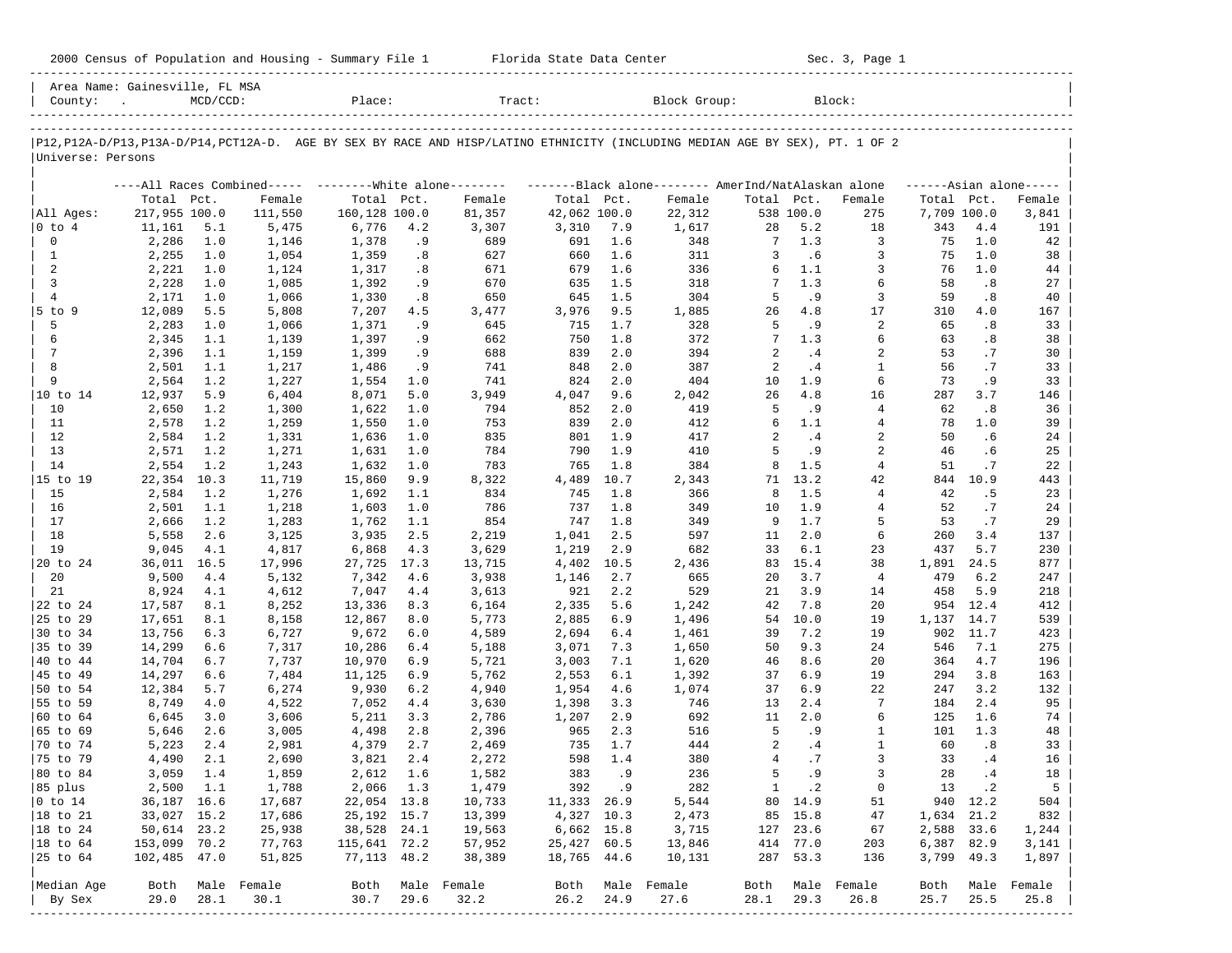2000 Census of Population and Housing - Summary File 1 Florida State Data Center Sec. 3, Page 1

Area Name: Gainesville, FL MSA
County: . MCD/CCD: Place: Tract: Block Group: Block:

## P12,P12A-D/P13,P13A-D/P14,PCT12A-D. AGE BY SEX BY RACE AND HISP/LATINO ETHNICITY (INCLUDING MEDIAN AGE BY SEX), PT. 1 OF 2

Universe: Persons

| | All Races Combined | | | White alone | | | Black alone | | | AmerInd/NatAlaskan alone | | | Asian alone | | |
|---|---|---|---|---|---|---|---|---|---|---|---|---|---|---|---|
| | Total | Pct. | Female | Total | Pct. | Female | Total | Pct. | Female | Total | Pct. | Female | Total | Pct. | Female |
| All Ages: | 217,955 | 100.0 | 111,550 | 160,128 | 100.0 | 81,357 | 42,062 | 100.0 | 22,312 | 538 | 100.0 | 275 | 7,709 | 100.0 | 3,841 |
| 0 to 4 | 11,161 | 5.1 | 5,475 | 6,776 | 4.2 | 3,307 | 3,310 | 7.9 | 1,617 | 28 | 5.2 | 18 | 343 | 4.4 | 191 |
| 0 | 2,286 | 1.0 | 1,146 | 1,378 | .9 | 689 | 691 | 1.6 | 348 | 7 | 1.3 | 3 | 75 | 1.0 | 42 |
| 1 | 2,255 | 1.0 | 1,054 | 1,359 | .8 | 627 | 660 | 1.6 | 311 | 3 | .6 | 3 | 75 | 1.0 | 38 |
| 2 | 2,221 | 1.0 | 1,124 | 1,317 | .8 | 671 | 679 | 1.6 | 336 | 6 | 1.1 | 3 | 76 | 1.0 | 44 |
| 3 | 2,228 | 1.0 | 1,085 | 1,392 | .9 | 670 | 635 | 1.5 | 318 | 7 | 1.3 | 6 | 58 | .8 | 27 |
| 4 | 2,171 | 1.0 | 1,066 | 1,330 | .8 | 650 | 645 | 1.5 | 304 | 5 | .9 | 3 | 59 | .8 | 40 |
| 5 to 9 | 12,089 | 5.5 | 5,808 | 7,207 | 4.5 | 3,477 | 3,976 | 9.5 | 1,885 | 26 | 4.8 | 17 | 310 | 4.0 | 167 |
| 5 | 2,283 | 1.0 | 1,066 | 1,371 | .9 | 645 | 715 | 1.7 | 328 | 5 | .9 | 2 | 65 | .8 | 33 |
| 6 | 2,345 | 1.1 | 1,139 | 1,397 | .9 | 662 | 750 | 1.8 | 372 | 7 | 1.3 | 6 | 63 | .8 | 38 |
| 7 | 2,396 | 1.1 | 1,159 | 1,399 | .9 | 688 | 839 | 2.0 | 394 | 2 | .4 | 2 | 53 | .7 | 30 |
| 8 | 2,501 | 1.1 | 1,217 | 1,486 | .9 | 741 | 848 | 2.0 | 387 | 2 | .4 | 1 | 56 | .7 | 33 |
| 9 | 2,564 | 1.2 | 1,227 | 1,554 | 1.0 | 741 | 824 | 2.0 | 404 | 10 | 1.9 | 6 | 73 | .9 | 33 |
| 10 to 14 | 12,937 | 5.9 | 6,404 | 8,071 | 5.0 | 3,949 | 4,047 | 9.6 | 2,042 | 26 | 4.8 | 16 | 287 | 3.7 | 146 |
| 10 | 2,650 | 1.2 | 1,300 | 1,622 | 1.0 | 794 | 852 | 2.0 | 419 | 5 | .9 | 4 | 62 | .8 | 36 |
| 11 | 2,578 | 1.2 | 1,259 | 1,550 | 1.0 | 753 | 839 | 2.0 | 412 | 6 | 1.1 | 4 | 78 | 1.0 | 39 |
| 12 | 2,584 | 1.2 | 1,331 | 1,636 | 1.0 | 835 | 801 | 1.9 | 417 | 2 | .4 | 2 | 50 | .6 | 24 |
| 13 | 2,571 | 1.2 | 1,271 | 1,631 | 1.0 | 784 | 790 | 1.9 | 410 | 5 | .9 | 2 | 46 | .6 | 25 |
| 14 | 2,554 | 1.2 | 1,243 | 1,632 | 1.0 | 783 | 765 | 1.8 | 384 | 8 | 1.5 | 4 | 51 | .7 | 22 |
| 15 to 19 | 22,354 | 10.3 | 11,719 | 15,860 | 9.9 | 8,322 | 4,489 | 10.7 | 2,343 | 71 | 13.2 | 42 | 844 | 10.9 | 443 |
| 15 | 2,584 | 1.2 | 1,276 | 1,692 | 1.1 | 834 | 745 | 1.8 | 366 | 8 | 1.5 | 4 | 42 | .5 | 23 |
| 16 | 2,501 | 1.1 | 1,218 | 1,603 | 1.0 | 786 | 737 | 1.8 | 349 | 10 | 1.9 | 4 | 52 | .7 | 24 |
| 17 | 2,666 | 1.2 | 1,283 | 1,762 | 1.1 | 854 | 747 | 1.8 | 349 | 9 | 1.7 | 5 | 53 | .7 | 29 |
| 18 | 5,558 | 2.6 | 3,125 | 3,935 | 2.5 | 2,219 | 1,041 | 2.5 | 597 | 11 | 2.0 | 6 | 260 | 3.4 | 137 |
| 19 | 9,045 | 4.1 | 4,817 | 6,868 | 4.3 | 3,629 | 1,219 | 2.9 | 682 | 33 | 6.1 | 23 | 437 | 5.7 | 230 |
| 20 to 24 | 36,011 | 16.5 | 17,996 | 27,725 | 17.3 | 13,715 | 4,402 | 10.5 | 2,436 | 83 | 15.4 | 38 | 1,891 | 24.5 | 877 |
| 20 | 9,500 | 4.4 | 5,132 | 7,342 | 4.6 | 3,938 | 1,146 | 2.7 | 665 | 20 | 3.7 | 4 | 479 | 6.2 | 247 |
| 21 | 8,924 | 4.1 | 4,612 | 7,047 | 4.4 | 3,613 | 921 | 2.2 | 529 | 21 | 3.9 | 14 | 458 | 5.9 | 218 |
| 22 to 24 | 17,587 | 8.1 | 8,252 | 13,336 | 8.3 | 6,164 | 2,335 | 5.6 | 1,242 | 42 | 7.8 | 20 | 954 | 12.4 | 412 |
| 25 to 29 | 17,651 | 8.1 | 8,158 | 12,867 | 8.0 | 5,773 | 2,885 | 6.9 | 1,496 | 54 | 10.0 | 19 | 1,137 | 14.7 | 539 |
| 30 to 34 | 13,756 | 6.3 | 6,727 | 9,672 | 6.0 | 4,589 | 2,694 | 6.4 | 1,461 | 39 | 7.2 | 19 | 902 | 11.7 | 423 |
| 35 to 39 | 14,299 | 6.6 | 7,317 | 10,286 | 6.4 | 5,188 | 3,071 | 7.3 | 1,650 | 50 | 9.3 | 24 | 546 | 7.1 | 275 |
| 40 to 44 | 14,704 | 6.7 | 7,737 | 10,970 | 6.9 | 5,721 | 3,003 | 7.1 | 1,620 | 46 | 8.6 | 20 | 364 | 4.7 | 196 |
| 45 to 49 | 14,297 | 6.6 | 7,484 | 11,125 | 6.9 | 5,762 | 2,553 | 6.1 | 1,392 | 37 | 6.9 | 19 | 294 | 3.8 | 163 |
| 50 to 54 | 12,384 | 5.7 | 6,274 | 9,930 | 6.2 | 4,940 | 1,954 | 4.6 | 1,074 | 37 | 6.9 | 22 | 247 | 3.2 | 132 |
| 55 to 59 | 8,749 | 4.0 | 4,522 | 7,052 | 4.4 | 3,630 | 1,398 | 3.3 | 746 | 13 | 2.4 | 7 | 184 | 2.4 | 95 |
| 60 to 64 | 6,645 | 3.0 | 3,606 | 5,211 | 3.3 | 2,786 | 1,207 | 2.9 | 692 | 11 | 2.0 | 6 | 125 | 1.6 | 74 |
| 65 to 69 | 5,646 | 2.6 | 3,005 | 4,498 | 2.8 | 2,396 | 965 | 2.3 | 516 | 5 | .9 | 1 | 101 | 1.3 | 48 |
| 70 to 74 | 5,223 | 2.4 | 2,981 | 4,379 | 2.7 | 2,469 | 735 | 1.7 | 444 | 2 | .4 | 1 | 60 | .8 | 33 |
| 75 to 79 | 4,490 | 2.1 | 2,690 | 3,821 | 2.4 | 2,272 | 598 | 1.4 | 380 | 4 | .7 | 3 | 33 | .4 | 16 |
| 80 to 84 | 3,059 | 1.4 | 1,859 | 2,612 | 1.6 | 1,582 | 383 | .9 | 236 | 5 | .9 | 3 | 28 | .4 | 18 |
| 85 plus | 2,500 | 1.1 | 1,788 | 2,066 | 1.3 | 1,479 | 392 | .9 | 282 | 1 | .2 | 0 | 13 | .2 | 5 |
| 0 to 14 | 36,187 | 16.6 | 17,687 | 22,054 | 13.8 | 10,733 | 11,333 | 26.9 | 5,544 | 80 | 14.9 | 51 | 940 | 12.2 | 504 |
| 18 to 21 | 33,027 | 15.2 | 17,686 | 25,192 | 15.7 | 13,399 | 4,327 | 10.3 | 2,473 | 85 | 15.8 | 47 | 1,634 | 21.2 | 832 |
| 18 to 24 | 50,614 | 23.2 | 25,938 | 38,528 | 24.1 | 19,563 | 6,662 | 15.8 | 3,715 | 127 | 23.6 | 67 | 2,588 | 33.6 | 1,244 |
| 18 to 64 | 153,099 | 70.2 | 77,763 | 115,641 | 72.2 | 57,952 | 25,427 | 60.5 | 13,846 | 414 | 77.0 | 203 | 6,387 | 82.9 | 3,141 |
| 25 to 64 | 102,485 | 47.0 | 51,825 | 77,113 | 48.2 | 38,389 | 18,765 | 44.6 | 10,131 | 287 | 53.3 | 136 | 3,799 | 49.3 | 1,897 |
| Median Age | Both | Male | Female | Both | Male | Female | Both | Male | Female | Both | Male | Female | Both | Male | Female |
| By Sex | 29.0 | 28.1 | 30.1 | 30.7 | 29.6 | 32.2 | 26.2 | 24.9 | 27.6 | 28.1 | 29.3 | 26.8 | 25.7 | 25.5 | 25.8 |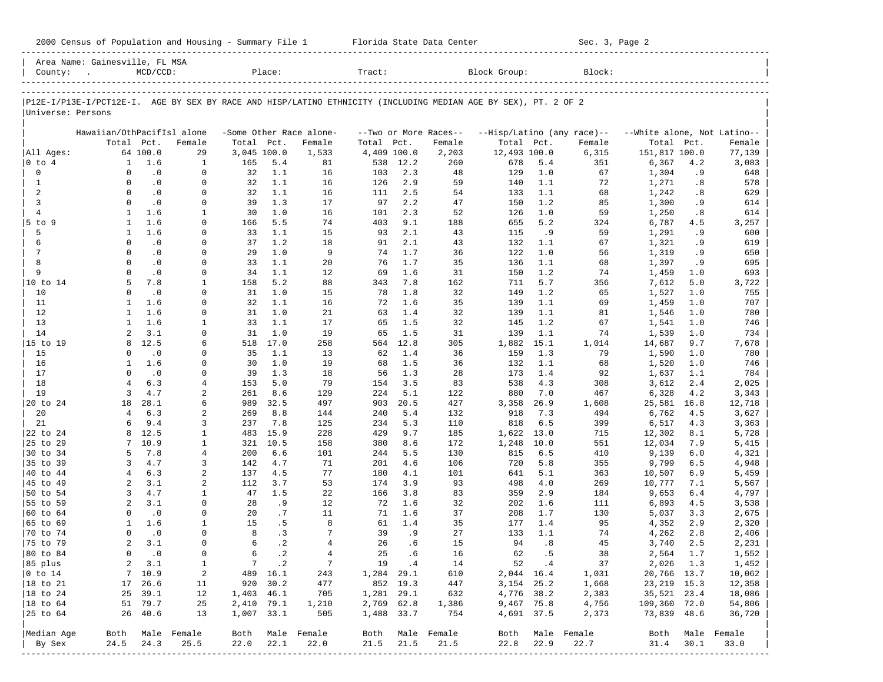Area Name: Gainesville, FL MSA
County: . MCD/CCD: Place: Tract: Block Group: Block:

P12E-I/P13E-I/PCT12E-I. AGE BY SEX BY RACE AND HISP/LATINO ETHNICITY (INCLUDING MEDIAN AGE BY SEX), PT. 2 OF 2
Universe: Persons

| | Hawaiian/OthPacifIsl alone | | | -Some Other Race alone- | | | --Two or More Races-- | | | --Hisp/Latino (any race)-- | | | --White alone, Not Latino-- | | |
|---|---|---|---|---|---|---|---|---|---|---|---|---|---|---|---|
| | Total | Pct. | Female | Total | Pct. | Female | Total | Pct. | Female | Total | Pct. | Female | Total | Pct. | Female |
| All Ages: | 64 | 100.0 | 29 | 3,045 | 100.0 | 1,533 | 4,409 | 100.0 | 2,203 | 12,493 | 100.0 | 6,315 | 151,817 | 100.0 | 77,139 |
| 0 to 4 | 1 | 1.6 | 1 | 165 | 5.4 | 81 | 538 | 12.2 | 260 | 678 | 5.4 | 351 | 6,367 | 4.2 | 3,083 |
| 0 | 0 | .0 | 0 | 32 | 1.1 | 16 | 103 | 2.3 | 48 | 129 | 1.0 | 67 | 1,304 | .9 | 648 |
| 1 | 0 | .0 | 0 | 32 | 1.1 | 16 | 126 | 2.9 | 59 | 140 | 1.1 | 72 | 1,271 | .8 | 578 |
| 2 | 0 | .0 | 0 | 32 | 1.1 | 16 | 111 | 2.5 | 54 | 133 | 1.1 | 68 | 1,242 | .8 | 629 |
| 3 | 0 | .0 | 0 | 39 | 1.3 | 17 | 97 | 2.2 | 47 | 150 | 1.2 | 85 | 1,300 | .9 | 614 |
| 4 | 1 | 1.6 | 1 | 30 | 1.0 | 16 | 101 | 2.3 | 52 | 126 | 1.0 | 59 | 1,250 | .8 | 614 |
| 5 to 9 | 1 | 1.6 | 0 | 166 | 5.5 | 74 | 403 | 9.1 | 188 | 655 | 5.2 | 324 | 6,787 | 4.5 | 3,257 |
| 5 | 1 | 1.6 | 0 | 33 | 1.1 | 15 | 93 | 2.1 | 43 | 115 | .9 | 59 | 1,291 | .9 | 600 |
| 6 | 0 | .0 | 0 | 37 | 1.2 | 18 | 91 | 2.1 | 43 | 132 | 1.1 | 67 | 1,321 | .9 | 619 |
| 7 | 0 | .0 | 0 | 29 | 1.0 | 9 | 74 | 1.7 | 36 | 122 | 1.0 | 56 | 1,319 | .9 | 650 |
| 8 | 0 | .0 | 0 | 33 | 1.1 | 20 | 76 | 1.7 | 35 | 136 | 1.1 | 68 | 1,397 | .9 | 695 |
| 9 | 0 | .0 | 0 | 34 | 1.1 | 12 | 69 | 1.6 | 31 | 150 | 1.2 | 74 | 1,459 | 1.0 | 693 |
| 10 to 14 | 5 | 7.8 | 1 | 158 | 5.2 | 88 | 343 | 7.8 | 162 | 711 | 5.7 | 356 | 7,612 | 5.0 | 3,722 |
| 10 | 0 | .0 | 0 | 31 | 1.0 | 15 | 78 | 1.8 | 32 | 149 | 1.2 | 65 | 1,527 | 1.0 | 755 |
| 11 | 1 | 1.6 | 0 | 32 | 1.1 | 16 | 72 | 1.6 | 35 | 139 | 1.1 | 69 | 1,459 | 1.0 | 707 |
| 12 | 1 | 1.6 | 0 | 31 | 1.0 | 21 | 63 | 1.4 | 32 | 139 | 1.1 | 81 | 1,546 | 1.0 | 780 |
| 13 | 1 | 1.6 | 1 | 33 | 1.1 | 17 | 65 | 1.5 | 32 | 145 | 1.2 | 67 | 1,541 | 1.0 | 746 |
| 14 | 2 | 3.1 | 0 | 31 | 1.0 | 19 | 65 | 1.5 | 31 | 139 | 1.1 | 74 | 1,539 | 1.0 | 734 |
| 15 to 19 | 8 | 12.5 | 6 | 518 | 17.0 | 258 | 564 | 12.8 | 305 | 1,882 | 15.1 | 1,014 | 14,687 | 9.7 | 7,678 |
| 15 | 0 | .0 | 0 | 35 | 1.1 | 13 | 62 | 1.4 | 36 | 159 | 1.3 | 79 | 1,590 | 1.0 | 780 |
| 16 | 1 | 1.6 | 0 | 30 | 1.0 | 19 | 68 | 1.5 | 36 | 132 | 1.1 | 68 | 1,520 | 1.0 | 746 |
| 17 | 0 | .0 | 0 | 39 | 1.3 | 18 | 56 | 1.3 | 28 | 173 | 1.4 | 92 | 1,637 | 1.1 | 784 |
| 18 | 4 | 6.3 | 4 | 153 | 5.0 | 79 | 154 | 3.5 | 83 | 538 | 4.3 | 308 | 3,612 | 2.4 | 2,025 |
| 19 | 3 | 4.7 | 2 | 261 | 8.6 | 129 | 224 | 5.1 | 122 | 880 | 7.0 | 467 | 6,328 | 4.2 | 3,343 |
| 20 to 24 | 18 | 28.1 | 6 | 989 | 32.5 | 497 | 903 | 20.5 | 427 | 3,358 | 26.9 | 1,608 | 25,581 | 16.8 | 12,718 |
| 20 | 4 | 6.3 | 2 | 269 | 8.8 | 144 | 240 | 5.4 | 132 | 918 | 7.3 | 494 | 6,762 | 4.5 | 3,627 |
| 21 | 6 | 9.4 | 3 | 237 | 7.8 | 125 | 234 | 5.3 | 110 | 818 | 6.5 | 399 | 6,517 | 4.3 | 3,363 |
| 22 to 24 | 8 | 12.5 | 1 | 483 | 15.9 | 228 | 429 | 9.7 | 185 | 1,622 | 13.0 | 715 | 12,302 | 8.1 | 5,728 |
| 25 to 29 | 7 | 10.9 | 1 | 321 | 10.5 | 158 | 380 | 8.6 | 172 | 1,248 | 10.0 | 551 | 12,034 | 7.9 | 5,415 |
| 30 to 34 | 5 | 7.8 | 4 | 200 | 6.6 | 101 | 244 | 5.5 | 130 | 815 | 6.5 | 410 | 9,139 | 6.0 | 4,321 |
| 35 to 39 | 3 | 4.7 | 3 | 142 | 4.7 | 71 | 201 | 4.6 | 106 | 720 | 5.8 | 355 | 9,799 | 6.5 | 4,948 |
| 40 to 44 | 4 | 6.3 | 2 | 137 | 4.5 | 77 | 180 | 4.1 | 101 | 641 | 5.1 | 363 | 10,507 | 6.9 | 5,459 |
| 45 to 49 | 2 | 3.1 | 2 | 112 | 3.7 | 53 | 174 | 3.9 | 93 | 498 | 4.0 | 269 | 10,777 | 7.1 | 5,567 |
| 50 to 54 | 3 | 4.7 | 1 | 47 | 1.5 | 22 | 166 | 3.8 | 83 | 359 | 2.9 | 184 | 9,653 | 6.4 | 4,797 |
| 55 to 59 | 2 | 3.1 | 0 | 28 | .9 | 12 | 72 | 1.6 | 32 | 202 | 1.6 | 111 | 6,893 | 4.5 | 3,538 |
| 60 to 64 | 0 | .0 | 0 | 20 | .7 | 11 | 71 | 1.6 | 37 | 208 | 1.7 | 130 | 5,037 | 3.3 | 2,675 |
| 65 to 69 | 1 | 1.6 | 1 | 15 | .5 | 8 | 61 | 1.4 | 35 | 177 | 1.4 | 95 | 4,352 | 2.9 | 2,320 |
| 70 to 74 | 0 | .0 | 0 | 8 | .3 | 7 | 39 | .9 | 27 | 133 | 1.1 | 74 | 4,262 | 2.8 | 2,406 |
| 75 to 79 | 2 | 3.1 | 0 | 6 | .2 | 4 | 26 | .6 | 15 | 94 | .8 | 45 | 3,740 | 2.5 | 2,231 |
| 80 to 84 | 0 | .0 | 0 | 6 | .2 | 4 | 25 | .6 | 16 | 62 | .5 | 38 | 2,564 | 1.7 | 1,552 |
| 85 plus | 2 | 3.1 | 1 | 7 | .2 | 7 | 19 | .4 | 14 | 52 | .4 | 37 | 2,026 | 1.3 | 1,452 |
| 0 to 14 | 7 | 10.9 | 2 | 489 | 16.1 | 243 | 1,284 | 29.1 | 610 | 2,044 | 16.4 | 1,031 | 20,766 | 13.7 | 10,062 |
| 18 to 21 | 17 | 26.6 | 11 | 920 | 30.2 | 477 | 852 | 19.3 | 447 | 3,154 | 25.2 | 1,668 | 23,219 | 15.3 | 12,358 |
| 18 to 24 | 25 | 39.1 | 12 | 1,403 | 46.1 | 705 | 1,281 | 29.1 | 632 | 4,776 | 38.2 | 2,383 | 35,521 | 23.4 | 18,086 |
| 18 to 64 | 51 | 79.7 | 25 | 2,410 | 79.1 | 1,210 | 2,769 | 62.8 | 1,386 | 9,467 | 75.8 | 4,756 | 109,360 | 72.0 | 54,806 |
| 25 to 64 | 26 | 40.6 | 13 | 1,007 | 33.1 | 505 | 1,488 | 33.7 | 754 | 4,691 | 37.5 | 2,373 | 73,839 | 48.6 | 36,720 |
| Median Age | Both | Male | Female | Both | Male | Female | Both | Male | Female | Both | Male | Female | Both | Male | Female |
| By Sex | 24.5 | 24.3 | 25.5 | 22.0 | 22.1 | 22.0 | 21.5 | 21.5 | 21.5 | 22.8 | 22.9 | 22.7 | 31.4 | 30.1 | 33.0 |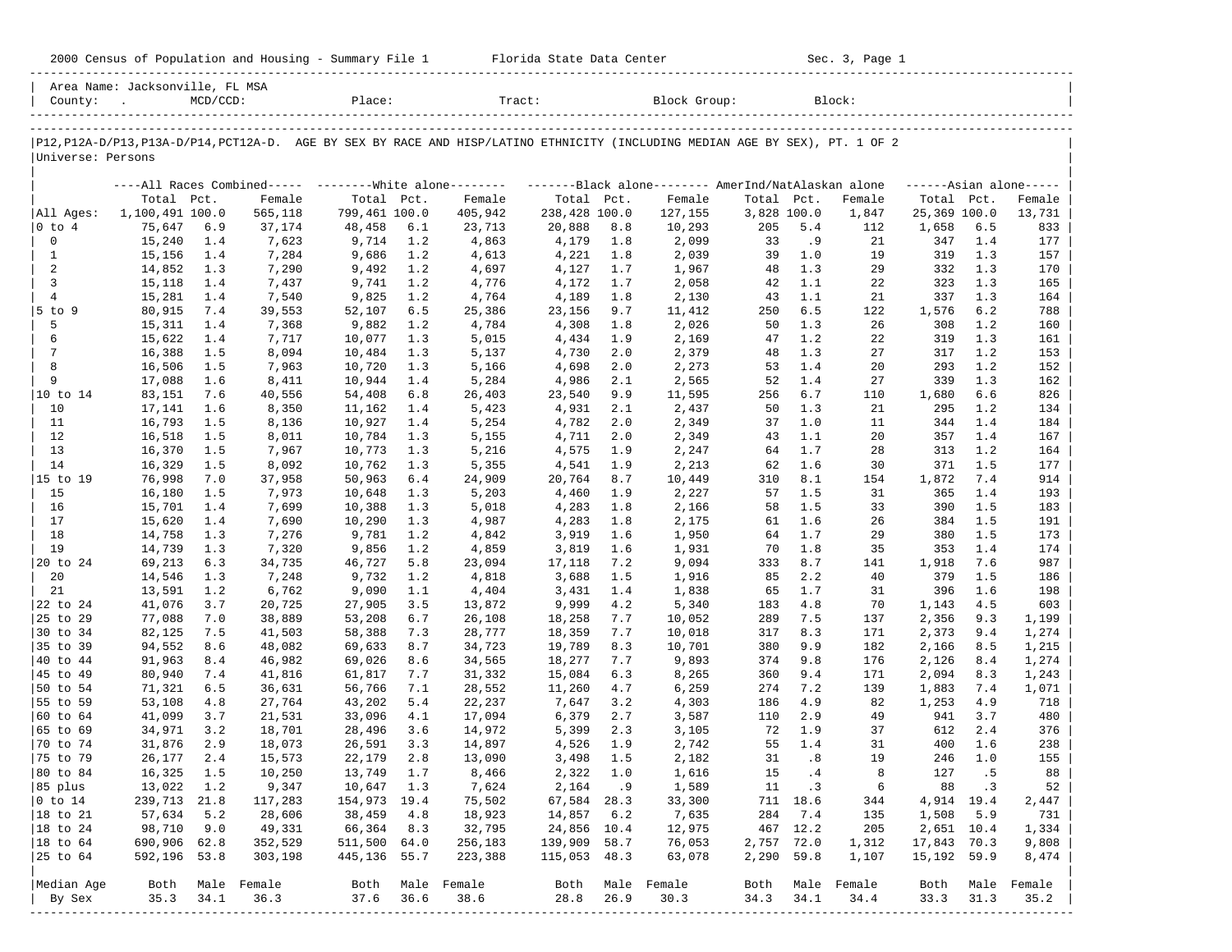2000 Census of Population and Housing - Summary File 1 Florida State Data Center Sec. 3, Page 1

Area Name: Jacksonville, FL MSA
County: . MCD/CCD: Place: Tract: Block Group: Block:

P12,P12A-D/P13,P13A-D/P14,PCT12A-D. AGE BY SEX BY RACE AND HISP/LATINO ETHNICITY (INCLUDING MEDIAN AGE BY SEX), PT. 1 OF 2
Universe: Persons

| | All Races Combined | | | White alone | | | Black alone | | | AmerInd/NatAlaskan alone | | | Asian alone | | |
|---|---|---|---|---|---|---|---|---|---|---|---|---|---|---|---|
| | Total | Pct. | Female | Total | Pct. | Female | Total | Pct. | Female | Total | Pct. | Female | Total | Pct. | Female |
| All Ages: | 1,100,491 | 100.0 | 565,118 | 799,461 | 100.0 | 405,942 | 238,428 | 100.0 | 127,155 | 3,828 | 100.0 | 1,847 | 25,369 | 100.0 | 13,731 |
| 0 to 4 | 75,647 | 6.9 | 37,174 | 48,458 | 6.1 | 23,713 | 20,888 | 8.8 | 10,293 | 205 | 5.4 | 112 | 1,658 | 6.5 | 833 |
| 0 | 15,240 | 1.4 | 7,623 | 9,714 | 1.2 | 4,863 | 4,179 | 1.8 | 2,099 | 33 | .9 | 21 | 347 | 1.4 | 177 |
| 1 | 15,156 | 1.4 | 7,284 | 9,686 | 1.2 | 4,613 | 4,221 | 1.8 | 2,039 | 39 | 1.0 | 19 | 319 | 1.3 | 157 |
| 2 | 14,852 | 1.3 | 7,290 | 9,492 | 1.2 | 4,697 | 4,127 | 1.7 | 1,967 | 48 | 1.3 | 29 | 332 | 1.3 | 170 |
| 3 | 15,118 | 1.4 | 7,437 | 9,741 | 1.2 | 4,776 | 4,172 | 1.7 | 2,058 | 42 | 1.1 | 22 | 323 | 1.3 | 165 |
| 4 | 15,281 | 1.4 | 7,540 | 9,825 | 1.2 | 4,764 | 4,189 | 1.8 | 2,130 | 43 | 1.1 | 21 | 337 | 1.3 | 164 |
| 5 to 9 | 80,915 | 7.4 | 39,553 | 52,107 | 6.5 | 25,386 | 23,156 | 9.7 | 11,412 | 250 | 6.5 | 122 | 1,576 | 6.2 | 788 |
| 5 | 15,311 | 1.4 | 7,368 | 9,882 | 1.2 | 4,784 | 4,308 | 1.8 | 2,026 | 50 | 1.3 | 26 | 308 | 1.2 | 160 |
| 6 | 15,622 | 1.4 | 7,717 | 10,077 | 1.3 | 5,015 | 4,434 | 1.9 | 2,169 | 47 | 1.2 | 22 | 319 | 1.3 | 161 |
| 7 | 16,388 | 1.5 | 8,094 | 10,484 | 1.3 | 5,137 | 4,730 | 2.0 | 2,379 | 48 | 1.3 | 27 | 317 | 1.2 | 153 |
| 8 | 16,506 | 1.5 | 7,963 | 10,720 | 1.3 | 5,166 | 4,698 | 2.0 | 2,273 | 53 | 1.4 | 20 | 293 | 1.2 | 152 |
| 9 | 17,088 | 1.6 | 8,411 | 10,944 | 1.4 | 5,284 | 4,986 | 2.1 | 2,565 | 52 | 1.4 | 27 | 339 | 1.3 | 162 |
| 10 to 14 | 83,151 | 7.6 | 40,556 | 54,408 | 6.8 | 26,403 | 23,540 | 9.9 | 11,595 | 256 | 6.7 | 110 | 1,680 | 6.6 | 826 |
| 10 | 17,141 | 1.6 | 8,350 | 11,162 | 1.4 | 5,423 | 4,931 | 2.1 | 2,437 | 50 | 1.3 | 21 | 295 | 1.2 | 134 |
| 11 | 16,793 | 1.5 | 8,136 | 10,927 | 1.4 | 5,254 | 4,782 | 2.0 | 2,349 | 37 | 1.0 | 11 | 344 | 1.4 | 184 |
| 12 | 16,518 | 1.5 | 8,011 | 10,784 | 1.3 | 5,155 | 4,711 | 2.0 | 2,349 | 43 | 1.1 | 20 | 357 | 1.4 | 167 |
| 13 | 16,370 | 1.5 | 7,967 | 10,773 | 1.3 | 5,216 | 4,575 | 1.9 | 2,247 | 64 | 1.7 | 28 | 313 | 1.2 | 164 |
| 14 | 16,329 | 1.5 | 8,092 | 10,762 | 1.3 | 5,355 | 4,541 | 1.9 | 2,213 | 62 | 1.6 | 30 | 371 | 1.5 | 177 |
| 15 to 19 | 76,998 | 7.0 | 37,958 | 50,963 | 6.4 | 24,909 | 20,764 | 8.7 | 10,449 | 310 | 8.1 | 154 | 1,872 | 7.4 | 914 |
| 15 | 16,180 | 1.5 | 7,973 | 10,648 | 1.3 | 5,203 | 4,460 | 1.9 | 2,227 | 57 | 1.5 | 31 | 365 | 1.4 | 193 |
| 16 | 15,701 | 1.4 | 7,699 | 10,388 | 1.3 | 5,018 | 4,283 | 1.8 | 2,166 | 58 | 1.5 | 33 | 390 | 1.5 | 183 |
| 17 | 15,620 | 1.4 | 7,690 | 10,290 | 1.3 | 4,987 | 4,283 | 1.8 | 2,175 | 61 | 1.6 | 26 | 384 | 1.5 | 191 |
| 18 | 14,758 | 1.3 | 7,276 | 9,781 | 1.2 | 4,842 | 3,919 | 1.6 | 1,950 | 64 | 1.7 | 29 | 380 | 1.5 | 173 |
| 19 | 14,739 | 1.3 | 7,320 | 9,856 | 1.2 | 4,859 | 3,819 | 1.6 | 1,931 | 70 | 1.8 | 35 | 353 | 1.4 | 174 |
| 20 to 24 | 69,213 | 6.3 | 34,735 | 46,727 | 5.8 | 23,094 | 17,118 | 7.2 | 9,094 | 333 | 8.7 | 141 | 1,918 | 7.6 | 987 |
| 20 | 14,546 | 1.3 | 7,248 | 9,732 | 1.2 | 4,818 | 3,688 | 1.5 | 1,916 | 85 | 2.2 | 40 | 379 | 1.5 | 186 |
| 21 | 13,591 | 1.2 | 6,762 | 9,090 | 1.1 | 4,404 | 3,431 | 1.4 | 1,838 | 65 | 1.7 | 31 | 396 | 1.6 | 198 |
| 22 to 24 | 41,076 | 3.7 | 20,725 | 27,905 | 3.5 | 13,872 | 9,999 | 4.2 | 5,340 | 183 | 4.8 | 70 | 1,143 | 4.5 | 603 |
| 25 to 29 | 77,088 | 7.0 | 38,889 | 53,208 | 6.7 | 26,108 | 18,258 | 7.7 | 10,052 | 289 | 7.5 | 137 | 2,356 | 9.3 | 1,199 |
| 30 to 34 | 82,125 | 7.5 | 41,503 | 58,388 | 7.3 | 28,777 | 18,359 | 7.7 | 10,018 | 317 | 8.3 | 171 | 2,373 | 9.4 | 1,274 |
| 35 to 39 | 94,552 | 8.6 | 48,082 | 69,633 | 8.7 | 34,723 | 19,789 | 8.3 | 10,701 | 380 | 9.9 | 182 | 2,166 | 8.5 | 1,215 |
| 40 to 44 | 91,963 | 8.4 | 46,982 | 69,026 | 8.6 | 34,565 | 18,277 | 7.7 | 9,893 | 374 | 9.8 | 176 | 2,126 | 8.4 | 1,274 |
| 45 to 49 | 80,940 | 7.4 | 41,816 | 61,817 | 7.7 | 31,332 | 15,084 | 6.3 | 8,265 | 360 | 9.4 | 171 | 2,094 | 8.3 | 1,243 |
| 50 to 54 | 71,321 | 6.5 | 36,631 | 56,766 | 7.1 | 28,552 | 11,260 | 4.7 | 6,259 | 274 | 7.2 | 139 | 1,883 | 7.4 | 1,071 |
| 55 to 59 | 53,108 | 4.8 | 27,764 | 43,202 | 5.4 | 22,237 | 7,647 | 3.2 | 4,303 | 186 | 4.9 | 82 | 1,253 | 4.9 | 718 |
| 60 to 64 | 41,099 | 3.7 | 21,531 | 33,096 | 4.1 | 17,094 | 6,379 | 2.7 | 3,587 | 110 | 2.9 | 49 | 941 | 3.7 | 480 |
| 65 to 69 | 34,971 | 3.2 | 18,701 | 28,496 | 3.6 | 14,972 | 5,399 | 2.3 | 3,105 | 72 | 1.9 | 37 | 612 | 2.4 | 376 |
| 70 to 74 | 31,876 | 2.9 | 18,073 | 26,591 | 3.3 | 14,897 | 4,526 | 1.9 | 2,742 | 55 | 1.4 | 31 | 400 | 1.6 | 238 |
| 75 to 79 | 26,177 | 2.4 | 15,573 | 22,179 | 2.8 | 13,090 | 3,498 | 1.5 | 2,182 | 31 | .8 | 19 | 246 | 1.0 | 155 |
| 80 to 84 | 16,325 | 1.5 | 10,250 | 13,749 | 1.7 | 8,466 | 2,322 | 1.0 | 1,616 | 15 | .4 | 8 | 127 | .5 | 88 |
| 85 plus | 13,022 | 1.2 | 9,347 | 10,647 | 1.3 | 7,624 | 2,164 | .9 | 1,589 | 11 | .3 | 6 | 88 | .3 | 52 |
| 0 to 14 | 239,713 | 21.8 | 117,283 | 154,973 | 19.4 | 75,502 | 67,584 | 28.3 | 33,300 | 711 | 18.6 | 344 | 4,914 | 19.4 | 2,447 |
| 18 to 21 | 57,634 | 5.2 | 28,606 | 38,459 | 4.8 | 18,923 | 14,857 | 6.2 | 7,635 | 284 | 7.4 | 135 | 1,508 | 5.9 | 731 |
| 18 to 24 | 98,710 | 9.0 | 49,331 | 66,364 | 8.3 | 32,795 | 24,856 | 10.4 | 12,975 | 467 | 12.2 | 205 | 2,651 | 10.4 | 1,334 |
| 18 to 64 | 690,906 | 62.8 | 352,529 | 511,500 | 64.0 | 256,183 | 139,909 | 58.7 | 76,053 | 2,757 | 72.0 | 1,312 | 17,843 | 70.3 | 9,808 |
| 25 to 64 | 592,196 | 53.8 | 303,198 | 445,136 | 55.7 | 223,388 | 115,053 | 48.3 | 63,078 | 2,290 | 59.8 | 1,107 | 15,192 | 59.9 | 8,474 |
| | | | | | | | | | | | | | | | |
| Median Age | Both | Male | Female | Both | Male | Female | Both | Male | Female | Both | Male | Female | Both | Male | Female |
| By Sex | 35.3 | 34.1 | 36.3 | 37.6 | 36.6 | 38.6 | 28.8 | 26.9 | 30.3 | 34.3 | 34.1 | 34.4 | 33.3 | 31.3 | 35.2 |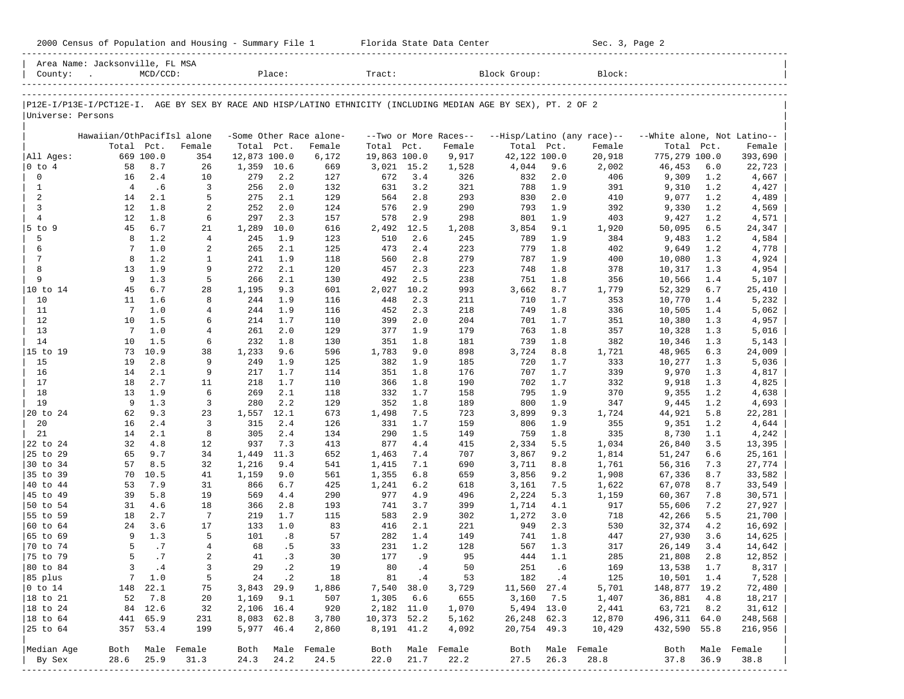2000 Census of Population and Housing - Summary File 1 Florida State Data Center Sec. 3, Page 2

Area Name: Jacksonville, FL MSA
County: . MCD/CCD: Place: Tract: Block Group: Block:

P12E-I/P13E-I/PCT12E-I. AGE BY SEX BY RACE AND HISP/LATINO ETHNICITY (INCLUDING MEDIAN AGE BY SEX), PT. 2 OF 2
Universe: Persons

| | Hawaiian/OthPacifIsl alone | | | -Some Other Race alone- | | | --Two or More Races-- | | | --Hisp/Latino (any race)-- | | | --White alone, Not Latino-- | | |
|---|---|---|---|---|---|---|---|---|---|---|---|---|---|---|---|
| | Total | Pct. | Female | Total | Pct. | Female | Total | Pct. | Female | Total | Pct. | Female | Total | Pct. | Female |
| All Ages: | 669 | 100.0 | 354 | 12,873 | 100.0 | 6,172 | 19,863 | 100.0 | 9,917 | 42,122 | 100.0 | 20,918 | 775,279 | 100.0 | 393,690 |
| 0 to 4 | 58 | 8.7 | 26 | 1,359 | 10.6 | 669 | 3,021 | 15.2 | 1,528 | 4,044 | 9.6 | 2,002 | 46,453 | 6.0 | 22,723 |
| 0 | 16 | 2.4 | 10 | 279 | 2.2 | 127 | 672 | 3.4 | 326 | 832 | 2.0 | 406 | 9,309 | 1.2 | 4,667 |
| 1 | 4 | .6 | 3 | 256 | 2.0 | 132 | 631 | 3.2 | 321 | 788 | 1.9 | 391 | 9,310 | 1.2 | 4,427 |
| 2 | 14 | 2.1 | 5 | 275 | 2.1 | 129 | 564 | 2.8 | 293 | 830 | 2.0 | 410 | 9,077 | 1.2 | 4,489 |
| 3 | 12 | 1.8 | 2 | 252 | 2.0 | 124 | 576 | 2.9 | 290 | 793 | 1.9 | 392 | 9,330 | 1.2 | 4,569 |
| 4 | 12 | 1.8 | 6 | 297 | 2.3 | 157 | 578 | 2.9 | 298 | 801 | 1.9 | 403 | 9,427 | 1.2 | 4,571 |
| 5 to 9 | 45 | 6.7 | 21 | 1,289 | 10.0 | 616 | 2,492 | 12.5 | 1,208 | 3,854 | 9.1 | 1,920 | 50,095 | 6.5 | 24,347 |
| 5 | 8 | 1.2 | 4 | 245 | 1.9 | 123 | 510 | 2.6 | 245 | 789 | 1.9 | 384 | 9,483 | 1.2 | 4,584 |
| 6 | 7 | 1.0 | 2 | 265 | 2.1 | 125 | 473 | 2.4 | 223 | 779 | 1.8 | 402 | 9,649 | 1.2 | 4,778 |
| 7 | 8 | 1.2 | 1 | 241 | 1.9 | 118 | 560 | 2.8 | 279 | 787 | 1.9 | 400 | 10,080 | 1.3 | 4,924 |
| 8 | 13 | 1.9 | 9 | 272 | 2.1 | 120 | 457 | 2.3 | 223 | 748 | 1.8 | 378 | 10,317 | 1.3 | 4,954 |
| 9 | 9 | 1.3 | 5 | 266 | 2.1 | 130 | 492 | 2.5 | 238 | 751 | 1.8 | 356 | 10,566 | 1.4 | 5,107 |
| 10 to 14 | 45 | 6.7 | 28 | 1,195 | 9.3 | 601 | 2,027 | 10.2 | 993 | 3,662 | 8.7 | 1,779 | 52,329 | 6.7 | 25,410 |
| 10 | 11 | 1.6 | 8 | 244 | 1.9 | 116 | 448 | 2.3 | 211 | 710 | 1.7 | 353 | 10,770 | 1.4 | 5,232 |
| 11 | 7 | 1.0 | 4 | 244 | 1.9 | 116 | 452 | 2.3 | 218 | 749 | 1.8 | 336 | 10,505 | 1.4 | 5,062 |
| 12 | 10 | 1.5 | 6 | 214 | 1.7 | 110 | 399 | 2.0 | 204 | 701 | 1.7 | 351 | 10,380 | 1.3 | 4,957 |
| 13 | 7 | 1.0 | 4 | 261 | 2.0 | 129 | 377 | 1.9 | 179 | 763 | 1.8 | 357 | 10,328 | 1.3 | 5,016 |
| 14 | 10 | 1.5 | 6 | 232 | 1.8 | 130 | 351 | 1.8 | 181 | 739 | 1.8 | 382 | 10,346 | 1.3 | 5,143 |
| 15 to 19 | 73 | 10.9 | 38 | 1,233 | 9.6 | 596 | 1,783 | 9.0 | 898 | 3,724 | 8.8 | 1,721 | 48,965 | 6.3 | 24,009 |
| 15 | 19 | 2.8 | 9 | 249 | 1.9 | 125 | 382 | 1.9 | 185 | 720 | 1.7 | 333 | 10,277 | 1.3 | 5,036 |
| 16 | 14 | 2.1 | 9 | 217 | 1.7 | 114 | 351 | 1.8 | 176 | 707 | 1.7 | 339 | 9,970 | 1.3 | 4,817 |
| 17 | 18 | 2.7 | 11 | 218 | 1.7 | 110 | 366 | 1.8 | 190 | 702 | 1.7 | 332 | 9,918 | 1.3 | 4,825 |
| 18 | 13 | 1.9 | 6 | 269 | 2.1 | 118 | 332 | 1.7 | 158 | 795 | 1.9 | 370 | 9,355 | 1.2 | 4,638 |
| 19 | 9 | 1.3 | 3 | 280 | 2.2 | 129 | 352 | 1.8 | 189 | 800 | 1.9 | 347 | 9,445 | 1.2 | 4,693 |
| 20 to 24 | 62 | 9.3 | 23 | 1,557 | 12.1 | 673 | 1,498 | 7.5 | 723 | 3,899 | 9.3 | 1,724 | 44,921 | 5.8 | 22,281 |
| 20 | 16 | 2.4 | 3 | 315 | 2.4 | 126 | 331 | 1.7 | 159 | 806 | 1.9 | 355 | 9,351 | 1.2 | 4,644 |
| 21 | 14 | 2.1 | 8 | 305 | 2.4 | 134 | 290 | 1.5 | 149 | 759 | 1.8 | 335 | 8,730 | 1.1 | 4,242 |
| 22 to 24 | 32 | 4.8 | 12 | 937 | 7.3 | 413 | 877 | 4.4 | 415 | 2,334 | 5.5 | 1,034 | 26,840 | 3.5 | 13,395 |
| 25 to 29 | 65 | 9.7 | 34 | 1,449 | 11.3 | 652 | 1,463 | 7.4 | 707 | 3,867 | 9.2 | 1,814 | 51,247 | 6.6 | 25,161 |
| 30 to 34 | 57 | 8.5 | 32 | 1,216 | 9.4 | 541 | 1,415 | 7.1 | 690 | 3,711 | 8.8 | 1,761 | 56,316 | 7.3 | 27,774 |
| 35 to 39 | 70 | 10.5 | 41 | 1,159 | 9.0 | 561 | 1,355 | 6.8 | 659 | 3,856 | 9.2 | 1,908 | 67,336 | 8.7 | 33,582 |
| 40 to 44 | 53 | 7.9 | 31 | 866 | 6.7 | 425 | 1,241 | 6.2 | 618 | 3,161 | 7.5 | 1,622 | 67,078 | 8.7 | 33,549 |
| 45 to 49 | 39 | 5.8 | 19 | 569 | 4.4 | 290 | 977 | 4.9 | 496 | 2,224 | 5.3 | 1,159 | 60,367 | 7.8 | 30,571 |
| 50 to 54 | 31 | 4.6 | 18 | 366 | 2.8 | 193 | 741 | 3.7 | 399 | 1,714 | 4.1 | 917 | 55,606 | 7.2 | 27,927 |
| 55 to 59 | 18 | 2.7 | 7 | 219 | 1.7 | 115 | 583 | 2.9 | 302 | 1,272 | 3.0 | 718 | 42,266 | 5.5 | 21,700 |
| 60 to 64 | 24 | 3.6 | 17 | 133 | 1.0 | 83 | 416 | 2.1 | 221 | 949 | 2.3 | 530 | 32,374 | 4.2 | 16,692 |
| 65 to 69 | 9 | 1.3 | 5 | 101 | .8 | 57 | 282 | 1.4 | 149 | 741 | 1.8 | 447 | 27,930 | 3.6 | 14,625 |
| 70 to 74 | 5 | .7 | 4 | 68 | .5 | 33 | 231 | 1.2 | 128 | 567 | 1.3 | 317 | 26,149 | 3.4 | 14,642 |
| 75 to 79 | 5 | .7 | 2 | 41 | .3 | 30 | 177 | .9 | 95 | 444 | 1.1 | 285 | 21,808 | 2.8 | 12,852 |
| 80 to 84 | 3 | .4 | 3 | 29 | .2 | 19 | 80 | .4 | 50 | 251 | .6 | 169 | 13,538 | 1.7 | 8,317 |
| 85 plus | 7 | 1.0 | 5 | 24 | .2 | 18 | 81 | .4 | 53 | 182 | .4 | 125 | 10,501 | 1.4 | 7,528 |
| 0 to 14 | 148 | 22.1 | 75 | 3,843 | 29.9 | 1,886 | 7,540 | 38.0 | 3,729 | 11,560 | 27.4 | 5,701 | 148,877 | 19.2 | 72,480 |
| 18 to 21 | 52 | 7.8 | 20 | 1,169 | 9.1 | 507 | 1,305 | 6.6 | 655 | 3,160 | 7.5 | 1,407 | 36,881 | 4.8 | 18,217 |
| 18 to 24 | 84 | 12.6 | 32 | 2,106 | 16.4 | 920 | 2,182 | 11.0 | 1,070 | 5,494 | 13.0 | 2,441 | 63,721 | 8.2 | 31,612 |
| 18 to 64 | 441 | 65.9 | 231 | 8,083 | 62.8 | 3,780 | 10,373 | 52.2 | 5,162 | 26,248 | 62.3 | 12,870 | 496,311 | 64.0 | 248,568 |
| 25 to 64 | 357 | 53.4 | 199 | 5,977 | 46.4 | 2,860 | 8,191 | 41.2 | 4,092 | 20,754 | 49.3 | 10,429 | 432,590 | 55.8 | 216,956 |
| Median Age | Both | Male | Female | Both | Male | Female | Both | Male | Female | Both | Male | Female | Both | Male | Female |
| By Sex | 28.6 | 25.9 | 31.3 | 24.3 | 24.2 | 24.5 | 22.0 | 21.7 | 22.2 | 27.5 | 26.3 | 28.8 | 37.8 | 36.9 | 38.8 |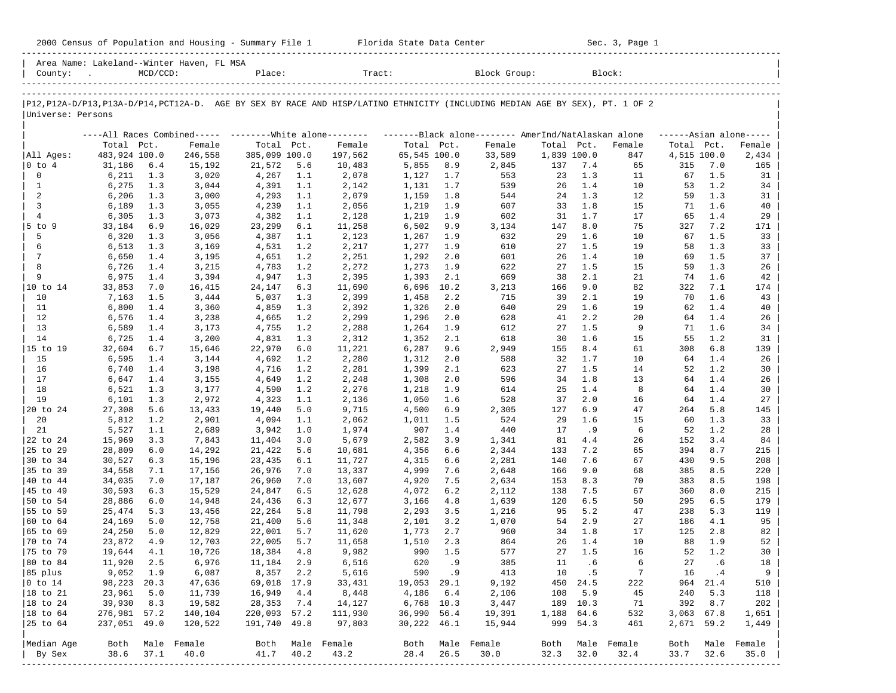Area Name: Lakeland--Winter Haven, FL MSA
County: . MCD/CCD: Place: Tract: Block Group: Block:

P12,P12A-D/P13,P13A-D/P14,PCT12A-D. AGE BY SEX BY RACE AND HISP/LATINO ETHNICITY (INCLUDING MEDIAN AGE BY SEX), PT. 1 OF 2

Universe: Persons

| | All Races Combined | | | White alone | | | Black alone | | | AmerInd/NatAlaskan alone | | | Asian alone | | |
|---|---|---|---|---|---|---|---|---|---|---|---|---|---|---|---|
| | Total | Pct. | Female | Total | Pct. | Female | Total | Pct. | Female | Total | Pct. | Female | Total | Pct. | Female |
| All Ages: | 483,924 | 100.0 | 246,558 | 385,099 | 100.0 | 197,562 | 65,545 | 100.0 | 33,589 | 1,839 | 100.0 | 847 | 4,515 | 100.0 | 2,434 |
| 0 to 4 | 31,186 | 6.4 | 15,192 | 21,572 | 5.6 | 10,483 | 5,855 | 8.9 | 2,845 | 137 | 7.4 | 65 | 315 | 7.0 | 165 |
| 0 | 6,211 | 1.3 | 3,020 | 4,267 | 1.1 | 2,078 | 1,127 | 1.7 | 553 | 23 | 1.3 | 11 | 67 | 1.5 | 31 |
| 1 | 6,275 | 1.3 | 3,044 | 4,391 | 1.1 | 2,142 | 1,131 | 1.7 | 539 | 26 | 1.4 | 10 | 53 | 1.2 | 34 |
| 2 | 6,206 | 1.3 | 3,000 | 4,293 | 1.1 | 2,079 | 1,159 | 1.8 | 544 | 24 | 1.3 | 12 | 59 | 1.3 | 31 |
| 3 | 6,189 | 1.3 | 3,055 | 4,239 | 1.1 | 2,056 | 1,219 | 1.9 | 607 | 33 | 1.8 | 15 | 71 | 1.6 | 40 |
| 4 | 6,305 | 1.3 | 3,073 | 4,382 | 1.1 | 2,128 | 1,219 | 1.9 | 602 | 31 | 1.7 | 17 | 65 | 1.4 | 29 |
| 5 to 9 | 33,184 | 6.9 | 16,029 | 23,299 | 6.1 | 11,258 | 6,502 | 9.9 | 3,134 | 147 | 8.0 | 75 | 327 | 7.2 | 171 |
| 5 | 6,320 | 1.3 | 3,056 | 4,387 | 1.1 | 2,123 | 1,267 | 1.9 | 632 | 29 | 1.6 | 10 | 67 | 1.5 | 33 |
| 6 | 6,513 | 1.3 | 3,169 | 4,531 | 1.2 | 2,217 | 1,277 | 1.9 | 610 | 27 | 1.5 | 19 | 58 | 1.3 | 33 |
| 7 | 6,650 | 1.4 | 3,195 | 4,651 | 1.2 | 2,251 | 1,292 | 2.0 | 601 | 26 | 1.4 | 10 | 69 | 1.5 | 37 |
| 8 | 6,726 | 1.4 | 3,215 | 4,783 | 1.2 | 2,272 | 1,273 | 1.9 | 622 | 27 | 1.5 | 15 | 59 | 1.3 | 26 |
| 9 | 6,975 | 1.4 | 3,394 | 4,947 | 1.3 | 2,395 | 1,393 | 2.1 | 669 | 38 | 2.1 | 21 | 74 | 1.6 | 42 |
| 10 to 14 | 33,853 | 7.0 | 16,415 | 24,147 | 6.3 | 11,690 | 6,696 | 10.2 | 3,213 | 166 | 9.0 | 82 | 322 | 7.1 | 174 |
| 10 | 7,163 | 1.5 | 3,444 | 5,037 | 1.3 | 2,399 | 1,458 | 2.2 | 715 | 39 | 2.1 | 19 | 70 | 1.6 | 43 |
| 11 | 6,800 | 1.4 | 3,360 | 4,859 | 1.3 | 2,392 | 1,326 | 2.0 | 640 | 29 | 1.6 | 19 | 62 | 1.4 | 40 |
| 12 | 6,576 | 1.4 | 3,238 | 4,665 | 1.2 | 2,299 | 1,296 | 2.0 | 628 | 41 | 2.2 | 20 | 64 | 1.4 | 26 |
| 13 | 6,589 | 1.4 | 3,173 | 4,755 | 1.2 | 2,288 | 1,264 | 1.9 | 612 | 27 | 1.5 | 9 | 71 | 1.6 | 34 |
| 14 | 6,725 | 1.4 | 3,200 | 4,831 | 1.3 | 2,312 | 1,352 | 2.1 | 618 | 30 | 1.6 | 15 | 55 | 1.2 | 31 |
| 15 to 19 | 32,604 | 6.7 | 15,646 | 22,970 | 6.0 | 11,221 | 6,287 | 9.6 | 2,949 | 155 | 8.4 | 61 | 308 | 6.8 | 139 |
| 15 | 6,595 | 1.4 | 3,144 | 4,692 | 1.2 | 2,280 | 1,312 | 2.0 | 588 | 32 | 1.7 | 10 | 64 | 1.4 | 26 |
| 16 | 6,740 | 1.4 | 3,198 | 4,716 | 1.2 | 2,281 | 1,399 | 2.1 | 623 | 27 | 1.5 | 14 | 52 | 1.2 | 30 |
| 17 | 6,647 | 1.4 | 3,155 | 4,649 | 1.2 | 2,248 | 1,308 | 2.0 | 596 | 34 | 1.8 | 13 | 64 | 1.4 | 26 |
| 18 | 6,521 | 1.3 | 3,177 | 4,590 | 1.2 | 2,276 | 1,218 | 1.9 | 614 | 25 | 1.4 | 8 | 64 | 1.4 | 30 |
| 19 | 6,101 | 1.3 | 2,972 | 4,323 | 1.1 | 2,136 | 1,050 | 1.6 | 528 | 37 | 2.0 | 16 | 64 | 1.4 | 27 |
| 20 to 24 | 27,308 | 5.6 | 13,433 | 19,440 | 5.0 | 9,715 | 4,500 | 6.9 | 2,305 | 127 | 6.9 | 47 | 264 | 5.8 | 145 |
| 20 | 5,812 | 1.2 | 2,901 | 4,094 | 1.1 | 2,062 | 1,011 | 1.5 | 524 | 29 | 1.6 | 15 | 60 | 1.3 | 33 |
| 21 | 5,527 | 1.1 | 2,689 | 3,942 | 1.0 | 1,974 | 907 | 1.4 | 440 | 17 | .9 | 6 | 52 | 1.2 | 28 |
| 22 to 24 | 15,969 | 3.3 | 7,843 | 11,404 | 3.0 | 5,679 | 2,582 | 3.9 | 1,341 | 81 | 4.4 | 26 | 152 | 3.4 | 84 |
| 25 to 29 | 28,809 | 6.0 | 14,292 | 21,422 | 5.6 | 10,681 | 4,356 | 6.6 | 2,344 | 133 | 7.2 | 65 | 394 | 8.7 | 215 |
| 30 to 34 | 30,527 | 6.3 | 15,196 | 23,435 | 6.1 | 11,727 | 4,315 | 6.6 | 2,281 | 140 | 7.6 | 67 | 430 | 9.5 | 208 |
| 35 to 39 | 34,558 | 7.1 | 17,156 | 26,976 | 7.0 | 13,337 | 4,999 | 7.6 | 2,648 | 166 | 9.0 | 68 | 385 | 8.5 | 220 |
| 40 to 44 | 34,035 | 7.0 | 17,187 | 26,960 | 7.0 | 13,607 | 4,920 | 7.5 | 2,634 | 153 | 8.3 | 70 | 383 | 8.5 | 198 |
| 45 to 49 | 30,593 | 6.3 | 15,529 | 24,847 | 6.5 | 12,628 | 4,072 | 6.2 | 2,112 | 138 | 7.5 | 67 | 360 | 8.0 | 215 |
| 50 to 54 | 28,886 | 6.0 | 14,948 | 24,436 | 6.3 | 12,677 | 3,166 | 4.8 | 1,639 | 120 | 6.5 | 50 | 295 | 6.5 | 179 |
| 55 to 59 | 25,474 | 5.3 | 13,456 | 22,264 | 5.8 | 11,798 | 2,293 | 3.5 | 1,216 | 95 | 5.2 | 47 | 238 | 5.3 | 119 |
| 60 to 64 | 24,169 | 5.0 | 12,758 | 21,400 | 5.6 | 11,348 | 2,101 | 3.2 | 1,070 | 54 | 2.9 | 27 | 186 | 4.1 | 95 |
| 65 to 69 | 24,250 | 5.0 | 12,829 | 22,001 | 5.7 | 11,620 | 1,773 | 2.7 | 960 | 34 | 1.8 | 17 | 125 | 2.8 | 82 |
| 70 to 74 | 23,872 | 4.9 | 12,703 | 22,005 | 5.7 | 11,658 | 1,510 | 2.3 | 864 | 26 | 1.4 | 10 | 88 | 1.9 | 52 |
| 75 to 79 | 19,644 | 4.1 | 10,726 | 18,384 | 4.8 | 9,982 | 990 | 1.5 | 577 | 27 | 1.5 | 16 | 52 | 1.2 | 30 |
| 80 to 84 | 11,920 | 2.5 | 6,976 | 11,184 | 2.9 | 6,516 | 620 | .9 | 385 | 11 | .6 | 6 | 27 | .6 | 18 |
| 85 plus | 9,052 | 1.9 | 6,087 | 8,357 | 2.2 | 5,616 | 590 | .9 | 413 | 10 | .5 | 7 | 16 | .4 | 9 |
| 0 to 14 | 98,223 | 20.3 | 47,636 | 69,018 | 17.9 | 33,431 | 19,053 | 29.1 | 9,192 | 450 | 24.5 | 222 | 964 | 21.4 | 510 |
| 18 to 21 | 23,961 | 5.0 | 11,739 | 16,949 | 4.4 | 8,448 | 4,186 | 6.4 | 2,106 | 108 | 5.9 | 45 | 240 | 5.3 | 118 |
| 18 to 24 | 39,930 | 8.3 | 19,582 | 28,353 | 7.4 | 14,127 | 6,768 | 10.3 | 3,447 | 189 | 10.3 | 71 | 392 | 8.7 | 202 |
| 18 to 64 | 276,981 | 57.2 | 140,104 | 220,093 | 57.2 | 111,930 | 36,990 | 56.4 | 19,391 | 1,188 | 64.6 | 532 | 3,063 | 67.8 | 1,651 |
| 25 to 64 | 237,051 | 49.0 | 120,522 | 191,740 | 49.8 | 97,803 | 30,222 | 46.1 | 15,944 | 999 | 54.3 | 461 | 2,671 | 59.2 | 1,449 |
| Median Age | Both | Male | Female | Both | Male | Female | Both | Male | Female | Both | Male | Female | Both | Male | Female |
| By Sex | 38.6 | 37.1 | 40.0 | 41.7 | 40.2 | 43.2 | 28.4 | 26.5 | 30.0 | 32.3 | 32.0 | 32.4 | 33.7 | 32.6 | 35.0 |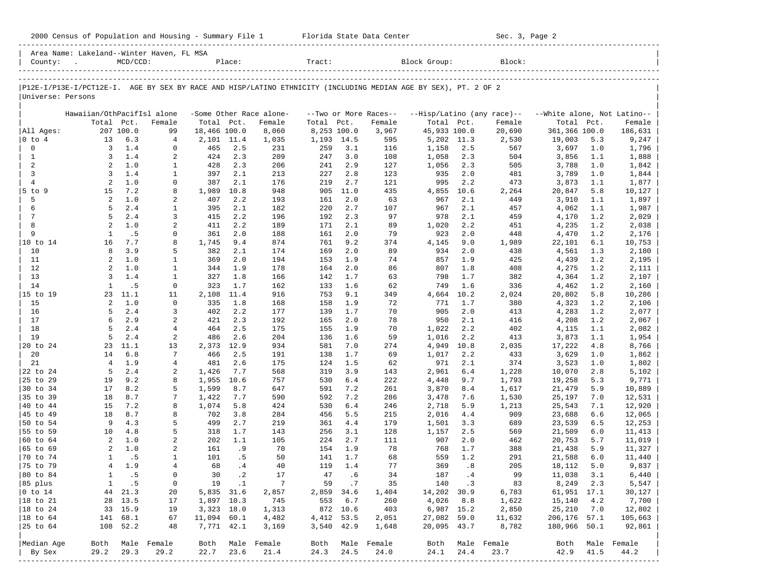2000 Census of Population and Housing - Summary File 1 Florida State Data Center Sec. 3, Page 2

Area Name: Lakeland--Winter Haven, FL MSA
County: . MCD/CCD: Place: Tract: Block Group: Block:

P12E-I/P13E-I/PCT12E-I. AGE BY SEX BY RACE AND HISP/LATINO ETHNICITY (INCLUDING MEDIAN AGE BY SEX), PT. 2 OF 2
Universe: Persons

| | Hawaiian/OthPacifIsl alone | | | -Some Other Race alone- | | | --Two or More Races-- | | | --Hisp/Latino (any race)-- | | | --White alone, Not Latino-- | | |
|---|---|---|---|---|---|---|---|---|---|---|---|---|---|---|---|
| | Total | Pct. | Female | Total | Pct. | Female | Total | Pct. | Female | Total | Pct. | Female | Total | Pct. | Female |
| All Ages: | 207 | 100.0 | 99 | 18,466 | 100.0 | 8,060 | 8,253 | 100.0 | 3,967 | 45,933 | 100.0 | 20,690 | 361,366 | 100.0 | 186,631 |
| 0 to 4 | 13 | 6.3 | 4 | 2,101 | 11.4 | 1,035 | 1,193 | 14.5 | 595 | 5,202 | 11.3 | 2,530 | 19,003 | 5.3 | 9,247 |
| 0 | 3 | 1.4 | 0 | 465 | 2.5 | 231 | 259 | 3.1 | 116 | 1,158 | 2.5 | 567 | 3,697 | 1.0 | 1,796 |
| 1 | 3 | 1.4 | 2 | 424 | 2.3 | 209 | 247 | 3.0 | 108 | 1,058 | 2.3 | 504 | 3,856 | 1.1 | 1,888 |
| 2 | 2 | 1.0 | 1 | 428 | 2.3 | 206 | 241 | 2.9 | 127 | 1,056 | 2.3 | 505 | 3,788 | 1.0 | 1,842 |
| 3 | 3 | 1.4 | 1 | 397 | 2.1 | 213 | 227 | 2.8 | 123 | 935 | 2.0 | 481 | 3,789 | 1.0 | 1,844 |
| 4 | 2 | 1.0 | 0 | 387 | 2.1 | 176 | 219 | 2.7 | 121 | 995 | 2.2 | 473 | 3,873 | 1.1 | 1,877 |
| 5 to 9 | 15 | 7.2 | 8 | 1,989 | 10.8 | 948 | 905 | 11.0 | 435 | 4,855 | 10.6 | 2,264 | 20,847 | 5.8 | 10,127 |
| 5 | 2 | 1.0 | 2 | 407 | 2.2 | 193 | 161 | 2.0 | 63 | 967 | 2.1 | 449 | 3,910 | 1.1 | 1,897 |
| 6 | 5 | 2.4 | 1 | 395 | 2.1 | 182 | 220 | 2.7 | 107 | 967 | 2.1 | 457 | 4,062 | 1.1 | 1,987 |
| 7 | 5 | 2.4 | 3 | 415 | 2.2 | 196 | 192 | 2.3 | 97 | 978 | 2.1 | 459 | 4,170 | 1.2 | 2,029 |
| 8 | 2 | 1.0 | 2 | 411 | 2.2 | 189 | 171 | 2.1 | 89 | 1,020 | 2.2 | 451 | 4,235 | 1.2 | 2,038 |
| 9 | 1 | .5 | 0 | 361 | 2.0 | 188 | 161 | 2.0 | 79 | 923 | 2.0 | 448 | 4,470 | 1.2 | 2,176 |
| 10 to 14 | 16 | 7.7 | 8 | 1,745 | 9.4 | 874 | 761 | 9.2 | 374 | 4,145 | 9.0 | 1,989 | 22,101 | 6.1 | 10,753 |
| 10 | 8 | 3.9 | 5 | 382 | 2.1 | 174 | 169 | 2.0 | 89 | 934 | 2.0 | 438 | 4,561 | 1.3 | 2,180 |
| 11 | 2 | 1.0 | 1 | 369 | 2.0 | 194 | 153 | 1.9 | 74 | 857 | 1.9 | 425 | 4,439 | 1.2 | 2,195 |
| 12 | 2 | 1.0 | 1 | 344 | 1.9 | 178 | 164 | 2.0 | 86 | 807 | 1.8 | 408 | 4,275 | 1.2 | 2,111 |
| 13 | 3 | 1.4 | 1 | 327 | 1.8 | 166 | 142 | 1.7 | 63 | 798 | 1.7 | 382 | 4,364 | 1.2 | 2,107 |
| 14 | 1 | .5 | 0 | 323 | 1.7 | 162 | 133 | 1.6 | 62 | 749 | 1.6 | 336 | 4,462 | 1.2 | 2,160 |
| 15 to 19 | 23 | 11.1 | 11 | 2,108 | 11.4 | 916 | 753 | 9.1 | 349 | 4,664 | 10.2 | 2,024 | 20,802 | 5.8 | 10,286 |
| 15 | 2 | 1.0 | 0 | 335 | 1.8 | 168 | 158 | 1.9 | 72 | 771 | 1.7 | 380 | 4,323 | 1.2 | 2,106 |
| 16 | 5 | 2.4 | 3 | 402 | 2.2 | 177 | 139 | 1.7 | 70 | 905 | 2.0 | 413 | 4,283 | 1.2 | 2,077 |
| 17 | 6 | 2.9 | 2 | 421 | 2.3 | 192 | 165 | 2.0 | 78 | 950 | 2.1 | 416 | 4,208 | 1.2 | 2,067 |
| 18 | 5 | 2.4 | 4 | 464 | 2.5 | 175 | 155 | 1.9 | 70 | 1,022 | 2.2 | 402 | 4,115 | 1.1 | 2,082 |
| 19 | 5 | 2.4 | 2 | 486 | 2.6 | 204 | 136 | 1.6 | 59 | 1,016 | 2.2 | 413 | 3,873 | 1.1 | 1,954 |
| 20 to 24 | 23 | 11.1 | 13 | 2,373 | 12.9 | 934 | 581 | 7.0 | 274 | 4,949 | 10.8 | 2,035 | 17,222 | 4.8 | 8,766 |
| 20 | 14 | 6.8 | 7 | 466 | 2.5 | 191 | 138 | 1.7 | 69 | 1,017 | 2.2 | 433 | 3,629 | 1.0 | 1,862 |
| 21 | 4 | 1.9 | 4 | 481 | 2.6 | 175 | 124 | 1.5 | 62 | 971 | 2.1 | 374 | 3,523 | 1.0 | 1,802 |
| 22 to 24 | 5 | 2.4 | 2 | 1,426 | 7.7 | 568 | 319 | 3.9 | 143 | 2,961 | 6.4 | 1,228 | 10,070 | 2.8 | 5,102 |
| 25 to 29 | 19 | 9.2 | 8 | 1,955 | 10.6 | 757 | 530 | 6.4 | 222 | 4,448 | 9.7 | 1,793 | 19,258 | 5.3 | 9,771 |
| 30 to 34 | 17 | 8.2 | 5 | 1,599 | 8.7 | 647 | 591 | 7.2 | 261 | 3,870 | 8.4 | 1,617 | 21,479 | 5.9 | 10,889 |
| 35 to 39 | 18 | 8.7 | 7 | 1,422 | 7.7 | 590 | 592 | 7.2 | 286 | 3,478 | 7.6 | 1,530 | 25,197 | 7.0 | 12,531 |
| 40 to 44 | 15 | 7.2 | 8 | 1,074 | 5.8 | 424 | 530 | 6.4 | 246 | 2,718 | 5.9 | 1,213 | 25,543 | 7.1 | 12,920 |
| 45 to 49 | 18 | 8.7 | 8 | 702 | 3.8 | 284 | 456 | 5.5 | 215 | 2,016 | 4.4 | 909 | 23,688 | 6.6 | 12,065 |
| 50 to 54 | 9 | 4.3 | 5 | 499 | 2.7 | 219 | 361 | 4.4 | 179 | 1,501 | 3.3 | 689 | 23,539 | 6.5 | 12,253 |
| 55 to 59 | 10 | 4.8 | 5 | 318 | 1.7 | 143 | 256 | 3.1 | 128 | 1,157 | 2.5 | 569 | 21,509 | 6.0 | 11,413 |
| 60 to 64 | 2 | 1.0 | 2 | 202 | 1.1 | 105 | 224 | 2.7 | 111 | 907 | 2.0 | 462 | 20,753 | 5.7 | 11,019 |
| 65 to 69 | 2 | 1.0 | 2 | 161 | .9 | 70 | 154 | 1.9 | 78 | 768 | 1.7 | 388 | 21,438 | 5.9 | 11,327 |
| 70 to 74 | 1 | .5 | 1 | 101 | .5 | 50 | 141 | 1.7 | 68 | 559 | 1.2 | 291 | 21,588 | 6.0 | 11,440 |
| 75 to 79 | 4 | 1.9 | 4 | 68 | .4 | 40 | 119 | 1.4 | 77 | 369 | .8 | 205 | 18,112 | 5.0 | 9,837 |
| 80 to 84 | 1 | .5 | 0 | 30 | .2 | 17 | 47 | .6 | 34 | 187 | .4 | 99 | 11,038 | 3.1 | 6,440 |
| 85 plus | 1 | .5 | 0 | 19 | .1 | 7 | 59 | .7 | 35 | 140 | .3 | 83 | 8,249 | 2.3 | 5,547 |
| 0 to 14 | 44 | 21.3 | 20 | 5,835 | 31.6 | 2,857 | 2,859 | 34.6 | 1,404 | 14,202 | 30.9 | 6,783 | 61,951 | 17.1 | 30,127 |
| 18 to 21 | 28 | 13.5 | 17 | 1,897 | 10.3 | 745 | 553 | 6.7 | 260 | 4,026 | 8.8 | 1,622 | 15,140 | 4.2 | 7,700 |
| 18 to 24 | 33 | 15.9 | 19 | 3,323 | 18.0 | 1,313 | 872 | 10.6 | 403 | 6,987 | 15.2 | 2,850 | 25,210 | 7.0 | 12,802 |
| 18 to 64 | 141 | 68.1 | 67 | 11,094 | 60.1 | 4,482 | 4,412 | 53.5 | 2,051 | 27,082 | 59.0 | 11,632 | 206,176 | 57.1 | 105,663 |
| 25 to 64 | 108 | 52.2 | 48 | 7,771 | 42.1 | 3,169 | 3,540 | 42.9 | 1,648 | 20,095 | 43.7 | 8,782 | 180,966 | 50.1 | 92,861 |
| Median Age | Both | Male | Female | Both | Male | Female | Both | Male | Female | Both | Male | Female | Both | Male | Female |
| By Sex | 29.2 | 29.3 | 29.2 | 22.7 | 23.6 | 21.4 | 24.3 | 24.5 | 24.0 | 24.1 | 24.4 | 23.7 | 42.9 | 41.5 | 44.2 |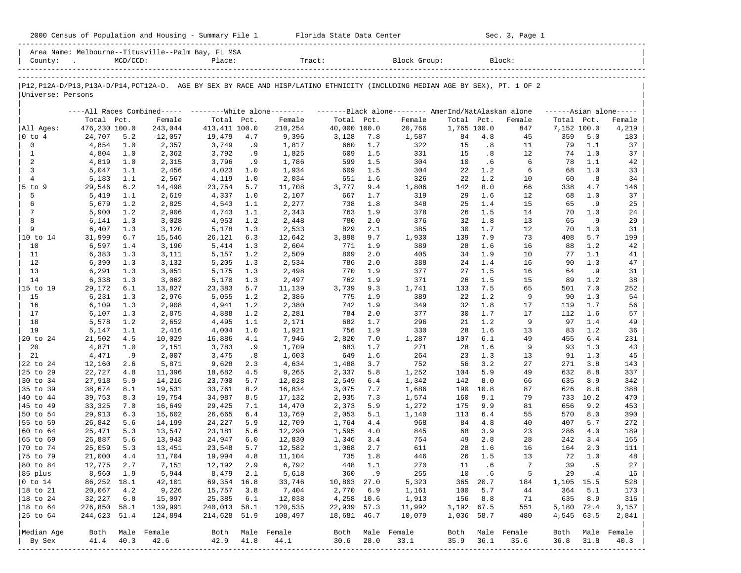2000 Census of Population and Housing - Summary File 1 Florida State Data Center Sec. 3, Page 1

Area Name: Melbourne--Titusville--Palm Bay, FL MSA
County: . MCD/CCD: Place: Tract: Block Group: Block:

P12,P12A-D/P13,P13A-D/P14,PCT12A-D. AGE BY SEX BY RACE AND HISP/LATINO ETHNICITY (INCLUDING MEDIAN AGE BY SEX), PT. 1 OF 2
Universe: Persons

| | All Races Combined | | | White alone | | | Black alone | | | AmerInd/NatAlaskan alone | | | Asian alone | | |
|---|---|---|---|---|---|---|---|---|---|---|---|---|---|---|---|
| | Total | Pct. | Female | Total | Pct. | Female | Total | Pct. | Female | Total | Pct. | Female | Total | Pct. | Female |
| All Ages: | 476,230 | 100.0 | 243,044 | 413,411 | 100.0 | 210,254 | 40,000 | 100.0 | 20,766 | 1,765 | 100.0 | 847 | 7,152 | 100.0 | 4,219 |
| 0 to 4 | 24,707 | 5.2 | 12,057 | 19,479 | 4.7 | 9,396 | 3,128 | 7.8 | 1,587 | 84 | 4.8 | 45 | 359 | 5.0 | 183 |
| 0 | 4,854 | 1.0 | 2,357 | 3,749 | .9 | 1,817 | 660 | 1.7 | 322 | 15 | .8 | 11 | 79 | 1.1 | 37 |
| 1 | 4,804 | 1.0 | 2,362 | 3,792 | .9 | 1,825 | 609 | 1.5 | 331 | 15 | .8 | 12 | 74 | 1.0 | 37 |
| 2 | 4,819 | 1.0 | 2,315 | 3,796 | .9 | 1,786 | 599 | 1.5 | 304 | 10 | .6 | 6 | 78 | 1.1 | 42 |
| 3 | 5,047 | 1.1 | 2,456 | 4,023 | 1.0 | 1,934 | 609 | 1.5 | 304 | 22 | 1.2 | 6 | 68 | 1.0 | 33 |
| 4 | 5,183 | 1.1 | 2,567 | 4,119 | 1.0 | 2,034 | 651 | 1.6 | 326 | 22 | 1.2 | 10 | 60 | .8 | 34 |
| 5 to 9 | 29,546 | 6.2 | 14,498 | 23,754 | 5.7 | 11,708 | 3,777 | 9.4 | 1,806 | 142 | 8.0 | 66 | 338 | 4.7 | 146 |
| 5 | 5,419 | 1.1 | 2,619 | 4,337 | 1.0 | 2,107 | 667 | 1.7 | 319 | 29 | 1.6 | 12 | 68 | 1.0 | 37 |
| 6 | 5,679 | 1.2 | 2,825 | 4,543 | 1.1 | 2,277 | 738 | 1.8 | 348 | 25 | 1.4 | 15 | 65 | .9 | 25 |
| 7 | 5,900 | 1.2 | 2,906 | 4,743 | 1.1 | 2,343 | 763 | 1.9 | 378 | 26 | 1.5 | 14 | 70 | 1.0 | 24 |
| 8 | 6,141 | 1.3 | 3,028 | 4,953 | 1.2 | 2,448 | 780 | 2.0 | 376 | 32 | 1.8 | 13 | 65 | .9 | 29 |
| 9 | 6,407 | 1.3 | 3,120 | 5,178 | 1.3 | 2,533 | 829 | 2.1 | 385 | 30 | 1.7 | 12 | 70 | 1.0 | 31 |
| 10 to 14 | 31,999 | 6.7 | 15,546 | 26,121 | 6.3 | 12,642 | 3,898 | 9.7 | 1,930 | 139 | 7.9 | 73 | 408 | 5.7 | 199 |
| 10 | 6,597 | 1.4 | 3,190 | 5,414 | 1.3 | 2,604 | 771 | 1.9 | 389 | 28 | 1.6 | 16 | 88 | 1.2 | 42 |
| 11 | 6,383 | 1.3 | 3,111 | 5,157 | 1.2 | 2,509 | 809 | 2.0 | 405 | 34 | 1.9 | 10 | 77 | 1.1 | 41 |
| 12 | 6,390 | 1.3 | 3,132 | 5,205 | 1.3 | 2,534 | 786 | 2.0 | 388 | 24 | 1.4 | 16 | 90 | 1.3 | 47 |
| 13 | 6,291 | 1.3 | 3,051 | 5,175 | 1.3 | 2,498 | 770 | 1.9 | 377 | 27 | 1.5 | 16 | 64 | .9 | 31 |
| 14 | 6,338 | 1.3 | 3,062 | 5,170 | 1.3 | 2,497 | 762 | 1.9 | 371 | 26 | 1.5 | 15 | 89 | 1.2 | 38 |
| 15 to 19 | 29,172 | 6.1 | 13,827 | 23,383 | 5.7 | 11,139 | 3,739 | 9.3 | 1,741 | 133 | 7.5 | 65 | 501 | 7.0 | 252 |
| 15 | 6,231 | 1.3 | 2,976 | 5,055 | 1.2 | 2,386 | 775 | 1.9 | 389 | 22 | 1.2 | 9 | 90 | 1.3 | 54 |
| 16 | 6,109 | 1.3 | 2,908 | 4,941 | 1.2 | 2,380 | 742 | 1.9 | 349 | 32 | 1.8 | 17 | 119 | 1.7 | 56 |
| 17 | 6,107 | 1.3 | 2,875 | 4,888 | 1.2 | 2,281 | 784 | 2.0 | 377 | 30 | 1.7 | 17 | 112 | 1.6 | 57 |
| 18 | 5,578 | 1.2 | 2,652 | 4,495 | 1.1 | 2,171 | 682 | 1.7 | 296 | 21 | 1.2 | 9 | 97 | 1.4 | 49 |
| 19 | 5,147 | 1.1 | 2,416 | 4,004 | 1.0 | 1,921 | 756 | 1.9 | 330 | 28 | 1.6 | 13 | 83 | 1.2 | 36 |
| 20 to 24 | 21,502 | 4.5 | 10,029 | 16,886 | 4.1 | 7,946 | 2,820 | 7.0 | 1,287 | 107 | 6.1 | 49 | 455 | 6.4 | 231 |
| 20 | 4,871 | 1.0 | 2,151 | 3,783 | .9 | 1,709 | 683 | 1.7 | 271 | 28 | 1.6 | 9 | 93 | 1.3 | 43 |
| 21 | 4,471 | .9 | 2,007 | 3,475 | .8 | 1,603 | 649 | 1.6 | 264 | 23 | 1.3 | 13 | 91 | 1.3 | 45 |
| 22 to 24 | 12,160 | 2.6 | 5,871 | 9,628 | 2.3 | 4,634 | 1,488 | 3.7 | 752 | 56 | 3.2 | 27 | 271 | 3.8 | 143 |
| 25 to 29 | 22,727 | 4.8 | 11,396 | 18,682 | 4.5 | 9,265 | 2,337 | 5.8 | 1,252 | 104 | 5.9 | 49 | 632 | 8.8 | 337 |
| 30 to 34 | 27,918 | 5.9 | 14,216 | 23,700 | 5.7 | 12,028 | 2,549 | 6.4 | 1,342 | 142 | 8.0 | 66 | 635 | 8.9 | 342 |
| 35 to 39 | 38,674 | 8.1 | 19,531 | 33,761 | 8.2 | 16,834 | 3,075 | 7.7 | 1,686 | 190 | 10.8 | 87 | 626 | 8.8 | 388 |
| 40 to 44 | 39,753 | 8.3 | 19,754 | 34,987 | 8.5 | 17,132 | 2,935 | 7.3 | 1,574 | 160 | 9.1 | 79 | 733 | 10.2 | 470 |
| 45 to 49 | 33,325 | 7.0 | 16,649 | 29,425 | 7.1 | 14,470 | 2,373 | 5.9 | 1,272 | 175 | 9.9 | 81 | 656 | 9.2 | 453 |
| 50 to 54 | 29,913 | 6.3 | 15,602 | 26,665 | 6.4 | 13,769 | 2,053 | 5.1 | 1,140 | 113 | 6.4 | 55 | 570 | 8.0 | 390 |
| 55 to 59 | 26,842 | 5.6 | 14,199 | 24,227 | 5.9 | 12,709 | 1,764 | 4.4 | 968 | 84 | 4.8 | 40 | 407 | 5.7 | 272 |
| 60 to 64 | 25,471 | 5.3 | 13,547 | 23,181 | 5.6 | 12,290 | 1,595 | 4.0 | 845 | 68 | 3.9 | 23 | 286 | 4.0 | 189 |
| 65 to 69 | 26,887 | 5.6 | 13,943 | 24,947 | 6.0 | 12,830 | 1,346 | 3.4 | 754 | 49 | 2.8 | 28 | 242 | 3.4 | 165 |
| 70 to 74 | 25,059 | 5.3 | 13,451 | 23,548 | 5.7 | 12,582 | 1,068 | 2.7 | 611 | 28 | 1.6 | 16 | 164 | 2.3 | 111 |
| 75 to 79 | 21,000 | 4.4 | 11,704 | 19,994 | 4.8 | 11,104 | 735 | 1.8 | 446 | 26 | 1.5 | 13 | 72 | 1.0 | 48 |
| 80 to 84 | 12,775 | 2.7 | 7,151 | 12,192 | 2.9 | 6,792 | 448 | 1.1 | 270 | 11 | .6 | 7 | 39 | .5 | 27 |
| 85 plus | 8,960 | 1.9 | 5,944 | 8,479 | 2.1 | 5,618 | 360 | .9 | 255 | 10 | .6 | 5 | 29 | .4 | 16 |
| 0 to 14 | 86,252 | 18.1 | 42,101 | 69,354 | 16.8 | 33,746 | 10,803 | 27.0 | 5,323 | 365 | 20.7 | 184 | 1,105 | 15.5 | 528 |
| 18 to 21 | 20,067 | 4.2 | 9,226 | 15,757 | 3.8 | 7,404 | 2,770 | 6.9 | 1,161 | 100 | 5.7 | 44 | 364 | 5.1 | 173 |
| 18 to 24 | 32,227 | 6.8 | 15,097 | 25,385 | 6.1 | 12,038 | 4,258 | 10.6 | 1,913 | 156 | 8.8 | 71 | 635 | 8.9 | 316 |
| 18 to 64 | 276,850 | 58.1 | 139,991 | 240,013 | 58.1 | 120,535 | 22,939 | 57.3 | 11,992 | 1,192 | 67.5 | 551 | 5,180 | 72.4 | 3,157 |
| 25 to 64 | 244,623 | 51.4 | 124,894 | 214,628 | 51.9 | 108,497 | 18,681 | 46.7 | 10,079 | 1,036 | 58.7 | 480 | 4,545 | 63.5 | 2,841 |
| Median Age | Both | Male | Female | Both | Male | Female | Both | Male | Female | Both | Male | Female | Both | Male | Female |
| By Sex | 41.4 | 40.3 | 42.6 | 42.9 | 41.8 | 44.1 | 30.6 | 28.0 | 33.1 | 35.9 | 36.1 | 35.6 | 36.8 | 31.8 | 40.3 |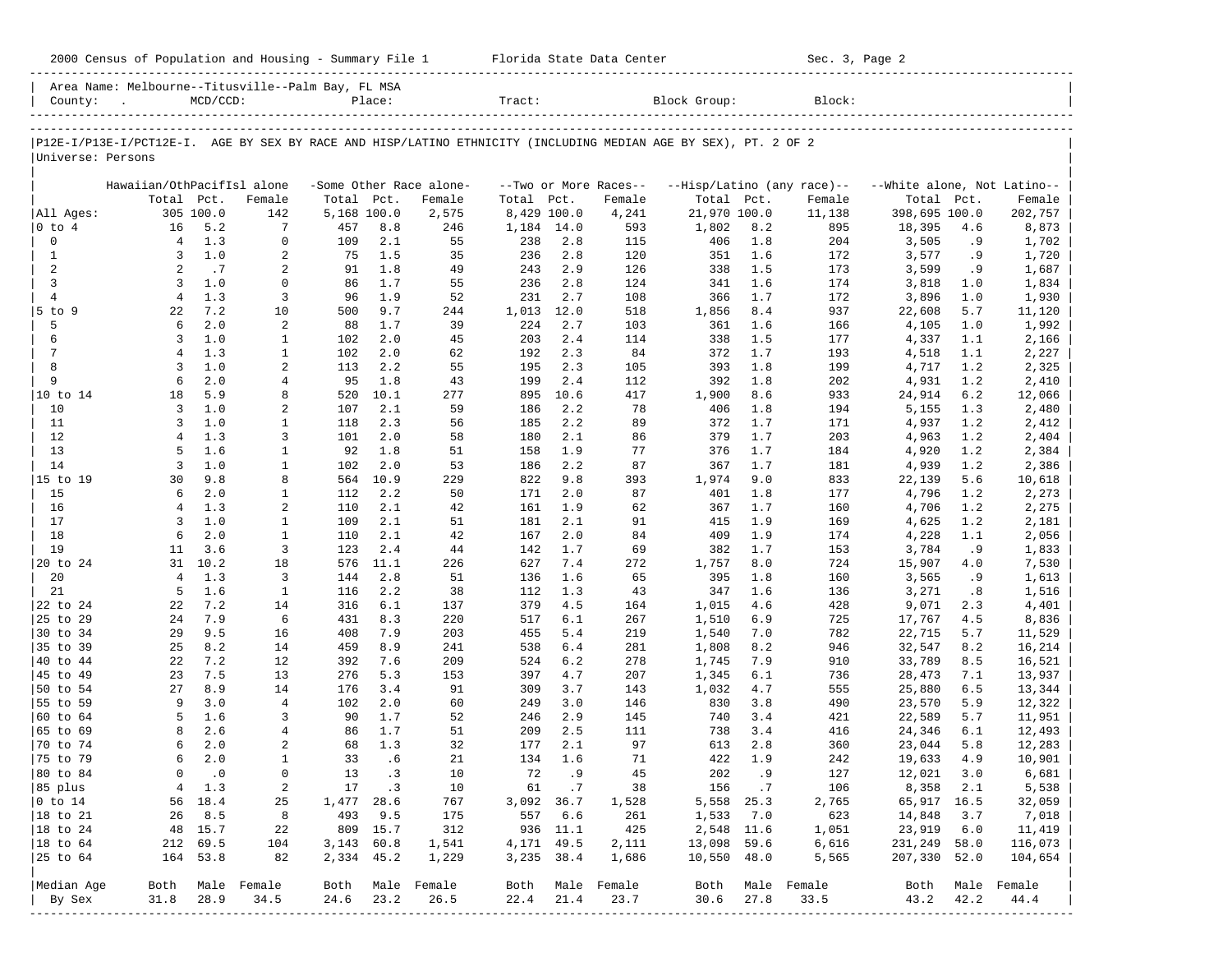2000 Census of Population and Housing - Summary File 1 Florida State Data Center Sec. 3, Page 2

Area Name: Melbourne--Titusville--Palm Bay, FL MSA
County: . MCD/CCD: Place: Tract: Block Group: Block:

P12E-I/P13E-I/PCT12E-I. AGE BY SEX BY RACE AND HISP/LATINO ETHNICITY (INCLUDING MEDIAN AGE BY SEX), PT. 2 OF 2
Universe: Persons

| | Hawaiian/OthPacifIsl alone | | | -Some Other Race alone- | | | --Two or More Races-- | | | --Hisp/Latino (any race)-- | | | --White alone, Not Latino-- | | |
|---|---|---|---|---|---|---|---|---|---|---|---|---|---|---|---|
| | Total | Pct. | Female | Total | Pct. | Female | Total | Pct. | Female | Total | Pct. | Female | Total | Pct. | Female |
| All Ages: | 305 | 100.0 | 142 | 5,168 | 100.0 | 2,575 | 8,429 | 100.0 | 4,241 | 21,970 | 100.0 | 11,138 | 398,695 | 100.0 | 202,757 |
| 0 to 4 | 16 | 5.2 | 7 | 457 | 8.8 | 246 | 1,184 | 14.0 | 593 | 1,802 | 8.2 | 895 | 18,395 | 4.6 | 8,873 |
| 0 | 4 | 1.3 | 0 | 109 | 2.1 | 55 | 238 | 2.8 | 115 | 406 | 1.8 | 204 | 3,505 | .9 | 1,702 |
| 1 | 3 | 1.0 | 2 | 75 | 1.5 | 35 | 236 | 2.8 | 120 | 351 | 1.6 | 172 | 3,577 | .9 | 1,720 |
| 2 | 2 | .7 | 2 | 91 | 1.8 | 49 | 243 | 2.9 | 126 | 338 | 1.5 | 173 | 3,599 | .9 | 1,687 |
| 3 | 3 | 1.0 | 0 | 86 | 1.7 | 55 | 236 | 2.8 | 124 | 341 | 1.6 | 174 | 3,818 | 1.0 | 1,834 |
| 4 | 4 | 1.3 | 3 | 96 | 1.9 | 52 | 231 | 2.7 | 108 | 366 | 1.7 | 172 | 3,896 | 1.0 | 1,930 |
| 5 to 9 | 22 | 7.2 | 10 | 500 | 9.7 | 244 | 1,013 | 12.0 | 518 | 1,856 | 8.4 | 937 | 22,608 | 5.7 | 11,120 |
| 5 | 6 | 2.0 | 2 | 88 | 1.7 | 39 | 224 | 2.7 | 103 | 361 | 1.6 | 166 | 4,105 | 1.0 | 1,992 |
| 6 | 3 | 1.0 | 1 | 102 | 2.0 | 45 | 203 | 2.4 | 114 | 338 | 1.5 | 177 | 4,337 | 1.1 | 2,166 |
| 7 | 4 | 1.3 | 1 | 102 | 2.0 | 62 | 192 | 2.3 | 84 | 372 | 1.7 | 193 | 4,518 | 1.1 | 2,227 |
| 8 | 3 | 1.0 | 2 | 113 | 2.2 | 55 | 195 | 2.3 | 105 | 393 | 1.8 | 199 | 4,717 | 1.2 | 2,325 |
| 9 | 6 | 2.0 | 4 | 95 | 1.8 | 43 | 199 | 2.4 | 112 | 392 | 1.8 | 202 | 4,931 | 1.2 | 2,410 |
| 10 to 14 | 18 | 5.9 | 8 | 520 | 10.1 | 277 | 895 | 10.6 | 417 | 1,900 | 8.6 | 933 | 24,914 | 6.2 | 12,066 |
| 10 | 3 | 1.0 | 2 | 107 | 2.1 | 59 | 186 | 2.2 | 78 | 406 | 1.8 | 194 | 5,155 | 1.3 | 2,480 |
| 11 | 3 | 1.0 | 1 | 118 | 2.3 | 56 | 185 | 2.2 | 89 | 372 | 1.7 | 171 | 4,937 | 1.2 | 2,412 |
| 12 | 4 | 1.3 | 3 | 101 | 2.0 | 58 | 180 | 2.1 | 86 | 379 | 1.7 | 203 | 4,963 | 1.2 | 2,404 |
| 13 | 5 | 1.6 | 1 | 92 | 1.8 | 51 | 158 | 1.9 | 77 | 376 | 1.7 | 184 | 4,920 | 1.2 | 2,384 |
| 14 | 3 | 1.0 | 1 | 102 | 2.0 | 53 | 186 | 2.2 | 87 | 367 | 1.7 | 181 | 4,939 | 1.2 | 2,386 |
| 15 to 19 | 30 | 9.8 | 8 | 564 | 10.9 | 229 | 822 | 9.8 | 393 | 1,974 | 9.0 | 833 | 22,139 | 5.6 | 10,618 |
| 15 | 6 | 2.0 | 1 | 112 | 2.2 | 50 | 171 | 2.0 | 87 | 401 | 1.8 | 177 | 4,796 | 1.2 | 2,273 |
| 16 | 4 | 1.3 | 2 | 110 | 2.1 | 42 | 161 | 1.9 | 62 | 367 | 1.7 | 160 | 4,706 | 1.2 | 2,275 |
| 17 | 3 | 1.0 | 1 | 109 | 2.1 | 51 | 181 | 2.1 | 91 | 415 | 1.9 | 169 | 4,625 | 1.2 | 2,181 |
| 18 | 6 | 2.0 | 1 | 110 | 2.1 | 42 | 167 | 2.0 | 84 | 409 | 1.9 | 174 | 4,228 | 1.1 | 2,056 |
| 19 | 11 | 3.6 | 3 | 123 | 2.4 | 44 | 142 | 1.7 | 69 | 382 | 1.7 | 153 | 3,784 | .9 | 1,833 |
| 20 to 24 | 31 | 10.2 | 18 | 576 | 11.1 | 226 | 627 | 7.4 | 272 | 1,757 | 8.0 | 724 | 15,907 | 4.0 | 7,530 |
| 20 | 4 | 1.3 | 3 | 144 | 2.8 | 51 | 136 | 1.6 | 65 | 395 | 1.8 | 160 | 3,565 | .9 | 1,613 |
| 21 | 5 | 1.6 | 1 | 116 | 2.2 | 38 | 112 | 1.3 | 43 | 347 | 1.6 | 136 | 3,271 | .8 | 1,516 |
| 22 to 24 | 22 | 7.2 | 14 | 316 | 6.1 | 137 | 379 | 4.5 | 164 | 1,015 | 4.6 | 428 | 9,071 | 2.3 | 4,401 |
| 25 to 29 | 24 | 7.9 | 6 | 431 | 8.3 | 220 | 517 | 6.1 | 267 | 1,510 | 6.9 | 725 | 17,767 | 4.5 | 8,836 |
| 30 to 34 | 29 | 9.5 | 16 | 408 | 7.9 | 203 | 455 | 5.4 | 219 | 1,540 | 7.0 | 782 | 22,715 | 5.7 | 11,529 |
| 35 to 39 | 25 | 8.2 | 14 | 459 | 8.9 | 241 | 538 | 6.4 | 281 | 1,808 | 8.2 | 946 | 32,547 | 8.2 | 16,214 |
| 40 to 44 | 22 | 7.2 | 12 | 392 | 7.6 | 209 | 524 | 6.2 | 278 | 1,745 | 7.9 | 910 | 33,789 | 8.5 | 16,521 |
| 45 to 49 | 23 | 7.5 | 13 | 276 | 5.3 | 153 | 397 | 4.7 | 207 | 1,345 | 6.1 | 736 | 28,473 | 7.1 | 13,937 |
| 50 to 54 | 27 | 8.9 | 14 | 176 | 3.4 | 91 | 309 | 3.7 | 143 | 1,032 | 4.7 | 555 | 25,880 | 6.5 | 13,344 |
| 55 to 59 | 9 | 3.0 | 4 | 102 | 2.0 | 60 | 249 | 3.0 | 146 | 830 | 3.8 | 490 | 23,570 | 5.9 | 12,322 |
| 60 to 64 | 5 | 1.6 | 3 | 90 | 1.7 | 52 | 246 | 2.9 | 145 | 740 | 3.4 | 421 | 22,589 | 5.7 | 11,951 |
| 65 to 69 | 8 | 2.6 | 4 | 86 | 1.7 | 51 | 209 | 2.5 | 111 | 738 | 3.4 | 416 | 24,346 | 6.1 | 12,493 |
| 70 to 74 | 6 | 2.0 | 2 | 68 | 1.3 | 32 | 177 | 2.1 | 97 | 613 | 2.8 | 360 | 23,044 | 5.8 | 12,283 |
| 75 to 79 | 6 | 2.0 | 1 | 33 | .6 | 21 | 134 | 1.6 | 71 | 422 | 1.9 | 242 | 19,633 | 4.9 | 10,901 |
| 80 to 84 | 0 | .0 | 0 | 13 | .3 | 10 | 72 | .9 | 45 | 202 | .9 | 127 | 12,021 | 3.0 | 6,681 |
| 85 plus | 4 | 1.3 | 2 | 17 | .3 | 10 | 61 | .7 | 38 | 156 | .7 | 106 | 8,358 | 2.1 | 5,538 |
| 0 to 14 | 56 | 18.4 | 25 | 1,477 | 28.6 | 767 | 3,092 | 36.7 | 1,528 | 5,558 | 25.3 | 2,765 | 65,917 | 16.5 | 32,059 |
| 18 to 21 | 26 | 8.5 | 8 | 493 | 9.5 | 175 | 557 | 6.6 | 261 | 1,533 | 7.0 | 623 | 14,848 | 3.7 | 7,018 |
| 18 to 24 | 48 | 15.7 | 22 | 809 | 15.7 | 312 | 936 | 11.1 | 425 | 2,548 | 11.6 | 1,051 | 23,919 | 6.0 | 11,419 |
| 18 to 64 | 212 | 69.5 | 104 | 3,143 | 60.8 | 1,541 | 4,171 | 49.5 | 2,111 | 13,098 | 59.6 | 6,616 | 231,249 | 58.0 | 116,073 |
| 25 to 64 | 164 | 53.8 | 82 | 2,334 | 45.2 | 1,229 | 3,235 | 38.4 | 1,686 | 10,550 | 48.0 | 5,565 | 207,330 | 52.0 | 104,654 |
| Median Age | Both | Male | Female | Both | Male | Female | Both | Male | Female | Both | Male | Female | Both | Male | Female |
| By Sex | 31.8 | 28.9 | 34.5 | 24.6 | 23.2 | 26.5 | 22.4 | 21.4 | 23.7 | 30.6 | 27.8 | 33.5 | 43.2 | 42.2 | 44.4 |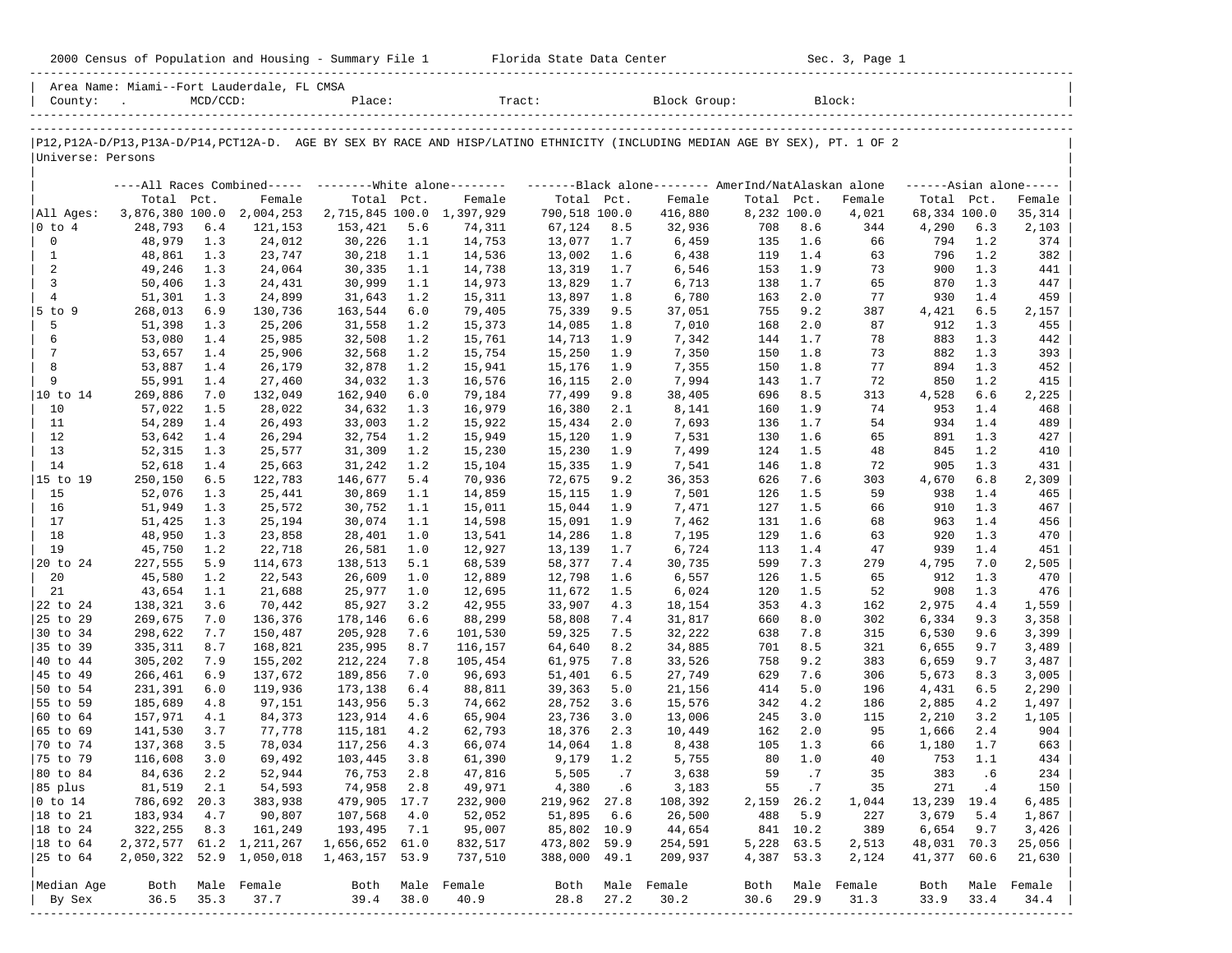2000 Census of Population and Housing - Summary File 1 Florida State Data Center Sec. 3, Page 1

Area Name: Miami--Fort Lauderdale, FL CMSA
County: . MCD/CCD: Place: Tract: Block Group: Block:

P12,P12A-D/P13,P13A-D/P14,PCT12A-D. AGE BY SEX BY RACE AND HISP/LATINO ETHNICITY (INCLUDING MEDIAN AGE BY SEX), PT. 1 OF 2
Universe: Persons

| | All Races Combined | | | White alone | | | Black alone | | | AmerInd/NatAlaskan alone | | | Asian alone | | |
|---|---|---|---|---|---|---|---|---|---|---|---|---|---|---|---|
| | Total | Pct. | Female | Total | Pct. | Female | Total | Pct. | Female | Total | Pct. | Female | Total | Pct. | Female |
| All Ages: | 3,876,380 | 100.0 | 2,004,253 | 2,715,845 | 100.0 | 1,397,929 | 790,518 | 100.0 | 416,880 | 8,232 | 100.0 | 4,021 | 68,334 | 100.0 | 35,314 |
| 0 to 4 | 248,793 | 6.4 | 121,153 | 153,421 | 5.6 | 74,311 | 67,124 | 8.5 | 32,936 | 708 | 8.6 | 344 | 4,290 | 6.3 | 2,103 |
| 0 | 48,979 | 1.3 | 24,012 | 30,226 | 1.1 | 14,753 | 13,077 | 1.7 | 6,459 | 135 | 1.6 | 66 | 794 | 1.2 | 374 |
| 1 | 48,861 | 1.3 | 23,747 | 30,218 | 1.1 | 14,536 | 13,002 | 1.6 | 6,438 | 119 | 1.4 | 63 | 796 | 1.2 | 382 |
| 2 | 49,246 | 1.3 | 24,064 | 30,335 | 1.1 | 14,738 | 13,319 | 1.7 | 6,546 | 153 | 1.9 | 73 | 900 | 1.3 | 441 |
| 3 | 50,406 | 1.3 | 24,431 | 30,999 | 1.1 | 14,973 | 13,829 | 1.7 | 6,713 | 138 | 1.7 | 65 | 870 | 1.3 | 447 |
| 4 | 51,301 | 1.3 | 24,899 | 31,643 | 1.2 | 15,311 | 13,897 | 1.8 | 6,780 | 163 | 2.0 | 77 | 930 | 1.4 | 459 |
| 5 to 9 | 268,013 | 6.9 | 130,736 | 163,544 | 6.0 | 79,405 | 75,339 | 9.5 | 37,051 | 755 | 9.2 | 387 | 4,421 | 6.5 | 2,157 |
| 5 | 51,398 | 1.3 | 25,206 | 31,558 | 1.2 | 15,373 | 14,085 | 1.8 | 7,010 | 168 | 2.0 | 87 | 912 | 1.3 | 455 |
| 6 | 53,080 | 1.4 | 25,985 | 32,508 | 1.2 | 15,761 | 14,713 | 1.9 | 7,342 | 144 | 1.7 | 78 | 883 | 1.3 | 442 |
| 7 | 53,657 | 1.4 | 25,906 | 32,568 | 1.2 | 15,754 | 15,250 | 1.9 | 7,350 | 150 | 1.8 | 73 | 882 | 1.3 | 393 |
| 8 | 53,887 | 1.4 | 26,179 | 32,878 | 1.2 | 15,941 | 15,176 | 1.9 | 7,355 | 150 | 1.8 | 77 | 894 | 1.3 | 452 |
| 9 | 55,991 | 1.4 | 27,460 | 34,032 | 1.3 | 16,576 | 16,115 | 2.0 | 7,994 | 143 | 1.7 | 72 | 850 | 1.2 | 415 |
| 10 to 14 | 269,886 | 7.0 | 132,049 | 162,940 | 6.0 | 79,184 | 77,499 | 9.8 | 38,405 | 696 | 8.5 | 313 | 4,528 | 6.6 | 2,225 |
| 10 | 57,022 | 1.5 | 28,022 | 34,632 | 1.3 | 16,979 | 16,380 | 2.1 | 8,141 | 160 | 1.9 | 74 | 953 | 1.4 | 468 |
| 11 | 54,289 | 1.4 | 26,493 | 33,003 | 1.2 | 15,922 | 15,434 | 2.0 | 7,693 | 136 | 1.7 | 54 | 934 | 1.4 | 489 |
| 12 | 53,642 | 1.4 | 26,294 | 32,754 | 1.2 | 15,949 | 15,120 | 1.9 | 7,531 | 130 | 1.6 | 65 | 891 | 1.3 | 427 |
| 13 | 52,315 | 1.3 | 25,577 | 31,309 | 1.2 | 15,230 | 15,230 | 1.9 | 7,499 | 124 | 1.5 | 48 | 845 | 1.2 | 410 |
| 14 | 52,618 | 1.4 | 25,663 | 31,242 | 1.2 | 15,104 | 15,335 | 1.9 | 7,541 | 146 | 1.8 | 72 | 905 | 1.3 | 431 |
| 15 to 19 | 250,150 | 6.5 | 122,783 | 146,677 | 5.4 | 70,936 | 72,675 | 9.2 | 36,353 | 626 | 7.6 | 303 | 4,670 | 6.8 | 2,309 |
| 15 | 52,076 | 1.3 | 25,441 | 30,869 | 1.1 | 14,859 | 15,115 | 1.9 | 7,501 | 126 | 1.5 | 59 | 938 | 1.4 | 465 |
| 16 | 51,949 | 1.3 | 25,572 | 30,752 | 1.1 | 15,011 | 15,044 | 1.9 | 7,471 | 127 | 1.5 | 66 | 910 | 1.3 | 467 |
| 17 | 51,425 | 1.3 | 25,194 | 30,074 | 1.1 | 14,598 | 15,091 | 1.9 | 7,462 | 131 | 1.6 | 68 | 963 | 1.4 | 456 |
| 18 | 48,950 | 1.3 | 23,858 | 28,401 | 1.0 | 13,541 | 14,286 | 1.8 | 7,195 | 129 | 1.6 | 63 | 920 | 1.3 | 470 |
| 19 | 45,750 | 1.2 | 22,718 | 26,581 | 1.0 | 12,927 | 13,139 | 1.7 | 6,724 | 113 | 1.4 | 47 | 939 | 1.4 | 451 |
| 20 to 24 | 227,555 | 5.9 | 114,673 | 138,513 | 5.1 | 68,539 | 58,377 | 7.4 | 30,735 | 599 | 7.3 | 279 | 4,795 | 7.0 | 2,505 |
| 20 | 45,580 | 1.2 | 22,543 | 26,609 | 1.0 | 12,889 | 12,798 | 1.6 | 6,557 | 126 | 1.5 | 65 | 912 | 1.3 | 470 |
| 21 | 43,654 | 1.1 | 21,688 | 25,977 | 1.0 | 12,695 | 11,672 | 1.5 | 6,024 | 120 | 1.5 | 52 | 908 | 1.3 | 476 |
| 22 to 24 | 138,321 | 3.6 | 70,442 | 85,927 | 3.2 | 42,955 | 33,907 | 4.3 | 18,154 | 353 | 4.3 | 162 | 2,975 | 4.4 | 1,559 |
| 25 to 29 | 269,675 | 7.0 | 136,376 | 178,146 | 6.6 | 88,299 | 58,808 | 7.4 | 31,817 | 660 | 8.0 | 302 | 6,334 | 9.3 | 3,358 |
| 30 to 34 | 298,622 | 7.7 | 150,487 | 205,928 | 7.6 | 101,530 | 59,325 | 7.5 | 32,222 | 638 | 7.8 | 315 | 6,530 | 9.6 | 3,399 |
| 35 to 39 | 335,311 | 8.7 | 168,821 | 235,995 | 8.7 | 116,157 | 64,640 | 8.2 | 34,885 | 701 | 8.5 | 321 | 6,655 | 9.7 | 3,489 |
| 40 to 44 | 305,202 | 7.9 | 155,202 | 212,224 | 7.8 | 105,454 | 61,975 | 7.8 | 33,526 | 758 | 9.2 | 383 | 6,659 | 9.7 | 3,487 |
| 45 to 49 | 266,461 | 6.9 | 137,672 | 189,856 | 7.0 | 96,693 | 51,401 | 6.5 | 27,749 | 629 | 7.6 | 306 | 5,673 | 8.3 | 3,005 |
| 50 to 54 | 231,391 | 6.0 | 119,936 | 173,138 | 6.4 | 88,811 | 39,363 | 5.0 | 21,156 | 414 | 5.0 | 196 | 4,431 | 6.5 | 2,290 |
| 55 to 59 | 185,689 | 4.8 | 97,151 | 143,956 | 5.3 | 74,662 | 28,752 | 3.6 | 15,576 | 342 | 4.2 | 186 | 2,885 | 4.2 | 1,497 |
| 60 to 64 | 157,971 | 4.1 | 84,373 | 123,914 | 4.6 | 65,904 | 23,736 | 3.0 | 13,006 | 245 | 3.0 | 115 | 2,210 | 3.2 | 1,105 |
| 65 to 69 | 141,530 | 3.7 | 77,778 | 115,181 | 4.2 | 62,793 | 18,376 | 2.3 | 10,449 | 162 | 2.0 | 95 | 1,666 | 2.4 | 904 |
| 70 to 74 | 137,368 | 3.5 | 78,034 | 117,256 | 4.3 | 66,074 | 14,064 | 1.8 | 8,438 | 105 | 1.3 | 66 | 1,180 | 1.7 | 663 |
| 75 to 79 | 116,608 | 3.0 | 69,492 | 103,445 | 3.8 | 61,390 | 9,179 | 1.2 | 5,755 | 80 | 1.0 | 40 | 753 | 1.1 | 434 |
| 80 to 84 | 84,636 | 2.2 | 52,944 | 76,753 | 2.8 | 47,816 | 5,505 | .7 | 3,638 | 59 | .7 | 35 | 383 | .6 | 234 |
| 85 plus | 81,519 | 2.1 | 54,593 | 74,958 | 2.8 | 49,971 | 4,380 | .6 | 3,183 | 55 | .7 | 35 | 271 | .4 | 150 |
| 0 to 14 | 786,692 | 20.3 | 383,938 | 479,905 | 17.7 | 232,900 | 219,962 | 27.8 | 108,392 | 2,159 | 26.2 | 1,044 | 13,239 | 19.4 | 6,485 |
| 18 to 21 | 183,934 | 4.7 | 90,807 | 107,568 | 4.0 | 52,052 | 51,895 | 6.6 | 26,500 | 488 | 5.9 | 227 | 3,679 | 5.4 | 1,867 |
| 18 to 24 | 322,255 | 8.3 | 161,249 | 193,495 | 7.1 | 95,007 | 85,802 | 10.9 | 44,654 | 841 | 10.2 | 389 | 6,654 | 9.7 | 3,426 |
| 18 to 64 | 2,372,577 | 61.2 | 1,211,267 | 1,656,652 | 61.0 | 832,517 | 473,802 | 59.9 | 254,591 | 5,228 | 63.5 | 2,513 | 48,031 | 70.3 | 25,056 |
| 25 to 64 | 2,050,322 | 52.9 | 1,050,018 | 1,463,157 | 53.9 | 737,510 | 388,000 | 49.1 | 209,937 | 4,387 | 53.3 | 2,124 | 41,377 | 60.6 | 21,630 |
| | | | | | | | | | | | | | | | |
| Median Age | Both | Male | Female | Both | Male | Female | Both | Male | Female | Both | Male | Female | Both | Male | Female |
| By Sex | 36.5 | 35.3 | 37.7 | 39.4 | 38.0 | 40.9 | 28.8 | 27.2 | 30.2 | 30.6 | 29.9 | 31.3 | 33.9 | 33.4 | 34.4 |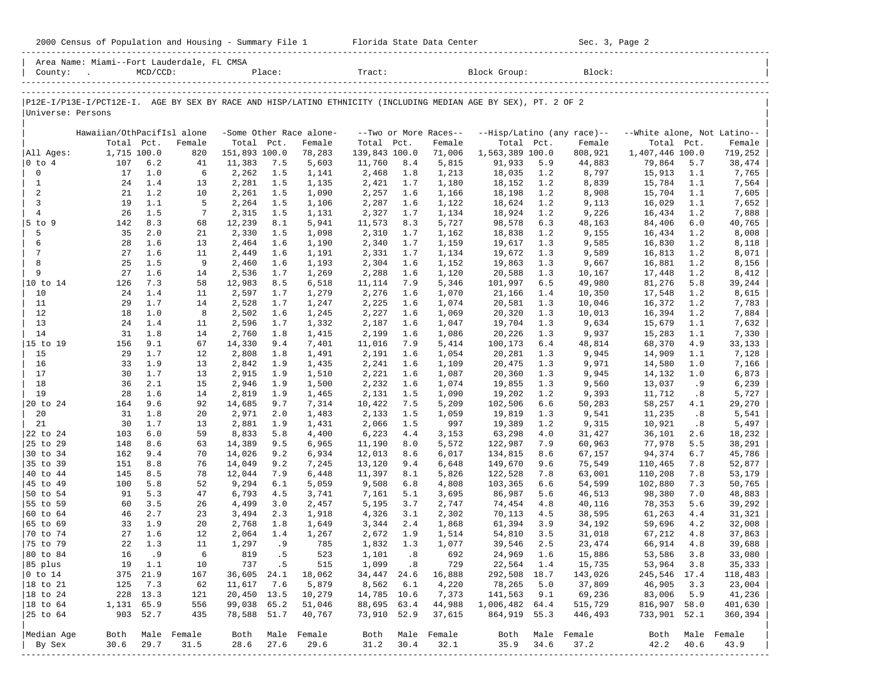2000 Census of Population and Housing - Summary File 1 Florida State Data Center Sec. 3, Page 2

Area Name: Miami--Fort Lauderdale, FL CMSA
County: . MCD/CCD: Place: Tract: Block Group: Block:

P12E-I/P13E-I/PCT12E-I. AGE BY SEX BY RACE AND HISP/LATINO ETHNICITY (INCLUDING MEDIAN AGE BY SEX), PT. 2 OF 2
Universe: Persons

| | Hawaiian/OthPacifIsl alone | | | -Some Other Race alone- | | | --Two or More Races-- | | | --Hisp/Latino (any race)-- | | | --White alone, Not Latino-- | | |
|---|---|---|---|---|---|---|---|---|---|---|---|---|---|---|---|
| | Total | Pct. | Female | Total | Pct. | Female | Total | Pct. | Female | Total | Pct. | Female | Total | Pct. | Female |
| All Ages: | 1,715 | 100.0 | 820 | 151,893 | 100.0 | 78,283 | 139,843 | 100.0 | 71,006 | 1,563,389 | 100.0 | 808,921 | 1,407,446 | 100.0 | 719,252 |
| 0 to 4 | 107 | 6.2 | 41 | 11,383 | 7.5 | 5,603 | 11,760 | 8.4 | 5,815 | 91,933 | 5.9 | 44,883 | 79,864 | 5.7 | 38,474 |
| 0 | 17 | 1.0 | 6 | 2,262 | 1.5 | 1,141 | 2,468 | 1.8 | 1,213 | 18,035 | 1.2 | 8,797 | 15,913 | 1.1 | 7,765 |
| 1 | 24 | 1.4 | 13 | 2,281 | 1.5 | 1,135 | 2,421 | 1.7 | 1,180 | 18,152 | 1.2 | 8,839 | 15,784 | 1.1 | 7,564 |
| 2 | 21 | 1.2 | 10 | 2,261 | 1.5 | 1,090 | 2,257 | 1.6 | 1,166 | 18,198 | 1.2 | 8,908 | 15,704 | 1.1 | 7,605 |
| 3 | 19 | 1.1 | 5 | 2,264 | 1.5 | 1,106 | 2,287 | 1.6 | 1,122 | 18,624 | 1.2 | 9,113 | 16,029 | 1.1 | 7,652 |
| 4 | 26 | 1.5 | 7 | 2,315 | 1.5 | 1,131 | 2,327 | 1.7 | 1,134 | 18,924 | 1.2 | 9,226 | 16,434 | 1.2 | 7,888 |
| 5 to 9 | 142 | 8.3 | 68 | 12,239 | 8.1 | 5,941 | 11,573 | 8.3 | 5,727 | 98,578 | 6.3 | 48,163 | 84,406 | 6.0 | 40,765 |
| 5 | 35 | 2.0 | 21 | 2,330 | 1.5 | 1,098 | 2,310 | 1.7 | 1,162 | 18,838 | 1.2 | 9,155 | 16,434 | 1.2 | 8,008 |
| 6 | 28 | 1.6 | 13 | 2,464 | 1.6 | 1,190 | 2,340 | 1.7 | 1,159 | 19,617 | 1.3 | 9,585 | 16,830 | 1.2 | 8,118 |
| 7 | 27 | 1.6 | 11 | 2,449 | 1.6 | 1,191 | 2,331 | 1.7 | 1,134 | 19,672 | 1.3 | 9,589 | 16,813 | 1.2 | 8,071 |
| 8 | 25 | 1.5 | 9 | 2,460 | 1.6 | 1,193 | 2,304 | 1.6 | 1,152 | 19,863 | 1.3 | 9,667 | 16,881 | 1.2 | 8,156 |
| 9 | 27 | 1.6 | 14 | 2,536 | 1.7 | 1,269 | 2,288 | 1.6 | 1,120 | 20,588 | 1.3 | 10,167 | 17,448 | 1.2 | 8,412 |
| 10 to 14 | 126 | 7.3 | 58 | 12,983 | 8.5 | 6,518 | 11,114 | 7.9 | 5,346 | 101,997 | 6.5 | 49,980 | 81,276 | 5.8 | 39,244 |
| 10 | 24 | 1.4 | 11 | 2,597 | 1.7 | 1,279 | 2,276 | 1.6 | 1,070 | 21,166 | 1.4 | 10,350 | 17,548 | 1.2 | 8,615 |
| 11 | 29 | 1.7 | 14 | 2,528 | 1.7 | 1,247 | 2,225 | 1.6 | 1,074 | 20,581 | 1.3 | 10,046 | 16,372 | 1.2 | 7,783 |
| 12 | 18 | 1.0 | 8 | 2,502 | 1.6 | 1,245 | 2,227 | 1.6 | 1,069 | 20,320 | 1.3 | 10,013 | 16,394 | 1.2 | 7,884 |
| 13 | 24 | 1.4 | 11 | 2,596 | 1.7 | 1,332 | 2,187 | 1.6 | 1,047 | 19,704 | 1.3 | 9,634 | 15,679 | 1.1 | 7,632 |
| 14 | 31 | 1.8 | 14 | 2,760 | 1.8 | 1,415 | 2,199 | 1.6 | 1,086 | 20,226 | 1.3 | 9,937 | 15,283 | 1.1 | 7,330 |
| 15 to 19 | 156 | 9.1 | 67 | 14,330 | 9.4 | 7,401 | 11,016 | 7.9 | 5,414 | 100,173 | 6.4 | 48,814 | 68,370 | 4.9 | 33,133 |
| 15 | 29 | 1.7 | 12 | 2,808 | 1.8 | 1,491 | 2,191 | 1.6 | 1,054 | 20,281 | 1.3 | 9,945 | 14,909 | 1.1 | 7,128 |
| 16 | 33 | 1.9 | 13 | 2,842 | 1.9 | 1,435 | 2,241 | 1.6 | 1,109 | 20,475 | 1.3 | 9,971 | 14,580 | 1.0 | 7,166 |
| 17 | 30 | 1.7 | 13 | 2,915 | 1.9 | 1,510 | 2,221 | 1.6 | 1,087 | 20,360 | 1.3 | 9,945 | 14,132 | 1.0 | 6,873 |
| 18 | 36 | 2.1 | 15 | 2,946 | 1.9 | 1,500 | 2,232 | 1.6 | 1,074 | 19,855 | 1.3 | 9,560 | 13,037 | .9 | 6,239 |
| 19 | 28 | 1.6 | 14 | 2,819 | 1.9 | 1,465 | 2,131 | 1.5 | 1,090 | 19,202 | 1.2 | 9,393 | 11,712 | .8 | 5,727 |
| 20 to 24 | 164 | 9.6 | 92 | 14,685 | 9.7 | 7,314 | 10,422 | 7.5 | 5,209 | 102,506 | 6.6 | 50,283 | 58,257 | 4.1 | 29,270 |
| 20 | 31 | 1.8 | 20 | 2,971 | 2.0 | 1,483 | 2,133 | 1.5 | 1,059 | 19,819 | 1.3 | 9,541 | 11,235 | .8 | 5,541 |
| 21 | 30 | 1.7 | 13 | 2,881 | 1.9 | 1,431 | 2,066 | 1.5 | 997 | 19,389 | 1.2 | 9,315 | 10,921 | .8 | 5,497 |
| 22 to 24 | 103 | 6.0 | 59 | 8,833 | 5.8 | 4,400 | 6,223 | 4.4 | 3,153 | 63,298 | 4.0 | 31,427 | 36,101 | 2.6 | 18,232 |
| 25 to 29 | 148 | 8.6 | 63 | 14,389 | 9.5 | 6,965 | 11,190 | 8.0 | 5,572 | 122,987 | 7.9 | 60,963 | 77,978 | 5.5 | 38,291 |
| 30 to 34 | 162 | 9.4 | 70 | 14,026 | 9.2 | 6,934 | 12,013 | 8.6 | 6,017 | 134,815 | 8.6 | 67,157 | 94,374 | 6.7 | 45,786 |
| 35 to 39 | 151 | 8.8 | 76 | 14,049 | 9.2 | 7,245 | 13,120 | 9.4 | 6,648 | 149,670 | 9.6 | 75,549 | 110,465 | 7.8 | 52,877 |
| 40 to 44 | 145 | 8.5 | 78 | 12,044 | 7.9 | 6,448 | 11,397 | 8.1 | 5,826 | 122,528 | 7.8 | 63,001 | 110,208 | 7.8 | 53,179 |
| 45 to 49 | 100 | 5.8 | 52 | 9,294 | 6.1 | 5,059 | 9,508 | 6.8 | 4,808 | 103,365 | 6.6 | 54,599 | 102,880 | 7.3 | 50,765 |
| 50 to 54 | 91 | 5.3 | 47 | 6,793 | 4.5 | 3,741 | 7,161 | 5.1 | 3,695 | 86,987 | 5.6 | 46,513 | 98,380 | 7.0 | 48,883 |
| 55 to 59 | 60 | 3.5 | 26 | 4,499 | 3.0 | 2,457 | 5,195 | 3.7 | 2,747 | 74,454 | 4.8 | 40,116 | 78,353 | 5.6 | 39,292 |
| 60 to 64 | 46 | 2.7 | 23 | 3,494 | 2.3 | 1,918 | 4,326 | 3.1 | 2,302 | 70,113 | 4.5 | 38,595 | 61,263 | 4.4 | 31,321 |
| 65 to 69 | 33 | 1.9 | 20 | 2,768 | 1.8 | 1,649 | 3,344 | 2.4 | 1,868 | 61,394 | 3.9 | 34,192 | 59,696 | 4.2 | 32,008 |
| 70 to 74 | 27 | 1.6 | 12 | 2,064 | 1.4 | 1,267 | 2,672 | 1.9 | 1,514 | 54,810 | 3.5 | 31,018 | 67,212 | 4.8 | 37,863 |
| 75 to 79 | 22 | 1.3 | 11 | 1,297 | .9 | 785 | 1,832 | 1.3 | 1,077 | 39,546 | 2.5 | 23,474 | 66,914 | 4.8 | 39,688 |
| 80 to 84 | 16 | .9 | 6 | 819 | .5 | 523 | 1,101 | .8 | 692 | 24,969 | 1.6 | 15,886 | 53,586 | 3.8 | 33,080 |
| 85 plus | 19 | 1.1 | 10 | 737 | .5 | 515 | 1,099 | .8 | 729 | 22,564 | 1.4 | 15,735 | 53,964 | 3.8 | 35,333 |
| 0 to 14 | 375 | 21.9 | 167 | 36,605 | 24.1 | 18,062 | 34,447 | 24.6 | 16,888 | 292,508 | 18.7 | 143,026 | 245,546 | 17.4 | 118,483 |
| 18 to 21 | 125 | 7.3 | 62 | 11,617 | 7.6 | 5,879 | 8,562 | 6.1 | 4,220 | 78,265 | 5.0 | 37,809 | 46,905 | 3.3 | 23,004 |
| 18 to 24 | 228 | 13.3 | 121 | 20,450 | 13.5 | 10,279 | 14,785 | 10.6 | 7,373 | 141,563 | 9.1 | 69,236 | 83,006 | 5.9 | 41,236 |
| 18 to 64 | 1,131 | 65.9 | 556 | 99,038 | 65.2 | 51,046 | 88,695 | 63.4 | 44,988 | 1,006,482 | 64.4 | 515,729 | 816,907 | 58.0 | 401,630 |
| 25 to 64 | 903 | 52.7 | 435 | 78,588 | 51.7 | 40,767 | 73,910 | 52.9 | 37,615 | 864,919 | 55.3 | 446,493 | 733,901 | 52.1 | 360,394 |
| Median Age | Both | Male | Female | Both | Male | Female | Both | Male | Female | Both | Male | Female | Both | Male | Female |
| By Sex | 30.6 | 29.7 | 31.5 | 28.6 | 27.6 | 29.6 | 31.2 | 30.4 | 32.1 | 35.9 | 34.6 | 37.2 | 42.2 | 40.6 | 43.9 |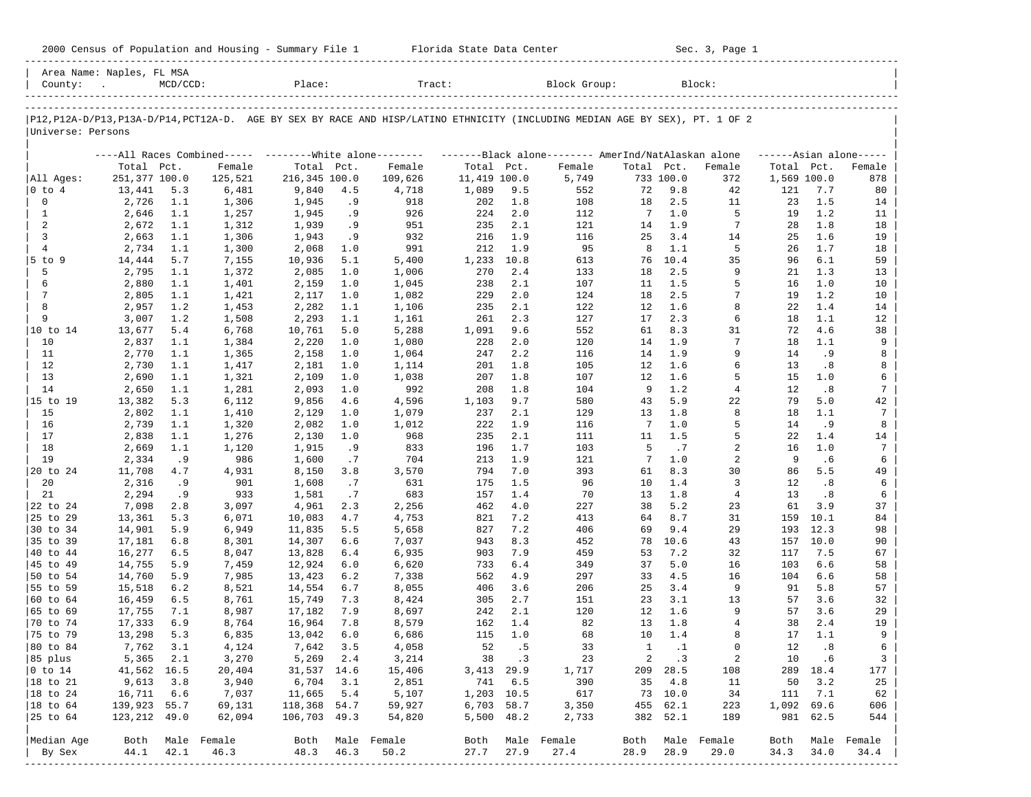2000 Census of Population and Housing - Summary File 1 Florida State Data Center

Area Name: Naples, FL MSA
County: . MCD/CCD: Place: Tract: Block Group: Block:

P12,P12A-D/P13,P13A-D/P14,PCT12A-D. AGE BY SEX BY RACE AND HISP/LATINO ETHNICITY (INCLUDING MEDIAN AGE BY SEX), PT. 1 OF 2

Universe: Persons

| | All Races Combined | | | White alone | | | Black alone | | | AmerInd/NatAlaskan alone | | | Asian alone | | |
|---|---|---|---|---|---|---|---|---|---|---|---|---|---|---|---|
| | Total | Pct. | Female | Total | Pct. | Female | Total | Pct. | Female | Total | Pct. | Female | Total | Pct. | Female |
| All Ages: | 251,377 | 100.0 | 125,521 | 216,345 | 100.0 | 109,626 | 11,419 | 100.0 | 5,749 | 733 | 100.0 | 372 | 1,569 | 100.0 | 878 |
| 0 to 4 | 13,441 | 5.3 | 6,481 | 9,840 | 4.5 | 4,718 | 1,089 | 9.5 | 552 | 72 | 9.8 | 42 | 121 | 7.7 | 80 |
| 0 | 2,726 | 1.1 | 1,306 | 1,945 | .9 | 918 | 202 | 1.8 | 108 | 18 | 2.5 | 11 | 23 | 1.5 | 14 |
| 1 | 2,646 | 1.1 | 1,257 | 1,945 | .9 | 926 | 224 | 2.0 | 112 | 7 | 1.0 | 5 | 19 | 1.2 | 11 |
| 2 | 2,672 | 1.1 | 1,312 | 1,939 | .9 | 951 | 235 | 2.1 | 121 | 14 | 1.9 | 7 | 28 | 1.8 | 18 |
| 3 | 2,663 | 1.1 | 1,306 | 1,943 | .9 | 932 | 216 | 1.9 | 116 | 25 | 3.4 | 14 | 25 | 1.6 | 19 |
| 4 | 2,734 | 1.1 | 1,300 | 2,068 | 1.0 | 991 | 212 | 1.9 | 95 | 8 | 1.1 | 5 | 26 | 1.7 | 18 |
| 5 to 9 | 14,444 | 5.7 | 7,155 | 10,936 | 5.1 | 5,400 | 1,233 | 10.8 | 613 | 76 | 10.4 | 35 | 96 | 6.1 | 59 |
| 5 | 2,795 | 1.1 | 1,372 | 2,085 | 1.0 | 1,006 | 270 | 2.4 | 133 | 18 | 2.5 | 9 | 21 | 1.3 | 13 |
| 6 | 2,880 | 1.1 | 1,401 | 2,159 | 1.0 | 1,045 | 238 | 2.1 | 107 | 11 | 1.5 | 5 | 16 | 1.0 | 10 |
| 7 | 2,805 | 1.1 | 1,421 | 2,117 | 1.0 | 1,082 | 229 | 2.0 | 124 | 18 | 2.5 | 7 | 19 | 1.2 | 10 |
| 8 | 2,957 | 1.2 | 1,453 | 2,282 | 1.1 | 1,106 | 235 | 2.1 | 122 | 12 | 1.6 | 8 | 22 | 1.4 | 14 |
| 9 | 3,007 | 1.2 | 1,508 | 2,293 | 1.1 | 1,161 | 261 | 2.3 | 127 | 17 | 2.3 | 6 | 18 | 1.1 | 12 |
| 10 to 14 | 13,677 | 5.4 | 6,768 | 10,761 | 5.0 | 5,288 | 1,091 | 9.6 | 552 | 61 | 8.3 | 31 | 72 | 4.6 | 38 |
| 10 | 2,837 | 1.1 | 1,384 | 2,220 | 1.0 | 1,080 | 228 | 2.0 | 120 | 14 | 1.9 | 7 | 18 | 1.1 | 9 |
| 11 | 2,770 | 1.1 | 1,365 | 2,158 | 1.0 | 1,064 | 247 | 2.2 | 116 | 14 | 1.9 | 9 | 14 | .9 | 8 |
| 12 | 2,730 | 1.1 | 1,417 | 2,181 | 1.0 | 1,114 | 201 | 1.8 | 105 | 12 | 1.6 | 6 | 13 | .8 | 8 |
| 13 | 2,690 | 1.1 | 1,321 | 2,109 | 1.0 | 1,038 | 207 | 1.8 | 107 | 12 | 1.6 | 5 | 15 | 1.0 | 6 |
| 14 | 2,650 | 1.1 | 1,281 | 2,093 | 1.0 | 992 | 208 | 1.8 | 104 | 9 | 1.2 | 4 | 12 | .8 | 7 |
| 15 to 19 | 13,382 | 5.3 | 6,112 | 9,856 | 4.6 | 4,596 | 1,103 | 9.7 | 580 | 43 | 5.9 | 22 | 79 | 5.0 | 42 |
| 15 | 2,802 | 1.1 | 1,410 | 2,129 | 1.0 | 1,079 | 237 | 2.1 | 129 | 13 | 1.8 | 8 | 18 | 1.1 | 7 |
| 16 | 2,739 | 1.1 | 1,320 | 2,082 | 1.0 | 1,012 | 222 | 1.9 | 116 | 7 | 1.0 | 5 | 14 | .9 | 8 |
| 17 | 2,838 | 1.1 | 1,276 | 2,130 | 1.0 | 968 | 235 | 2.1 | 111 | 11 | 1.5 | 5 | 22 | 1.4 | 14 |
| 18 | 2,669 | 1.1 | 1,120 | 1,915 | .9 | 833 | 196 | 1.7 | 103 | 5 | .7 | 2 | 16 | 1.0 | 7 |
| 19 | 2,334 | .9 | 986 | 1,600 | .7 | 704 | 213 | 1.9 | 121 | 7 | 1.0 | 2 | 9 | .6 | 6 |
| 20 to 24 | 11,708 | 4.7 | 4,931 | 8,150 | 3.8 | 3,570 | 794 | 7.0 | 393 | 61 | 8.3 | 30 | 86 | 5.5 | 49 |
| 20 | 2,316 | .9 | 901 | 1,608 | .7 | 631 | 175 | 1.5 | 96 | 10 | 1.4 | 3 | 12 | .8 | 6 |
| 21 | 2,294 | .9 | 933 | 1,581 | .7 | 683 | 157 | 1.4 | 70 | 13 | 1.8 | 4 | 13 | .8 | 6 |
| 22 to 24 | 7,098 | 2.8 | 3,097 | 4,961 | 2.3 | 2,256 | 462 | 4.0 | 227 | 38 | 5.2 | 23 | 61 | 3.9 | 37 |
| 25 to 29 | 13,361 | 5.3 | 6,071 | 10,083 | 4.7 | 4,753 | 821 | 7.2 | 413 | 64 | 8.7 | 31 | 159 | 10.1 | 84 |
| 30 to 34 | 14,901 | 5.9 | 6,949 | 11,835 | 5.5 | 5,658 | 827 | 7.2 | 406 | 69 | 9.4 | 29 | 193 | 12.3 | 98 |
| 35 to 39 | 17,181 | 6.8 | 8,301 | 14,307 | 6.6 | 7,037 | 943 | 8.3 | 452 | 78 | 10.6 | 43 | 157 | 10.0 | 90 |
| 40 to 44 | 16,277 | 6.5 | 8,047 | 13,828 | 6.4 | 6,935 | 903 | 7.9 | 459 | 53 | 7.2 | 32 | 117 | 7.5 | 67 |
| 45 to 49 | 14,755 | 5.9 | 7,459 | 12,924 | 6.0 | 6,620 | 733 | 6.4 | 349 | 37 | 5.0 | 16 | 103 | 6.6 | 58 |
| 50 to 54 | 14,760 | 5.9 | 7,985 | 13,423 | 6.2 | 7,338 | 562 | 4.9 | 297 | 33 | 4.5 | 16 | 104 | 6.6 | 58 |
| 55 to 59 | 15,518 | 6.2 | 8,521 | 14,554 | 6.7 | 8,055 | 406 | 3.6 | 206 | 25 | 3.4 | 9 | 91 | 5.8 | 57 |
| 60 to 64 | 16,459 | 6.5 | 8,761 | 15,749 | 7.3 | 8,424 | 305 | 2.7 | 151 | 23 | 3.1 | 13 | 57 | 3.6 | 32 |
| 65 to 69 | 17,755 | 7.1 | 8,987 | 17,182 | 7.9 | 8,697 | 242 | 2.1 | 120 | 12 | 1.6 | 9 | 57 | 3.6 | 29 |
| 70 to 74 | 17,333 | 6.9 | 8,764 | 16,964 | 7.8 | 8,579 | 162 | 1.4 | 82 | 13 | 1.8 | 4 | 38 | 2.4 | 19 |
| 75 to 79 | 13,298 | 5.3 | 6,835 | 13,042 | 6.0 | 6,686 | 115 | 1.0 | 68 | 10 | 1.4 | 8 | 17 | 1.1 | 9 |
| 80 to 84 | 7,762 | 3.1 | 4,124 | 7,642 | 3.5 | 4,058 | 52 | .5 | 33 | 1 | .1 | 0 | 12 | .8 | 6 |
| 85 plus | 5,365 | 2.1 | 3,270 | 5,269 | 2.4 | 3,214 | 38 | .3 | 23 | 2 | .3 | 2 | 10 | .6 | 3 |
| 0 to 14 | 41,562 | 16.5 | 20,404 | 31,537 | 14.6 | 15,406 | 3,413 | 29.9 | 1,717 | 209 | 28.5 | 108 | 289 | 18.4 | 177 |
| 18 to 21 | 9,613 | 3.8 | 3,940 | 6,704 | 3.1 | 2,851 | 741 | 6.5 | 390 | 35 | 4.8 | 11 | 50 | 3.2 | 25 |
| 18 to 24 | 16,711 | 6.6 | 7,037 | 11,665 | 5.4 | 5,107 | 1,203 | 10.5 | 617 | 73 | 10.0 | 34 | 111 | 7.1 | 62 |
| 18 to 64 | 139,923 | 55.7 | 69,131 | 118,368 | 54.7 | 59,927 | 6,703 | 58.7 | 3,350 | 455 | 62.1 | 223 | 1,092 | 69.6 | 606 |
| 25 to 64 | 123,212 | 49.0 | 62,094 | 106,703 | 49.3 | 54,820 | 5,500 | 48.2 | 2,733 | 382 | 52.1 | 189 | 981 | 62.5 | 544 |
| Median Age | Both | Male | Female | Both | Male | Female | Both | Male | Female | Both | Male | Female | Both | Male | Female |
| By Sex | 44.1 | 42.1 | 46.3 | 48.3 | 46.3 | 50.2 | 27.7 | 27.9 | 27.4 | 28.9 | 28.9 | 29.0 | 34.3 | 34.0 | 34.4 |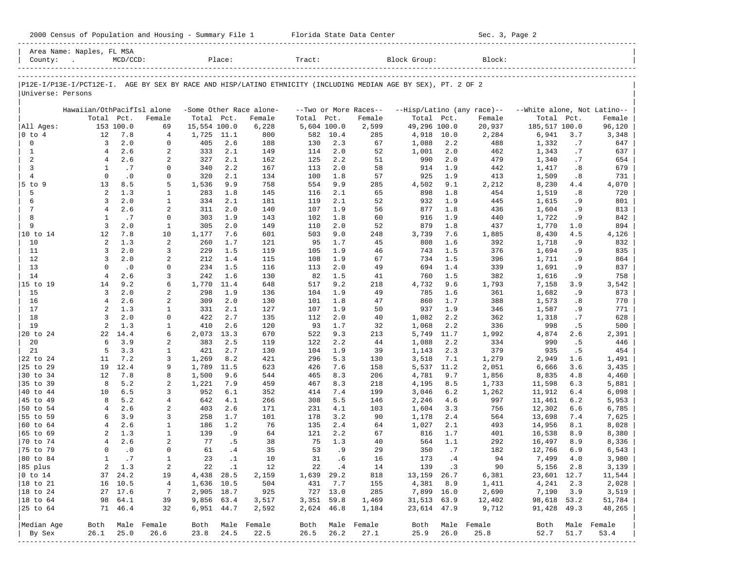Area Name: Naples, FL MSA
County: . MCD/CCD: Place: Tract: Block Group: Block:

P12E-I/P13E-I/PCT12E-I. AGE BY SEX BY RACE AND HISP/LATINO ETHNICITY (INCLUDING MEDIAN AGE BY SEX), PT. 2 OF 2

Universe: Persons

| | Hawaiian/OthPacifIsl alone | | | -Some Other Race alone- | | | --Two or More Races-- | | | --Hisp/Latino (any race)-- | | | --White alone, Not Latino-- | | |
|---|---|---|---|---|---|---|---|---|---|---|---|---|---|---|---|
| | Total | Pct. | Female | Total | Pct. | Female | Total | Pct. | Female | Total | Pct. | Female | Total | Pct. | Female |
| All Ages: | 153 | 100.0 | 69 | 15,554 | 100.0 | 6,228 | 5,604 | 100.0 | 2,599 | 49,296 | 100.0 | 20,937 | 185,517 | 100.0 | 96,120 |
| 0 to 4 | 12 | 7.8 | 4 | 1,725 | 11.1 | 800 | 582 | 10.4 | 285 | 4,918 | 10.0 | 2,284 | 6,941 | 3.7 | 3,348 |
| 0 | 3 | 2.0 | 0 | 405 | 2.6 | 188 | 130 | 2.3 | 67 | 1,088 | 2.2 | 488 | 1,332 | .7 | 647 |
| 1 | 4 | 2.6 | 2 | 333 | 2.1 | 149 | 114 | 2.0 | 52 | 1,001 | 2.0 | 462 | 1,343 | .7 | 637 |
| 2 | 4 | 2.6 | 2 | 327 | 2.1 | 162 | 125 | 2.2 | 51 | 990 | 2.0 | 479 | 1,340 | .7 | 654 |
| 3 | 1 | .7 | 0 | 340 | 2.2 | 167 | 113 | 2.0 | 58 | 914 | 1.9 | 442 | 1,417 | .8 | 679 |
| 4 | 0 | .0 | 0 | 320 | 2.1 | 134 | 100 | 1.8 | 57 | 925 | 1.9 | 413 | 1,509 | .8 | 731 |
| 5 to 9 | 13 | 8.5 | 5 | 1,536 | 9.9 | 758 | 554 | 9.9 | 285 | 4,502 | 9.1 | 2,212 | 8,230 | 4.4 | 4,070 |
| 5 | 2 | 1.3 | 1 | 283 | 1.8 | 145 | 116 | 2.1 | 65 | 898 | 1.8 | 454 | 1,519 | .8 | 720 |
| 6 | 3 | 2.0 | 1 | 334 | 2.1 | 181 | 119 | 2.1 | 52 | 932 | 1.9 | 445 | 1,615 | .9 | 801 |
| 7 | 4 | 2.6 | 2 | 311 | 2.0 | 140 | 107 | 1.9 | 56 | 877 | 1.8 | 436 | 1,604 | .9 | 813 |
| 8 | 1 | .7 | 0 | 303 | 1.9 | 143 | 102 | 1.8 | 60 | 916 | 1.9 | 440 | 1,722 | .9 | 842 |
| 9 | 3 | 2.0 | 1 | 305 | 2.0 | 149 | 110 | 2.0 | 52 | 879 | 1.8 | 437 | 1,770 | 1.0 | 894 |
| 10 to 14 | 12 | 7.8 | 10 | 1,177 | 7.6 | 601 | 503 | 9.0 | 248 | 3,739 | 7.6 | 1,885 | 8,430 | 4.5 | 4,126 |
| 10 | 2 | 1.3 | 2 | 260 | 1.7 | 121 | 95 | 1.7 | 45 | 808 | 1.6 | 392 | 1,718 | .9 | 832 |
| 11 | 3 | 2.0 | 3 | 229 | 1.5 | 119 | 105 | 1.9 | 46 | 743 | 1.5 | 376 | 1,694 | .9 | 835 |
| 12 | 3 | 2.0 | 2 | 212 | 1.4 | 115 | 108 | 1.9 | 67 | 734 | 1.5 | 396 | 1,711 | .9 | 864 |
| 13 | 0 | .0 | 0 | 234 | 1.5 | 116 | 113 | 2.0 | 49 | 694 | 1.4 | 339 | 1,691 | .9 | 837 |
| 14 | 4 | 2.6 | 3 | 242 | 1.6 | 130 | 82 | 1.5 | 41 | 760 | 1.5 | 382 | 1,616 | .9 | 758 |
| 15 to 19 | 14 | 9.2 | 6 | 1,770 | 11.4 | 648 | 517 | 9.2 | 218 | 4,732 | 9.6 | 1,793 | 7,158 | 3.9 | 3,542 |
| 15 | 3 | 2.0 | 2 | 298 | 1.9 | 136 | 104 | 1.9 | 49 | 785 | 1.6 | 361 | 1,682 | .9 | 873 |
| 16 | 4 | 2.6 | 2 | 309 | 2.0 | 130 | 101 | 1.8 | 47 | 860 | 1.7 | 388 | 1,573 | .8 | 770 |
| 17 | 2 | 1.3 | 1 | 331 | 2.1 | 127 | 107 | 1.9 | 50 | 937 | 1.9 | 346 | 1,587 | .9 | 771 |
| 18 | 3 | 2.0 | 0 | 422 | 2.7 | 135 | 112 | 2.0 | 40 | 1,082 | 2.2 | 362 | 1,318 | .7 | 628 |
| 19 | 2 | 1.3 | 1 | 410 | 2.6 | 120 | 93 | 1.7 | 32 | 1,068 | 2.2 | 336 | 998 | .5 | 500 |
| 20 to 24 | 22 | 14.4 | 6 | 2,073 | 13.3 | 670 | 522 | 9.3 | 213 | 5,749 | 11.7 | 1,992 | 4,874 | 2.6 | 2,391 |
| 20 | 6 | 3.9 | 2 | 383 | 2.5 | 119 | 122 | 2.2 | 44 | 1,088 | 2.2 | 334 | 990 | .5 | 446 |
| 21 | 5 | 3.3 | 1 | 421 | 2.7 | 130 | 104 | 1.9 | 39 | 1,143 | 2.3 | 379 | 935 | .5 | 454 |
| 22 to 24 | 11 | 7.2 | 3 | 1,269 | 8.2 | 421 | 296 | 5.3 | 130 | 3,518 | 7.1 | 1,279 | 2,949 | 1.6 | 1,491 |
| 25 to 29 | 19 | 12.4 | 9 | 1,789 | 11.5 | 623 | 426 | 7.6 | 158 | 5,537 | 11.2 | 2,051 | 6,666 | 3.6 | 3,435 |
| 30 to 34 | 12 | 7.8 | 8 | 1,500 | 9.6 | 544 | 465 | 8.3 | 206 | 4,781 | 9.7 | 1,856 | 8,835 | 4.8 | 4,460 |
| 35 to 39 | 8 | 5.2 | 2 | 1,221 | 7.9 | 459 | 467 | 8.3 | 218 | 4,195 | 8.5 | 1,733 | 11,598 | 6.3 | 5,881 |
| 40 to 44 | 10 | 6.5 | 3 | 952 | 6.1 | 352 | 414 | 7.4 | 199 | 3,046 | 6.2 | 1,262 | 11,912 | 6.4 | 6,098 |
| 45 to 49 | 8 | 5.2 | 4 | 642 | 4.1 | 266 | 308 | 5.5 | 146 | 2,246 | 4.6 | 997 | 11,461 | 6.2 | 5,953 |
| 50 to 54 | 4 | 2.6 | 2 | 403 | 2.6 | 171 | 231 | 4.1 | 103 | 1,604 | 3.3 | 756 | 12,302 | 6.6 | 6,785 |
| 55 to 59 | 6 | 3.9 | 3 | 258 | 1.7 | 101 | 178 | 3.2 | 90 | 1,178 | 2.4 | 564 | 13,698 | 7.4 | 7,625 |
| 60 to 64 | 4 | 2.6 | 1 | 186 | 1.2 | 76 | 135 | 2.4 | 64 | 1,027 | 2.1 | 493 | 14,956 | 8.1 | 8,028 |
| 65 to 69 | 2 | 1.3 | 1 | 139 | .9 | 64 | 121 | 2.2 | 67 | 816 | 1.7 | 401 | 16,538 | 8.9 | 8,380 |
| 70 to 74 | 4 | 2.6 | 2 | 77 | .5 | 38 | 75 | 1.3 | 40 | 564 | 1.1 | 292 | 16,497 | 8.9 | 8,336 |
| 75 to 79 | 0 | .0 | 0 | 61 | .4 | 35 | 53 | .9 | 29 | 350 | .7 | 182 | 12,766 | 6.9 | 6,543 |
| 80 to 84 | 1 | .7 | 1 | 23 | .1 | 10 | 31 | .6 | 16 | 173 | .4 | 94 | 7,499 | 4.0 | 3,980 |
| 85 plus | 2 | 1.3 | 2 | 22 | .1 | 12 | 22 | .4 | 14 | 139 | .3 | 90 | 5,156 | 2.8 | 3,139 |
| 0 to 14 | 37 | 24.2 | 19 | 4,438 | 28.5 | 2,159 | 1,639 | 29.2 | 818 | 13,159 | 26.7 | 6,381 | 23,601 | 12.7 | 11,544 |
| 18 to 21 | 16 | 10.5 | 4 | 1,636 | 10.5 | 504 | 431 | 7.7 | 155 | 4,381 | 8.9 | 1,411 | 4,241 | 2.3 | 2,028 |
| 18 to 24 | 27 | 17.6 | 7 | 2,905 | 18.7 | 925 | 727 | 13.0 | 285 | 7,899 | 16.0 | 2,690 | 7,190 | 3.9 | 3,519 |
| 18 to 64 | 98 | 64.1 | 39 | 9,856 | 63.4 | 3,517 | 3,351 | 59.8 | 1,469 | 31,513 | 63.9 | 12,402 | 98,618 | 53.2 | 51,784 |
| 25 to 64 | 71 | 46.4 | 32 | 6,951 | 44.7 | 2,592 | 2,624 | 46.8 | 1,184 | 23,614 | 47.9 | 9,712 | 91,428 | 49.3 | 48,265 |
| Median Age | Both | Male | Female | Both | Male | Female | Both | Male | Female | Both | Male | Female | Both | Male | Female |
| By Sex | 26.1 | 25.0 | 26.6 | 23.8 | 24.5 | 22.5 | 26.5 | 26.2 | 27.1 | 25.9 | 26.0 | 25.8 | 52.7 | 51.7 | 53.4 |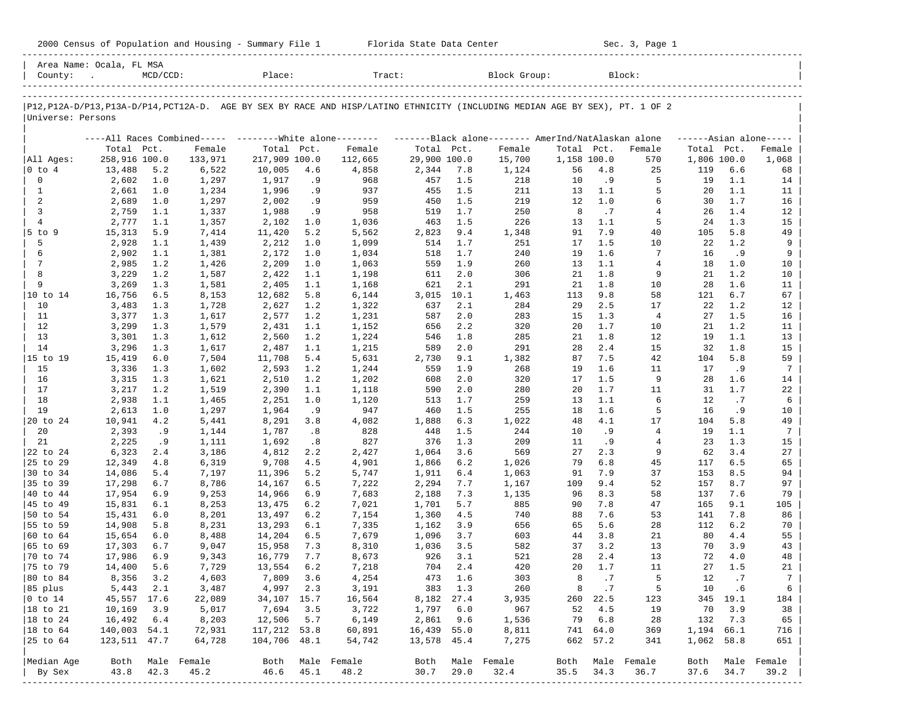Area Name: Ocala, FL MSA
County: . MCD/CCD: Place: Tract: Block Group: Block:

P12,P12A-D/P13,P13A-D/P14,PCT12A-D. AGE BY SEX BY RACE AND HISP/LATINO ETHNICITY (INCLUDING MEDIAN AGE BY SEX), PT. 1 OF 2

Universe: Persons

| | All Races Combined | | | White alone | | | Black alone | | | AmerInd/NatAlaskan alone | | | Asian alone | | |
|---|---|---|---|---|---|---|---|---|---|---|---|---|---|---|---|
| | Total | Pct. | Female | Total | Pct. | Female | Total | Pct. | Female | Total | Pct. | Female | Total | Pct. | Female |
| All Ages: | 258,916 | 100.0 | 133,971 | 217,909 | 100.0 | 112,665 | 29,900 | 100.0 | 15,700 | 1,158 | 100.0 | 570 | 1,806 | 100.0 | 1,068 |
| 0 to 4 | 13,488 | 5.2 | 6,522 | 10,005 | 4.6 | 4,858 | 2,344 | 7.8 | 1,124 | 56 | 4.8 | 25 | 119 | 6.6 | 68 |
| 0 | 2,602 | 1.0 | 1,297 | 1,917 | .9 | 968 | 457 | 1.5 | 218 | 10 | .9 | 5 | 19 | 1.1 | 14 |
| 1 | 2,661 | 1.0 | 1,234 | 1,996 | .9 | 937 | 455 | 1.5 | 211 | 13 | 1.1 | 5 | 20 | 1.1 | 11 |
| 2 | 2,689 | 1.0 | 1,297 | 2,002 | .9 | 959 | 450 | 1.5 | 219 | 12 | 1.0 | 6 | 30 | 1.7 | 16 |
| 3 | 2,759 | 1.1 | 1,337 | 1,988 | .9 | 958 | 519 | 1.7 | 250 | 8 | .7 | 4 | 26 | 1.4 | 12 |
| 4 | 2,777 | 1.1 | 1,357 | 2,102 | 1.0 | 1,036 | 463 | 1.5 | 226 | 13 | 1.1 | 5 | 24 | 1.3 | 15 |
| 5 to 9 | 15,313 | 5.9 | 7,414 | 11,420 | 5.2 | 5,562 | 2,823 | 9.4 | 1,348 | 91 | 7.9 | 40 | 105 | 5.8 | 49 |
| 5 | 2,928 | 1.1 | 1,439 | 2,212 | 1.0 | 1,099 | 514 | 1.7 | 251 | 17 | 1.5 | 10 | 22 | 1.2 | 9 |
| 6 | 2,902 | 1.1 | 1,381 | 2,172 | 1.0 | 1,034 | 518 | 1.7 | 240 | 19 | 1.6 | 7 | 16 | .9 | 9 |
| 7 | 2,985 | 1.2 | 1,426 | 2,209 | 1.0 | 1,063 | 559 | 1.9 | 260 | 13 | 1.1 | 4 | 18 | 1.0 | 10 |
| 8 | 3,229 | 1.2 | 1,587 | 2,422 | 1.1 | 1,198 | 611 | 2.0 | 306 | 21 | 1.8 | 9 | 21 | 1.2 | 10 |
| 9 | 3,269 | 1.3 | 1,581 | 2,405 | 1.1 | 1,168 | 621 | 2.1 | 291 | 21 | 1.8 | 10 | 28 | 1.6 | 11 |
| 10 to 14 | 16,756 | 6.5 | 8,153 | 12,682 | 5.8 | 6,144 | 3,015 | 10.1 | 1,463 | 113 | 9.8 | 58 | 121 | 6.7 | 67 |
| 10 | 3,483 | 1.3 | 1,728 | 2,627 | 1.2 | 1,322 | 637 | 2.1 | 284 | 29 | 2.5 | 17 | 22 | 1.2 | 12 |
| 11 | 3,377 | 1.3 | 1,617 | 2,577 | 1.2 | 1,231 | 587 | 2.0 | 283 | 15 | 1.3 | 4 | 27 | 1.5 | 16 |
| 12 | 3,299 | 1.3 | 1,579 | 2,431 | 1.1 | 1,152 | 656 | 2.2 | 320 | 20 | 1.7 | 10 | 21 | 1.2 | 11 |
| 13 | 3,301 | 1.3 | 1,612 | 2,560 | 1.2 | 1,224 | 546 | 1.8 | 285 | 21 | 1.8 | 12 | 19 | 1.1 | 13 |
| 14 | 3,296 | 1.3 | 1,617 | 2,487 | 1.1 | 1,215 | 589 | 2.0 | 291 | 28 | 2.4 | 15 | 32 | 1.8 | 15 |
| 15 to 19 | 15,419 | 6.0 | 7,504 | 11,708 | 5.4 | 5,631 | 2,730 | 9.1 | 1,382 | 87 | 7.5 | 42 | 104 | 5.8 | 59 |
| 15 | 3,336 | 1.3 | 1,602 | 2,593 | 1.2 | 1,244 | 559 | 1.9 | 268 | 19 | 1.6 | 11 | 17 | .9 | 7 |
| 16 | 3,315 | 1.3 | 1,621 | 2,510 | 1.2 | 1,202 | 608 | 2.0 | 320 | 17 | 1.5 | 9 | 28 | 1.6 | 14 |
| 17 | 3,217 | 1.2 | 1,519 | 2,390 | 1.1 | 1,118 | 590 | 2.0 | 280 | 20 | 1.7 | 11 | 31 | 1.7 | 22 |
| 18 | 2,938 | 1.1 | 1,465 | 2,251 | 1.0 | 1,120 | 513 | 1.7 | 259 | 13 | 1.1 | 6 | 12 | .7 | 6 |
| 19 | 2,613 | 1.0 | 1,297 | 1,964 | .9 | 947 | 460 | 1.5 | 255 | 18 | 1.6 | 5 | 16 | .9 | 10 |
| 20 to 24 | 10,941 | 4.2 | 5,441 | 8,291 | 3.8 | 4,082 | 1,888 | 6.3 | 1,022 | 48 | 4.1 | 17 | 104 | 5.8 | 49 |
| 20 | 2,393 | .9 | 1,144 | 1,787 | .8 | 828 | 448 | 1.5 | 244 | 10 | .9 | 4 | 19 | 1.1 | 7 |
| 21 | 2,225 | .9 | 1,111 | 1,692 | .8 | 827 | 376 | 1.3 | 209 | 11 | .9 | 4 | 23 | 1.3 | 15 |
| 22 to 24 | 6,323 | 2.4 | 3,186 | 4,812 | 2.2 | 2,427 | 1,064 | 3.6 | 569 | 27 | 2.3 | 9 | 62 | 3.4 | 27 |
| 25 to 29 | 12,349 | 4.8 | 6,319 | 9,708 | 4.5 | 4,901 | 1,866 | 6.2 | 1,026 | 79 | 6.8 | 45 | 117 | 6.5 | 65 |
| 30 to 34 | 14,086 | 5.4 | 7,197 | 11,396 | 5.2 | 5,747 | 1,911 | 6.4 | 1,063 | 91 | 7.9 | 37 | 153 | 8.5 | 94 |
| 35 to 39 | 17,298 | 6.7 | 8,786 | 14,167 | 6.5 | 7,222 | 2,294 | 7.7 | 1,167 | 109 | 9.4 | 52 | 157 | 8.7 | 97 |
| 40 to 44 | 17,954 | 6.9 | 9,253 | 14,966 | 6.9 | 7,683 | 2,188 | 7.3 | 1,135 | 96 | 8.3 | 58 | 137 | 7.6 | 79 |
| 45 to 49 | 15,831 | 6.1 | 8,253 | 13,475 | 6.2 | 7,021 | 1,701 | 5.7 | 885 | 90 | 7.8 | 47 | 165 | 9.1 | 105 |
| 50 to 54 | 15,431 | 6.0 | 8,201 | 13,497 | 6.2 | 7,154 | 1,360 | 4.5 | 740 | 88 | 7.6 | 53 | 141 | 7.8 | 86 |
| 55 to 59 | 14,908 | 5.8 | 8,231 | 13,293 | 6.1 | 7,335 | 1,162 | 3.9 | 656 | 65 | 5.6 | 28 | 112 | 6.2 | 70 |
| 60 to 64 | 15,654 | 6.0 | 8,488 | 14,204 | 6.5 | 7,679 | 1,096 | 3.7 | 603 | 44 | 3.8 | 21 | 80 | 4.4 | 55 |
| 65 to 69 | 17,303 | 6.7 | 9,047 | 15,958 | 7.3 | 8,310 | 1,036 | 3.5 | 582 | 37 | 3.2 | 13 | 70 | 3.9 | 43 |
| 70 to 74 | 17,986 | 6.9 | 9,343 | 16,779 | 7.7 | 8,673 | 926 | 3.1 | 521 | 28 | 2.4 | 13 | 72 | 4.0 | 48 |
| 75 to 79 | 14,400 | 5.6 | 7,729 | 13,554 | 6.2 | 7,218 | 704 | 2.4 | 420 | 20 | 1.7 | 11 | 27 | 1.5 | 21 |
| 80 to 84 | 8,356 | 3.2 | 4,603 | 7,809 | 3.6 | 4,254 | 473 | 1.6 | 303 | 8 | .7 | 5 | 12 | .7 | 7 |
| 85 plus | 5,443 | 2.1 | 3,487 | 4,997 | 2.3 | 3,191 | 383 | 1.3 | 260 | 8 | .7 | 5 | 10 | .6 | 6 |
| 0 to 14 | 45,557 | 17.6 | 22,089 | 34,107 | 15.7 | 16,564 | 8,182 | 27.4 | 3,935 | 260 | 22.5 | 123 | 345 | 19.1 | 184 |
| 18 to 21 | 10,169 | 3.9 | 5,017 | 7,694 | 3.5 | 3,722 | 1,797 | 6.0 | 967 | 52 | 4.5 | 19 | 70 | 3.9 | 38 |
| 18 to 24 | 16,492 | 6.4 | 8,203 | 12,506 | 5.7 | 6,149 | 2,861 | 9.6 | 1,536 | 79 | 6.8 | 28 | 132 | 7.3 | 65 |
| 18 to 64 | 140,003 | 54.1 | 72,931 | 117,212 | 53.8 | 60,891 | 16,439 | 55.0 | 8,811 | 741 | 64.0 | 369 | 1,194 | 66.1 | 716 |
| 25 to 64 | 123,511 | 47.7 | 64,728 | 104,706 | 48.1 | 54,742 | 13,578 | 45.4 | 7,275 | 662 | 57.2 | 341 | 1,062 | 58.8 | 651 |
| Median Age | Both | Male | Female | Both | Male | Female | Both | Male | Female | Both | Male | Female | Both | Male | Female |
| By Sex | 43.8 | 42.3 | 45.2 | 46.6 | 45.1 | 48.2 | 30.7 | 29.0 | 32.4 | 35.5 | 34.3 | 36.7 | 37.6 | 34.7 | 39.2 |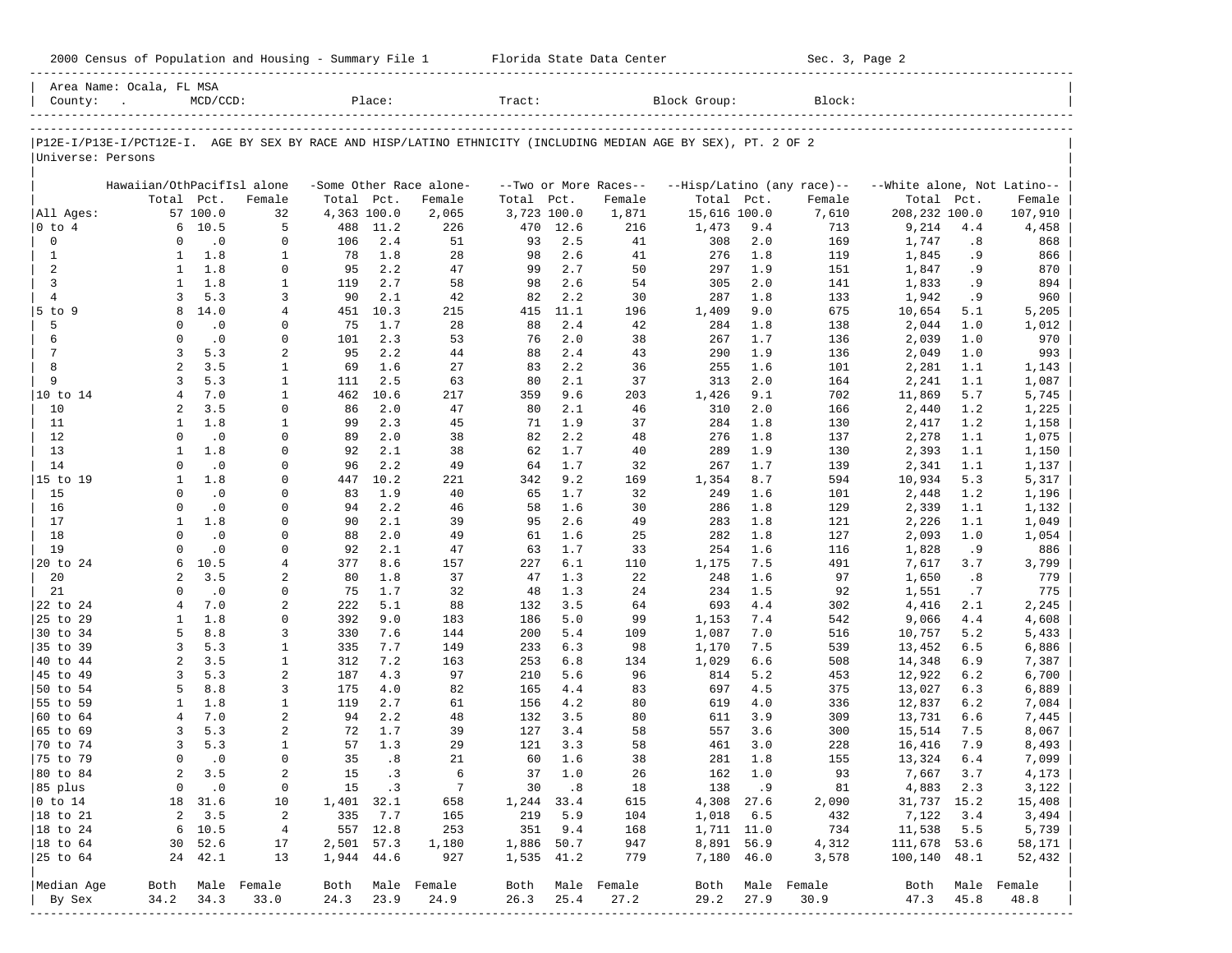Area Name: Ocala, FL MSA
County: . MCD/CCD: Place: Tract: Block Group: Block:

P12E-I/P13E-I/PCT12E-I. AGE BY SEX BY RACE AND HISP/LATINO ETHNICITY (INCLUDING MEDIAN AGE BY SEX), PT. 2 OF 2
Universe: Persons

| | Hawaiian/OthPacifIsl alone | | | -Some Other Race alone- | | | --Two or More Races-- | | | --Hisp/Latino (any race)-- | | | --White alone, Not Latino-- | | |
|---|---|---|---|---|---|---|---|---|---|---|---|---|---|---|---|
| | Total | Pct. | Female | Total | Pct. | Female | Total | Pct. | Female | Total | Pct. | Female | Total | Pct. | Female |
| All Ages: | 57 | 100.0 | 32 | 4,363 | 100.0 | 2,065 | 3,723 | 100.0 | 1,871 | 15,616 | 100.0 | 7,610 | 208,232 | 100.0 | 107,910 |
| 0 to 4 | 6 | 10.5 | 5 | 488 | 11.2 | 226 | 470 | 12.6 | 216 | 1,473 | 9.4 | 713 | 9,214 | 4.4 | 4,458 |
| 0 | 0 | .0 | 0 | 106 | 2.4 | 51 | 93 | 2.5 | 41 | 308 | 2.0 | 169 | 1,747 | .8 | 868 |
| 1 | 1 | 1.8 | 1 | 78 | 1.8 | 28 | 98 | 2.6 | 41 | 276 | 1.8 | 119 | 1,845 | .9 | 866 |
| 2 | 1 | 1.8 | 0 | 95 | 2.2 | 47 | 99 | 2.7 | 50 | 297 | 1.9 | 151 | 1,847 | .9 | 870 |
| 3 | 1 | 1.8 | 1 | 119 | 2.7 | 58 | 98 | 2.6 | 54 | 305 | 2.0 | 141 | 1,833 | .9 | 894 |
| 4 | 3 | 5.3 | 3 | 90 | 2.1 | 42 | 82 | 2.2 | 30 | 287 | 1.8 | 133 | 1,942 | .9 | 960 |
| 5 to 9 | 8 | 14.0 | 4 | 451 | 10.3 | 215 | 415 | 11.1 | 196 | 1,409 | 9.0 | 675 | 10,654 | 5.1 | 5,205 |
| 5 | 0 | .0 | 0 | 75 | 1.7 | 28 | 88 | 2.4 | 42 | 284 | 1.8 | 138 | 2,044 | 1.0 | 1,012 |
| 6 | 0 | .0 | 0 | 101 | 2.3 | 53 | 76 | 2.0 | 38 | 267 | 1.7 | 136 | 2,039 | 1.0 | 970 |
| 7 | 3 | 5.3 | 2 | 95 | 2.2 | 44 | 88 | 2.4 | 43 | 290 | 1.9 | 136 | 2,049 | 1.0 | 993 |
| 8 | 2 | 3.5 | 1 | 69 | 1.6 | 27 | 83 | 2.2 | 36 | 255 | 1.6 | 101 | 2,281 | 1.1 | 1,143 |
| 9 | 3 | 5.3 | 1 | 111 | 2.5 | 63 | 80 | 2.1 | 37 | 313 | 2.0 | 164 | 2,241 | 1.1 | 1,087 |
| 10 to 14 | 4 | 7.0 | 1 | 462 | 10.6 | 217 | 359 | 9.6 | 203 | 1,426 | 9.1 | 702 | 11,869 | 5.7 | 5,745 |
| 10 | 2 | 3.5 | 0 | 86 | 2.0 | 47 | 80 | 2.1 | 46 | 310 | 2.0 | 166 | 2,440 | 1.2 | 1,225 |
| 11 | 1 | 1.8 | 1 | 99 | 2.3 | 45 | 71 | 1.9 | 37 | 284 | 1.8 | 130 | 2,417 | 1.2 | 1,158 |
| 12 | 0 | .0 | 0 | 89 | 2.0 | 38 | 82 | 2.2 | 48 | 276 | 1.8 | 137 | 2,278 | 1.1 | 1,075 |
| 13 | 1 | 1.8 | 0 | 92 | 2.1 | 38 | 62 | 1.7 | 40 | 289 | 1.9 | 130 | 2,393 | 1.1 | 1,150 |
| 14 | 0 | .0 | 0 | 96 | 2.2 | 49 | 64 | 1.7 | 32 | 267 | 1.7 | 139 | 2,341 | 1.1 | 1,137 |
| 15 to 19 | 1 | 1.8 | 0 | 447 | 10.2 | 221 | 342 | 9.2 | 169 | 1,354 | 8.7 | 594 | 10,934 | 5.3 | 5,317 |
| 15 | 0 | .0 | 0 | 83 | 1.9 | 40 | 65 | 1.7 | 32 | 249 | 1.6 | 101 | 2,448 | 1.2 | 1,196 |
| 16 | 0 | .0 | 0 | 94 | 2.2 | 46 | 58 | 1.6 | 30 | 286 | 1.8 | 129 | 2,339 | 1.1 | 1,132 |
| 17 | 1 | 1.8 | 0 | 90 | 2.1 | 39 | 95 | 2.6 | 49 | 283 | 1.8 | 121 | 2,226 | 1.1 | 1,049 |
| 18 | 0 | .0 | 0 | 88 | 2.0 | 49 | 61 | 1.6 | 25 | 282 | 1.8 | 127 | 2,093 | 1.0 | 1,054 |
| 19 | 0 | .0 | 0 | 92 | 2.1 | 47 | 63 | 1.7 | 33 | 254 | 1.6 | 116 | 1,828 | .9 | 886 |
| 20 to 24 | 6 | 10.5 | 4 | 377 | 8.6 | 157 | 227 | 6.1 | 110 | 1,175 | 7.5 | 491 | 7,617 | 3.7 | 3,799 |
| 20 | 2 | 3.5 | 2 | 80 | 1.8 | 37 | 47 | 1.3 | 22 | 248 | 1.6 | 97 | 1,650 | .8 | 779 |
| 21 | 0 | .0 | 0 | 75 | 1.7 | 32 | 48 | 1.3 | 24 | 234 | 1.5 | 92 | 1,551 | .7 | 775 |
| 22 to 24 | 4 | 7.0 | 2 | 222 | 5.1 | 88 | 132 | 3.5 | 64 | 693 | 4.4 | 302 | 4,416 | 2.1 | 2,245 |
| 25 to 29 | 1 | 1.8 | 0 | 392 | 9.0 | 183 | 186 | 5.0 | 99 | 1,153 | 7.4 | 542 | 9,066 | 4.4 | 4,608 |
| 30 to 34 | 5 | 8.8 | 3 | 330 | 7.6 | 144 | 200 | 5.4 | 109 | 1,087 | 7.0 | 516 | 10,757 | 5.2 | 5,433 |
| 35 to 39 | 3 | 5.3 | 1 | 335 | 7.7 | 149 | 233 | 6.3 | 98 | 1,170 | 7.5 | 539 | 13,452 | 6.5 | 6,886 |
| 40 to 44 | 2 | 3.5 | 1 | 312 | 7.2 | 163 | 253 | 6.8 | 134 | 1,029 | 6.6 | 508 | 14,348 | 6.9 | 7,387 |
| 45 to 49 | 3 | 5.3 | 2 | 187 | 4.3 | 97 | 210 | 5.6 | 96 | 814 | 5.2 | 453 | 12,922 | 6.2 | 6,700 |
| 50 to 54 | 5 | 8.8 | 3 | 175 | 4.0 | 82 | 165 | 4.4 | 83 | 697 | 4.5 | 375 | 13,027 | 6.3 | 6,889 |
| 55 to 59 | 1 | 1.8 | 1 | 119 | 2.7 | 61 | 156 | 4.2 | 80 | 619 | 4.0 | 336 | 12,837 | 6.2 | 7,084 |
| 60 to 64 | 4 | 7.0 | 2 | 94 | 2.2 | 48 | 132 | 3.5 | 80 | 611 | 3.9 | 309 | 13,731 | 6.6 | 7,445 |
| 65 to 69 | 3 | 5.3 | 2 | 72 | 1.7 | 39 | 127 | 3.4 | 58 | 557 | 3.6 | 300 | 15,514 | 7.5 | 8,067 |
| 70 to 74 | 3 | 5.3 | 1 | 57 | 1.3 | 29 | 121 | 3.3 | 58 | 461 | 3.0 | 228 | 16,416 | 7.9 | 8,493 |
| 75 to 79 | 0 | .0 | 0 | 35 | .8 | 21 | 60 | 1.6 | 38 | 281 | 1.8 | 155 | 13,324 | 6.4 | 7,099 |
| 80 to 84 | 2 | 3.5 | 2 | 15 | .3 | 6 | 37 | 1.0 | 26 | 162 | 1.0 | 93 | 7,667 | 3.7 | 4,173 |
| 85 plus | 0 | .0 | 0 | 15 | .3 | 7 | 30 | .8 | 18 | 138 | .9 | 81 | 4,883 | 2.3 | 3,122 |
| 0 to 14 | 18 | 31.6 | 10 | 1,401 | 32.1 | 658 | 1,244 | 33.4 | 615 | 4,308 | 27.6 | 2,090 | 31,737 | 15.2 | 15,408 |
| 18 to 21 | 2 | 3.5 | 2 | 335 | 7.7 | 165 | 219 | 5.9 | 104 | 1,018 | 6.5 | 432 | 7,122 | 3.4 | 3,494 |
| 18 to 24 | 6 | 10.5 | 4 | 557 | 12.8 | 253 | 351 | 9.4 | 168 | 1,711 | 11.0 | 734 | 11,538 | 5.5 | 5,739 |
| 18 to 64 | 30 | 52.6 | 17 | 2,501 | 57.3 | 1,180 | 1,886 | 50.7 | 947 | 8,891 | 56.9 | 4,312 | 111,678 | 53.6 | 58,171 |
| 25 to 64 | 24 | 42.1 | 13 | 1,944 | 44.6 | 927 | 1,535 | 41.2 | 779 | 7,180 | 46.0 | 3,578 | 100,140 | 48.1 | 52,432 |
| Median Age | Both | Male | Female | Both | Male | Female | Both | Male | Female | Both | Male | Female | Both | Male | Female |
| By Sex | 34.2 | 34.3 | 33.0 | 24.3 | 23.9 | 24.9 | 26.3 | 25.4 | 27.2 | 29.2 | 27.9 | 30.9 | 47.3 | 45.8 | 48.8 |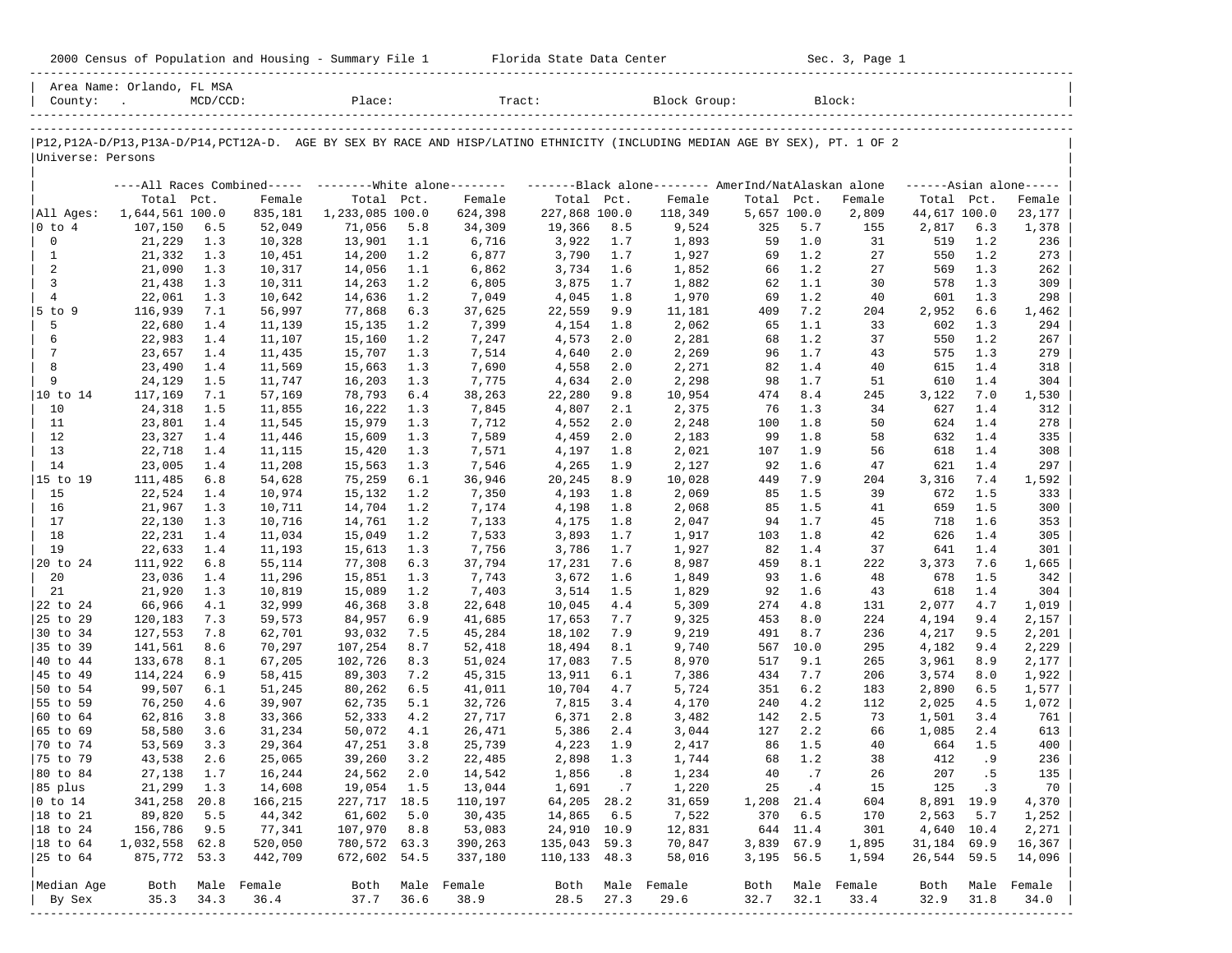2000 Census of Population and Housing - Summary File 1 &nbsp;&nbsp;&nbsp;&nbsp; Florida State Data Center &nbsp;&nbsp;&nbsp;&nbsp; Sec. 3, Page 1

Area Name: Orlando, FL MSA
County: . &nbsp;&nbsp; MCD/CCD: &nbsp;&nbsp; Place: &nbsp;&nbsp; Tract: &nbsp;&nbsp; Block Group: &nbsp;&nbsp; Block:

P12,P12A-D/P13,P13A-D/P14,PCT12A-D. AGE BY SEX BY RACE AND HISP/LATINO ETHNICITY (INCLUDING MEDIAN AGE BY SEX), PT. 1 OF 2
Universe: Persons

| | All Races Combined | | | White alone | | | Black alone | | | AmerInd/NatAlaskan alone | | | Asian alone | | |
|---|---|---|---|---|---|---|---|---|---|---|---|---|---|---|---|
| | Total | Pct. | Female | Total | Pct. | Female | Total | Pct. | Female | Total | Pct. | Female | Total | Pct. | Female |
| All Ages: | 1,644,561 | 100.0 | 835,181 | 1,233,085 | 100.0 | 624,398 | 227,868 | 100.0 | 118,349 | 5,657 | 100.0 | 2,809 | 44,617 | 100.0 | 23,177 |
| 0 to 4 | 107,150 | 6.5 | 52,049 | 71,056 | 5.8 | 34,309 | 19,366 | 8.5 | 9,524 | 325 | 5.7 | 155 | 2,817 | 6.3 | 1,378 |
| 0 | 21,229 | 1.3 | 10,328 | 13,901 | 1.1 | 6,716 | 3,922 | 1.7 | 1,893 | 59 | 1.0 | 31 | 519 | 1.2 | 236 |
| 1 | 21,332 | 1.3 | 10,451 | 14,200 | 1.2 | 6,877 | 3,790 | 1.7 | 1,927 | 69 | 1.2 | 27 | 550 | 1.2 | 273 |
| 2 | 21,090 | 1.3 | 10,317 | 14,056 | 1.1 | 6,862 | 3,734 | 1.6 | 1,852 | 66 | 1.2 | 27 | 569 | 1.3 | 262 |
| 3 | 21,438 | 1.3 | 10,311 | 14,263 | 1.2 | 6,805 | 3,875 | 1.7 | 1,882 | 62 | 1.1 | 30 | 578 | 1.3 | 309 |
| 4 | 22,061 | 1.3 | 10,642 | 14,636 | 1.2 | 7,049 | 4,045 | 1.8 | 1,970 | 69 | 1.2 | 40 | 601 | 1.3 | 298 |
| 5 to 9 | 116,939 | 7.1 | 56,997 | 77,868 | 6.3 | 37,625 | 22,559 | 9.9 | 11,181 | 409 | 7.2 | 204 | 2,952 | 6.6 | 1,462 |
| 5 | 22,680 | 1.4 | 11,139 | 15,135 | 1.2 | 7,399 | 4,154 | 1.8 | 2,062 | 65 | 1.1 | 33 | 602 | 1.3 | 294 |
| 6 | 22,983 | 1.4 | 11,107 | 15,160 | 1.2 | 7,247 | 4,573 | 2.0 | 2,281 | 68 | 1.2 | 37 | 550 | 1.2 | 267 |
| 7 | 23,657 | 1.4 | 11,435 | 15,707 | 1.3 | 7,514 | 4,640 | 2.0 | 2,269 | 96 | 1.7 | 43 | 575 | 1.3 | 279 |
| 8 | 23,490 | 1.4 | 11,569 | 15,663 | 1.3 | 7,690 | 4,558 | 2.0 | 2,271 | 82 | 1.4 | 40 | 615 | 1.4 | 318 |
| 9 | 24,129 | 1.5 | 11,747 | 16,203 | 1.3 | 7,775 | 4,634 | 2.0 | 2,298 | 98 | 1.7 | 51 | 610 | 1.4 | 304 |
| 10 to 14 | 117,169 | 7.1 | 57,169 | 78,793 | 6.4 | 38,263 | 22,280 | 9.8 | 10,954 | 474 | 8.4 | 245 | 3,122 | 7.0 | 1,530 |
| 10 | 24,318 | 1.5 | 11,855 | 16,222 | 1.3 | 7,845 | 4,807 | 2.1 | 2,375 | 76 | 1.3 | 34 | 627 | 1.4 | 312 |
| 11 | 23,801 | 1.4 | 11,545 | 15,979 | 1.3 | 7,712 | 4,552 | 2.0 | 2,248 | 100 | 1.8 | 50 | 624 | 1.4 | 278 |
| 12 | 23,327 | 1.4 | 11,446 | 15,609 | 1.3 | 7,589 | 4,459 | 2.0 | 2,183 | 99 | 1.8 | 58 | 632 | 1.4 | 335 |
| 13 | 22,718 | 1.4 | 11,115 | 15,420 | 1.3 | 7,571 | 4,197 | 1.8 | 2,021 | 107 | 1.9 | 56 | 618 | 1.4 | 308 |
| 14 | 23,005 | 1.4 | 11,208 | 15,563 | 1.3 | 7,546 | 4,265 | 1.9 | 2,127 | 92 | 1.6 | 47 | 621 | 1.4 | 297 |
| 15 to 19 | 111,485 | 6.8 | 54,628 | 75,259 | 6.1 | 36,946 | 20,245 | 8.9 | 10,028 | 449 | 7.9 | 204 | 3,316 | 7.4 | 1,592 |
| 15 | 22,524 | 1.4 | 10,974 | 15,132 | 1.2 | 7,350 | 4,193 | 1.8 | 2,069 | 85 | 1.5 | 39 | 672 | 1.5 | 333 |
| 16 | 21,967 | 1.3 | 10,711 | 14,704 | 1.2 | 7,174 | 4,198 | 1.8 | 2,068 | 85 | 1.5 | 41 | 659 | 1.5 | 300 |
| 17 | 22,130 | 1.3 | 10,716 | 14,761 | 1.2 | 7,133 | 4,175 | 1.8 | 2,047 | 94 | 1.7 | 45 | 718 | 1.6 | 353 |
| 18 | 22,231 | 1.4 | 11,034 | 15,049 | 1.2 | 7,533 | 3,893 | 1.7 | 1,917 | 103 | 1.8 | 42 | 626 | 1.4 | 305 |
| 19 | 22,633 | 1.4 | 11,193 | 15,613 | 1.3 | 7,756 | 3,786 | 1.7 | 1,927 | 82 | 1.4 | 37 | 641 | 1.4 | 301 |
| 20 to 24 | 111,922 | 6.8 | 55,114 | 77,308 | 6.3 | 37,794 | 17,231 | 7.6 | 8,987 | 459 | 8.1 | 222 | 3,373 | 7.6 | 1,665 |
| 20 | 23,036 | 1.4 | 11,296 | 15,851 | 1.3 | 7,743 | 3,672 | 1.6 | 1,849 | 93 | 1.6 | 48 | 678 | 1.5 | 342 |
| 21 | 21,920 | 1.3 | 10,819 | 15,089 | 1.2 | 7,403 | 3,514 | 1.5 | 1,829 | 92 | 1.6 | 43 | 618 | 1.4 | 304 |
| 22 to 24 | 66,966 | 4.1 | 32,999 | 46,368 | 3.8 | 22,648 | 10,045 | 4.4 | 5,309 | 274 | 4.8 | 131 | 2,077 | 4.7 | 1,019 |
| 25 to 29 | 120,183 | 7.3 | 59,573 | 84,957 | 6.9 | 41,685 | 17,653 | 7.7 | 9,325 | 453 | 8.0 | 224 | 4,194 | 9.4 | 2,157 |
| 30 to 34 | 127,553 | 7.8 | 62,701 | 93,032 | 7.5 | 45,284 | 18,102 | 7.9 | 9,219 | 491 | 8.7 | 236 | 4,217 | 9.5 | 2,201 |
| 35 to 39 | 141,561 | 8.6 | 70,297 | 107,254 | 8.7 | 52,418 | 18,494 | 8.1 | 9,740 | 567 | 10.0 | 295 | 4,182 | 9.4 | 2,229 |
| 40 to 44 | 133,678 | 8.1 | 67,205 | 102,726 | 8.3 | 51,024 | 17,083 | 7.5 | 8,970 | 517 | 9.1 | 265 | 3,961 | 8.9 | 2,177 |
| 45 to 49 | 114,224 | 6.9 | 58,415 | 89,303 | 7.2 | 45,315 | 13,911 | 6.1 | 7,386 | 434 | 7.7 | 206 | 3,574 | 8.0 | 1,922 |
| 50 to 54 | 99,507 | 6.1 | 51,245 | 80,262 | 6.5 | 41,011 | 10,704 | 4.7 | 5,724 | 351 | 6.2 | 183 | 2,890 | 6.5 | 1,577 |
| 55 to 59 | 76,250 | 4.6 | 39,907 | 62,735 | 5.1 | 32,726 | 7,815 | 3.4 | 4,170 | 240 | 4.2 | 112 | 2,025 | 4.5 | 1,072 |
| 60 to 64 | 62,816 | 3.8 | 33,366 | 52,333 | 4.2 | 27,717 | 6,371 | 2.8 | 3,482 | 142 | 2.5 | 73 | 1,501 | 3.4 | 761 |
| 65 to 69 | 58,580 | 3.6 | 31,234 | 50,072 | 4.1 | 26,471 | 5,386 | 2.4 | 3,044 | 127 | 2.2 | 66 | 1,085 | 2.4 | 613 |
| 70 to 74 | 53,569 | 3.3 | 29,364 | 47,251 | 3.8 | 25,739 | 4,223 | 1.9 | 2,417 | 86 | 1.5 | 40 | 664 | 1.5 | 400 |
| 75 to 79 | 43,538 | 2.6 | 25,065 | 39,260 | 3.2 | 22,485 | 2,898 | 1.3 | 1,744 | 68 | 1.2 | 38 | 412 | .9 | 236 |
| 80 to 84 | 27,138 | 1.7 | 16,244 | 24,562 | 2.0 | 14,542 | 1,856 | .8 | 1,234 | 40 | .7 | 26 | 207 | .5 | 135 |
| 85 plus | 21,299 | 1.3 | 14,608 | 19,054 | 1.5 | 13,044 | 1,691 | .7 | 1,220 | 25 | .4 | 15 | 125 | .3 | 70 |
| 0 to 14 | 341,258 | 20.8 | 166,215 | 227,717 | 18.5 | 110,197 | 64,205 | 28.2 | 31,659 | 1,208 | 21.4 | 604 | 8,891 | 19.9 | 4,370 |
| 18 to 21 | 89,820 | 5.5 | 44,342 | 61,602 | 5.0 | 30,435 | 14,865 | 6.5 | 7,522 | 370 | 6.5 | 170 | 2,563 | 5.7 | 1,252 |
| 18 to 24 | 156,786 | 9.5 | 77,341 | 107,970 | 8.8 | 53,083 | 24,910 | 10.9 | 12,831 | 644 | 11.4 | 301 | 4,640 | 10.4 | 2,271 |
| 18 to 64 | 1,032,558 | 62.8 | 520,050 | 780,572 | 63.3 | 390,263 | 135,043 | 59.3 | 70,847 | 3,839 | 67.9 | 1,895 | 31,184 | 69.9 | 16,367 |
| 25 to 64 | 875,772 | 53.3 | 442,709 | 672,602 | 54.5 | 337,180 | 110,133 | 48.3 | 58,016 | 3,195 | 56.5 | 1,594 | 26,544 | 59.5 | 14,096 |
| Median Age | Both | Male | Female | Both | Male | Female | Both | Male | Female | Both | Male | Female | Both | Male | Female |
| By Sex | 35.3 | 34.3 | 36.4 | 37.7 | 36.6 | 38.9 | 28.5 | 27.3 | 29.6 | 32.7 | 32.1 | 33.4 | 32.9 | 31.8 | 34.0 |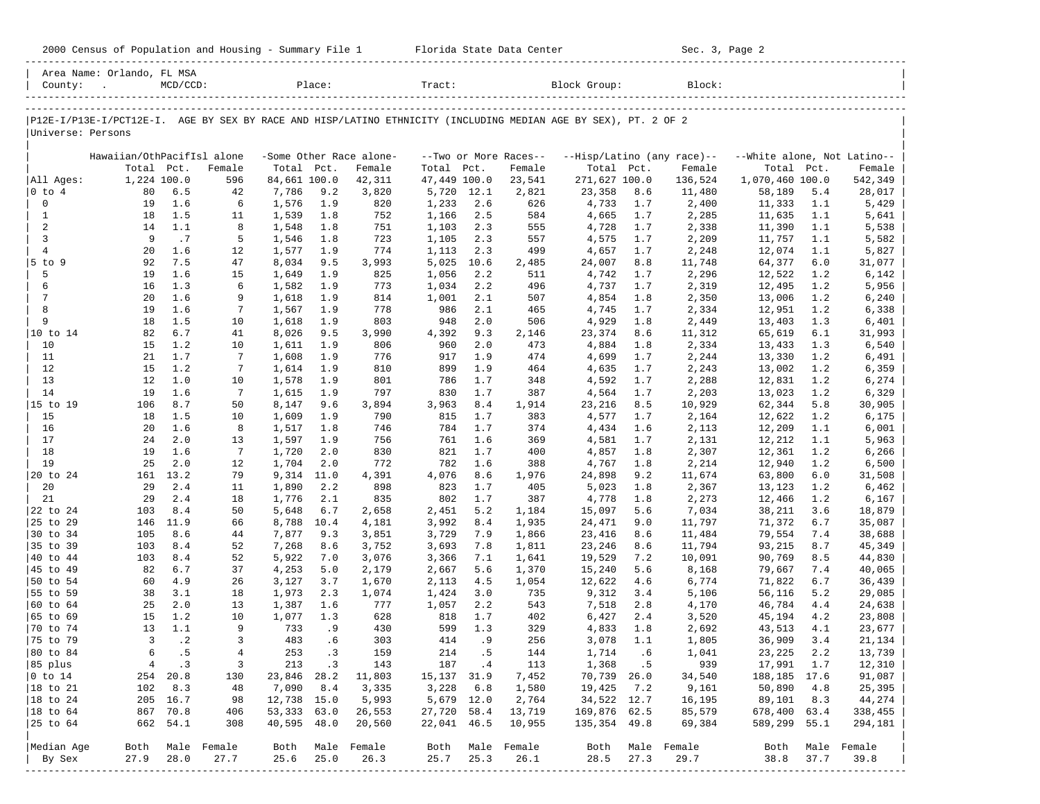Area Name: Orlando, FL MSA
County: . MCD/CCD: Place: Tract: Block Group: Block:

P12E-I/P13E-I/PCT12E-I. AGE BY SEX BY RACE AND HISP/LATINO ETHNICITY (INCLUDING MEDIAN AGE BY SEX), PT. 2 OF 2

Universe: Persons

| | Hawaiian/OthPacifIsl alone | | | -Some Other Race alone- | | | --Two or More Races-- | | | --Hisp/Latino (any race)-- | | | --White alone, Not Latino-- | | |
|---|---|---|---|---|---|---|---|---|---|---|---|---|---|---|---|
| | Total | Pct. | Female | Total | Pct. | Female | Total | Pct. | Female | Total | Pct. | Female | Total | Pct. | Female |
| All Ages: | 1,224 | 100.0 | 596 | 84,661 | 100.0 | 42,311 | 47,449 | 100.0 | 23,541 | 271,627 | 100.0 | 136,524 | 1,070,460 | 100.0 | 542,349 |
| 0 to 4 | 80 | 6.5 | 42 | 7,786 | 9.2 | 3,820 | 5,720 | 12.1 | 2,821 | 23,358 | 8.6 | 11,480 | 58,189 | 5.4 | 28,017 |
| 0 | 19 | 1.6 | 6 | 1,576 | 1.9 | 820 | 1,233 | 2.6 | 626 | 4,733 | 1.7 | 2,400 | 11,333 | 1.1 | 5,429 |
| 1 | 18 | 1.5 | 11 | 1,539 | 1.8 | 752 | 1,166 | 2.5 | 584 | 4,665 | 1.7 | 2,285 | 11,635 | 1.1 | 5,641 |
| 2 | 14 | 1.1 | 8 | 1,548 | 1.8 | 751 | 1,103 | 2.3 | 555 | 4,728 | 1.7 | 2,338 | 11,390 | 1.1 | 5,538 |
| 3 | 9 | .7 | 5 | 1,546 | 1.8 | 723 | 1,105 | 2.3 | 557 | 4,575 | 1.7 | 2,209 | 11,757 | 1.1 | 5,582 |
| 4 | 20 | 1.6 | 12 | 1,577 | 1.9 | 774 | 1,113 | 2.3 | 499 | 4,657 | 1.7 | 2,248 | 12,074 | 1.1 | 5,827 |
| 5 to 9 | 92 | 7.5 | 47 | 8,034 | 9.5 | 3,993 | 5,025 | 10.6 | 2,485 | 24,007 | 8.8 | 11,748 | 64,377 | 6.0 | 31,077 |
| 5 | 19 | 1.6 | 15 | 1,649 | 1.9 | 825 | 1,056 | 2.2 | 511 | 4,742 | 1.7 | 2,296 | 12,522 | 1.2 | 6,142 |
| 6 | 16 | 1.3 | 6 | 1,582 | 1.9 | 773 | 1,034 | 2.2 | 496 | 4,737 | 1.7 | 2,319 | 12,495 | 1.2 | 5,956 |
| 7 | 20 | 1.6 | 9 | 1,618 | 1.9 | 814 | 1,001 | 2.1 | 507 | 4,854 | 1.8 | 2,350 | 13,006 | 1.2 | 6,240 |
| 8 | 19 | 1.6 | 7 | 1,567 | 1.9 | 778 | 986 | 2.1 | 465 | 4,745 | 1.7 | 2,334 | 12,951 | 1.2 | 6,338 |
| 9 | 18 | 1.5 | 10 | 1,618 | 1.9 | 803 | 948 | 2.0 | 506 | 4,929 | 1.8 | 2,449 | 13,403 | 1.3 | 6,401 |
| 10 to 14 | 82 | 6.7 | 41 | 8,026 | 9.5 | 3,990 | 4,392 | 9.3 | 2,146 | 23,374 | 8.6 | 11,312 | 65,619 | 6.1 | 31,993 |
| 10 | 15 | 1.2 | 10 | 1,611 | 1.9 | 806 | 960 | 2.0 | 473 | 4,884 | 1.8 | 2,334 | 13,433 | 1.3 | 6,540 |
| 11 | 21 | 1.7 | 7 | 1,608 | 1.9 | 776 | 917 | 1.9 | 474 | 4,699 | 1.7 | 2,244 | 13,330 | 1.2 | 6,491 |
| 12 | 15 | 1.2 | 7 | 1,614 | 1.9 | 810 | 899 | 1.9 | 464 | 4,635 | 1.7 | 2,243 | 13,002 | 1.2 | 6,359 |
| 13 | 12 | 1.0 | 10 | 1,578 | 1.9 | 801 | 786 | 1.7 | 348 | 4,592 | 1.7 | 2,288 | 12,831 | 1.2 | 6,274 |
| 14 | 19 | 1.6 | 7 | 1,615 | 1.9 | 797 | 830 | 1.7 | 387 | 4,564 | 1.7 | 2,203 | 13,023 | 1.2 | 6,329 |
| 15 to 19 | 106 | 8.7 | 50 | 8,147 | 9.6 | 3,894 | 3,963 | 8.4 | 1,914 | 23,216 | 8.5 | 10,929 | 62,344 | 5.8 | 30,905 |
| 15 | 18 | 1.5 | 10 | 1,609 | 1.9 | 790 | 815 | 1.7 | 383 | 4,577 | 1.7 | 2,164 | 12,622 | 1.2 | 6,175 |
| 16 | 20 | 1.6 | 8 | 1,517 | 1.8 | 746 | 784 | 1.7 | 374 | 4,434 | 1.6 | 2,113 | 12,209 | 1.1 | 6,001 |
| 17 | 24 | 2.0 | 13 | 1,597 | 1.9 | 756 | 761 | 1.6 | 369 | 4,581 | 1.7 | 2,131 | 12,212 | 1.1 | 5,963 |
| 18 | 19 | 1.6 | 7 | 1,720 | 2.0 | 830 | 821 | 1.7 | 400 | 4,857 | 1.8 | 2,307 | 12,361 | 1.2 | 6,266 |
| 19 | 25 | 2.0 | 12 | 1,704 | 2.0 | 772 | 782 | 1.6 | 388 | 4,767 | 1.8 | 2,214 | 12,940 | 1.2 | 6,500 |
| 20 to 24 | 161 | 13.2 | 79 | 9,314 | 11.0 | 4,391 | 4,076 | 8.6 | 1,976 | 24,898 | 9.2 | 11,674 | 63,800 | 6.0 | 31,508 |
| 20 | 29 | 2.4 | 11 | 1,890 | 2.2 | 898 | 823 | 1.7 | 405 | 5,023 | 1.8 | 2,367 | 13,123 | 1.2 | 6,462 |
| 21 | 29 | 2.4 | 18 | 1,776 | 2.1 | 835 | 802 | 1.7 | 387 | 4,778 | 1.8 | 2,273 | 12,466 | 1.2 | 6,167 |
| 22 to 24 | 103 | 8.4 | 50 | 5,648 | 6.7 | 2,658 | 2,451 | 5.2 | 1,184 | 15,097 | 5.6 | 7,034 | 38,211 | 3.6 | 18,879 |
| 25 to 29 | 146 | 11.9 | 66 | 8,788 | 10.4 | 4,181 | 3,992 | 8.4 | 1,935 | 24,471 | 9.0 | 11,797 | 71,372 | 6.7 | 35,087 |
| 30 to 34 | 105 | 8.6 | 44 | 7,877 | 9.3 | 3,851 | 3,729 | 7.9 | 1,866 | 23,416 | 8.6 | 11,484 | 79,554 | 7.4 | 38,688 |
| 35 to 39 | 103 | 8.4 | 52 | 7,268 | 8.6 | 3,752 | 3,693 | 7.8 | 1,811 | 23,246 | 8.6 | 11,794 | 93,215 | 8.7 | 45,349 |
| 40 to 44 | 103 | 8.4 | 52 | 5,922 | 7.0 | 3,076 | 3,366 | 7.1 | 1,641 | 19,529 | 7.2 | 10,091 | 90,769 | 8.5 | 44,830 |
| 45 to 49 | 82 | 6.7 | 37 | 4,253 | 5.0 | 2,179 | 2,667 | 5.6 | 1,370 | 15,240 | 5.6 | 8,168 | 79,667 | 7.4 | 40,065 |
| 50 to 54 | 60 | 4.9 | 26 | 3,127 | 3.7 | 1,670 | 2,113 | 4.5 | 1,054 | 12,622 | 4.6 | 6,774 | 71,822 | 6.7 | 36,439 |
| 55 to 59 | 38 | 3.1 | 18 | 1,973 | 2.3 | 1,074 | 1,424 | 3.0 | 735 | 9,312 | 3.4 | 5,106 | 56,116 | 5.2 | 29,085 |
| 60 to 64 | 25 | 2.0 | 13 | 1,387 | 1.6 | 777 | 1,057 | 2.2 | 543 | 7,518 | 2.8 | 4,170 | 46,784 | 4.4 | 24,638 |
| 65 to 69 | 15 | 1.2 | 10 | 1,077 | 1.3 | 628 | 818 | 1.7 | 402 | 6,427 | 2.4 | 3,520 | 45,194 | 4.2 | 23,808 |
| 70 to 74 | 13 | 1.1 | 9 | 733 | .9 | 430 | 599 | 1.3 | 329 | 4,833 | 1.8 | 2,692 | 43,513 | 4.1 | 23,677 |
| 75 to 79 | 3 | .2 | 3 | 483 | .6 | 303 | 414 | .9 | 256 | 3,078 | 1.1 | 1,805 | 36,909 | 3.4 | 21,134 |
| 80 to 84 | 6 | .5 | 4 | 253 | .3 | 159 | 214 | .5 | 144 | 1,714 | .6 | 1,041 | 23,225 | 2.2 | 13,739 |
| 85 plus | 4 | .3 | 3 | 213 | .3 | 143 | 187 | .4 | 113 | 1,368 | .5 | 939 | 17,991 | 1.7 | 12,310 |
| 0 to 14 | 254 | 20.8 | 130 | 23,846 | 28.2 | 11,803 | 15,137 | 31.9 | 7,452 | 70,739 | 26.0 | 34,540 | 188,185 | 17.6 | 91,087 |
| 18 to 21 | 102 | 8.3 | 48 | 7,090 | 8.4 | 3,335 | 3,228 | 6.8 | 1,580 | 19,425 | 7.2 | 9,161 | 50,890 | 4.8 | 25,395 |
| 18 to 24 | 205 | 16.7 | 98 | 12,738 | 15.0 | 5,993 | 5,679 | 12.0 | 2,764 | 34,522 | 12.7 | 16,195 | 89,101 | 8.3 | 44,274 |
| 18 to 64 | 867 | 70.8 | 406 | 53,333 | 63.0 | 26,553 | 27,720 | 58.4 | 13,719 | 169,876 | 62.5 | 85,579 | 678,400 | 63.4 | 338,455 |
| 25 to 64 | 662 | 54.1 | 308 | 40,595 | 48.0 | 20,560 | 22,041 | 46.5 | 10,955 | 135,354 | 49.8 | 69,384 | 589,299 | 55.1 | 294,181 |
| Median Age | Both | Male | Female | Both | Male | Female | Both | Male | Female | Both | Male | Female | Both | Male | Female |
| By Sex | 27.9 | 28.0 | 27.7 | 25.6 | 25.0 | 26.3 | 25.7 | 25.3 | 26.1 | 28.5 | 27.3 | 29.7 | 38.8 | 37.7 | 39.8 |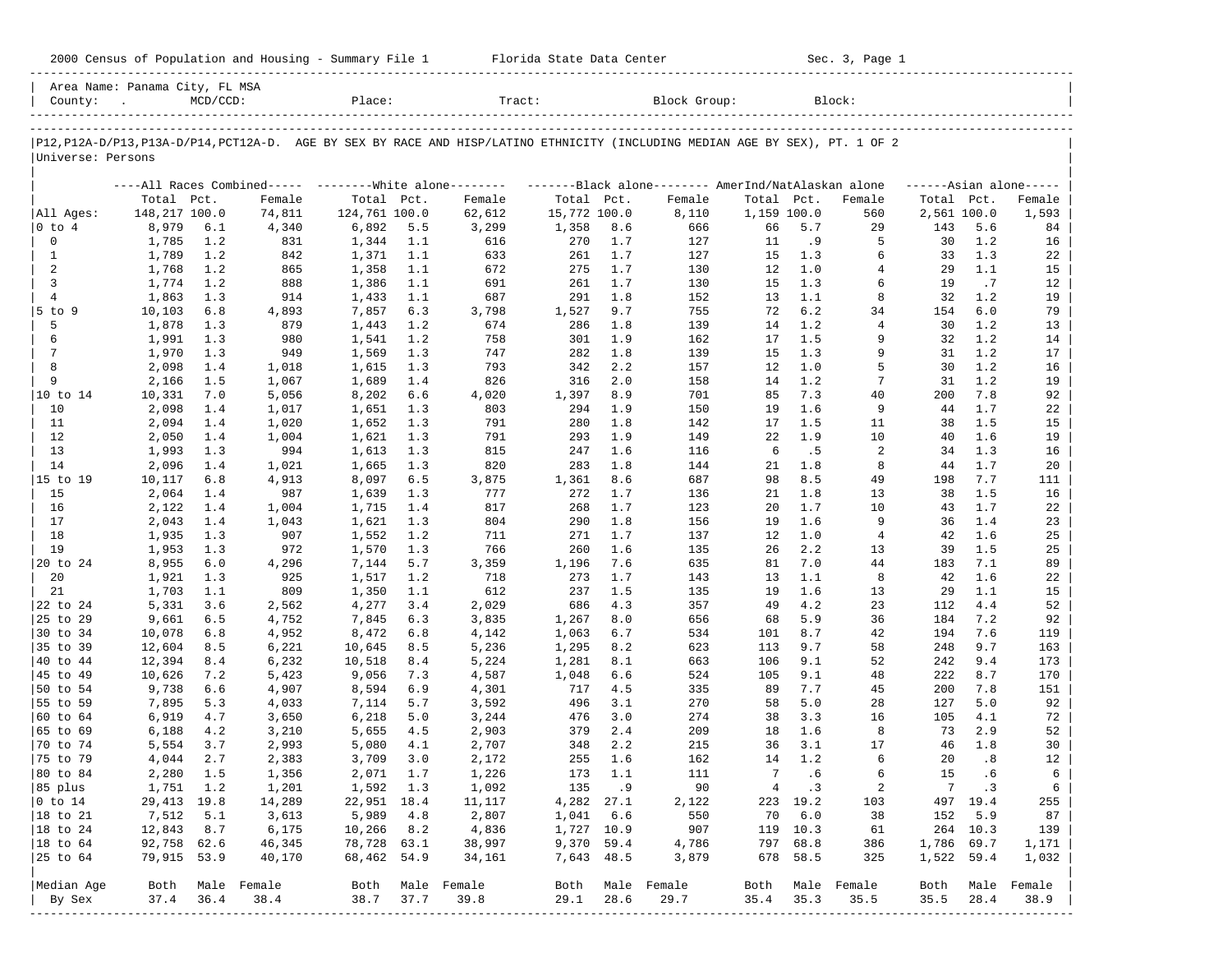2000 Census of Population and Housing - Summary File 1 Florida State Data Center Sec. 3, Page 1

Area Name: Panama City, FL MSA
County: . MCD/CCD: Place: Tract: Block Group: Block:

P12,P12A-D/P13,P13A-D/P14,PCT12A-D. AGE BY SEX BY RACE AND HISP/LATINO ETHNICITY (INCLUDING MEDIAN AGE BY SEX), PT. 1 OF 2

Universe: Persons

| | All Races Combined | | | White alone | | | Black alone | | | AmerInd/NatAlaskan alone | | | Asian alone | | |
|---|---|---|---|---|---|---|---|---|---|---|---|---|---|---|---|
| | Total | Pct. | Female | Total | Pct. | Female | Total | Pct. | Female | Total | Pct. | Female | Total | Pct. | Female |
| All Ages: | 148,217 | 100.0 | 74,811 | 124,761 | 100.0 | 62,612 | 15,772 | 100.0 | 8,110 | 1,159 | 100.0 | 560 | 2,561 | 100.0 | 1,593 |
| 0 to 4 | 8,979 | 6.1 | 4,340 | 6,892 | 5.5 | 3,299 | 1,358 | 8.6 | 666 | 66 | 5.7 | 29 | 143 | 5.6 | 84 |
| 0 | 1,785 | 1.2 | 831 | 1,344 | 1.1 | 616 | 270 | 1.7 | 127 | 11 | .9 | 5 | 30 | 1.2 | 16 |
| 1 | 1,789 | 1.2 | 842 | 1,371 | 1.1 | 633 | 261 | 1.7 | 127 | 15 | 1.3 | 6 | 33 | 1.3 | 22 |
| 2 | 1,768 | 1.2 | 865 | 1,358 | 1.1 | 672 | 275 | 1.7 | 130 | 12 | 1.0 | 4 | 29 | 1.1 | 15 |
| 3 | 1,774 | 1.2 | 888 | 1,386 | 1.1 | 691 | 261 | 1.7 | 130 | 15 | 1.3 | 6 | 19 | .7 | 12 |
| 4 | 1,863 | 1.3 | 914 | 1,433 | 1.1 | 687 | 291 | 1.8 | 152 | 13 | 1.1 | 8 | 32 | 1.2 | 19 |
| 5 to 9 | 10,103 | 6.8 | 4,893 | 7,857 | 6.3 | 3,798 | 1,527 | 9.7 | 755 | 72 | 6.2 | 34 | 154 | 6.0 | 79 |
| 5 | 1,878 | 1.3 | 879 | 1,443 | 1.2 | 674 | 286 | 1.8 | 139 | 14 | 1.2 | 4 | 30 | 1.2 | 13 |
| 6 | 1,991 | 1.3 | 980 | 1,541 | 1.2 | 758 | 301 | 1.9 | 162 | 17 | 1.5 | 9 | 32 | 1.2 | 14 |
| 7 | 1,970 | 1.3 | 949 | 1,569 | 1.3 | 747 | 282 | 1.8 | 139 | 15 | 1.3 | 9 | 31 | 1.2 | 17 |
| 8 | 2,098 | 1.4 | 1,018 | 1,615 | 1.3 | 793 | 342 | 2.2 | 157 | 12 | 1.0 | 5 | 30 | 1.2 | 16 |
| 9 | 2,166 | 1.5 | 1,067 | 1,689 | 1.4 | 826 | 316 | 2.0 | 158 | 14 | 1.2 | 7 | 31 | 1.2 | 19 |
| 10 to 14 | 10,331 | 7.0 | 5,056 | 8,202 | 6.6 | 4,020 | 1,397 | 8.9 | 701 | 85 | 7.3 | 40 | 200 | 7.8 | 92 |
| 10 | 2,098 | 1.4 | 1,017 | 1,651 | 1.3 | 803 | 294 | 1.9 | 150 | 19 | 1.6 | 9 | 44 | 1.7 | 22 |
| 11 | 2,094 | 1.4 | 1,020 | 1,652 | 1.3 | 791 | 280 | 1.8 | 142 | 17 | 1.5 | 11 | 38 | 1.5 | 15 |
| 12 | 2,050 | 1.4 | 1,004 | 1,621 | 1.3 | 791 | 293 | 1.9 | 149 | 22 | 1.9 | 10 | 40 | 1.6 | 19 |
| 13 | 1,993 | 1.3 | 994 | 1,613 | 1.3 | 815 | 247 | 1.6 | 116 | 6 | .5 | 2 | 34 | 1.3 | 16 |
| 14 | 2,096 | 1.4 | 1,021 | 1,665 | 1.3 | 820 | 283 | 1.8 | 144 | 21 | 1.8 | 8 | 44 | 1.7 | 20 |
| 15 to 19 | 10,117 | 6.8 | 4,913 | 8,097 | 6.5 | 3,875 | 1,361 | 8.6 | 687 | 98 | 8.5 | 49 | 198 | 7.7 | 111 |
| 15 | 2,064 | 1.4 | 987 | 1,639 | 1.3 | 777 | 272 | 1.7 | 136 | 21 | 1.8 | 13 | 38 | 1.5 | 16 |
| 16 | 2,122 | 1.4 | 1,004 | 1,715 | 1.4 | 817 | 268 | 1.7 | 123 | 20 | 1.7 | 10 | 43 | 1.7 | 22 |
| 17 | 2,043 | 1.4 | 1,043 | 1,621 | 1.3 | 804 | 290 | 1.8 | 156 | 19 | 1.6 | 9 | 36 | 1.4 | 23 |
| 18 | 1,935 | 1.3 | 907 | 1,552 | 1.2 | 711 | 271 | 1.7 | 137 | 12 | 1.0 | 4 | 42 | 1.6 | 25 |
| 19 | 1,953 | 1.3 | 972 | 1,570 | 1.3 | 766 | 260 | 1.6 | 135 | 26 | 2.2 | 13 | 39 | 1.5 | 25 |
| 20 to 24 | 8,955 | 6.0 | 4,296 | 7,144 | 5.7 | 3,359 | 1,196 | 7.6 | 635 | 81 | 7.0 | 44 | 183 | 7.1 | 89 |
| 20 | 1,921 | 1.3 | 925 | 1,517 | 1.2 | 718 | 273 | 1.7 | 143 | 13 | 1.1 | 8 | 42 | 1.6 | 22 |
| 21 | 1,703 | 1.1 | 809 | 1,350 | 1.1 | 612 | 237 | 1.5 | 135 | 19 | 1.6 | 13 | 29 | 1.1 | 15 |
| 22 to 24 | 5,331 | 3.6 | 2,562 | 4,277 | 3.4 | 2,029 | 686 | 4.3 | 357 | 49 | 4.2 | 23 | 112 | 4.4 | 52 |
| 25 to 29 | 9,661 | 6.5 | 4,752 | 7,845 | 6.3 | 3,835 | 1,267 | 8.0 | 656 | 68 | 5.9 | 36 | 184 | 7.2 | 92 |
| 30 to 34 | 10,078 | 6.8 | 4,952 | 8,472 | 6.8 | 4,142 | 1,063 | 6.7 | 534 | 101 | 8.7 | 42 | 194 | 7.6 | 119 |
| 35 to 39 | 12,604 | 8.5 | 6,221 | 10,645 | 8.5 | 5,236 | 1,295 | 8.2 | 623 | 113 | 9.7 | 58 | 248 | 9.7 | 163 |
| 40 to 44 | 12,394 | 8.4 | 6,232 | 10,518 | 8.4 | 5,224 | 1,281 | 8.1 | 663 | 106 | 9.1 | 52 | 242 | 9.4 | 173 |
| 45 to 49 | 10,626 | 7.2 | 5,423 | 9,056 | 7.3 | 4,587 | 1,048 | 6.6 | 524 | 105 | 9.1 | 48 | 222 | 8.7 | 170 |
| 50 to 54 | 9,738 | 6.6 | 4,907 | 8,594 | 6.9 | 4,301 | 717 | 4.5 | 335 | 89 | 7.7 | 45 | 200 | 7.8 | 151 |
| 55 to 59 | 7,895 | 5.3 | 4,033 | 7,114 | 5.7 | 3,592 | 496 | 3.1 | 270 | 58 | 5.0 | 28 | 127 | 5.0 | 92 |
| 60 to 64 | 6,919 | 4.7 | 3,650 | 6,218 | 5.0 | 3,244 | 476 | 3.0 | 274 | 38 | 3.3 | 16 | 105 | 4.1 | 72 |
| 65 to 69 | 6,188 | 4.2 | 3,210 | 5,655 | 4.5 | 2,903 | 379 | 2.4 | 209 | 18 | 1.6 | 8 | 73 | 2.9 | 52 |
| 70 to 74 | 5,554 | 3.7 | 2,993 | 5,080 | 4.1 | 2,707 | 348 | 2.2 | 215 | 36 | 3.1 | 17 | 46 | 1.8 | 30 |
| 75 to 79 | 4,044 | 2.7 | 2,383 | 3,709 | 3.0 | 2,172 | 255 | 1.6 | 162 | 14 | 1.2 | 6 | 20 | .8 | 12 |
| 80 to 84 | 2,280 | 1.5 | 1,356 | 2,071 | 1.7 | 1,226 | 173 | 1.1 | 111 | 7 | .6 | 6 | 15 | .6 | 6 |
| 85 plus | 1,751 | 1.2 | 1,201 | 1,592 | 1.3 | 1,092 | 135 | .9 | 90 | 4 | .3 | 2 | 7 | .3 | 6 |
| 0 to 14 | 29,413 | 19.8 | 14,289 | 22,951 | 18.4 | 11,117 | 4,282 | 27.1 | 2,122 | 223 | 19.2 | 103 | 497 | 19.4 | 255 |
| 18 to 21 | 7,512 | 5.1 | 3,613 | 5,989 | 4.8 | 2,807 | 1,041 | 6.6 | 550 | 70 | 6.0 | 38 | 152 | 5.9 | 87 |
| 18 to 24 | 12,843 | 8.7 | 6,175 | 10,266 | 8.2 | 4,836 | 1,727 | 10.9 | 907 | 119 | 10.3 | 61 | 264 | 10.3 | 139 |
| 18 to 64 | 92,758 | 62.6 | 46,345 | 78,728 | 63.1 | 38,997 | 9,370 | 59.4 | 4,786 | 797 | 68.8 | 386 | 1,786 | 69.7 | 1,171 |
| 25 to 64 | 79,915 | 53.9 | 40,170 | 68,462 | 54.9 | 34,161 | 7,643 | 48.5 | 3,879 | 678 | 58.5 | 325 | 1,522 | 59.4 | 1,032 |
| Median Age | Both | Male | Female | Both | Male | Female | Both | Male | Female | Both | Male | Female | Both | Male | Female |
| By Sex | 37.4 | 36.4 | 38.4 | 38.7 | 37.7 | 39.8 | 29.1 | 28.6 | 29.7 | 35.4 | 35.3 | 35.5 | 35.5 | 28.4 | 38.9 |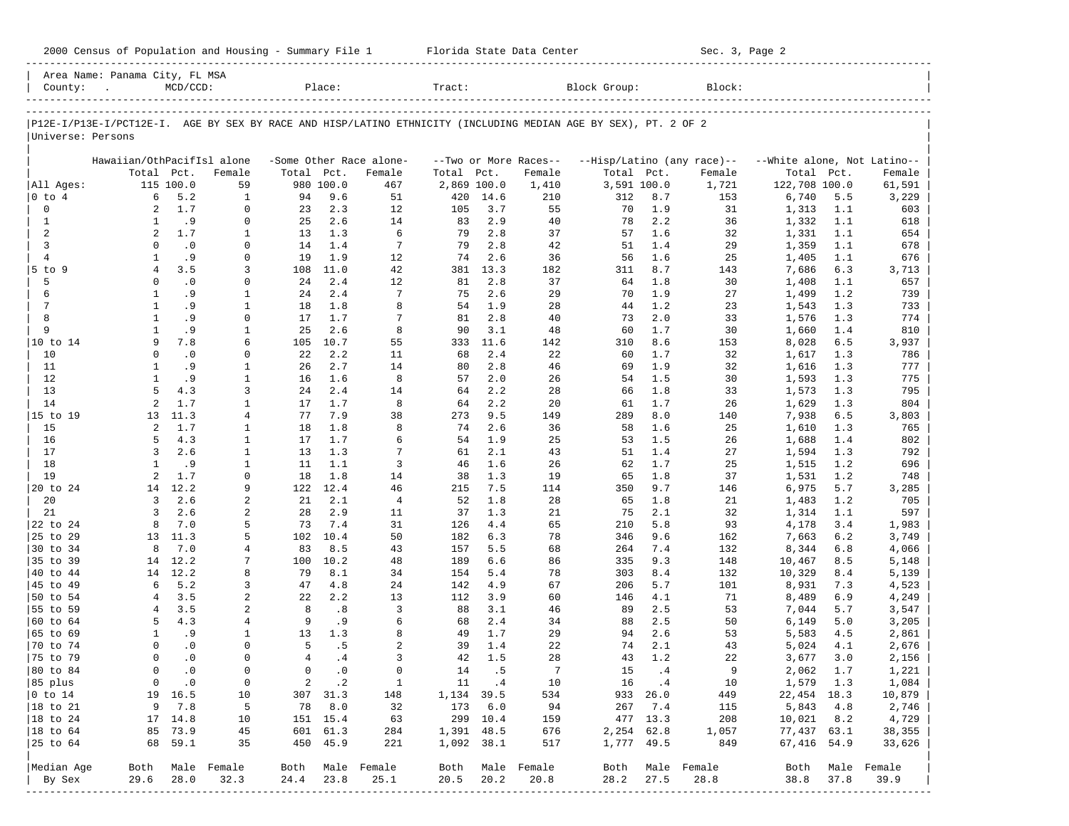Area Name: Panama City, FL MSA
County: . MCD/CCD: Place: Tract: Block Group: Block:

P12E-I/P13E-I/PCT12E-I. AGE BY SEX BY RACE AND HISP/LATINO ETHNICITY (INCLUDING MEDIAN AGE BY SEX), PT. 2 OF 2
Universe: Persons

| | Hawaiian/OthPacifIsl alone | | | -Some Other Race alone- | | | --Two or More Races-- | | | --Hisp/Latino (any race)-- | | | --White alone, Not Latino-- | | |
|---|---|---|---|---|---|---|---|---|---|---|---|---|---|---|---|
| | Total | Pct. | Female | Total | Pct. | Female | Total | Pct. | Female | Total | Pct. | Female | Total | Pct. | Female |
| All Ages: | 115 | 100.0 | 59 | 980 | 100.0 | 467 | 2,869 | 100.0 | 1,410 | 3,591 | 100.0 | 1,721 | 122,708 | 100.0 | 61,591 |
| 0 to 4 | 6 | 5.2 | 1 | 94 | 9.6 | 51 | 420 | 14.6 | 210 | 312 | 8.7 | 153 | 6,740 | 5.5 | 3,229 |
| 0 | 2 | 1.7 | 0 | 23 | 2.3 | 12 | 105 | 3.7 | 55 | 70 | 1.9 | 31 | 1,313 | 1.1 | 603 |
| 1 | 1 | .9 | 0 | 25 | 2.6 | 14 | 83 | 2.9 | 40 | 78 | 2.2 | 36 | 1,332 | 1.1 | 618 |
| 2 | 2 | 1.7 | 1 | 13 | 1.3 | 6 | 79 | 2.8 | 37 | 57 | 1.6 | 32 | 1,331 | 1.1 | 654 |
| 3 | 0 | .0 | 0 | 14 | 1.4 | 7 | 79 | 2.8 | 42 | 51 | 1.4 | 29 | 1,359 | 1.1 | 678 |
| 4 | 1 | .9 | 0 | 19 | 1.9 | 12 | 74 | 2.6 | 36 | 56 | 1.6 | 25 | 1,405 | 1.1 | 676 |
| 5 to 9 | 4 | 3.5 | 3 | 108 | 11.0 | 42 | 381 | 13.3 | 182 | 311 | 8.7 | 143 | 7,686 | 6.3 | 3,713 |
| 5 | 0 | .0 | 0 | 24 | 2.4 | 12 | 81 | 2.8 | 37 | 64 | 1.8 | 30 | 1,408 | 1.1 | 657 |
| 6 | 1 | .9 | 1 | 24 | 2.4 | 7 | 75 | 2.6 | 29 | 70 | 1.9 | 27 | 1,499 | 1.2 | 739 |
| 7 | 1 | .9 | 1 | 18 | 1.8 | 8 | 54 | 1.9 | 28 | 44 | 1.2 | 23 | 1,543 | 1.3 | 733 |
| 8 | 1 | .9 | 0 | 17 | 1.7 | 7 | 81 | 2.8 | 40 | 73 | 2.0 | 33 | 1,576 | 1.3 | 774 |
| 9 | 1 | .9 | 1 | 25 | 2.6 | 8 | 90 | 3.1 | 48 | 60 | 1.7 | 30 | 1,660 | 1.4 | 810 |
| 10 to 14 | 9 | 7.8 | 6 | 105 | 10.7 | 55 | 333 | 11.6 | 142 | 310 | 8.6 | 153 | 8,028 | 6.5 | 3,937 |
| 10 | 0 | .0 | 0 | 22 | 2.2 | 11 | 68 | 2.4 | 22 | 60 | 1.7 | 32 | 1,617 | 1.3 | 786 |
| 11 | 1 | .9 | 1 | 26 | 2.7 | 14 | 80 | 2.8 | 46 | 69 | 1.9 | 32 | 1,616 | 1.3 | 777 |
| 12 | 1 | .9 | 1 | 16 | 1.6 | 8 | 57 | 2.0 | 26 | 54 | 1.5 | 30 | 1,593 | 1.3 | 775 |
| 13 | 5 | 4.3 | 3 | 24 | 2.4 | 14 | 64 | 2.2 | 28 | 66 | 1.8 | 33 | 1,573 | 1.3 | 795 |
| 14 | 2 | 1.7 | 1 | 17 | 1.7 | 8 | 64 | 2.2 | 20 | 61 | 1.7 | 26 | 1,629 | 1.3 | 804 |
| 15 to 19 | 13 | 11.3 | 4 | 77 | 7.9 | 38 | 273 | 9.5 | 149 | 289 | 8.0 | 140 | 7,938 | 6.5 | 3,803 |
| 15 | 2 | 1.7 | 1 | 18 | 1.8 | 8 | 74 | 2.6 | 36 | 58 | 1.6 | 25 | 1,610 | 1.3 | 765 |
| 16 | 5 | 4.3 | 1 | 17 | 1.7 | 6 | 54 | 1.9 | 25 | 53 | 1.5 | 26 | 1,688 | 1.4 | 802 |
| 17 | 3 | 2.6 | 1 | 13 | 1.3 | 7 | 61 | 2.1 | 43 | 51 | 1.4 | 27 | 1,594 | 1.3 | 792 |
| 18 | 1 | .9 | 1 | 11 | 1.1 | 3 | 46 | 1.6 | 26 | 62 | 1.7 | 25 | 1,515 | 1.2 | 696 |
| 19 | 2 | 1.7 | 0 | 18 | 1.8 | 14 | 38 | 1.3 | 19 | 65 | 1.8 | 37 | 1,531 | 1.2 | 748 |
| 20 to 24 | 14 | 12.2 | 9 | 122 | 12.4 | 46 | 215 | 7.5 | 114 | 350 | 9.7 | 146 | 6,975 | 5.7 | 3,285 |
| 20 | 3 | 2.6 | 2 | 21 | 2.1 | 4 | 52 | 1.8 | 28 | 65 | 1.8 | 21 | 1,483 | 1.2 | 705 |
| 21 | 3 | 2.6 | 2 | 28 | 2.9 | 11 | 37 | 1.3 | 21 | 75 | 2.1 | 32 | 1,314 | 1.1 | 597 |
| 22 to 24 | 8 | 7.0 | 5 | 73 | 7.4 | 31 | 126 | 4.4 | 65 | 210 | 5.8 | 93 | 4,178 | 3.4 | 1,983 |
| 25 to 29 | 13 | 11.3 | 5 | 102 | 10.4 | 50 | 182 | 6.3 | 78 | 346 | 9.6 | 162 | 7,663 | 6.2 | 3,749 |
| 30 to 34 | 8 | 7.0 | 4 | 83 | 8.5 | 43 | 157 | 5.5 | 68 | 264 | 7.4 | 132 | 8,344 | 6.8 | 4,066 |
| 35 to 39 | 14 | 12.2 | 7 | 100 | 10.2 | 48 | 189 | 6.6 | 86 | 335 | 9.3 | 148 | 10,467 | 8.5 | 5,148 |
| 40 to 44 | 14 | 12.2 | 8 | 79 | 8.1 | 34 | 154 | 5.4 | 78 | 303 | 8.4 | 132 | 10,329 | 8.4 | 5,139 |
| 45 to 49 | 6 | 5.2 | 3 | 47 | 4.8 | 24 | 142 | 4.9 | 67 | 206 | 5.7 | 101 | 8,931 | 7.3 | 4,523 |
| 50 to 54 | 4 | 3.5 | 2 | 22 | 2.2 | 13 | 112 | 3.9 | 60 | 146 | 4.1 | 71 | 8,489 | 6.9 | 4,249 |
| 55 to 59 | 4 | 3.5 | 2 | 8 | .8 | 3 | 88 | 3.1 | 46 | 89 | 2.5 | 53 | 7,044 | 5.7 | 3,547 |
| 60 to 64 | 5 | 4.3 | 4 | 9 | .9 | 6 | 68 | 2.4 | 34 | 88 | 2.5 | 50 | 6,149 | 5.0 | 3,205 |
| 65 to 69 | 1 | .9 | 1 | 13 | 1.3 | 8 | 49 | 1.7 | 29 | 94 | 2.6 | 53 | 5,583 | 4.5 | 2,861 |
| 70 to 74 | 0 | .0 | 0 | 5 | .5 | 2 | 39 | 1.4 | 22 | 74 | 2.1 | 43 | 5,024 | 4.1 | 2,676 |
| 75 to 79 | 0 | .0 | 0 | 4 | .4 | 3 | 42 | 1.5 | 28 | 43 | 1.2 | 22 | 3,677 | 3.0 | 2,156 |
| 80 to 84 | 0 | .0 | 0 | 0 | .0 | 0 | 14 | .5 | 7 | 15 | .4 | 9 | 2,062 | 1.7 | 1,221 |
| 85 plus | 0 | .0 | 0 | 2 | .2 | 1 | 11 | .4 | 10 | 16 | .4 | 10 | 1,579 | 1.3 | 1,084 |
| 0 to 14 | 19 | 16.5 | 10 | 307 | 31.3 | 148 | 1,134 | 39.5 | 534 | 933 | 26.0 | 449 | 22,454 | 18.3 | 10,879 |
| 18 to 21 | 9 | 7.8 | 5 | 78 | 8.0 | 32 | 173 | 6.0 | 94 | 267 | 7.4 | 115 | 5,843 | 4.8 | 2,746 |
| 18 to 24 | 17 | 14.8 | 10 | 151 | 15.4 | 63 | 299 | 10.4 | 159 | 477 | 13.3 | 208 | 10,021 | 8.2 | 4,729 |
| 18 to 64 | 85 | 73.9 | 45 | 601 | 61.3 | 284 | 1,391 | 48.5 | 676 | 2,254 | 62.8 | 1,057 | 77,437 | 63.1 | 38,355 |
| 25 to 64 | 68 | 59.1 | 35 | 450 | 45.9 | 221 | 1,092 | 38.1 | 517 | 1,777 | 49.5 | 849 | 67,416 | 54.9 | 33,626 |
| Median Age | Both | Male | Female | Both | Male | Female | Both | Male | Female | Both | Male | Female | Both | Male | Female |
| By Sex | 29.6 | 28.0 | 32.3 | 24.4 | 23.8 | 25.1 | 20.5 | 20.2 | 20.8 | 28.2 | 27.5 | 28.8 | 38.8 | 37.8 | 39.9 |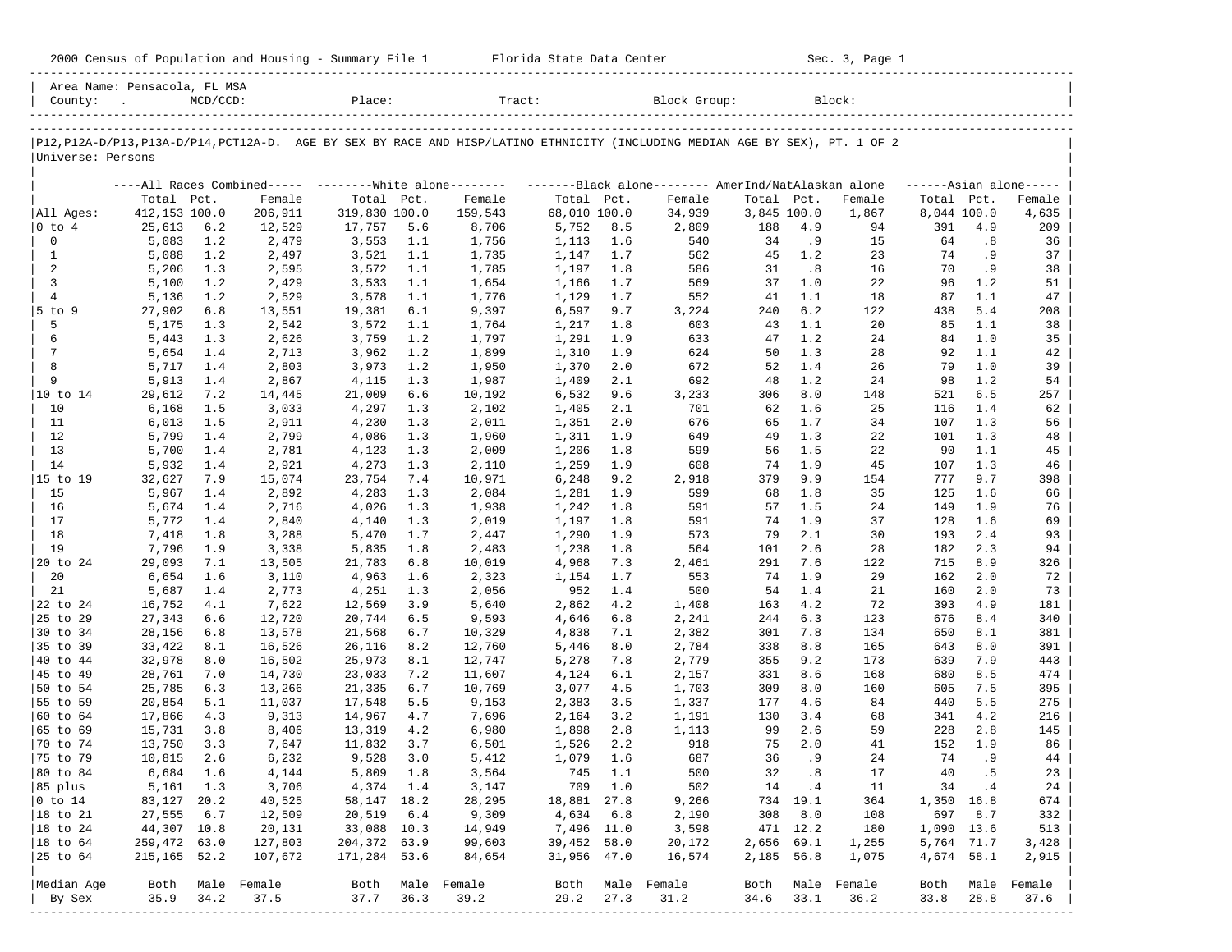2000 Census of Population and Housing - Summary File 1 Florida State Data Center Sec. 3, Page 1

Area Name: Pensacola, FL MSA
County: . MCD/CCD: Place: Tract: Block Group: Block:

P12,P12A-D/P13,P13A-D/P14,PCT12A-D. AGE BY SEX BY RACE AND HISP/LATINO ETHNICITY (INCLUDING MEDIAN AGE BY SEX), PT. 1 OF 2

Universe: Persons

| | All Races Combined | | | White alone | | | Black alone | | | AmerInd/NatAlaskan alone | | | Asian alone | | |
|---|---|---|---|---|---|---|---|---|---|---|---|---|---|---|---|
| | Total | Pct. | Female | Total | Pct. | Female | Total | Pct. | Female | Total | Pct. | Female | Total | Pct. | Female |
| All Ages: | 412,153 | 100.0 | 206,911 | 319,830 | 100.0 | 159,543 | 68,010 | 100.0 | 34,939 | 3,845 | 100.0 | 1,867 | 8,044 | 100.0 | 4,635 |
| 0 to 4 | 25,613 | 6.2 | 12,529 | 17,757 | 5.6 | 8,706 | 5,752 | 8.5 | 2,809 | 188 | 4.9 | 94 | 391 | 4.9 | 209 |
| 0 | 5,083 | 1.2 | 2,479 | 3,553 | 1.1 | 1,756 | 1,113 | 1.6 | 540 | 34 | .9 | 15 | 64 | .8 | 36 |
| 1 | 5,088 | 1.2 | 2,497 | 3,521 | 1.1 | 1,735 | 1,147 | 1.7 | 562 | 45 | 1.2 | 23 | 74 | .9 | 37 |
| 2 | 5,206 | 1.3 | 2,595 | 3,572 | 1.1 | 1,785 | 1,197 | 1.8 | 586 | 31 | .8 | 16 | 70 | .9 | 38 |
| 3 | 5,100 | 1.2 | 2,429 | 3,533 | 1.1 | 1,654 | 1,166 | 1.7 | 569 | 37 | 1.0 | 22 | 96 | 1.2 | 51 |
| 4 | 5,136 | 1.2 | 2,529 | 3,578 | 1.1 | 1,776 | 1,129 | 1.7 | 552 | 41 | 1.1 | 18 | 87 | 1.1 | 47 |
| 5 to 9 | 27,902 | 6.8 | 13,551 | 19,381 | 6.1 | 9,397 | 6,597 | 9.7 | 3,224 | 240 | 6.2 | 122 | 438 | 5.4 | 208 |
| 5 | 5,175 | 1.3 | 2,542 | 3,572 | 1.1 | 1,764 | 1,217 | 1.8 | 603 | 43 | 1.1 | 20 | 85 | 1.1 | 38 |
| 6 | 5,443 | 1.3 | 2,626 | 3,759 | 1.2 | 1,797 | 1,291 | 1.9 | 633 | 47 | 1.2 | 24 | 84 | 1.0 | 35 |
| 7 | 5,654 | 1.4 | 2,713 | 3,962 | 1.2 | 1,899 | 1,310 | 1.9 | 624 | 50 | 1.3 | 28 | 92 | 1.1 | 42 |
| 8 | 5,717 | 1.4 | 2,803 | 3,973 | 1.2 | 1,950 | 1,370 | 2.0 | 672 | 52 | 1.4 | 26 | 79 | 1.0 | 39 |
| 9 | 5,913 | 1.4 | 2,867 | 4,115 | 1.3 | 1,987 | 1,409 | 2.1 | 692 | 48 | 1.2 | 24 | 98 | 1.2 | 54 |
| 10 to 14 | 29,612 | 7.2 | 14,445 | 21,009 | 6.6 | 10,192 | 6,532 | 9.6 | 3,233 | 306 | 8.0 | 148 | 521 | 6.5 | 257 |
| 10 | 6,168 | 1.5 | 3,033 | 4,297 | 1.3 | 2,102 | 1,405 | 2.1 | 701 | 62 | 1.6 | 25 | 116 | 1.4 | 62 |
| 11 | 6,013 | 1.5 | 2,911 | 4,230 | 1.3 | 2,011 | 1,351 | 2.0 | 676 | 65 | 1.7 | 34 | 107 | 1.3 | 56 |
| 12 | 5,799 | 1.4 | 2,799 | 4,086 | 1.3 | 1,960 | 1,311 | 1.9 | 649 | 49 | 1.3 | 22 | 101 | 1.3 | 48 |
| 13 | 5,700 | 1.4 | 2,781 | 4,123 | 1.3 | 2,009 | 1,206 | 1.8 | 599 | 56 | 1.5 | 22 | 90 | 1.1 | 45 |
| 14 | 5,932 | 1.4 | 2,921 | 4,273 | 1.3 | 2,110 | 1,259 | 1.9 | 608 | 74 | 1.9 | 45 | 107 | 1.3 | 46 |
| 15 to 19 | 32,627 | 7.9 | 15,074 | 23,754 | 7.4 | 10,971 | 6,248 | 9.2 | 2,918 | 379 | 9.9 | 154 | 777 | 9.7 | 398 |
| 15 | 5,967 | 1.4 | 2,892 | 4,283 | 1.3 | 2,084 | 1,281 | 1.9 | 599 | 68 | 1.8 | 35 | 125 | 1.6 | 66 |
| 16 | 5,674 | 1.4 | 2,716 | 4,026 | 1.3 | 1,938 | 1,242 | 1.8 | 591 | 57 | 1.5 | 24 | 149 | 1.9 | 76 |
| 17 | 5,772 | 1.4 | 2,840 | 4,140 | 1.3 | 2,019 | 1,197 | 1.8 | 591 | 74 | 1.9 | 37 | 128 | 1.6 | 69 |
| 18 | 7,418 | 1.8 | 3,288 | 5,470 | 1.7 | 2,447 | 1,290 | 1.9 | 573 | 79 | 2.1 | 30 | 193 | 2.4 | 93 |
| 19 | 7,796 | 1.9 | 3,338 | 5,835 | 1.8 | 2,483 | 1,238 | 1.8 | 564 | 101 | 2.6 | 28 | 182 | 2.3 | 94 |
| 20 to 24 | 29,093 | 7.1 | 13,505 | 21,783 | 6.8 | 10,019 | 4,968 | 7.3 | 2,461 | 291 | 7.6 | 122 | 715 | 8.9 | 326 |
| 20 | 6,654 | 1.6 | 3,110 | 4,963 | 1.6 | 2,323 | 1,154 | 1.7 | 553 | 74 | 1.9 | 29 | 162 | 2.0 | 72 |
| 21 | 5,687 | 1.4 | 2,773 | 4,251 | 1.3 | 2,056 | 952 | 1.4 | 500 | 54 | 1.4 | 21 | 160 | 2.0 | 73 |
| 22 to 24 | 16,752 | 4.1 | 7,622 | 12,569 | 3.9 | 5,640 | 2,862 | 4.2 | 1,408 | 163 | 4.2 | 72 | 393 | 4.9 | 181 |
| 25 to 29 | 27,343 | 6.6 | 12,720 | 20,744 | 6.5 | 9,593 | 4,646 | 6.8 | 2,241 | 244 | 6.3 | 123 | 676 | 8.4 | 340 |
| 30 to 34 | 28,156 | 6.8 | 13,578 | 21,568 | 6.7 | 10,329 | 4,838 | 7.1 | 2,382 | 301 | 7.8 | 134 | 650 | 8.1 | 381 |
| 35 to 39 | 33,422 | 8.1 | 16,526 | 26,116 | 8.2 | 12,760 | 5,446 | 8.0 | 2,784 | 338 | 8.8 | 165 | 643 | 8.0 | 391 |
| 40 to 44 | 32,978 | 8.0 | 16,502 | 25,973 | 8.1 | 12,747 | 5,278 | 7.8 | 2,779 | 355 | 9.2 | 173 | 639 | 7.9 | 443 |
| 45 to 49 | 28,761 | 7.0 | 14,730 | 23,033 | 7.2 | 11,607 | 4,124 | 6.1 | 2,157 | 331 | 8.6 | 168 | 680 | 8.5 | 474 |
| 50 to 54 | 25,785 | 6.3 | 13,266 | 21,335 | 6.7 | 10,769 | 3,077 | 4.5 | 1,703 | 309 | 8.0 | 160 | 605 | 7.5 | 395 |
| 55 to 59 | 20,854 | 5.1 | 11,037 | 17,548 | 5.5 | 9,153 | 2,383 | 3.5 | 1,337 | 177 | 4.6 | 84 | 440 | 5.5 | 275 |
| 60 to 64 | 17,866 | 4.3 | 9,313 | 14,967 | 4.7 | 7,696 | 2,164 | 3.2 | 1,191 | 130 | 3.4 | 68 | 341 | 4.2 | 216 |
| 65 to 69 | 15,731 | 3.8 | 8,406 | 13,319 | 4.2 | 6,980 | 1,898 | 2.8 | 1,113 | 99 | 2.6 | 59 | 228 | 2.8 | 145 |
| 70 to 74 | 13,750 | 3.3 | 7,647 | 11,832 | 3.7 | 6,501 | 1,526 | 2.2 | 918 | 75 | 2.0 | 41 | 152 | 1.9 | 86 |
| 75 to 79 | 10,815 | 2.6 | 6,232 | 9,528 | 3.0 | 5,412 | 1,079 | 1.6 | 687 | 36 | .9 | 24 | 74 | .9 | 44 |
| 80 to 84 | 6,684 | 1.6 | 4,144 | 5,809 | 1.8 | 3,564 | 745 | 1.1 | 500 | 32 | .8 | 17 | 40 | .5 | 23 |
| 85 plus | 5,161 | 1.3 | 3,706 | 4,374 | 1.4 | 3,147 | 709 | 1.0 | 502 | 14 | .4 | 11 | 34 | .4 | 24 |
| 0 to 14 | 83,127 | 20.2 | 40,525 | 58,147 | 18.2 | 28,295 | 18,881 | 27.8 | 9,266 | 734 | 19.1 | 364 | 1,350 | 16.8 | 674 |
| 18 to 21 | 27,555 | 6.7 | 12,509 | 20,519 | 6.4 | 9,309 | 4,634 | 6.8 | 2,190 | 308 | 8.0 | 108 | 697 | 8.7 | 332 |
| 18 to 24 | 44,307 | 10.8 | 20,131 | 33,088 | 10.3 | 14,949 | 7,496 | 11.0 | 3,598 | 471 | 12.2 | 180 | 1,090 | 13.6 | 513 |
| 18 to 64 | 259,472 | 63.0 | 127,803 | 204,372 | 63.9 | 99,603 | 39,452 | 58.0 | 20,172 | 2,656 | 69.1 | 1,255 | 5,764 | 71.7 | 3,428 |
| 25 to 64 | 215,165 | 52.2 | 107,672 | 171,284 | 53.6 | 84,654 | 31,956 | 47.0 | 16,574 | 2,185 | 56.8 | 1,075 | 4,674 | 58.1 | 2,915 |
| Median Age | Both | Male | Female | Both | Male | Female | Both | Male | Female | Both | Male | Female | Both | Male | Female |
| By Sex | 35.9 | 34.2 | 37.5 | 37.7 | 36.3 | 39.2 | 29.2 | 27.3 | 31.2 | 34.6 | 33.1 | 36.2 | 33.8 | 28.8 | 37.6 |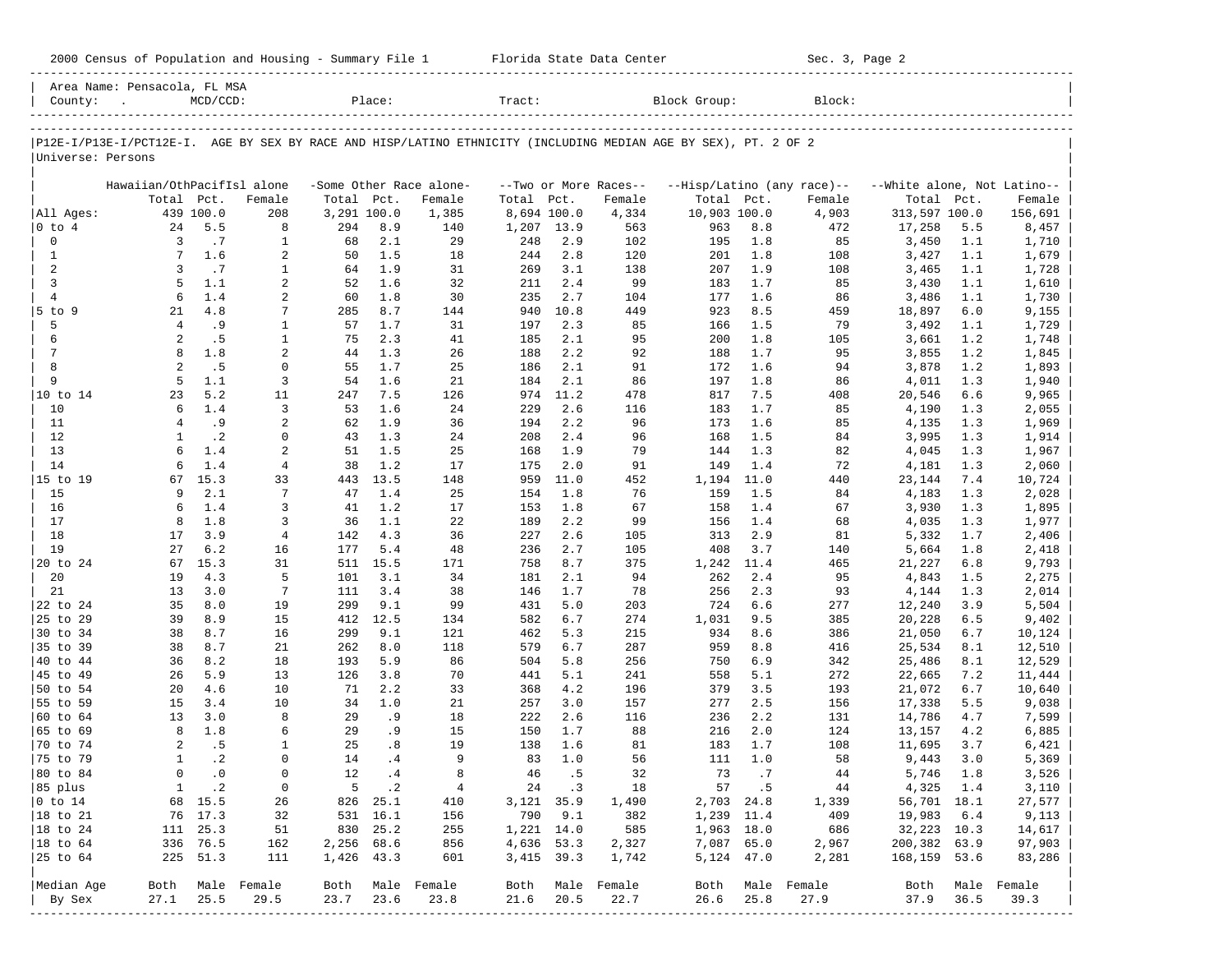2000 Census of Population and Housing - Summary File 1 Florida State Data Center Sec. 3, Page 2

Area Name: Pensacola, FL MSA
County: . MCD/CCD: Place: Tract: Block Group: Block:

P12E-I/P13E-I/PCT12E-I. AGE BY SEX BY RACE AND HISP/LATINO ETHNICITY (INCLUDING MEDIAN AGE BY SEX), PT. 2 OF 2
Universe: Persons

| | Hawaiian/OthPacifIsl alone | | | -Some Other Race alone- | | | --Two or More Races-- | | | --Hisp/Latino (any race)-- | | | --White alone, Not Latino-- | | |
|---|---|---|---|---|---|---|---|---|---|---|---|---|---|---|---|
| | Total | Pct. | Female | Total | Pct. | Female | Total | Pct. | Female | Total | Pct. | Female | Total | Pct. | Female |
| All Ages: | 439 | 100.0 | 208 | 3,291 | 100.0 | 1,385 | 8,694 | 100.0 | 4,334 | 10,903 | 100.0 | 4,903 | 313,597 | 100.0 | 156,691 |
| 0 to 4 | 24 | 5.5 | 8 | 294 | 8.9 | 140 | 1,207 | 13.9 | 563 | 963 | 8.8 | 472 | 17,258 | 5.5 | 8,457 |
| 0 | 3 | .7 | 1 | 68 | 2.1 | 29 | 248 | 2.9 | 102 | 195 | 1.8 | 85 | 3,450 | 1.1 | 1,710 |
| 1 | 7 | 1.6 | 2 | 50 | 1.5 | 18 | 244 | 2.8 | 120 | 201 | 1.8 | 108 | 3,427 | 1.1 | 1,679 |
| 2 | 3 | .7 | 1 | 64 | 1.9 | 31 | 269 | 3.1 | 138 | 207 | 1.9 | 108 | 3,465 | 1.1 | 1,728 |
| 3 | 5 | 1.1 | 2 | 52 | 1.6 | 32 | 211 | 2.4 | 99 | 183 | 1.7 | 85 | 3,430 | 1.1 | 1,610 |
| 4 | 6 | 1.4 | 2 | 60 | 1.8 | 30 | 235 | 2.7 | 104 | 177 | 1.6 | 86 | 3,486 | 1.1 | 1,730 |
| 5 to 9 | 21 | 4.8 | 7 | 285 | 8.7 | 144 | 940 | 10.8 | 449 | 923 | 8.5 | 459 | 18,897 | 6.0 | 9,155 |
| 5 | 4 | .9 | 1 | 57 | 1.7 | 31 | 197 | 2.3 | 85 | 166 | 1.5 | 79 | 3,492 | 1.1 | 1,729 |
| 6 | 2 | .5 | 1 | 75 | 2.3 | 41 | 185 | 2.1 | 95 | 200 | 1.8 | 105 | 3,661 | 1.2 | 1,748 |
| 7 | 8 | 1.8 | 2 | 44 | 1.3 | 26 | 188 | 2.2 | 92 | 188 | 1.7 | 95 | 3,855 | 1.2 | 1,845 |
| 8 | 2 | .5 | 0 | 55 | 1.7 | 25 | 186 | 2.1 | 91 | 172 | 1.6 | 94 | 3,878 | 1.2 | 1,893 |
| 9 | 5 | 1.1 | 3 | 54 | 1.6 | 21 | 184 | 2.1 | 86 | 197 | 1.8 | 86 | 4,011 | 1.3 | 1,940 |
| 10 to 14 | 23 | 5.2 | 11 | 247 | 7.5 | 126 | 974 | 11.2 | 478 | 817 | 7.5 | 408 | 20,546 | 6.6 | 9,965 |
| 10 | 6 | 1.4 | 3 | 53 | 1.6 | 24 | 229 | 2.6 | 116 | 183 | 1.7 | 85 | 4,190 | 1.3 | 2,055 |
| 11 | 4 | .9 | 2 | 62 | 1.9 | 36 | 194 | 2.2 | 96 | 173 | 1.6 | 85 | 4,135 | 1.3 | 1,969 |
| 12 | 1 | .2 | 0 | 43 | 1.3 | 24 | 208 | 2.4 | 96 | 168 | 1.5 | 84 | 3,995 | 1.3 | 1,914 |
| 13 | 6 | 1.4 | 2 | 51 | 1.5 | 25 | 168 | 1.9 | 79 | 144 | 1.3 | 82 | 4,045 | 1.3 | 1,967 |
| 14 | 6 | 1.4 | 4 | 38 | 1.2 | 17 | 175 | 2.0 | 91 | 149 | 1.4 | 72 | 4,181 | 1.3 | 2,060 |
| 15 to 19 | 67 | 15.3 | 33 | 443 | 13.5 | 148 | 959 | 11.0 | 452 | 1,194 | 11.0 | 440 | 23,144 | 7.4 | 10,724 |
| 15 | 9 | 2.1 | 7 | 47 | 1.4 | 25 | 154 | 1.8 | 76 | 159 | 1.5 | 84 | 4,183 | 1.3 | 2,028 |
| 16 | 6 | 1.4 | 3 | 41 | 1.2 | 17 | 153 | 1.8 | 67 | 158 | 1.4 | 67 | 3,930 | 1.3 | 1,895 |
| 17 | 8 | 1.8 | 3 | 36 | 1.1 | 22 | 189 | 2.2 | 99 | 156 | 1.4 | 68 | 4,035 | 1.3 | 1,977 |
| 18 | 17 | 3.9 | 4 | 142 | 4.3 | 36 | 227 | 2.6 | 105 | 313 | 2.9 | 81 | 5,332 | 1.7 | 2,406 |
| 19 | 27 | 6.2 | 16 | 177 | 5.4 | 48 | 236 | 2.7 | 105 | 408 | 3.7 | 140 | 5,664 | 1.8 | 2,418 |
| 20 to 24 | 67 | 15.3 | 31 | 511 | 15.5 | 171 | 758 | 8.7 | 375 | 1,242 | 11.4 | 465 | 21,227 | 6.8 | 9,793 |
| 20 | 19 | 4.3 | 5 | 101 | 3.1 | 34 | 181 | 2.1 | 94 | 262 | 2.4 | 95 | 4,843 | 1.5 | 2,275 |
| 21 | 13 | 3.0 | 7 | 111 | 3.4 | 38 | 146 | 1.7 | 78 | 256 | 2.3 | 93 | 4,144 | 1.3 | 2,014 |
| 22 to 24 | 35 | 8.0 | 19 | 299 | 9.1 | 99 | 431 | 5.0 | 203 | 724 | 6.6 | 277 | 12,240 | 3.9 | 5,504 |
| 25 to 29 | 39 | 8.9 | 15 | 412 | 12.5 | 134 | 582 | 6.7 | 274 | 1,031 | 9.5 | 385 | 20,228 | 6.5 | 9,402 |
| 30 to 34 | 38 | 8.7 | 16 | 299 | 9.1 | 121 | 462 | 5.3 | 215 | 934 | 8.6 | 386 | 21,050 | 6.7 | 10,124 |
| 35 to 39 | 38 | 8.7 | 21 | 262 | 8.0 | 118 | 579 | 6.7 | 287 | 959 | 8.8 | 416 | 25,534 | 8.1 | 12,510 |
| 40 to 44 | 36 | 8.2 | 18 | 193 | 5.9 | 86 | 504 | 5.8 | 256 | 750 | 6.9 | 342 | 25,486 | 8.1 | 12,529 |
| 45 to 49 | 26 | 5.9 | 13 | 126 | 3.8 | 70 | 441 | 5.1 | 241 | 558 | 5.1 | 272 | 22,665 | 7.2 | 11,444 |
| 50 to 54 | 20 | 4.6 | 10 | 71 | 2.2 | 33 | 368 | 4.2 | 196 | 379 | 3.5 | 193 | 21,072 | 6.7 | 10,640 |
| 55 to 59 | 15 | 3.4 | 10 | 34 | 1.0 | 21 | 257 | 3.0 | 157 | 277 | 2.5 | 156 | 17,338 | 5.5 | 9,038 |
| 60 to 64 | 13 | 3.0 | 8 | 29 | .9 | 18 | 222 | 2.6 | 116 | 236 | 2.2 | 131 | 14,786 | 4.7 | 7,599 |
| 65 to 69 | 8 | 1.8 | 6 | 29 | .9 | 15 | 150 | 1.7 | 88 | 216 | 2.0 | 124 | 13,157 | 4.2 | 6,885 |
| 70 to 74 | 2 | .5 | 1 | 25 | .8 | 19 | 138 | 1.6 | 81 | 183 | 1.7 | 108 | 11,695 | 3.7 | 6,421 |
| 75 to 79 | 1 | .2 | 0 | 14 | .4 | 9 | 83 | 1.0 | 56 | 111 | 1.0 | 58 | 9,443 | 3.0 | 5,369 |
| 80 to 84 | 0 | .0 | 0 | 12 | .4 | 8 | 46 | .5 | 32 | 73 | .7 | 44 | 5,746 | 1.8 | 3,526 |
| 85 plus | 1 | .2 | 0 | 5 | .2 | 4 | 24 | .3 | 18 | 57 | .5 | 44 | 4,325 | 1.4 | 3,110 |
| 0 to 14 | 68 | 15.5 | 26 | 826 | 25.1 | 410 | 3,121 | 35.9 | 1,490 | 2,703 | 24.8 | 1,339 | 56,701 | 18.1 | 27,577 |
| 18 to 21 | 76 | 17.3 | 32 | 531 | 16.1 | 156 | 790 | 9.1 | 382 | 1,239 | 11.4 | 409 | 19,983 | 6.4 | 9,113 |
| 18 to 24 | 111 | 25.3 | 51 | 830 | 25.2 | 255 | 1,221 | 14.0 | 585 | 1,963 | 18.0 | 686 | 32,223 | 10.3 | 14,617 |
| 18 to 64 | 336 | 76.5 | 162 | 2,256 | 68.6 | 856 | 4,636 | 53.3 | 2,327 | 7,087 | 65.0 | 2,967 | 200,382 | 63.9 | 97,903 |
| 25 to 64 | 225 | 51.3 | 111 | 1,426 | 43.3 | 601 | 3,415 | 39.3 | 1,742 | 5,124 | 47.0 | 2,281 | 168,159 | 53.6 | 83,286 |
| Median Age | Both | Male | Female | Both | Male | Female | Both | Male | Female | Both | Male | Female | Both | Male | Female |
| By Sex | 27.1 | 25.5 | 29.5 | 23.7 | 23.6 | 23.8 | 21.6 | 20.5 | 22.7 | 26.6 | 25.8 | 27.9 | 37.9 | 36.5 | 39.3 |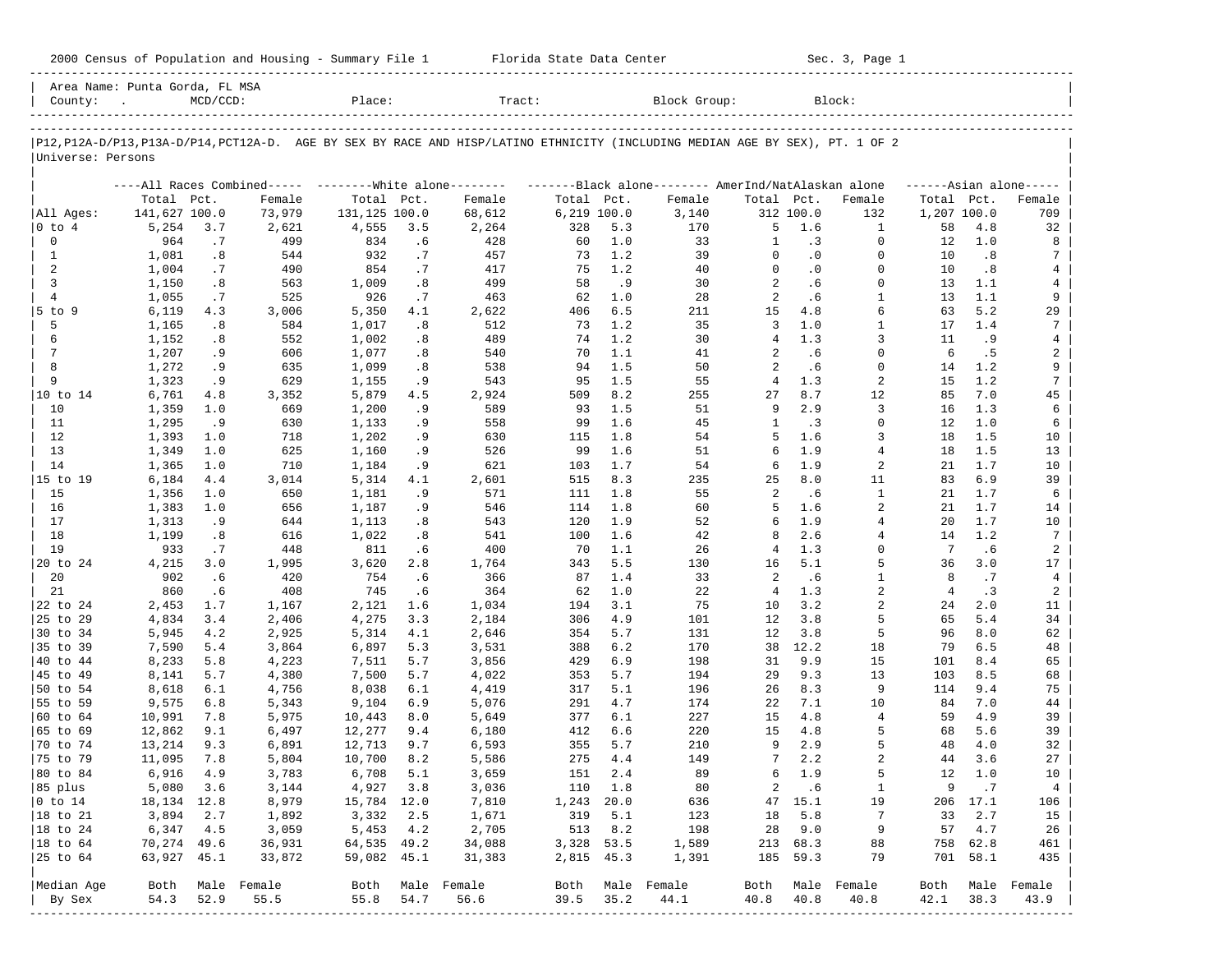2000 Census of Population and Housing - Summary File 1 — Florida State Data Center — Sec. 3, Page 1

Area Name: Punta Gorda, FL MSA
County: . MCD/CCD: Place: Tract: Block Group: Block:

P12,P12A-D/P13,P13A-D/P14,PCT12A-D. AGE BY SEX BY RACE AND HISP/LATINO ETHNICITY (INCLUDING MEDIAN AGE BY SEX), PT. 1 OF 2
Universe: Persons

| | All Races Combined | | | White alone | | | Black alone | | | AmerInd/NatAlaskan alone | | | Asian alone | | |
|---|---|---|---|---|---|---|---|---|---|---|---|---|---|---|---|
| | Total | Pct. | Female | Total | Pct. | Female | Total | Pct. | Female | Total | Pct. | Female | Total | Pct. | Female |
| All Ages: | 141,627 | 100.0 | 73,979 | 131,125 | 100.0 | 68,612 | 6,219 | 100.0 | 3,140 | 312 | 100.0 | 132 | 1,207 | 100.0 | 709 |
| 0 to 4 | 5,254 | 3.7 | 2,621 | 4,555 | 3.5 | 2,264 | 328 | 5.3 | 170 | 5 | 1.6 | 1 | 58 | 4.8 | 32 |
| 0 | 964 | .7 | 499 | 834 | .6 | 428 | 60 | 1.0 | 33 | 1 | .3 | 0 | 12 | 1.0 | 8 |
| 1 | 1,081 | .8 | 544 | 932 | .7 | 457 | 73 | 1.2 | 39 | 0 | .0 | 0 | 10 | .8 | 7 |
| 2 | 1,004 | .7 | 490 | 854 | .7 | 417 | 75 | 1.2 | 40 | 0 | .0 | 0 | 10 | .8 | 4 |
| 3 | 1,150 | .8 | 563 | 1,009 | .8 | 499 | 58 | .9 | 30 | 2 | .6 | 0 | 13 | 1.1 | 4 |
| 4 | 1,055 | .7 | 525 | 926 | .7 | 463 | 62 | 1.0 | 28 | 2 | .6 | 1 | 13 | 1.1 | 9 |
| 5 to 9 | 6,119 | 4.3 | 3,006 | 5,350 | 4.1 | 2,622 | 406 | 6.5 | 211 | 15 | 4.8 | 6 | 63 | 5.2 | 29 |
| 5 | 1,165 | .8 | 584 | 1,017 | .8 | 512 | 73 | 1.2 | 35 | 3 | 1.0 | 1 | 17 | 1.4 | 7 |
| 6 | 1,152 | .8 | 552 | 1,002 | .8 | 489 | 74 | 1.2 | 30 | 4 | 1.3 | 3 | 11 | .9 | 4 |
| 7 | 1,207 | .9 | 606 | 1,077 | .8 | 540 | 70 | 1.1 | 41 | 2 | .6 | 0 | 6 | .5 | 2 |
| 8 | 1,272 | .9 | 635 | 1,099 | .8 | 538 | 94 | 1.5 | 50 | 2 | .6 | 0 | 14 | 1.2 | 9 |
| 9 | 1,323 | .9 | 629 | 1,155 | .9 | 543 | 95 | 1.5 | 55 | 4 | 1.3 | 2 | 15 | 1.2 | 7 |
| 10 to 14 | 6,761 | 4.8 | 3,352 | 5,879 | 4.5 | 2,924 | 509 | 8.2 | 255 | 27 | 8.7 | 12 | 85 | 7.0 | 45 |
| 10 | 1,359 | 1.0 | 669 | 1,200 | .9 | 589 | 93 | 1.5 | 51 | 9 | 2.9 | 3 | 16 | 1.3 | 6 |
| 11 | 1,295 | .9 | 630 | 1,133 | .9 | 558 | 99 | 1.6 | 45 | 1 | .3 | 0 | 12 | 1.0 | 6 |
| 12 | 1,393 | 1.0 | 718 | 1,202 | .9 | 630 | 115 | 1.8 | 54 | 5 | 1.6 | 3 | 18 | 1.5 | 10 |
| 13 | 1,349 | 1.0 | 625 | 1,160 | .9 | 526 | 99 | 1.6 | 51 | 6 | 1.9 | 4 | 18 | 1.5 | 13 |
| 14 | 1,365 | 1.0 | 710 | 1,184 | .9 | 621 | 103 | 1.7 | 54 | 6 | 1.9 | 2 | 21 | 1.7 | 10 |
| 15 to 19 | 6,184 | 4.4 | 3,014 | 5,314 | 4.1 | 2,601 | 515 | 8.3 | 235 | 25 | 8.0 | 11 | 83 | 6.9 | 39 |
| 15 | 1,356 | 1.0 | 650 | 1,181 | .9 | 571 | 111 | 1.8 | 55 | 2 | .6 | 1 | 21 | 1.7 | 6 |
| 16 | 1,383 | 1.0 | 656 | 1,187 | .9 | 546 | 114 | 1.8 | 60 | 5 | 1.6 | 2 | 21 | 1.7 | 14 |
| 17 | 1,313 | .9 | 644 | 1,113 | .8 | 543 | 120 | 1.9 | 52 | 6 | 1.9 | 4 | 20 | 1.7 | 10 |
| 18 | 1,199 | .8 | 616 | 1,022 | .8 | 541 | 100 | 1.6 | 42 | 8 | 2.6 | 4 | 14 | 1.2 | 7 |
| 19 | 933 | .7 | 448 | 811 | .6 | 400 | 70 | 1.1 | 26 | 4 | 1.3 | 0 | 7 | .6 | 2 |
| 20 to 24 | 4,215 | 3.0 | 1,995 | 3,620 | 2.8 | 1,764 | 343 | 5.5 | 130 | 16 | 5.1 | 5 | 36 | 3.0 | 17 |
| 20 | 902 | .6 | 420 | 754 | .6 | 366 | 87 | 1.4 | 33 | 2 | .6 | 1 | 8 | .7 | 4 |
| 21 | 860 | .6 | 408 | 745 | .6 | 364 | 62 | 1.0 | 22 | 4 | 1.3 | 2 | 4 | .3 | 2 |
| 22 to 24 | 2,453 | 1.7 | 1,167 | 2,121 | 1.6 | 1,034 | 194 | 3.1 | 75 | 10 | 3.2 | 2 | 24 | 2.0 | 11 |
| 25 to 29 | 4,834 | 3.4 | 2,406 | 4,275 | 3.3 | 2,184 | 306 | 4.9 | 101 | 12 | 3.8 | 5 | 65 | 5.4 | 34 |
| 30 to 34 | 5,945 | 4.2 | 2,925 | 5,314 | 4.1 | 2,646 | 354 | 5.7 | 131 | 12 | 3.8 | 5 | 96 | 8.0 | 62 |
| 35 to 39 | 7,590 | 5.4 | 3,864 | 6,897 | 5.3 | 3,531 | 388 | 6.2 | 170 | 38 | 12.2 | 18 | 79 | 6.5 | 48 |
| 40 to 44 | 8,233 | 5.8 | 4,223 | 7,511 | 5.7 | 3,856 | 429 | 6.9 | 198 | 31 | 9.9 | 15 | 101 | 8.4 | 65 |
| 45 to 49 | 8,141 | 5.7 | 4,380 | 7,500 | 5.7 | 4,022 | 353 | 5.7 | 194 | 29 | 9.3 | 13 | 103 | 8.5 | 68 |
| 50 to 54 | 8,618 | 6.1 | 4,756 | 8,038 | 6.1 | 4,419 | 317 | 5.1 | 196 | 26 | 8.3 | 9 | 114 | 9.4 | 75 |
| 55 to 59 | 9,575 | 6.8 | 5,343 | 9,104 | 6.9 | 5,076 | 291 | 4.7 | 174 | 22 | 7.1 | 10 | 84 | 7.0 | 44 |
| 60 to 64 | 10,991 | 7.8 | 5,975 | 10,443 | 8.0 | 5,649 | 377 | 6.1 | 227 | 15 | 4.8 | 4 | 59 | 4.9 | 39 |
| 65 to 69 | 12,862 | 9.1 | 6,497 | 12,277 | 9.4 | 6,180 | 412 | 6.6 | 220 | 15 | 4.8 | 5 | 68 | 5.6 | 39 |
| 70 to 74 | 13,214 | 9.3 | 6,891 | 12,713 | 9.7 | 6,593 | 355 | 5.7 | 210 | 9 | 2.9 | 5 | 48 | 4.0 | 32 |
| 75 to 79 | 11,095 | 7.8 | 5,804 | 10,700 | 8.2 | 5,586 | 275 | 4.4 | 149 | 7 | 2.2 | 2 | 44 | 3.6 | 27 |
| 80 to 84 | 6,916 | 4.9 | 3,783 | 6,708 | 5.1 | 3,659 | 151 | 2.4 | 89 | 6 | 1.9 | 5 | 12 | 1.0 | 10 |
| 85 plus | 5,080 | 3.6 | 3,144 | 4,927 | 3.8 | 3,036 | 110 | 1.8 | 80 | 2 | .6 | 1 | 9 | .7 | 4 |
| 0 to 14 | 18,134 | 12.8 | 8,979 | 15,784 | 12.0 | 7,810 | 1,243 | 20.0 | 636 | 47 | 15.1 | 19 | 206 | 17.1 | 106 |
| 18 to 21 | 3,894 | 2.7 | 1,892 | 3,332 | 2.5 | 1,671 | 319 | 5.1 | 123 | 18 | 5.8 | 7 | 33 | 2.7 | 15 |
| 18 to 24 | 6,347 | 4.5 | 3,059 | 5,453 | 4.2 | 2,705 | 513 | 8.2 | 198 | 28 | 9.0 | 9 | 57 | 4.7 | 26 |
| 18 to 64 | 70,274 | 49.6 | 36,931 | 64,535 | 49.2 | 34,088 | 3,328 | 53.5 | 1,589 | 213 | 68.3 | 88 | 758 | 62.8 | 461 |
| 25 to 64 | 63,927 | 45.1 | 33,872 | 59,082 | 45.1 | 31,383 | 2,815 | 45.3 | 1,391 | 185 | 59.3 | 79 | 701 | 58.1 | 435 |
| Median Age | Both | Male | Female | Both | Male | Female | Both | Male | Female | Both | Male | Female | Both | Male | Female |
| By Sex | 54.3 | 52.9 | 55.5 | 55.8 | 54.7 | 56.6 | 39.5 | 35.2 | 44.1 | 40.8 | 40.8 | 40.8 | 42.1 | 38.3 | 43.9 |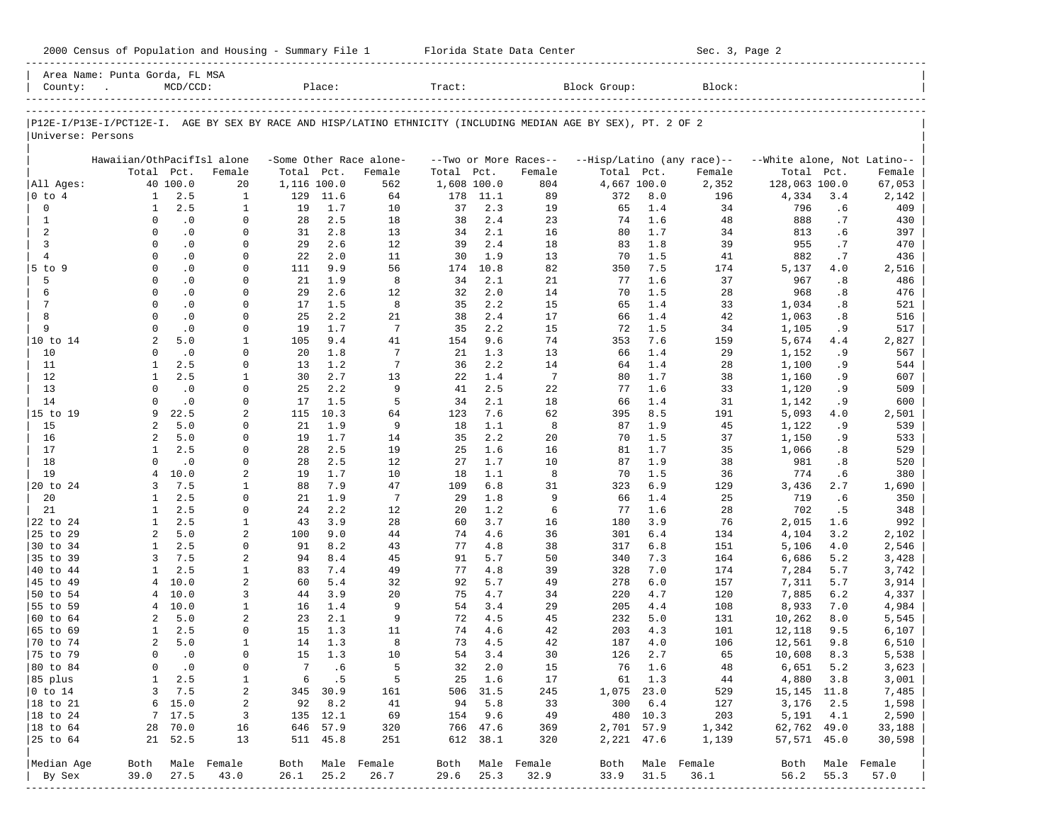2000 Census of Population and Housing - Summary File 1 Florida State Data Center Sec. 3, Page 2

Area Name: Punta Gorda, FL MSA
County: . MCD/CCD: Place: Tract: Block Group: Block:

P12E-I/P13E-I/PCT12E-I. AGE BY SEX BY RACE AND HISP/LATINO ETHNICITY (INCLUDING MEDIAN AGE BY SEX), PT. 2 OF 2
Universe: Persons

| | Hawaiian/OthPacifIsl alone | | | -Some Other Race alone- | | | --Two or More Races-- | | | --Hisp/Latino (any race)-- | | | --White alone, Not Latino-- | | |
|---|---|---|---|---|---|---|---|---|---|---|---|---|---|---|---|
| | Total | Pct. | Female | Total | Pct. | Female | Total | Pct. | Female | Total | Pct. | Female | Total | Pct. | Female |
| All Ages: | 40 | 100.0 | 20 | 1,116 | 100.0 | 562 | 1,608 | 100.0 | 804 | 4,667 | 100.0 | 2,352 | 128,063 | 100.0 | 67,053 |
| 0 to 4 | 1 | 2.5 | 1 | 129 | 11.6 | 64 | 178 | 11.1 | 89 | 372 | 8.0 | 196 | 4,334 | 3.4 | 2,142 |
| 0 | 1 | 2.5 | 1 | 19 | 1.7 | 10 | 37 | 2.3 | 19 | 65 | 1.4 | 34 | 796 | .6 | 409 |
| 1 | 0 | .0 | 0 | 28 | 2.5 | 18 | 38 | 2.4 | 23 | 74 | 1.6 | 48 | 888 | .7 | 430 |
| 2 | 0 | .0 | 0 | 31 | 2.8 | 13 | 34 | 2.1 | 16 | 80 | 1.7 | 34 | 813 | .6 | 397 |
| 3 | 0 | .0 | 0 | 29 | 2.6 | 12 | 39 | 2.4 | 18 | 83 | 1.8 | 39 | 955 | .7 | 470 |
| 4 | 0 | .0 | 0 | 22 | 2.0 | 11 | 30 | 1.9 | 13 | 70 | 1.5 | 41 | 882 | .7 | 436 |
| 5 to 9 | 0 | .0 | 0 | 111 | 9.9 | 56 | 174 | 10.8 | 82 | 350 | 7.5 | 174 | 5,137 | 4.0 | 2,516 |
| 5 | 0 | .0 | 0 | 21 | 1.9 | 8 | 34 | 2.1 | 21 | 77 | 1.6 | 37 | 967 | .8 | 486 |
| 6 | 0 | .0 | 0 | 29 | 2.6 | 12 | 32 | 2.0 | 14 | 70 | 1.5 | 28 | 968 | .8 | 476 |
| 7 | 0 | .0 | 0 | 17 | 1.5 | 8 | 35 | 2.2 | 15 | 65 | 1.4 | 33 | 1,034 | .8 | 521 |
| 8 | 0 | .0 | 0 | 25 | 2.2 | 21 | 38 | 2.4 | 17 | 66 | 1.4 | 42 | 1,063 | .8 | 516 |
| 9 | 0 | .0 | 0 | 19 | 1.7 | 7 | 35 | 2.2 | 15 | 72 | 1.5 | 34 | 1,105 | .9 | 517 |
| 10 to 14 | 2 | 5.0 | 1 | 105 | 9.4 | 41 | 154 | 9.6 | 74 | 353 | 7.6 | 159 | 5,674 | 4.4 | 2,827 |
| 10 | 0 | .0 | 0 | 20 | 1.8 | 7 | 21 | 1.3 | 13 | 66 | 1.4 | 29 | 1,152 | .9 | 567 |
| 11 | 1 | 2.5 | 0 | 13 | 1.2 | 7 | 36 | 2.2 | 14 | 64 | 1.4 | 28 | 1,100 | .9 | 544 |
| 12 | 1 | 2.5 | 1 | 30 | 2.7 | 13 | 22 | 1.4 | 7 | 80 | 1.7 | 38 | 1,160 | .9 | 607 |
| 13 | 0 | .0 | 0 | 25 | 2.2 | 9 | 41 | 2.5 | 22 | 77 | 1.6 | 33 | 1,120 | .9 | 509 |
| 14 | 0 | .0 | 0 | 17 | 1.5 | 5 | 34 | 2.1 | 18 | 66 | 1.4 | 31 | 1,142 | .9 | 600 |
| 15 to 19 | 9 | 22.5 | 2 | 115 | 10.3 | 64 | 123 | 7.6 | 62 | 395 | 8.5 | 191 | 5,093 | 4.0 | 2,501 |
| 15 | 2 | 5.0 | 0 | 21 | 1.9 | 9 | 18 | 1.1 | 8 | 87 | 1.9 | 45 | 1,122 | .9 | 539 |
| 16 | 2 | 5.0 | 0 | 19 | 1.7 | 14 | 35 | 2.2 | 20 | 70 | 1.5 | 37 | 1,150 | .9 | 533 |
| 17 | 1 | 2.5 | 0 | 28 | 2.5 | 19 | 25 | 1.6 | 16 | 81 | 1.7 | 35 | 1,066 | .8 | 529 |
| 18 | 0 | .0 | 0 | 28 | 2.5 | 12 | 27 | 1.7 | 10 | 87 | 1.9 | 38 | 981 | .8 | 520 |
| 19 | 4 | 10.0 | 2 | 19 | 1.7 | 10 | 18 | 1.1 | 8 | 70 | 1.5 | 36 | 774 | .6 | 380 |
| 20 to 24 | 3 | 7.5 | 1 | 88 | 7.9 | 47 | 109 | 6.8 | 31 | 323 | 6.9 | 129 | 3,436 | 2.7 | 1,690 |
| 20 | 1 | 2.5 | 0 | 21 | 1.9 | 7 | 29 | 1.8 | 9 | 66 | 1.4 | 25 | 719 | .6 | 350 |
| 21 | 1 | 2.5 | 0 | 24 | 2.2 | 12 | 20 | 1.2 | 6 | 77 | 1.6 | 28 | 702 | .5 | 348 |
| 22 to 24 | 1 | 2.5 | 1 | 43 | 3.9 | 28 | 60 | 3.7 | 16 | 180 | 3.9 | 76 | 2,015 | 1.6 | 992 |
| 25 to 29 | 2 | 5.0 | 2 | 100 | 9.0 | 44 | 74 | 4.6 | 36 | 301 | 6.4 | 134 | 4,104 | 3.2 | 2,102 |
| 30 to 34 | 1 | 2.5 | 0 | 91 | 8.2 | 43 | 77 | 4.8 | 38 | 317 | 6.8 | 151 | 5,106 | 4.0 | 2,546 |
| 35 to 39 | 3 | 7.5 | 2 | 94 | 8.4 | 45 | 91 | 5.7 | 50 | 340 | 7.3 | 164 | 6,686 | 5.2 | 3,428 |
| 40 to 44 | 1 | 2.5 | 1 | 83 | 7.4 | 49 | 77 | 4.8 | 39 | 328 | 7.0 | 174 | 7,284 | 5.7 | 3,742 |
| 45 to 49 | 4 | 10.0 | 2 | 60 | 5.4 | 32 | 92 | 5.7 | 49 | 278 | 6.0 | 157 | 7,311 | 5.7 | 3,914 |
| 50 to 54 | 4 | 10.0 | 3 | 44 | 3.9 | 20 | 75 | 4.7 | 34 | 220 | 4.7 | 120 | 7,885 | 6.2 | 4,337 |
| 55 to 59 | 4 | 10.0 | 1 | 16 | 1.4 | 9 | 54 | 3.4 | 29 | 205 | 4.4 | 108 | 8,933 | 7.0 | 4,984 |
| 60 to 64 | 2 | 5.0 | 2 | 23 | 2.1 | 9 | 72 | 4.5 | 45 | 232 | 5.0 | 131 | 10,262 | 8.0 | 5,545 |
| 65 to 69 | 1 | 2.5 | 0 | 15 | 1.3 | 11 | 74 | 4.6 | 42 | 203 | 4.3 | 101 | 12,118 | 9.5 | 6,107 |
| 70 to 74 | 2 | 5.0 | 1 | 14 | 1.3 | 8 | 73 | 4.5 | 42 | 187 | 4.0 | 106 | 12,561 | 9.8 | 6,510 |
| 75 to 79 | 0 | .0 | 0 | 15 | 1.3 | 10 | 54 | 3.4 | 30 | 126 | 2.7 | 65 | 10,608 | 8.3 | 5,538 |
| 80 to 84 | 0 | .0 | 0 | 7 | .6 | 5 | 32 | 2.0 | 15 | 76 | 1.6 | 48 | 6,651 | 5.2 | 3,623 |
| 85 plus | 1 | 2.5 | 1 | 6 | .5 | 5 | 25 | 1.6 | 17 | 61 | 1.3 | 44 | 4,880 | 3.8 | 3,001 |
| 0 to 14 | 3 | 7.5 | 2 | 345 | 30.9 | 161 | 506 | 31.5 | 245 | 1,075 | 23.0 | 529 | 15,145 | 11.8 | 7,485 |
| 18 to 21 | 6 | 15.0 | 2 | 92 | 8.2 | 41 | 94 | 5.8 | 33 | 300 | 6.4 | 127 | 3,176 | 2.5 | 1,598 |
| 18 to 24 | 7 | 17.5 | 3 | 135 | 12.1 | 69 | 154 | 9.6 | 49 | 480 | 10.3 | 203 | 5,191 | 4.1 | 2,590 |
| 18 to 64 | 28 | 70.0 | 16 | 646 | 57.9 | 320 | 766 | 47.6 | 369 | 2,701 | 57.9 | 1,342 | 62,762 | 49.0 | 33,188 |
| 25 to 64 | 21 | 52.5 | 13 | 511 | 45.8 | 251 | 612 | 38.1 | 320 | 2,221 | 47.6 | 1,139 | 57,571 | 45.0 | 30,598 |
| Median Age | Both | Male | Female | Both | Male | Female | Both | Male | Female | Both | Male | Female | Both | Male | Female |
| By Sex | 39.0 | 27.5 | 43.0 | 26.1 | 25.2 | 26.7 | 29.6 | 25.3 | 32.9 | 33.9 | 31.5 | 36.1 | 56.2 | 55.3 | 57.0 |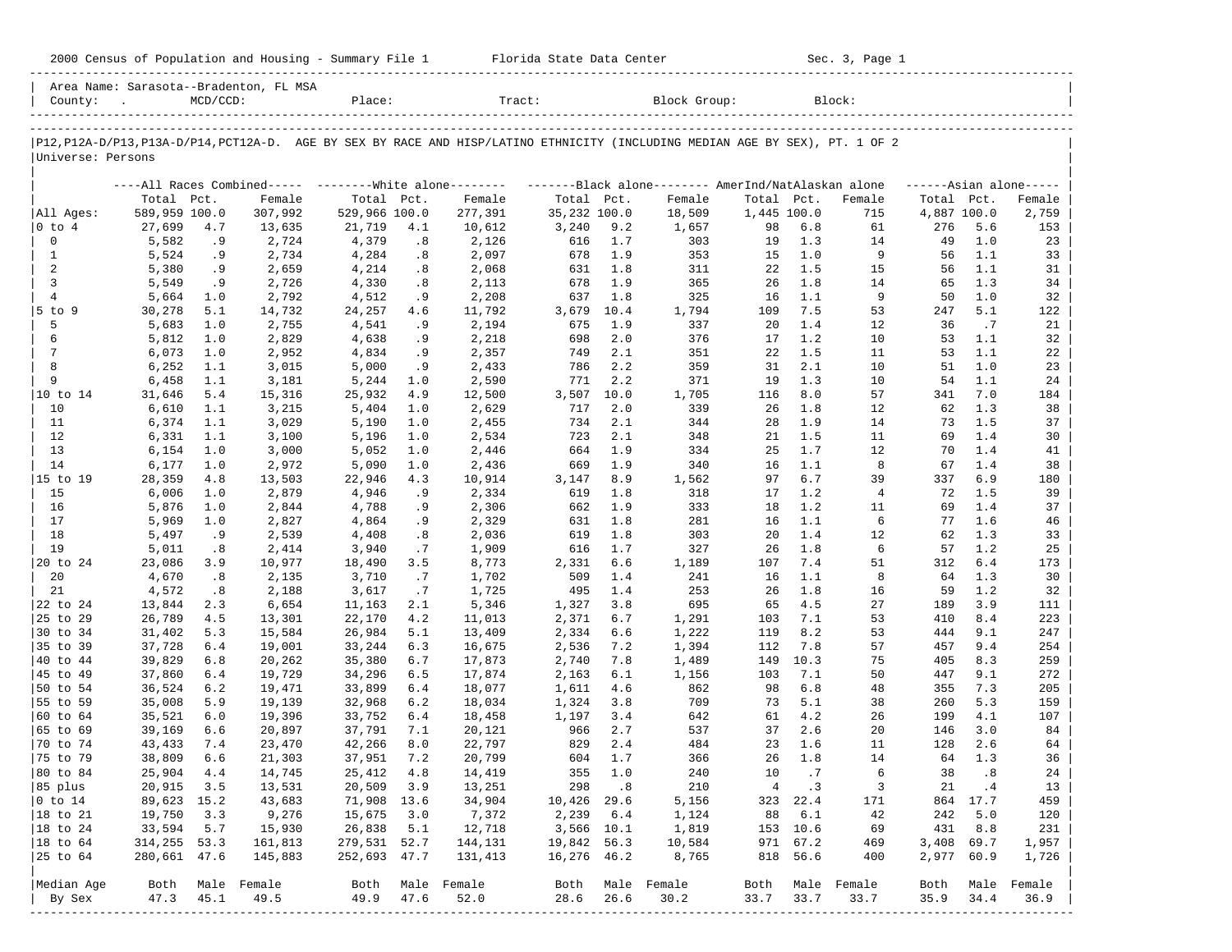2000 Census of Population and Housing - Summary File 1 Florida State Data Center Sec. 3, Page 1

Area Name: Sarasota--Bradenton, FL MSA
County: . MCD/CCD: Place: Tract: Block Group: Block:

P12,P12A-D/P13,P13A-D/P14,PCT12A-D. AGE BY SEX BY RACE AND HISP/LATINO ETHNICITY (INCLUDING MEDIAN AGE BY SEX), PT. 1 OF 2
Universe: Persons

| | All Races Combined | | | White alone | | | Black alone | | | AmerInd/NatAlaskan alone | | | Asian alone | | |
|---|---|---|---|---|---|---|---|---|---|---|---|---|---|---|---|
| | Total | Pct. | Female | Total | Pct. | Female | Total | Pct. | Female | Total | Pct. | Female | Total | Pct. | Female |
| All Ages: | 589,959 | 100.0 | 307,992 | 529,966 | 100.0 | 277,391 | 35,232 | 100.0 | 18,509 | 1,445 | 100.0 | 715 | 4,887 | 100.0 | 2,759 |
| 0 to 4 | 27,699 | 4.7 | 13,635 | 21,719 | 4.1 | 10,612 | 3,240 | 9.2 | 1,657 | 98 | 6.8 | 61 | 276 | 5.6 | 153 |
| 0 | 5,582 | .9 | 2,724 | 4,379 | .8 | 2,126 | 616 | 1.7 | 303 | 19 | 1.3 | 14 | 49 | 1.0 | 23 |
| 1 | 5,524 | .9 | 2,734 | 4,284 | .8 | 2,097 | 678 | 1.9 | 353 | 15 | 1.0 | 9 | 56 | 1.1 | 33 |
| 2 | 5,380 | .9 | 2,659 | 4,214 | .8 | 2,068 | 631 | 1.8 | 311 | 22 | 1.5 | 15 | 56 | 1.1 | 31 |
| 3 | 5,549 | .9 | 2,726 | 4,330 | .8 | 2,113 | 678 | 1.9 | 365 | 26 | 1.8 | 14 | 65 | 1.3 | 34 |
| 4 | 5,664 | 1.0 | 2,792 | 4,512 | .9 | 2,208 | 637 | 1.8 | 325 | 16 | 1.1 | 9 | 50 | 1.0 | 32 |
| 5 to 9 | 30,278 | 5.1 | 14,732 | 24,257 | 4.6 | 11,792 | 3,679 | 10.4 | 1,794 | 109 | 7.5 | 53 | 247 | 5.1 | 122 |
| 5 | 5,683 | 1.0 | 2,755 | 4,541 | .9 | 2,194 | 675 | 1.9 | 337 | 20 | 1.4 | 12 | 36 | .7 | 21 |
| 6 | 5,812 | 1.0 | 2,829 | 4,638 | .9 | 2,218 | 698 | 2.0 | 376 | 17 | 1.2 | 10 | 53 | 1.1 | 32 |
| 7 | 6,073 | 1.0 | 2,952 | 4,834 | .9 | 2,357 | 749 | 2.1 | 351 | 22 | 1.5 | 11 | 53 | 1.1 | 22 |
| 8 | 6,252 | 1.1 | 3,015 | 5,000 | .9 | 2,433 | 786 | 2.2 | 359 | 31 | 2.1 | 10 | 51 | 1.0 | 23 |
| 9 | 6,458 | 1.1 | 3,181 | 5,244 | 1.0 | 2,590 | 771 | 2.2 | 371 | 19 | 1.3 | 10 | 54 | 1.1 | 24 |
| 10 to 14 | 31,646 | 5.4 | 15,316 | 25,932 | 4.9 | 12,500 | 3,507 | 10.0 | 1,705 | 116 | 8.0 | 57 | 341 | 7.0 | 184 |
| 10 | 6,610 | 1.1 | 3,215 | 5,404 | 1.0 | 2,629 | 717 | 2.0 | 339 | 26 | 1.8 | 12 | 62 | 1.3 | 38 |
| 11 | 6,374 | 1.1 | 3,029 | 5,190 | 1.0 | 2,455 | 734 | 2.1 | 344 | 28 | 1.9 | 14 | 73 | 1.5 | 37 |
| 12 | 6,331 | 1.1 | 3,100 | 5,196 | 1.0 | 2,534 | 723 | 2.1 | 348 | 21 | 1.5 | 11 | 69 | 1.4 | 30 |
| 13 | 6,154 | 1.0 | 3,000 | 5,052 | 1.0 | 2,446 | 664 | 1.9 | 334 | 25 | 1.7 | 12 | 70 | 1.4 | 41 |
| 14 | 6,177 | 1.0 | 2,972 | 5,090 | 1.0 | 2,436 | 669 | 1.9 | 340 | 16 | 1.1 | 8 | 67 | 1.4 | 38 |
| 15 to 19 | 28,359 | 4.8 | 13,503 | 22,946 | 4.3 | 10,914 | 3,147 | 8.9 | 1,562 | 97 | 6.7 | 39 | 337 | 6.9 | 180 |
| 15 | 6,006 | 1.0 | 2,879 | 4,946 | .9 | 2,334 | 619 | 1.8 | 318 | 17 | 1.2 | 4 | 72 | 1.5 | 39 |
| 16 | 5,876 | 1.0 | 2,844 | 4,788 | .9 | 2,306 | 662 | 1.9 | 333 | 18 | 1.2 | 11 | 69 | 1.4 | 37 |
| 17 | 5,969 | 1.0 | 2,827 | 4,864 | .9 | 2,329 | 631 | 1.8 | 281 | 16 | 1.1 | 6 | 77 | 1.6 | 46 |
| 18 | 5,497 | .9 | 2,539 | 4,408 | .8 | 2,036 | 619 | 1.8 | 303 | 20 | 1.4 | 12 | 62 | 1.3 | 33 |
| 19 | 5,011 | .8 | 2,414 | 3,940 | .7 | 1,909 | 616 | 1.7 | 327 | 26 | 1.8 | 6 | 57 | 1.2 | 25 |
| 20 to 24 | 23,086 | 3.9 | 10,977 | 18,490 | 3.5 | 8,773 | 2,331 | 6.6 | 1,189 | 107 | 7.4 | 51 | 312 | 6.4 | 173 |
| 20 | 4,670 | .8 | 2,135 | 3,710 | .7 | 1,702 | 509 | 1.4 | 241 | 16 | 1.1 | 8 | 64 | 1.3 | 30 |
| 21 | 4,572 | .8 | 2,188 | 3,617 | .7 | 1,725 | 495 | 1.4 | 253 | 26 | 1.8 | 16 | 59 | 1.2 | 32 |
| 22 to 24 | 13,844 | 2.3 | 6,654 | 11,163 | 2.1 | 5,346 | 1,327 | 3.8 | 695 | 65 | 4.5 | 27 | 189 | 3.9 | 111 |
| 25 to 29 | 26,789 | 4.5 | 13,301 | 22,170 | 4.2 | 11,013 | 2,371 | 6.7 | 1,291 | 103 | 7.1 | 53 | 410 | 8.4 | 223 |
| 30 to 34 | 31,402 | 5.3 | 15,584 | 26,984 | 5.1 | 13,409 | 2,334 | 6.6 | 1,222 | 119 | 8.2 | 53 | 444 | 9.1 | 247 |
| 35 to 39 | 37,728 | 6.4 | 19,001 | 33,244 | 6.3 | 16,675 | 2,536 | 7.2 | 1,394 | 112 | 7.8 | 57 | 457 | 9.4 | 254 |
| 40 to 44 | 39,829 | 6.8 | 20,262 | 35,380 | 6.7 | 17,873 | 2,740 | 7.8 | 1,489 | 149 | 10.3 | 75 | 405 | 8.3 | 259 |
| 45 to 49 | 37,860 | 6.4 | 19,729 | 34,296 | 6.5 | 17,874 | 2,163 | 6.1 | 1,156 | 103 | 7.1 | 50 | 447 | 9.1 | 272 |
| 50 to 54 | 36,524 | 6.2 | 19,471 | 33,899 | 6.4 | 18,077 | 1,611 | 4.6 | 862 | 98 | 6.8 | 48 | 355 | 7.3 | 205 |
| 55 to 59 | 35,008 | 5.9 | 19,139 | 32,968 | 6.2 | 18,034 | 1,324 | 3.8 | 709 | 73 | 5.1 | 38 | 260 | 5.3 | 159 |
| 60 to 64 | 35,521 | 6.0 | 19,396 | 33,752 | 6.4 | 18,458 | 1,197 | 3.4 | 642 | 61 | 4.2 | 26 | 199 | 4.1 | 107 |
| 65 to 69 | 39,169 | 6.6 | 20,897 | 37,791 | 7.1 | 20,121 | 966 | 2.7 | 537 | 37 | 2.6 | 20 | 146 | 3.0 | 84 |
| 70 to 74 | 43,433 | 7.4 | 23,470 | 42,266 | 8.0 | 22,797 | 829 | 2.4 | 484 | 23 | 1.6 | 11 | 128 | 2.6 | 64 |
| 75 to 79 | 38,809 | 6.6 | 21,303 | 37,951 | 7.2 | 20,799 | 604 | 1.7 | 366 | 26 | 1.8 | 14 | 64 | 1.3 | 36 |
| 80 to 84 | 25,904 | 4.4 | 14,745 | 25,412 | 4.8 | 14,419 | 355 | 1.0 | 240 | 10 | .7 | 6 | 38 | .8 | 24 |
| 85 plus | 20,915 | 3.5 | 13,531 | 20,509 | 3.9 | 13,251 | 298 | .8 | 210 | 4 | .3 | 3 | 21 | .4 | 13 |
| 0 to 14 | 89,623 | 15.2 | 43,683 | 71,908 | 13.6 | 34,904 | 10,426 | 29.6 | 5,156 | 323 | 22.4 | 171 | 864 | 17.7 | 459 |
| 18 to 21 | 19,750 | 3.3 | 9,276 | 15,675 | 3.0 | 7,372 | 2,239 | 6.4 | 1,124 | 88 | 6.1 | 42 | 242 | 5.0 | 120 |
| 18 to 24 | 33,594 | 5.7 | 15,930 | 26,838 | 5.1 | 12,718 | 3,566 | 10.1 | 1,819 | 153 | 10.6 | 69 | 431 | 8.8 | 231 |
| 18 to 64 | 314,255 | 53.3 | 161,813 | 279,531 | 52.7 | 144,131 | 19,842 | 56.3 | 10,584 | 971 | 67.2 | 469 | 3,408 | 69.7 | 1,957 |
| 25 to 64 | 280,661 | 47.6 | 145,883 | 252,693 | 47.7 | 131,413 | 16,276 | 46.2 | 8,765 | 818 | 56.6 | 400 | 2,977 | 60.9 | 1,726 |
| Median Age | Both | Male | Female | Both | Male | Female | Both | Male | Female | Both | Male | Female | Both | Male | Female |
| By Sex | 47.3 | 45.1 | 49.5 | 49.9 | 47.6 | 52.0 | 28.6 | 26.6 | 30.2 | 33.7 | 33.7 | 33.7 | 35.9 | 34.4 | 36.9 |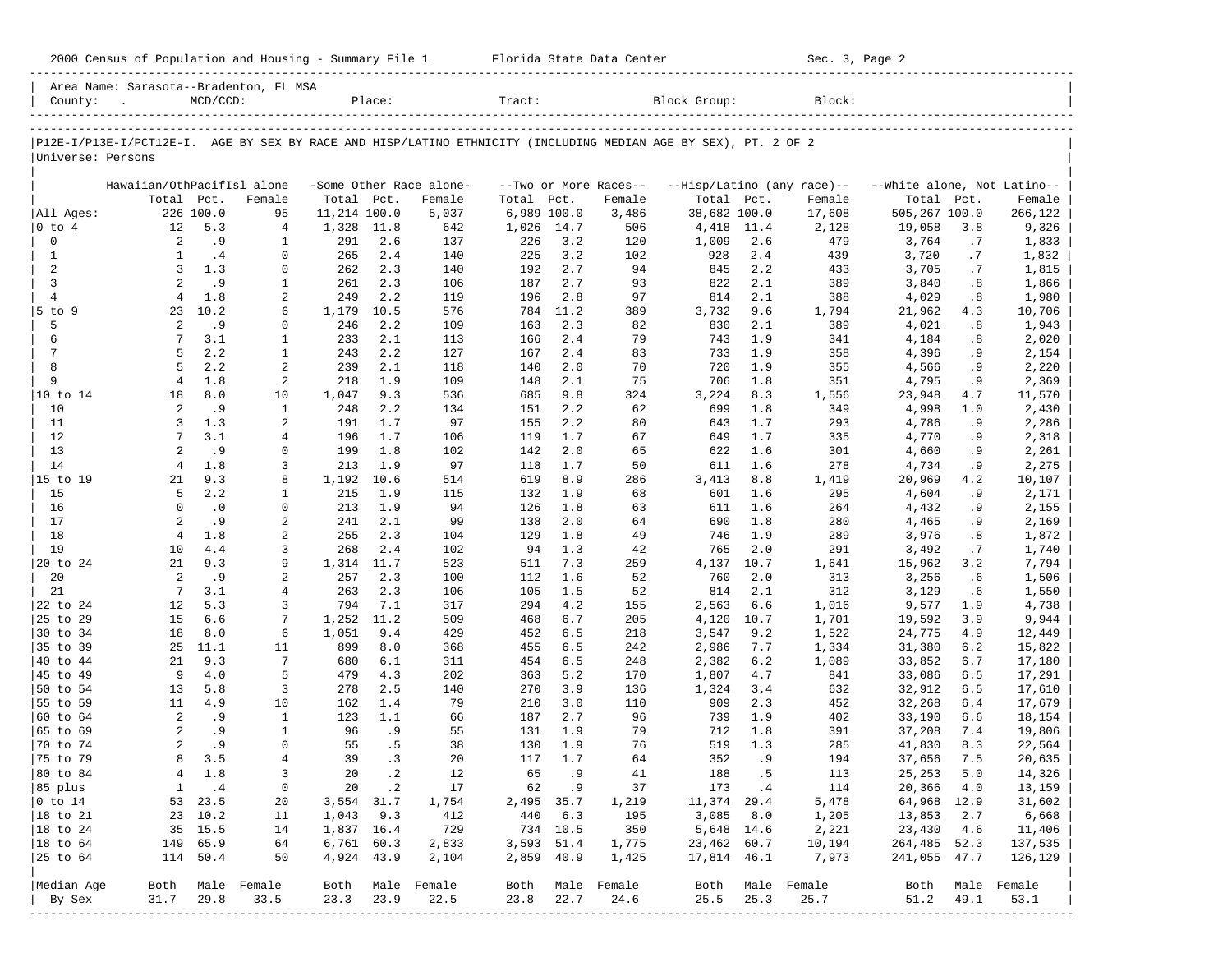Area Name: Sarasota--Bradenton, FL MSA
County: . MCD/CCD: Place: Tract: Block Group: Block:

P12E-I/P13E-I/PCT12E-I. AGE BY SEX BY RACE AND HISP/LATINO ETHNICITY (INCLUDING MEDIAN AGE BY SEX), PT. 2 OF 2

Universe: Persons

| | Hawaiian/OthPacifIsl alone | | | -Some Other Race alone- | | | --Two or More Races-- | | | --Hisp/Latino (any race)-- | | | --White alone, Not Latino-- | | |
|---|---|---|---|---|---|---|---|---|---|---|---|---|---|---|---|
| | Total | Pct. | Female | Total | Pct. | Female | Total | Pct. | Female | Total | Pct. | Female | Total | Pct. | Female |
| All Ages: | 226 | 100.0 | 95 | 11,214 | 100.0 | 5,037 | 6,989 | 100.0 | 3,486 | 38,682 | 100.0 | 17,608 | 505,267 | 100.0 | 266,122 |
| 0 to 4 | 12 | 5.3 | 4 | 1,328 | 11.8 | 642 | 1,026 | 14.7 | 506 | 4,418 | 11.4 | 2,128 | 19,058 | 3.8 | 9,326 |
| 0 | 2 | .9 | 1 | 291 | 2.6 | 137 | 226 | 3.2 | 120 | 1,009 | 2.6 | 479 | 3,764 | .7 | 1,833 |
| 1 | 1 | .4 | 0 | 265 | 2.4 | 140 | 225 | 3.2 | 102 | 928 | 2.4 | 439 | 3,720 | .7 | 1,832 |
| 2 | 3 | 1.3 | 0 | 262 | 2.3 | 140 | 192 | 2.7 | 94 | 845 | 2.2 | 433 | 3,705 | .7 | 1,815 |
| 3 | 2 | .9 | 1 | 261 | 2.3 | 106 | 187 | 2.7 | 93 | 822 | 2.1 | 389 | 3,840 | .8 | 1,866 |
| 4 | 4 | 1.8 | 2 | 249 | 2.2 | 119 | 196 | 2.8 | 97 | 814 | 2.1 | 388 | 4,029 | .8 | 1,980 |
| 5 to 9 | 23 | 10.2 | 6 | 1,179 | 10.5 | 576 | 784 | 11.2 | 389 | 3,732 | 9.6 | 1,794 | 21,962 | 4.3 | 10,706 |
| 5 | 2 | .9 | 0 | 246 | 2.2 | 109 | 163 | 2.3 | 82 | 830 | 2.1 | 389 | 4,021 | .8 | 1,943 |
| 6 | 7 | 3.1 | 1 | 233 | 2.1 | 113 | 166 | 2.4 | 79 | 743 | 1.9 | 341 | 4,184 | .8 | 2,020 |
| 7 | 5 | 2.2 | 1 | 243 | 2.2 | 127 | 167 | 2.4 | 83 | 733 | 1.9 | 358 | 4,396 | .9 | 2,154 |
| 8 | 5 | 2.2 | 2 | 239 | 2.1 | 118 | 140 | 2.0 | 70 | 720 | 1.9 | 355 | 4,566 | .9 | 2,220 |
| 9 | 4 | 1.8 | 2 | 218 | 1.9 | 109 | 148 | 2.1 | 75 | 706 | 1.8 | 351 | 4,795 | .9 | 2,369 |
| 10 to 14 | 18 | 8.0 | 10 | 1,047 | 9.3 | 536 | 685 | 9.8 | 324 | 3,224 | 8.3 | 1,556 | 23,948 | 4.7 | 11,570 |
| 10 | 2 | .9 | 1 | 248 | 2.2 | 134 | 151 | 2.2 | 62 | 699 | 1.8 | 349 | 4,998 | 1.0 | 2,430 |
| 11 | 3 | 1.3 | 2 | 191 | 1.7 | 97 | 155 | 2.2 | 80 | 643 | 1.7 | 293 | 4,786 | .9 | 2,286 |
| 12 | 7 | 3.1 | 4 | 196 | 1.7 | 106 | 119 | 1.7 | 67 | 649 | 1.7 | 335 | 4,770 | .9 | 2,318 |
| 13 | 2 | .9 | 0 | 199 | 1.8 | 102 | 142 | 2.0 | 65 | 622 | 1.6 | 301 | 4,660 | .9 | 2,261 |
| 14 | 4 | 1.8 | 3 | 213 | 1.9 | 97 | 118 | 1.7 | 50 | 611 | 1.6 | 278 | 4,734 | .9 | 2,275 |
| 15 to 19 | 21 | 9.3 | 8 | 1,192 | 10.6 | 514 | 619 | 8.9 | 286 | 3,413 | 8.8 | 1,419 | 20,969 | 4.2 | 10,107 |
| 15 | 5 | 2.2 | 1 | 215 | 1.9 | 115 | 132 | 1.9 | 68 | 601 | 1.6 | 295 | 4,604 | .9 | 2,171 |
| 16 | 0 | .0 | 0 | 213 | 1.9 | 94 | 126 | 1.8 | 63 | 611 | 1.6 | 264 | 4,432 | .9 | 2,155 |
| 17 | 2 | .9 | 2 | 241 | 2.1 | 99 | 138 | 2.0 | 64 | 690 | 1.8 | 280 | 4,465 | .9 | 2,169 |
| 18 | 4 | 1.8 | 2 | 255 | 2.3 | 104 | 129 | 1.8 | 49 | 746 | 1.9 | 289 | 3,976 | .8 | 1,872 |
| 19 | 10 | 4.4 | 3 | 268 | 2.4 | 102 | 94 | 1.3 | 42 | 765 | 2.0 | 291 | 3,492 | .7 | 1,740 |
| 20 to 24 | 21 | 9.3 | 9 | 1,314 | 11.7 | 523 | 511 | 7.3 | 259 | 4,137 | 10.7 | 1,641 | 15,962 | 3.2 | 7,794 |
| 20 | 2 | .9 | 2 | 257 | 2.3 | 100 | 112 | 1.6 | 52 | 760 | 2.0 | 313 | 3,256 | .6 | 1,506 |
| 21 | 7 | 3.1 | 4 | 263 | 2.3 | 106 | 105 | 1.5 | 52 | 814 | 2.1 | 312 | 3,129 | .6 | 1,550 |
| 22 to 24 | 12 | 5.3 | 3 | 794 | 7.1 | 317 | 294 | 4.2 | 155 | 2,563 | 6.6 | 1,016 | 9,577 | 1.9 | 4,738 |
| 25 to 29 | 15 | 6.6 | 7 | 1,252 | 11.2 | 509 | 468 | 6.7 | 205 | 4,120 | 10.7 | 1,701 | 19,592 | 3.9 | 9,944 |
| 30 to 34 | 18 | 8.0 | 6 | 1,051 | 9.4 | 429 | 452 | 6.5 | 218 | 3,547 | 9.2 | 1,522 | 24,775 | 4.9 | 12,449 |
| 35 to 39 | 25 | 11.1 | 11 | 899 | 8.0 | 368 | 455 | 6.5 | 242 | 2,986 | 7.7 | 1,334 | 31,380 | 6.2 | 15,822 |
| 40 to 44 | 21 | 9.3 | 7 | 680 | 6.1 | 311 | 454 | 6.5 | 248 | 2,382 | 6.2 | 1,089 | 33,852 | 6.7 | 17,180 |
| 45 to 49 | 9 | 4.0 | 5 | 479 | 4.3 | 202 | 363 | 5.2 | 170 | 1,807 | 4.7 | 841 | 33,086 | 6.5 | 17,291 |
| 50 to 54 | 13 | 5.8 | 3 | 278 | 2.5 | 140 | 270 | 3.9 | 136 | 1,324 | 3.4 | 632 | 32,912 | 6.5 | 17,610 |
| 55 to 59 | 11 | 4.9 | 10 | 162 | 1.4 | 79 | 210 | 3.0 | 110 | 909 | 2.3 | 452 | 32,268 | 6.4 | 17,679 |
| 60 to 64 | 2 | .9 | 1 | 123 | 1.1 | 66 | 187 | 2.7 | 96 | 739 | 1.9 | 402 | 33,190 | 6.6 | 18,154 |
| 65 to 69 | 2 | .9 | 1 | 96 | .9 | 55 | 131 | 1.9 | 79 | 712 | 1.8 | 391 | 37,208 | 7.4 | 19,806 |
| 70 to 74 | 2 | .9 | 0 | 55 | .5 | 38 | 130 | 1.9 | 76 | 519 | 1.3 | 285 | 41,830 | 8.3 | 22,564 |
| 75 to 79 | 8 | 3.5 | 4 | 39 | .3 | 20 | 117 | 1.7 | 64 | 352 | .9 | 194 | 37,656 | 7.5 | 20,635 |
| 80 to 84 | 4 | 1.8 | 3 | 20 | .2 | 12 | 65 | .9 | 41 | 188 | .5 | 113 | 25,253 | 5.0 | 14,326 |
| 85 plus | 1 | .4 | 0 | 20 | .2 | 17 | 62 | .9 | 37 | 173 | .4 | 114 | 20,366 | 4.0 | 13,159 |
| 0 to 14 | 53 | 23.5 | 20 | 3,554 | 31.7 | 1,754 | 2,495 | 35.7 | 1,219 | 11,374 | 29.4 | 5,478 | 64,968 | 12.9 | 31,602 |
| 18 to 21 | 23 | 10.2 | 11 | 1,043 | 9.3 | 412 | 440 | 6.3 | 195 | 3,085 | 8.0 | 1,205 | 13,853 | 2.7 | 6,668 |
| 18 to 24 | 35 | 15.5 | 14 | 1,837 | 16.4 | 729 | 734 | 10.5 | 350 | 5,648 | 14.6 | 2,221 | 23,430 | 4.6 | 11,406 |
| 18 to 64 | 149 | 65.9 | 64 | 6,761 | 60.3 | 2,833 | 3,593 | 51.4 | 1,775 | 23,462 | 60.7 | 10,194 | 264,485 | 52.3 | 137,535 |
| 25 to 64 | 114 | 50.4 | 50 | 4,924 | 43.9 | 2,104 | 2,859 | 40.9 | 1,425 | 17,814 | 46.1 | 7,973 | 241,055 | 47.7 | 126,129 |
| Median Age | Both | Male | Female | Both | Male | Female | Both | Male | Female | Both | Male | Female | Both | Male | Female |
| By Sex | 31.7 | 29.8 | 33.5 | 23.3 | 23.9 | 22.5 | 23.8 | 22.7 | 24.6 | 25.5 | 25.3 | 25.7 | 51.2 | 49.1 | 53.1 |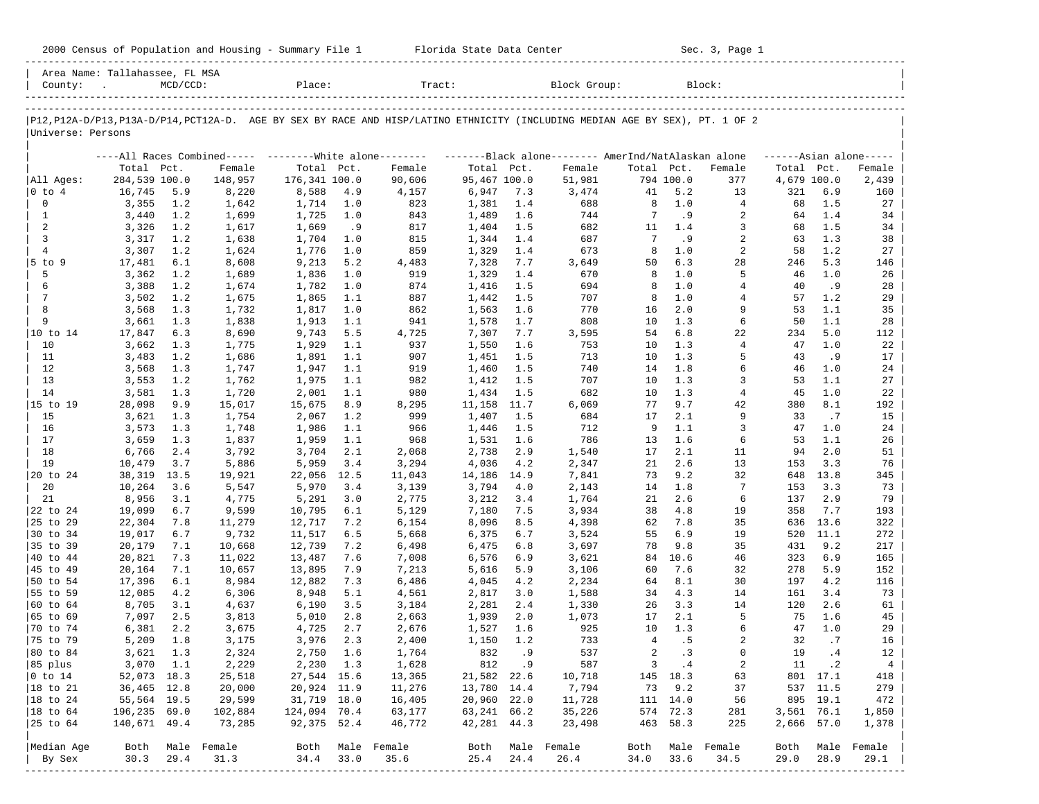2000 Census of Population and Housing - Summary File 1 Florida State Data Center Sec. 3, Page 1

Area Name: Tallahassee, FL MSA
County: . MCD/CCD: Place: Tract: Block Group: Block:

P12,P12A-D/P13,P13A-D/P14,PCT12A-D. AGE BY SEX BY RACE AND HISP/LATINO ETHNICITY (INCLUDING MEDIAN AGE BY SEX), PT. 1 OF 2
Universe: Persons

| | All Races Combined | | | White alone | | | Black alone | | | AmerInd/NatAlaskan alone | | | Asian alone | | |
|---|---|---|---|---|---|---|---|---|---|---|---|---|---|---|---|
| | Total | Pct. | Female | Total | Pct. | Female | Total | Pct. | Female | Total | Pct. | Female | Total | Pct. | Female |
| All Ages: | 284,539 | 100.0 | 148,957 | 176,341 | 100.0 | 90,606 | 95,467 | 100.0 | 51,981 | 794 | 100.0 | 377 | 4,679 | 100.0 | 2,439 |
| 0 to 4 | 16,745 | 5.9 | 8,220 | 8,588 | 4.9 | 4,157 | 6,947 | 7.3 | 3,474 | 41 | 5.2 | 13 | 321 | 6.9 | 160 |
| 0 | 3,355 | 1.2 | 1,642 | 1,714 | 1.0 | 823 | 1,381 | 1.4 | 688 | 8 | 1.0 | 4 | 68 | 1.5 | 27 |
| 1 | 3,440 | 1.2 | 1,699 | 1,725 | 1.0 | 843 | 1,489 | 1.6 | 744 | 7 | .9 | 2 | 64 | 1.4 | 34 |
| 2 | 3,326 | 1.2 | 1,617 | 1,669 | .9 | 817 | 1,404 | 1.5 | 682 | 11 | 1.4 | 3 | 68 | 1.5 | 34 |
| 3 | 3,317 | 1.2 | 1,638 | 1,704 | 1.0 | 815 | 1,344 | 1.4 | 687 | 7 | .9 | 2 | 63 | 1.3 | 38 |
| 4 | 3,307 | 1.2 | 1,624 | 1,776 | 1.0 | 859 | 1,329 | 1.4 | 673 | 8 | 1.0 | 2 | 58 | 1.2 | 27 |
| 5 to 9 | 17,481 | 6.1 | 8,608 | 9,213 | 5.2 | 4,483 | 7,328 | 7.7 | 3,649 | 50 | 6.3 | 28 | 246 | 5.3 | 146 |
| 5 | 3,362 | 1.2 | 1,689 | 1,836 | 1.0 | 919 | 1,329 | 1.4 | 670 | 8 | 1.0 | 5 | 46 | 1.0 | 26 |
| 6 | 3,388 | 1.2 | 1,674 | 1,782 | 1.0 | 874 | 1,416 | 1.5 | 694 | 8 | 1.0 | 4 | 40 | .9 | 28 |
| 7 | 3,502 | 1.2 | 1,675 | 1,865 | 1.1 | 887 | 1,442 | 1.5 | 707 | 8 | 1.0 | 4 | 57 | 1.2 | 29 |
| 8 | 3,568 | 1.3 | 1,732 | 1,817 | 1.0 | 862 | 1,563 | 1.6 | 770 | 16 | 2.0 | 9 | 53 | 1.1 | 35 |
| 9 | 3,661 | 1.3 | 1,838 | 1,913 | 1.1 | 941 | 1,578 | 1.7 | 808 | 10 | 1.3 | 6 | 50 | 1.1 | 28 |
| 10 to 14 | 17,847 | 6.3 | 8,690 | 9,743 | 5.5 | 4,725 | 7,307 | 7.7 | 3,595 | 54 | 6.8 | 22 | 234 | 5.0 | 112 |
| 10 | 3,662 | 1.3 | 1,775 | 1,929 | 1.1 | 937 | 1,550 | 1.6 | 753 | 10 | 1.3 | 4 | 47 | 1.0 | 22 |
| 11 | 3,483 | 1.2 | 1,686 | 1,891 | 1.1 | 907 | 1,451 | 1.5 | 713 | 10 | 1.3 | 5 | 43 | .9 | 17 |
| 12 | 3,568 | 1.3 | 1,747 | 1,947 | 1.1 | 919 | 1,460 | 1.5 | 740 | 14 | 1.8 | 6 | 46 | 1.0 | 24 |
| 13 | 3,553 | 1.2 | 1,762 | 1,975 | 1.1 | 982 | 1,412 | 1.5 | 707 | 10 | 1.3 | 3 | 53 | 1.1 | 27 |
| 14 | 3,581 | 1.3 | 1,720 | 2,001 | 1.1 | 980 | 1,434 | 1.5 | 682 | 10 | 1.3 | 4 | 45 | 1.0 | 22 |
| 15 to 19 | 28,098 | 9.9 | 15,017 | 15,675 | 8.9 | 8,295 | 11,158 | 11.7 | 6,069 | 77 | 9.7 | 42 | 380 | 8.1 | 192 |
| 15 | 3,621 | 1.3 | 1,754 | 2,067 | 1.2 | 999 | 1,407 | 1.5 | 684 | 17 | 2.1 | 9 | 33 | .7 | 15 |
| 16 | 3,573 | 1.3 | 1,748 | 1,986 | 1.1 | 966 | 1,446 | 1.5 | 712 | 9 | 1.1 | 3 | 47 | 1.0 | 24 |
| 17 | 3,659 | 1.3 | 1,837 | 1,959 | 1.1 | 968 | 1,531 | 1.6 | 786 | 13 | 1.6 | 6 | 53 | 1.1 | 26 |
| 18 | 6,766 | 2.4 | 3,792 | 3,704 | 2.1 | 2,068 | 2,738 | 2.9 | 1,540 | 17 | 2.1 | 11 | 94 | 2.0 | 51 |
| 19 | 10,479 | 3.7 | 5,886 | 5,959 | 3.4 | 3,294 | 4,036 | 4.2 | 2,347 | 21 | 2.6 | 13 | 153 | 3.3 | 76 |
| 20 to 24 | 38,319 | 13.5 | 19,921 | 22,056 | 12.5 | 11,043 | 14,186 | 14.9 | 7,841 | 73 | 9.2 | 32 | 648 | 13.8 | 345 |
| 20 | 10,264 | 3.6 | 5,547 | 5,970 | 3.4 | 3,139 | 3,794 | 4.0 | 2,143 | 14 | 1.8 | 7 | 153 | 3.3 | 73 |
| 21 | 8,956 | 3.1 | 4,775 | 5,291 | 3.0 | 2,775 | 3,212 | 3.4 | 1,764 | 21 | 2.6 | 6 | 137 | 2.9 | 79 |
| 22 to 24 | 19,099 | 6.7 | 9,599 | 10,795 | 6.1 | 5,129 | 7,180 | 7.5 | 3,934 | 38 | 4.8 | 19 | 358 | 7.7 | 193 |
| 25 to 29 | 22,304 | 7.8 | 11,279 | 12,717 | 7.2 | 6,154 | 8,096 | 8.5 | 4,398 | 62 | 7.8 | 35 | 636 | 13.6 | 322 |
| 30 to 34 | 19,017 | 6.7 | 9,732 | 11,517 | 6.5 | 5,668 | 6,375 | 6.7 | 3,524 | 55 | 6.9 | 19 | 520 | 11.1 | 272 |
| 35 to 39 | 20,179 | 7.1 | 10,668 | 12,739 | 7.2 | 6,498 | 6,475 | 6.8 | 3,697 | 78 | 9.8 | 35 | 431 | 9.2 | 217 |
| 40 to 44 | 20,821 | 7.3 | 11,022 | 13,487 | 7.6 | 7,008 | 6,576 | 6.9 | 3,621 | 84 | 10.6 | 46 | 323 | 6.9 | 165 |
| 45 to 49 | 20,164 | 7.1 | 10,657 | 13,895 | 7.9 | 7,213 | 5,616 | 5.9 | 3,106 | 60 | 7.6 | 32 | 278 | 5.9 | 152 |
| 50 to 54 | 17,396 | 6.1 | 8,984 | 12,882 | 7.3 | 6,486 | 4,045 | 4.2 | 2,234 | 64 | 8.1 | 30 | 197 | 4.2 | 116 |
| 55 to 59 | 12,085 | 4.2 | 6,306 | 8,948 | 5.1 | 4,561 | 2,817 | 3.0 | 1,588 | 34 | 4.3 | 14 | 161 | 3.4 | 73 |
| 60 to 64 | 8,705 | 3.1 | 4,637 | 6,190 | 3.5 | 3,184 | 2,281 | 2.4 | 1,330 | 26 | 3.3 | 14 | 120 | 2.6 | 61 |
| 65 to 69 | 7,097 | 2.5 | 3,813 | 5,010 | 2.8 | 2,663 | 1,939 | 2.0 | 1,073 | 17 | 2.1 | 5 | 75 | 1.6 | 45 |
| 70 to 74 | 6,381 | 2.2 | 3,675 | 4,725 | 2.7 | 2,676 | 1,527 | 1.6 | 925 | 10 | 1.3 | 6 | 47 | 1.0 | 29 |
| 75 to 79 | 5,209 | 1.8 | 3,175 | 3,976 | 2.3 | 2,400 | 1,150 | 1.2 | 733 | 4 | .5 | 2 | 32 | .7 | 16 |
| 80 to 84 | 3,621 | 1.3 | 2,324 | 2,750 | 1.6 | 1,764 | 832 | .9 | 537 | 2 | .3 | 0 | 19 | .4 | 12 |
| 85 plus | 3,070 | 1.1 | 2,229 | 2,230 | 1.3 | 1,628 | 812 | .9 | 587 | 3 | .4 | 2 | 11 | .2 | 4 |
| 0 to 14 | 52,073 | 18.3 | 25,518 | 27,544 | 15.6 | 13,365 | 21,582 | 22.6 | 10,718 | 145 | 18.3 | 63 | 801 | 17.1 | 418 |
| 18 to 21 | 36,465 | 12.8 | 20,000 | 20,924 | 11.9 | 11,276 | 13,780 | 14.4 | 7,794 | 73 | 9.2 | 37 | 537 | 11.5 | 279 |
| 18 to 24 | 55,564 | 19.5 | 29,599 | 31,719 | 18.0 | 16,405 | 20,960 | 22.0 | 11,728 | 111 | 14.0 | 56 | 895 | 19.1 | 472 |
| 18 to 64 | 196,235 | 69.0 | 102,884 | 124,094 | 70.4 | 63,177 | 63,241 | 66.2 | 35,226 | 574 | 72.3 | 281 | 3,561 | 76.1 | 1,850 |
| 25 to 64 | 140,671 | 49.4 | 73,285 | 92,375 | 52.4 | 46,772 | 42,281 | 44.3 | 23,498 | 463 | 58.3 | 225 | 2,666 | 57.0 | 1,378 |
| Median Age | Both | Male | Female | Both | Male | Female | Both | Male | Female | Both | Male | Female | Both | Male | Female |
| By Sex | 30.3 | 29.4 | 31.3 | 34.4 | 33.0 | 35.6 | 25.4 | 24.4 | 26.4 | 34.0 | 33.6 | 34.5 | 29.0 | 28.9 | 29.1 |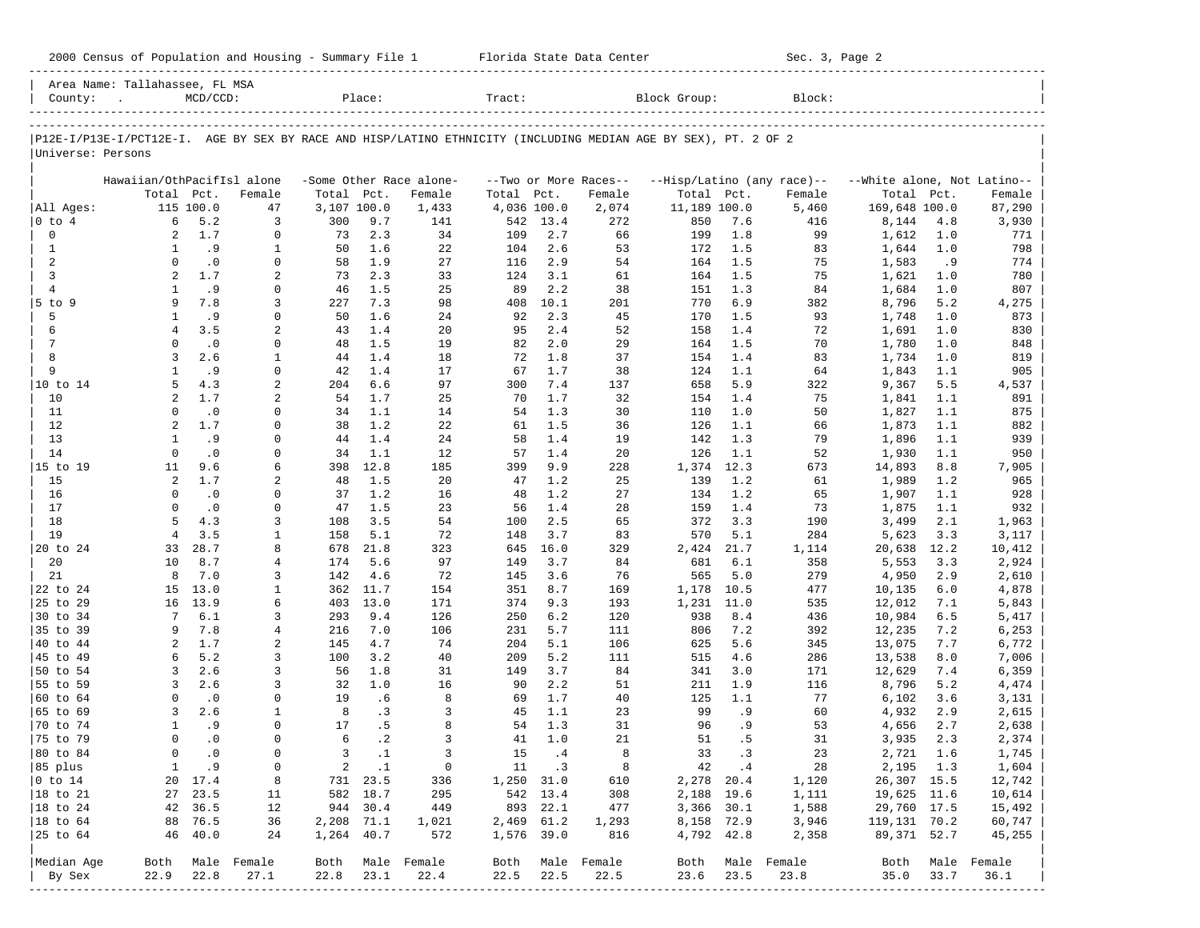2000 Census of Population and Housing - Summary File 1 Florida State Data Center Sec. 3, Page 2

Area Name: Tallahassee, FL MSA
County: . MCD/CCD: Place: Tract: Block Group: Block:

P12E-I/P13E-I/PCT12E-I. AGE BY SEX BY RACE AND HISP/LATINO ETHNICITY (INCLUDING MEDIAN AGE BY SEX), PT. 2 OF 2
Universe: Persons

| | Hawaiian/OthPacifIsl alone | | | -Some Other Race alone- | | | --Two or More Races-- | | | --Hisp/Latino (any race)-- | | | --White alone, Not Latino-- | | |
|---|---|---|---|---|---|---|---|---|---|---|---|---|---|---|---|
| | Total | Pct. | Female | Total | Pct. | Female | Total | Pct. | Female | Total | Pct. | Female | Total | Pct. | Female |
| All Ages: | 115 | 100.0 | 47 | 3,107 | 100.0 | 1,433 | 4,036 | 100.0 | 2,074 | 11,189 | 100.0 | 5,460 | 169,648 | 100.0 | 87,290 |
| 0 to 4 | 6 | 5.2 | 3 | 300 | 9.7 | 141 | 542 | 13.4 | 272 | 850 | 7.6 | 416 | 8,144 | 4.8 | 3,930 |
| 0 | 2 | 1.7 | 0 | 73 | 2.3 | 34 | 109 | 2.7 | 66 | 199 | 1.8 | 99 | 1,612 | 1.0 | 771 |
| 1 | 1 | .9 | 1 | 50 | 1.6 | 22 | 104 | 2.6 | 53 | 172 | 1.5 | 83 | 1,644 | 1.0 | 798 |
| 2 | 0 | .0 | 0 | 58 | 1.9 | 27 | 116 | 2.9 | 54 | 164 | 1.5 | 75 | 1,583 | .9 | 774 |
| 3 | 2 | 1.7 | 2 | 73 | 2.3 | 33 | 124 | 3.1 | 61 | 164 | 1.5 | 75 | 1,621 | 1.0 | 780 |
| 4 | 1 | .9 | 0 | 46 | 1.5 | 25 | 89 | 2.2 | 38 | 151 | 1.3 | 84 | 1,684 | 1.0 | 807 |
| 5 to 9 | 9 | 7.8 | 3 | 227 | 7.3 | 98 | 408 | 10.1 | 201 | 770 | 6.9 | 382 | 8,796 | 5.2 | 4,275 |
| 5 | 1 | .9 | 0 | 50 | 1.6 | 24 | 92 | 2.3 | 45 | 170 | 1.5 | 93 | 1,748 | 1.0 | 873 |
| 6 | 4 | 3.5 | 2 | 43 | 1.4 | 20 | 95 | 2.4 | 52 | 158 | 1.4 | 72 | 1,691 | 1.0 | 830 |
| 7 | 0 | .0 | 0 | 48 | 1.5 | 19 | 82 | 2.0 | 29 | 164 | 1.5 | 70 | 1,780 | 1.0 | 848 |
| 8 | 3 | 2.6 | 1 | 44 | 1.4 | 18 | 72 | 1.8 | 37 | 154 | 1.4 | 83 | 1,734 | 1.0 | 819 |
| 9 | 1 | .9 | 0 | 42 | 1.4 | 17 | 67 | 1.7 | 38 | 124 | 1.1 | 64 | 1,843 | 1.1 | 905 |
| 10 to 14 | 5 | 4.3 | 2 | 204 | 6.6 | 97 | 300 | 7.4 | 137 | 658 | 5.9 | 322 | 9,367 | 5.5 | 4,537 |
| 10 | 2 | 1.7 | 2 | 54 | 1.7 | 25 | 70 | 1.7 | 32 | 154 | 1.4 | 75 | 1,841 | 1.1 | 891 |
| 11 | 0 | .0 | 0 | 34 | 1.1 | 14 | 54 | 1.3 | 30 | 110 | 1.0 | 50 | 1,827 | 1.1 | 875 |
| 12 | 2 | 1.7 | 0 | 38 | 1.2 | 22 | 61 | 1.5 | 36 | 126 | 1.1 | 66 | 1,873 | 1.1 | 882 |
| 13 | 1 | .9 | 0 | 44 | 1.4 | 24 | 58 | 1.4 | 19 | 142 | 1.3 | 79 | 1,896 | 1.1 | 939 |
| 14 | 0 | .0 | 0 | 34 | 1.1 | 12 | 57 | 1.4 | 20 | 126 | 1.1 | 52 | 1,930 | 1.1 | 950 |
| 15 to 19 | 11 | 9.6 | 6 | 398 | 12.8 | 185 | 399 | 9.9 | 228 | 1,374 | 12.3 | 673 | 14,893 | 8.8 | 7,905 |
| 15 | 2 | 1.7 | 2 | 48 | 1.5 | 20 | 47 | 1.2 | 25 | 139 | 1.2 | 61 | 1,989 | 1.2 | 965 |
| 16 | 0 | .0 | 0 | 37 | 1.2 | 16 | 48 | 1.2 | 27 | 134 | 1.2 | 65 | 1,907 | 1.1 | 928 |
| 17 | 0 | .0 | 0 | 47 | 1.5 | 23 | 56 | 1.4 | 28 | 159 | 1.4 | 73 | 1,875 | 1.1 | 932 |
| 18 | 5 | 4.3 | 3 | 108 | 3.5 | 54 | 100 | 2.5 | 65 | 372 | 3.3 | 190 | 3,499 | 2.1 | 1,963 |
| 19 | 4 | 3.5 | 1 | 158 | 5.1 | 72 | 148 | 3.7 | 83 | 570 | 5.1 | 284 | 5,623 | 3.3 | 3,117 |
| 20 to 24 | 33 | 28.7 | 8 | 678 | 21.8 | 323 | 645 | 16.0 | 329 | 2,424 | 21.7 | 1,114 | 20,638 | 12.2 | 10,412 |
| 20 | 10 | 8.7 | 4 | 174 | 5.6 | 97 | 149 | 3.7 | 84 | 681 | 6.1 | 358 | 5,553 | 3.3 | 2,924 |
| 21 | 8 | 7.0 | 3 | 142 | 4.6 | 72 | 145 | 3.6 | 76 | 565 | 5.0 | 279 | 4,950 | 2.9 | 2,610 |
| 22 to 24 | 15 | 13.0 | 1 | 362 | 11.7 | 154 | 351 | 8.7 | 169 | 1,178 | 10.5 | 477 | 10,135 | 6.0 | 4,878 |
| 25 to 29 | 16 | 13.9 | 6 | 403 | 13.0 | 171 | 374 | 9.3 | 193 | 1,231 | 11.0 | 535 | 12,012 | 7.1 | 5,843 |
| 30 to 34 | 7 | 6.1 | 3 | 293 | 9.4 | 126 | 250 | 6.2 | 120 | 938 | 8.4 | 436 | 10,984 | 6.5 | 5,417 |
| 35 to 39 | 9 | 7.8 | 4 | 216 | 7.0 | 106 | 231 | 5.7 | 111 | 806 | 7.2 | 392 | 12,235 | 7.2 | 6,253 |
| 40 to 44 | 2 | 1.7 | 2 | 145 | 4.7 | 74 | 204 | 5.1 | 106 | 625 | 5.6 | 345 | 13,075 | 7.7 | 6,772 |
| 45 to 49 | 6 | 5.2 | 3 | 100 | 3.2 | 40 | 209 | 5.2 | 111 | 515 | 4.6 | 286 | 13,538 | 8.0 | 7,006 |
| 50 to 54 | 3 | 2.6 | 3 | 56 | 1.8 | 31 | 149 | 3.7 | 84 | 341 | 3.0 | 171 | 12,629 | 7.4 | 6,359 |
| 55 to 59 | 3 | 2.6 | 3 | 32 | 1.0 | 16 | 90 | 2.2 | 51 | 211 | 1.9 | 116 | 8,796 | 5.2 | 4,474 |
| 60 to 64 | 0 | .0 | 0 | 19 | .6 | 8 | 69 | 1.7 | 40 | 125 | 1.1 | 77 | 6,102 | 3.6 | 3,131 |
| 65 to 69 | 3 | 2.6 | 1 | 8 | .3 | 3 | 45 | 1.1 | 23 | 99 | .9 | 60 | 4,932 | 2.9 | 2,615 |
| 70 to 74 | 1 | .9 | 0 | 17 | .5 | 8 | 54 | 1.3 | 31 | 96 | .9 | 53 | 4,656 | 2.7 | 2,638 |
| 75 to 79 | 0 | .0 | 0 | 6 | .2 | 3 | 41 | 1.0 | 21 | 51 | .5 | 31 | 3,935 | 2.3 | 2,374 |
| 80 to 84 | 0 | .0 | 0 | 3 | .1 | 3 | 15 | .4 | 8 | 33 | .3 | 23 | 2,721 | 1.6 | 1,745 |
| 85 plus | 1 | .9 | 0 | 2 | .1 | 0 | 11 | .3 | 8 | 42 | .4 | 28 | 2,195 | 1.3 | 1,604 |
| 0 to 14 | 20 | 17.4 | 8 | 731 | 23.5 | 336 | 1,250 | 31.0 | 610 | 2,278 | 20.4 | 1,120 | 26,307 | 15.5 | 12,742 |
| 18 to 21 | 27 | 23.5 | 11 | 582 | 18.7 | 295 | 542 | 13.4 | 308 | 2,188 | 19.6 | 1,111 | 19,625 | 11.6 | 10,614 |
| 18 to 24 | 42 | 36.5 | 12 | 944 | 30.4 | 449 | 893 | 22.1 | 477 | 3,366 | 30.1 | 1,588 | 29,760 | 17.5 | 15,492 |
| 18 to 64 | 88 | 76.5 | 36 | 2,208 | 71.1 | 1,021 | 2,469 | 61.2 | 1,293 | 8,158 | 72.9 | 3,946 | 119,131 | 70.2 | 60,747 |
| 25 to 64 | 46 | 40.0 | 24 | 1,264 | 40.7 | 572 | 1,576 | 39.0 | 816 | 4,792 | 42.8 | 2,358 | 89,371 | 52.7 | 45,255 |
| Median Age By Sex | Both | Male | Female | Both | Male | Female | Both | Male | Female | Both | Male | Female | Both | Male | Female |
| | 22.9 | 22.8 | 27.1 | 22.8 | 23.1 | 22.4 | 22.5 | 22.5 | 22.5 | 23.6 | 23.5 | 23.8 | 35.0 | 33.7 | 36.1 |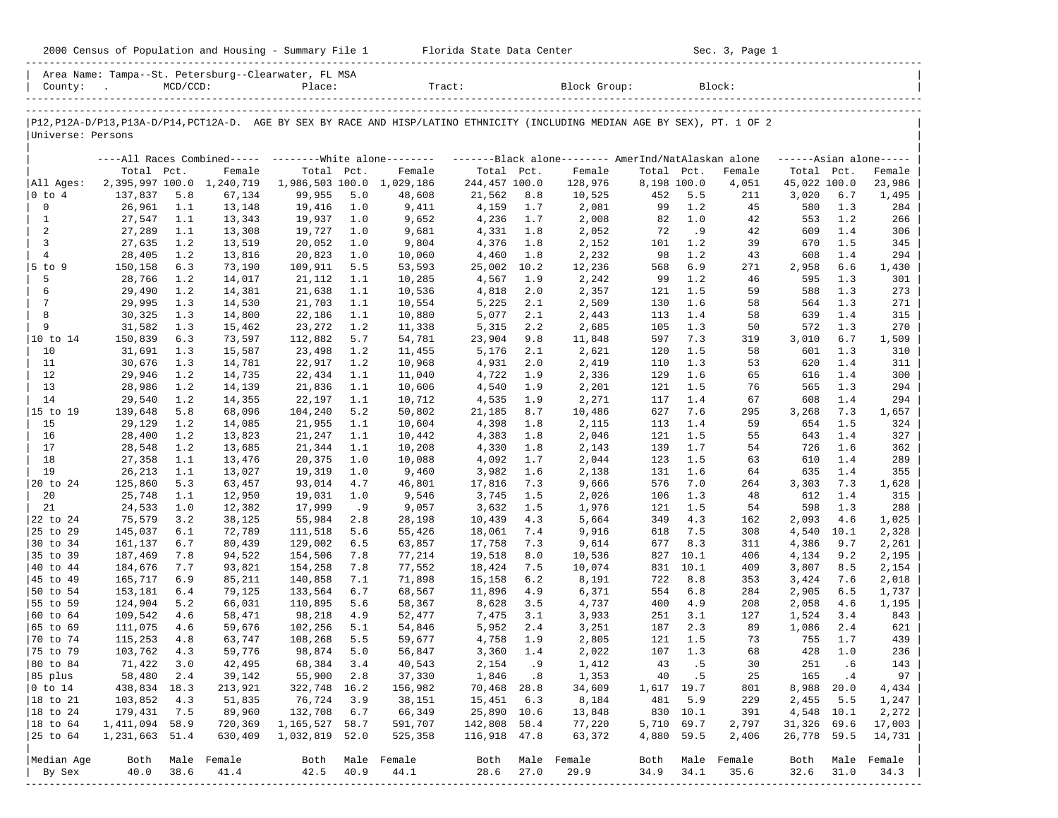2000 Census of Population and Housing - Summary File 1 Florida State Data Center Sec. 3, Page 1

Area Name: Tampa--St. Petersburg--Clearwater, FL MSA
County: . MCD/CCD: Place: Tract: Block Group: Block:

P12,P12A-D/P13,P13A-D/P14,PCT12A-D. AGE BY SEX BY RACE AND HISP/LATINO ETHNICITY (INCLUDING MEDIAN AGE BY SEX), PT. 1 OF 2
Universe: Persons

| | All Races Combined | | | White alone | | | Black alone | | | AmerInd/NatAlaskan alone | | | Asian alone | | |
|---|---|---|---|---|---|---|---|---|---|---|---|---|---|---|---|
| | Total | Pct. | Female | Total | Pct. | Female | Total | Pct. | Female | Total | Pct. | Female | Total | Pct. | Female |
| All Ages: | 2,395,997 | 100.0 | 1,240,719 | 1,986,503 | 100.0 | 1,029,186 | 244,457 | 100.0 | 128,976 | 8,198 | 100.0 | 4,051 | 45,022 | 100.0 | 23,986 |
| 0 to 4 | 137,837 | 5.8 | 67,134 | 99,955 | 5.0 | 48,608 | 21,562 | 8.8 | 10,525 | 452 | 5.5 | 211 | 3,020 | 6.7 | 1,495 |
| 0 | 26,961 | 1.1 | 13,148 | 19,416 | 1.0 | 9,411 | 4,159 | 1.7 | 2,081 | 99 | 1.2 | 45 | 580 | 1.3 | 284 |
| 1 | 27,547 | 1.1 | 13,343 | 19,937 | 1.0 | 9,652 | 4,236 | 1.7 | 2,008 | 82 | 1.0 | 42 | 553 | 1.2 | 266 |
| 2 | 27,289 | 1.1 | 13,308 | 19,727 | 1.0 | 9,681 | 4,331 | 1.8 | 2,052 | 72 | .9 | 42 | 609 | 1.4 | 306 |
| 3 | 27,635 | 1.2 | 13,519 | 20,052 | 1.0 | 9,804 | 4,376 | 1.8 | 2,152 | 101 | 1.2 | 39 | 670 | 1.5 | 345 |
| 4 | 28,405 | 1.2 | 13,816 | 20,823 | 1.0 | 10,060 | 4,460 | 1.8 | 2,232 | 98 | 1.2 | 43 | 608 | 1.4 | 294 |
| 5 to 9 | 150,158 | 6.3 | 73,190 | 109,911 | 5.5 | 53,593 | 25,002 | 10.2 | 12,236 | 568 | 6.9 | 271 | 2,958 | 6.6 | 1,430 |
| 5 | 28,766 | 1.2 | 14,017 | 21,112 | 1.1 | 10,285 | 4,567 | 1.9 | 2,242 | 99 | 1.2 | 46 | 595 | 1.3 | 301 |
| 6 | 29,490 | 1.2 | 14,381 | 21,638 | 1.1 | 10,536 | 4,818 | 2.0 | 2,357 | 121 | 1.5 | 59 | 588 | 1.3 | 273 |
| 7 | 29,995 | 1.3 | 14,530 | 21,703 | 1.1 | 10,554 | 5,225 | 2.1 | 2,509 | 130 | 1.6 | 58 | 564 | 1.3 | 271 |
| 8 | 30,325 | 1.3 | 14,800 | 22,186 | 1.1 | 10,880 | 5,077 | 2.1 | 2,443 | 113 | 1.4 | 58 | 639 | 1.4 | 315 |
| 9 | 31,582 | 1.3 | 15,462 | 23,272 | 1.2 | 11,338 | 5,315 | 2.2 | 2,685 | 105 | 1.3 | 50 | 572 | 1.3 | 270 |
| 10 to 14 | 150,839 | 6.3 | 73,597 | 112,882 | 5.7 | 54,781 | 23,904 | 9.8 | 11,848 | 597 | 7.3 | 319 | 3,010 | 6.7 | 1,509 |
| 10 | 31,691 | 1.3 | 15,587 | 23,498 | 1.2 | 11,455 | 5,176 | 2.1 | 2,621 | 120 | 1.5 | 58 | 601 | 1.3 | 310 |
| 11 | 30,676 | 1.3 | 14,781 | 22,917 | 1.2 | 10,968 | 4,931 | 2.0 | 2,419 | 110 | 1.3 | 53 | 620 | 1.4 | 311 |
| 12 | 29,946 | 1.2 | 14,735 | 22,434 | 1.1 | 11,040 | 4,722 | 1.9 | 2,336 | 129 | 1.6 | 65 | 616 | 1.4 | 300 |
| 13 | 28,986 | 1.2 | 14,139 | 21,836 | 1.1 | 10,606 | 4,540 | 1.9 | 2,201 | 121 | 1.5 | 76 | 565 | 1.3 | 294 |
| 14 | 29,540 | 1.2 | 14,355 | 22,197 | 1.1 | 10,712 | 4,535 | 1.9 | 2,271 | 117 | 1.4 | 67 | 608 | 1.4 | 294 |
| 15 to 19 | 139,648 | 5.8 | 68,096 | 104,240 | 5.2 | 50,802 | 21,185 | 8.7 | 10,486 | 627 | 7.6 | 295 | 3,268 | 7.3 | 1,657 |
| 15 | 29,129 | 1.2 | 14,085 | 21,955 | 1.1 | 10,604 | 4,398 | 1.8 | 2,115 | 113 | 1.4 | 59 | 654 | 1.5 | 324 |
| 16 | 28,400 | 1.2 | 13,823 | 21,247 | 1.1 | 10,442 | 4,383 | 1.8 | 2,046 | 121 | 1.5 | 55 | 643 | 1.4 | 327 |
| 17 | 28,548 | 1.2 | 13,685 | 21,344 | 1.1 | 10,208 | 4,330 | 1.8 | 2,143 | 139 | 1.7 | 54 | 726 | 1.6 | 362 |
| 18 | 27,358 | 1.1 | 13,476 | 20,375 | 1.0 | 10,088 | 4,092 | 1.7 | 2,044 | 123 | 1.5 | 63 | 610 | 1.4 | 289 |
| 19 | 26,213 | 1.1 | 13,027 | 19,319 | 1.0 | 9,460 | 3,982 | 1.6 | 2,138 | 131 | 1.6 | 64 | 635 | 1.4 | 355 |
| 20 to 24 | 125,860 | 5.3 | 63,457 | 93,014 | 4.7 | 46,801 | 17,816 | 7.3 | 9,666 | 576 | 7.0 | 264 | 3,303 | 7.3 | 1,628 |
| 20 | 25,748 | 1.1 | 12,950 | 19,031 | 1.0 | 9,546 | 3,745 | 1.5 | 2,026 | 106 | 1.3 | 48 | 612 | 1.4 | 315 |
| 21 | 24,533 | 1.0 | 12,382 | 17,999 | .9 | 9,057 | 3,632 | 1.5 | 1,976 | 121 | 1.5 | 54 | 598 | 1.3 | 288 |
| 22 to 24 | 75,579 | 3.2 | 38,125 | 55,984 | 2.8 | 28,198 | 10,439 | 4.3 | 5,664 | 349 | 4.3 | 162 | 2,093 | 4.6 | 1,025 |
| 25 to 29 | 145,037 | 6.1 | 72,789 | 111,518 | 5.6 | 55,426 | 18,061 | 7.4 | 9,916 | 618 | 7.5 | 308 | 4,540 | 10.1 | 2,328 |
| 30 to 34 | 161,137 | 6.7 | 80,439 | 129,002 | 6.5 | 63,857 | 17,758 | 7.3 | 9,614 | 677 | 8.3 | 311 | 4,386 | 9.7 | 2,261 |
| 35 to 39 | 187,469 | 7.8 | 94,522 | 154,506 | 7.8 | 77,214 | 19,518 | 8.0 | 10,536 | 827 | 10.1 | 406 | 4,134 | 9.2 | 2,195 |
| 40 to 44 | 184,676 | 7.7 | 93,821 | 154,258 | 7.8 | 77,552 | 18,424 | 7.5 | 10,074 | 831 | 10.1 | 409 | 3,807 | 8.5 | 2,154 |
| 45 to 49 | 165,717 | 6.9 | 85,211 | 140,858 | 7.1 | 71,898 | 15,158 | 6.2 | 8,191 | 722 | 8.8 | 353 | 3,424 | 7.6 | 2,018 |
| 50 to 54 | 153,181 | 6.4 | 79,125 | 133,564 | 6.7 | 68,567 | 11,896 | 4.9 | 6,371 | 554 | 6.8 | 284 | 2,905 | 6.5 | 1,737 |
| 55 to 59 | 124,904 | 5.2 | 66,031 | 110,895 | 5.6 | 58,367 | 8,628 | 3.5 | 4,737 | 400 | 4.9 | 208 | 2,058 | 4.6 | 1,195 |
| 60 to 64 | 109,542 | 4.6 | 58,471 | 98,218 | 4.9 | 52,477 | 7,475 | 3.1 | 3,933 | 251 | 3.1 | 127 | 1,524 | 3.4 | 843 |
| 65 to 69 | 111,075 | 4.6 | 59,676 | 102,256 | 5.1 | 54,846 | 5,952 | 2.4 | 3,251 | 187 | 2.3 | 89 | 1,086 | 2.4 | 621 |
| 70 to 74 | 115,253 | 4.8 | 63,747 | 108,268 | 5.5 | 59,677 | 4,758 | 1.9 | 2,805 | 121 | 1.5 | 73 | 755 | 1.7 | 439 |
| 75 to 79 | 103,762 | 4.3 | 59,776 | 98,874 | 5.0 | 56,847 | 3,360 | 1.4 | 2,022 | 107 | 1.3 | 68 | 428 | 1.0 | 236 |
| 80 to 84 | 71,422 | 3.0 | 42,495 | 68,384 | 3.4 | 40,543 | 2,154 | .9 | 1,412 | 43 | .5 | 30 | 251 | .6 | 143 |
| 85 plus | 58,480 | 2.4 | 39,142 | 55,900 | 2.8 | 37,330 | 1,846 | .8 | 1,353 | 40 | .5 | 25 | 165 | .4 | 97 |
| 0 to 14 | 438,834 | 18.3 | 213,921 | 322,748 | 16.2 | 156,982 | 70,468 | 28.8 | 34,609 | 1,617 | 19.7 | 801 | 8,988 | 20.0 | 4,434 |
| 18 to 21 | 103,852 | 4.3 | 51,835 | 76,724 | 3.9 | 38,151 | 15,451 | 6.3 | 8,184 | 481 | 5.9 | 229 | 2,455 | 5.5 | 1,247 |
| 18 to 24 | 179,431 | 7.5 | 89,960 | 132,708 | 6.7 | 66,349 | 25,890 | 10.6 | 13,848 | 830 | 10.1 | 391 | 4,548 | 10.1 | 2,272 |
| 18 to 64 | 1,411,094 | 58.9 | 720,369 | 1,165,527 | 58.7 | 591,707 | 142,808 | 58.4 | 77,220 | 5,710 | 69.7 | 2,797 | 31,326 | 69.6 | 17,003 |
| 25 to 64 | 1,231,663 | 51.4 | 630,409 | 1,032,819 | 52.0 | 525,358 | 116,918 | 47.8 | 63,372 | 4,880 | 59.5 | 2,406 | 26,778 | 59.5 | 14,731 |
| Median Age | Both | Male | Female | Both | Male | Female | Both | Male | Female | Both | Male | Female | Both | Male | Female |
| By Sex | 40.0 | 38.6 | 41.4 | 42.5 | 40.9 | 44.1 | 28.6 | 27.0 | 29.9 | 34.9 | 34.1 | 35.6 | 32.6 | 31.0 | 34.3 |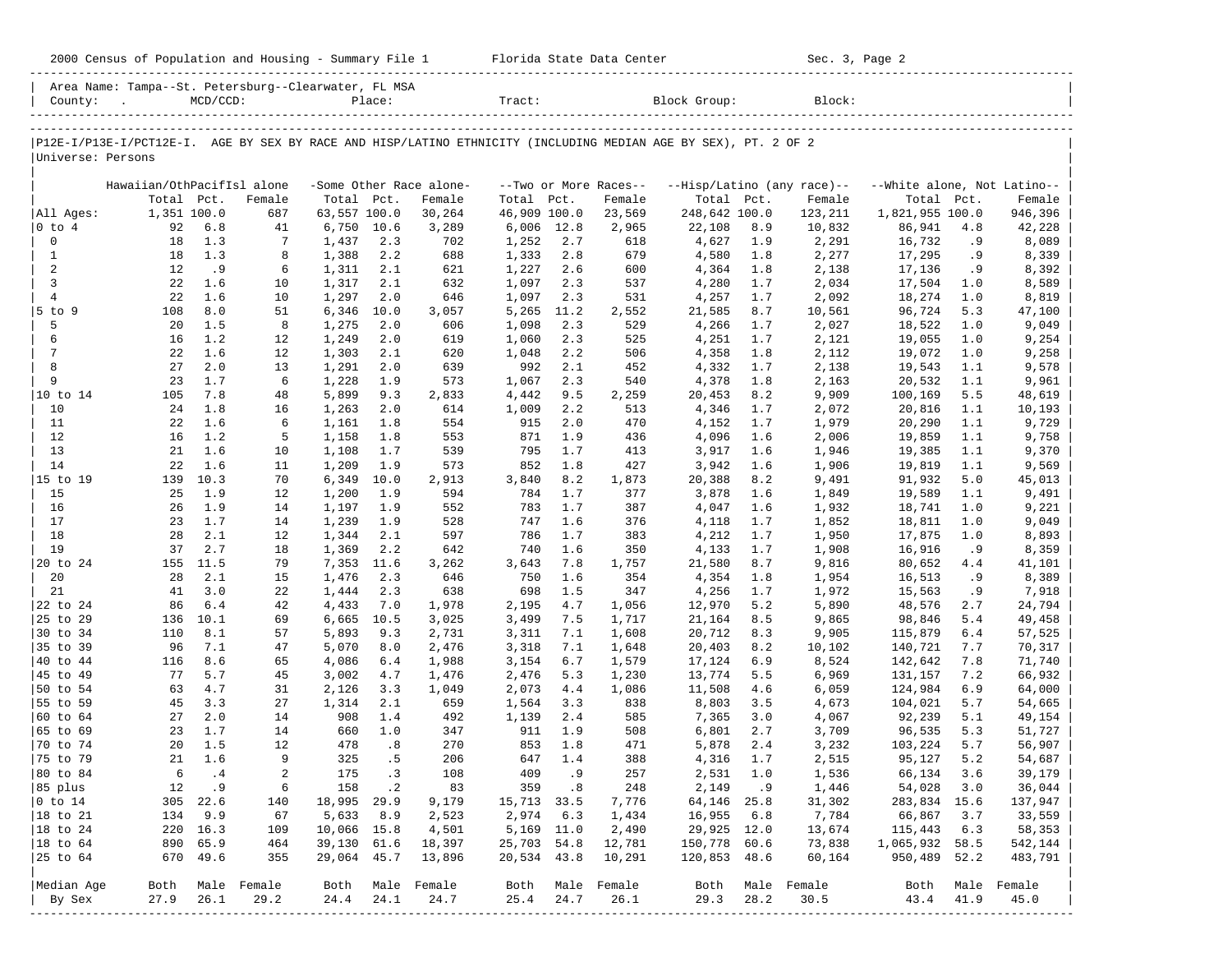2000 Census of Population and Housing - Summary File 1 Florida State Data Center Sec. 3, Page 2

Area Name: Tampa--St. Petersburg--Clearwater, FL MSA

County: . MCD/CCD: Place: Tract: Block Group: Block:

P12E-I/P13E-I/PCT12E-I. AGE BY SEX BY RACE AND HISP/LATINO ETHNICITY (INCLUDING MEDIAN AGE BY SEX), PT. 2 OF 2

Universe: Persons

| | Hawaiian/OthPacifIsl alone | | | -Some Other Race alone- | | | --Two or More Races-- | | | --Hisp/Latino (any race)-- | | | --White alone, Not Latino-- | | |
|---|---|---|---|---|---|---|---|---|---|---|---|---|---|---|---|
| | Total | Pct. | Female | Total | Pct. | Female | Total | Pct. | Female | Total | Pct. | Female | Total | Pct. | Female |
| All Ages: | 1,351 | 100.0 | 687 | 63,557 | 100.0 | 30,264 | 46,909 | 100.0 | 23,569 | 248,642 | 100.0 | 123,211 | 1,821,955 | 100.0 | 946,396 |
| 0 to 4 | 92 | 6.8 | 41 | 6,750 | 10.6 | 3,289 | 6,006 | 12.8 | 2,965 | 22,108 | 8.9 | 10,832 | 86,941 | 4.8 | 42,228 |
| 0 | 18 | 1.3 | 7 | 1,437 | 2.3 | 702 | 1,252 | 2.7 | 618 | 4,627 | 1.9 | 2,291 | 16,732 | .9 | 8,089 |
| 1 | 18 | 1.3 | 8 | 1,388 | 2.2 | 688 | 1,333 | 2.8 | 679 | 4,580 | 1.8 | 2,277 | 17,295 | .9 | 8,339 |
| 2 | 12 | .9 | 6 | 1,311 | 2.1 | 621 | 1,227 | 2.6 | 600 | 4,364 | 1.8 | 2,138 | 17,136 | .9 | 8,392 |
| 3 | 22 | 1.6 | 10 | 1,317 | 2.1 | 632 | 1,097 | 2.3 | 537 | 4,280 | 1.7 | 2,034 | 17,504 | 1.0 | 8,589 |
| 4 | 22 | 1.6 | 10 | 1,297 | 2.0 | 646 | 1,097 | 2.3 | 531 | 4,257 | 1.7 | 2,092 | 18,274 | 1.0 | 8,819 |
| 5 to 9 | 108 | 8.0 | 51 | 6,346 | 10.0 | 3,057 | 5,265 | 11.2 | 2,552 | 21,585 | 8.7 | 10,561 | 96,724 | 5.3 | 47,100 |
| 5 | 20 | 1.5 | 8 | 1,275 | 2.0 | 606 | 1,098 | 2.3 | 529 | 4,266 | 1.7 | 2,027 | 18,522 | 1.0 | 9,049 |
| 6 | 16 | 1.2 | 12 | 1,249 | 2.0 | 619 | 1,060 | 2.3 | 525 | 4,251 | 1.7 | 2,121 | 19,055 | 1.0 | 9,254 |
| 7 | 22 | 1.6 | 12 | 1,303 | 2.1 | 620 | 1,048 | 2.2 | 506 | 4,358 | 1.8 | 2,112 | 19,072 | 1.0 | 9,258 |
| 8 | 27 | 2.0 | 13 | 1,291 | 2.0 | 639 | 992 | 2.1 | 452 | 4,332 | 1.7 | 2,138 | 19,543 | 1.1 | 9,578 |
| 9 | 23 | 1.7 | 6 | 1,228 | 1.9 | 573 | 1,067 | 2.3 | 540 | 4,378 | 1.8 | 2,163 | 20,532 | 1.1 | 9,961 |
| 10 to 14 | 105 | 7.8 | 48 | 5,899 | 9.3 | 2,833 | 4,442 | 9.5 | 2,259 | 20,453 | 8.2 | 9,909 | 100,169 | 5.5 | 48,619 |
| 10 | 24 | 1.8 | 16 | 1,263 | 2.0 | 614 | 1,009 | 2.2 | 513 | 4,346 | 1.7 | 2,072 | 20,816 | 1.1 | 10,193 |
| 11 | 22 | 1.6 | 6 | 1,161 | 1.8 | 554 | 915 | 2.0 | 470 | 4,152 | 1.7 | 1,979 | 20,290 | 1.1 | 9,729 |
| 12 | 16 | 1.2 | 5 | 1,158 | 1.8 | 553 | 871 | 1.9 | 436 | 4,096 | 1.6 | 2,006 | 19,859 | 1.1 | 9,758 |
| 13 | 21 | 1.6 | 10 | 1,108 | 1.7 | 539 | 795 | 1.7 | 413 | 3,917 | 1.6 | 1,946 | 19,385 | 1.1 | 9,370 |
| 14 | 22 | 1.6 | 11 | 1,209 | 1.9 | 573 | 852 | 1.8 | 427 | 3,942 | 1.6 | 1,906 | 19,819 | 1.1 | 9,569 |
| 15 to 19 | 139 | 10.3 | 70 | 6,349 | 10.0 | 2,913 | 3,840 | 8.2 | 1,873 | 20,388 | 8.2 | 9,491 | 91,932 | 5.0 | 45,013 |
| 15 | 25 | 1.9 | 12 | 1,200 | 1.9 | 594 | 784 | 1.7 | 377 | 3,878 | 1.6 | 1,849 | 19,589 | 1.1 | 9,491 |
| 16 | 26 | 1.9 | 14 | 1,197 | 1.9 | 552 | 783 | 1.7 | 387 | 4,047 | 1.6 | 1,932 | 18,741 | 1.0 | 9,221 |
| 17 | 23 | 1.7 | 14 | 1,239 | 1.9 | 528 | 747 | 1.6 | 376 | 4,118 | 1.7 | 1,852 | 18,811 | 1.0 | 9,049 |
| 18 | 28 | 2.1 | 12 | 1,344 | 2.1 | 597 | 786 | 1.7 | 383 | 4,212 | 1.7 | 1,950 | 17,875 | 1.0 | 8,893 |
| 19 | 37 | 2.7 | 18 | 1,369 | 2.2 | 642 | 740 | 1.6 | 350 | 4,133 | 1.7 | 1,908 | 16,916 | .9 | 8,359 |
| 20 to 24 | 155 | 11.5 | 79 | 7,353 | 11.6 | 3,262 | 3,643 | 7.8 | 1,757 | 21,580 | 8.7 | 9,816 | 80,652 | 4.4 | 41,101 |
| 20 | 28 | 2.1 | 15 | 1,476 | 2.3 | 646 | 750 | 1.6 | 354 | 4,354 | 1.8 | 1,954 | 16,513 | .9 | 8,389 |
| 21 | 41 | 3.0 | 22 | 1,444 | 2.3 | 638 | 698 | 1.5 | 347 | 4,256 | 1.7 | 1,972 | 15,563 | .9 | 7,918 |
| 22 to 24 | 86 | 6.4 | 42 | 4,433 | 7.0 | 1,978 | 2,195 | 4.7 | 1,056 | 12,970 | 5.2 | 5,890 | 48,576 | 2.7 | 24,794 |
| 25 to 29 | 136 | 10.1 | 69 | 6,665 | 10.5 | 3,025 | 3,499 | 7.5 | 1,717 | 21,164 | 8.5 | 9,865 | 98,846 | 5.4 | 49,458 |
| 30 to 34 | 110 | 8.1 | 57 | 5,893 | 9.3 | 2,731 | 3,311 | 7.1 | 1,608 | 20,712 | 8.3 | 9,905 | 115,879 | 6.4 | 57,525 |
| 35 to 39 | 96 | 7.1 | 47 | 5,070 | 8.0 | 2,476 | 3,318 | 7.1 | 1,648 | 20,403 | 8.2 | 10,102 | 140,721 | 7.7 | 70,317 |
| 40 to 44 | 116 | 8.6 | 65 | 4,086 | 6.4 | 1,988 | 3,154 | 6.7 | 1,579 | 17,124 | 6.9 | 8,524 | 142,642 | 7.8 | 71,740 |
| 45 to 49 | 77 | 5.7 | 45 | 3,002 | 4.7 | 1,476 | 2,476 | 5.3 | 1,230 | 13,774 | 5.5 | 6,969 | 131,157 | 7.2 | 66,932 |
| 50 to 54 | 63 | 4.7 | 31 | 2,126 | 3.3 | 1,049 | 2,073 | 4.4 | 1,086 | 11,508 | 4.6 | 6,059 | 124,984 | 6.9 | 64,000 |
| 55 to 59 | 45 | 3.3 | 27 | 1,314 | 2.1 | 659 | 1,564 | 3.3 | 838 | 8,803 | 3.5 | 4,673 | 104,021 | 5.7 | 54,665 |
| 60 to 64 | 27 | 2.0 | 14 | 908 | 1.4 | 492 | 1,139 | 2.4 | 585 | 7,365 | 3.0 | 4,067 | 92,239 | 5.1 | 49,154 |
| 65 to 69 | 23 | 1.7 | 14 | 660 | 1.0 | 347 | 911 | 1.9 | 508 | 6,801 | 2.7 | 3,709 | 96,535 | 5.3 | 51,727 |
| 70 to 74 | 20 | 1.5 | 12 | 478 | .8 | 270 | 853 | 1.8 | 471 | 5,878 | 2.4 | 3,232 | 103,224 | 5.7 | 56,907 |
| 75 to 79 | 21 | 1.6 | 9 | 325 | .5 | 206 | 647 | 1.4 | 388 | 4,316 | 1.7 | 2,515 | 95,127 | 5.2 | 54,687 |
| 80 to 84 | 6 | .4 | 2 | 175 | .3 | 108 | 409 | .9 | 257 | 2,531 | 1.0 | 1,536 | 66,134 | 3.6 | 39,179 |
| 85 plus | 12 | .9 | 6 | 158 | .2 | 83 | 359 | .8 | 248 | 2,149 | .9 | 1,446 | 54,028 | 3.0 | 36,044 |
| 0 to 14 | 305 | 22.6 | 140 | 18,995 | 29.9 | 9,179 | 15,713 | 33.5 | 7,776 | 64,146 | 25.8 | 31,302 | 283,834 | 15.6 | 137,947 |
| 18 to 21 | 134 | 9.9 | 67 | 5,633 | 8.9 | 2,523 | 2,974 | 6.3 | 1,434 | 16,955 | 6.8 | 7,784 | 66,867 | 3.7 | 33,559 |
| 18 to 24 | 220 | 16.3 | 109 | 10,066 | 15.8 | 4,501 | 5,169 | 11.0 | 2,490 | 29,925 | 12.0 | 13,674 | 115,443 | 6.3 | 58,353 |
| 18 to 64 | 890 | 65.9 | 464 | 39,130 | 61.6 | 18,397 | 25,703 | 54.8 | 12,781 | 150,778 | 60.6 | 73,838 | 1,065,932 | 58.5 | 542,144 |
| 25 to 64 | 670 | 49.6 | 355 | 29,064 | 45.7 | 13,896 | 20,534 | 43.8 | 10,291 | 120,853 | 48.6 | 60,164 | 950,489 | 52.2 | 483,791 |
| Median Age | Both | Male | Female | Both | Male | Female | Both | Male | Female | Both | Male | Female | Both | Male | Female |
| By Sex | 27.9 | 26.1 | 29.2 | 24.4 | 24.1 | 24.7 | 25.4 | 24.7 | 26.1 | 29.3 | 28.2 | 30.5 | 43.4 | 41.9 | 45.0 |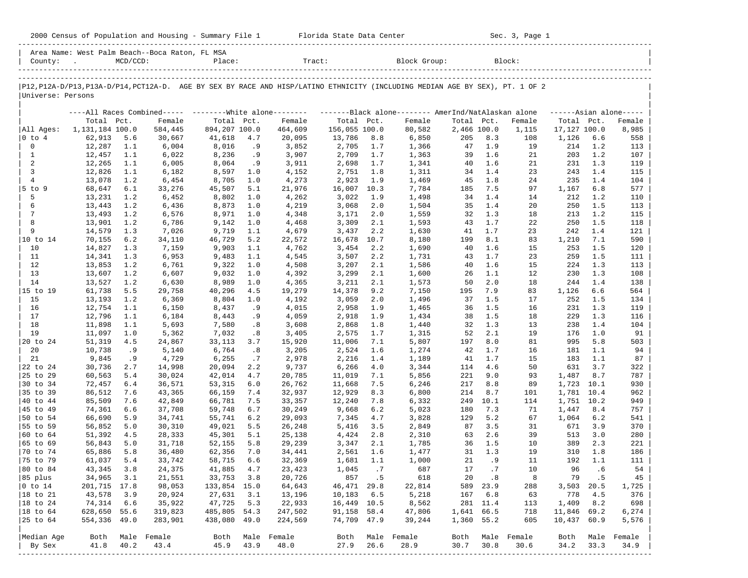2000 Census of Population and Housing - Summary File 1 Florida State Data Center Sec. 3, Page 1

Area Name: West Palm Beach--Boca Raton, FL MSA
County: . MCD/CCD: Place: Tract: Block Group: Block:

P12,P12A-D/P13,P13A-D/P14,PCT12A-D. AGE BY SEX BY RACE AND HISP/LATINO ETHNICITY (INCLUDING MEDIAN AGE BY SEX), PT. 1 OF 2
Universe: Persons

| | All Races Combined | | | White alone | | | Black alone | | | AmerInd/NatAlaskan alone | | | Asian alone | | |
|---|---|---|---|---|---|---|---|---|---|---|---|---|---|---|---|
| | Total | Pct. | Female | Total | Pct. | Female | Total | Pct. | Female | Total | Pct. | Female | Total | Pct. | Female |
| All Ages: | 1,131,184 | 100.0 | 584,445 | 894,207 | 100.0 | 464,609 | 156,055 | 100.0 | 80,582 | 2,466 | 100.0 | 1,115 | 17,127 | 100.0 | 8,985 |
| 0 to 4 | 62,913 | 5.6 | 30,667 | 41,618 | 4.7 | 20,095 | 13,786 | 8.8 | 6,850 | 205 | 8.3 | 108 | 1,126 | 6.6 | 558 |
| 0 | 12,287 | 1.1 | 6,004 | 8,016 | .9 | 3,852 | 2,705 | 1.7 | 1,366 | 47 | 1.9 | 19 | 214 | 1.2 | 113 |
| 1 | 12,457 | 1.1 | 6,022 | 8,236 | .9 | 3,907 | 2,709 | 1.7 | 1,363 | 39 | 1.6 | 21 | 203 | 1.2 | 107 |
| 2 | 12,265 | 1.1 | 6,005 | 8,064 | .9 | 3,911 | 2,698 | 1.7 | 1,341 | 40 | 1.6 | 21 | 231 | 1.3 | 119 |
| 3 | 12,826 | 1.1 | 6,182 | 8,597 | 1.0 | 4,152 | 2,751 | 1.8 | 1,311 | 34 | 1.4 | 23 | 243 | 1.4 | 115 |
| 4 | 13,078 | 1.2 | 6,454 | 8,705 | 1.0 | 4,273 | 2,923 | 1.9 | 1,469 | 45 | 1.8 | 24 | 235 | 1.4 | 104 |
| 5 to 9 | 68,647 | 6.1 | 33,276 | 45,507 | 5.1 | 21,976 | 16,007 | 10.3 | 7,784 | 185 | 7.5 | 97 | 1,167 | 6.8 | 577 |
| 5 | 13,231 | 1.2 | 6,452 | 8,802 | 1.0 | 4,262 | 3,022 | 1.9 | 1,498 | 34 | 1.4 | 14 | 212 | 1.2 | 110 |
| 6 | 13,443 | 1.2 | 6,436 | 8,873 | 1.0 | 4,219 | 3,068 | 2.0 | 1,504 | 35 | 1.4 | 20 | 250 | 1.5 | 113 |
| 7 | 13,493 | 1.2 | 6,576 | 8,971 | 1.0 | 4,348 | 3,171 | 2.0 | 1,559 | 32 | 1.3 | 18 | 213 | 1.2 | 115 |
| 8 | 13,901 | 1.2 | 6,786 | 9,142 | 1.0 | 4,468 | 3,309 | 2.1 | 1,593 | 43 | 1.7 | 22 | 250 | 1.5 | 118 |
| 9 | 14,579 | 1.3 | 7,026 | 9,719 | 1.1 | 4,679 | 3,437 | 2.2 | 1,630 | 41 | 1.7 | 23 | 242 | 1.4 | 121 |
| 10 to 14 | 70,155 | 6.2 | 34,110 | 46,729 | 5.2 | 22,572 | 16,678 | 10.7 | 8,180 | 199 | 8.1 | 83 | 1,210 | 7.1 | 590 |
| 10 | 14,827 | 1.3 | 7,159 | 9,903 | 1.1 | 4,762 | 3,454 | 2.2 | 1,690 | 40 | 1.6 | 15 | 253 | 1.5 | 120 |
| 11 | 14,341 | 1.3 | 6,953 | 9,483 | 1.1 | 4,545 | 3,507 | 2.2 | 1,731 | 43 | 1.7 | 23 | 259 | 1.5 | 111 |
| 12 | 13,853 | 1.2 | 6,761 | 9,322 | 1.0 | 4,508 | 3,207 | 2.1 | 1,586 | 40 | 1.6 | 15 | 224 | 1.3 | 113 |
| 13 | 13,607 | 1.2 | 6,607 | 9,032 | 1.0 | 4,392 | 3,299 | 2.1 | 1,600 | 26 | 1.1 | 12 | 230 | 1.3 | 108 |
| 14 | 13,527 | 1.2 | 6,630 | 8,989 | 1.0 | 4,365 | 3,211 | 2.1 | 1,573 | 50 | 2.0 | 18 | 244 | 1.4 | 138 |
| 15 to 19 | 61,738 | 5.5 | 29,758 | 40,296 | 4.5 | 19,279 | 14,378 | 9.2 | 7,150 | 195 | 7.9 | 83 | 1,126 | 6.6 | 564 |
| 15 | 13,193 | 1.2 | 6,369 | 8,804 | 1.0 | 4,192 | 3,059 | 2.0 | 1,496 | 37 | 1.5 | 17 | 252 | 1.5 | 134 |
| 16 | 12,754 | 1.1 | 6,150 | 8,437 | .9 | 4,015 | 2,958 | 1.9 | 1,465 | 36 | 1.5 | 16 | 231 | 1.3 | 119 |
| 17 | 12,796 | 1.1 | 6,184 | 8,443 | .9 | 4,059 | 2,918 | 1.9 | 1,434 | 38 | 1.5 | 18 | 229 | 1.3 | 116 |
| 18 | 11,898 | 1.1 | 5,693 | 7,580 | .8 | 3,608 | 2,868 | 1.8 | 1,440 | 32 | 1.3 | 13 | 238 | 1.4 | 104 |
| 19 | 11,097 | 1.0 | 5,362 | 7,032 | .8 | 3,405 | 2,575 | 1.7 | 1,315 | 52 | 2.1 | 19 | 176 | 1.0 | 91 |
| 20 to 24 | 51,319 | 4.5 | 24,867 | 33,113 | 3.7 | 15,920 | 11,006 | 7.1 | 5,807 | 197 | 8.0 | 81 | 995 | 5.8 | 503 |
| 20 | 10,738 | .9 | 5,140 | 6,764 | .8 | 3,205 | 2,524 | 1.6 | 1,274 | 42 | 1.7 | 16 | 181 | 1.1 | 94 |
| 21 | 9,845 | .9 | 4,729 | 6,255 | .7 | 2,978 | 2,216 | 1.4 | 1,189 | 41 | 1.7 | 15 | 183 | 1.1 | 87 |
| 22 to 24 | 30,736 | 2.7 | 14,998 | 20,094 | 2.2 | 9,737 | 6,266 | 4.0 | 3,344 | 114 | 4.6 | 50 | 631 | 3.7 | 322 |
| 25 to 29 | 60,563 | 5.4 | 30,024 | 42,014 | 4.7 | 20,785 | 11,019 | 7.1 | 5,856 | 221 | 9.0 | 93 | 1,487 | 8.7 | 787 |
| 30 to 34 | 72,457 | 6.4 | 36,571 | 53,315 | 6.0 | 26,762 | 11,668 | 7.5 | 6,246 | 217 | 8.8 | 89 | 1,723 | 10.1 | 930 |
| 35 to 39 | 86,512 | 7.6 | 43,365 | 66,159 | 7.4 | 32,937 | 12,929 | 8.3 | 6,800 | 214 | 8.7 | 101 | 1,781 | 10.4 | 962 |
| 40 to 44 | 85,509 | 7.6 | 42,849 | 66,781 | 7.5 | 33,357 | 12,240 | 7.8 | 6,332 | 249 | 10.1 | 114 | 1,751 | 10.2 | 949 |
| 45 to 49 | 74,361 | 6.6 | 37,708 | 59,748 | 6.7 | 30,249 | 9,668 | 6.2 | 5,023 | 180 | 7.3 | 71 | 1,447 | 8.4 | 757 |
| 50 to 54 | 66,690 | 5.9 | 34,741 | 55,741 | 6.2 | 29,093 | 7,345 | 4.7 | 3,828 | 129 | 5.2 | 67 | 1,064 | 6.2 | 541 |
| 55 to 59 | 56,852 | 5.0 | 30,310 | 49,021 | 5.5 | 26,248 | 5,416 | 3.5 | 2,849 | 87 | 3.5 | 31 | 671 | 3.9 | 370 |
| 60 to 64 | 51,392 | 4.5 | 28,333 | 45,301 | 5.1 | 25,138 | 4,424 | 2.8 | 2,310 | 63 | 2.6 | 39 | 513 | 3.0 | 280 |
| 65 to 69 | 56,843 | 5.0 | 31,718 | 52,155 | 5.8 | 29,239 | 3,347 | 2.1 | 1,785 | 36 | 1.5 | 10 | 389 | 2.3 | 221 |
| 70 to 74 | 65,886 | 5.8 | 36,480 | 62,356 | 7.0 | 34,441 | 2,561 | 1.6 | 1,477 | 31 | 1.3 | 19 | 310 | 1.8 | 186 |
| 75 to 79 | 61,037 | 5.4 | 33,742 | 58,715 | 6.6 | 32,369 | 1,681 | 1.1 | 1,000 | 21 | .9 | 11 | 192 | 1.1 | 111 |
| 80 to 84 | 43,345 | 3.8 | 24,375 | 41,885 | 4.7 | 23,423 | 1,045 | .7 | 687 | 17 | .7 | 10 | 96 | .6 | 54 |
| 85 plus | 34,965 | 3.1 | 21,551 | 33,753 | 3.8 | 20,726 | 857 | .5 | 618 | 20 | .8 | 8 | 79 | .5 | 45 |
| 0 to 14 | 201,715 | 17.8 | 98,053 | 133,854 | 15.0 | 64,643 | 46,471 | 29.8 | 22,814 | 589 | 23.9 | 288 | 3,503 | 20.5 | 1,725 |
| 18 to 21 | 43,578 | 3.9 | 20,924 | 27,631 | 3.1 | 13,196 | 10,183 | 6.5 | 5,218 | 167 | 6.8 | 63 | 778 | 4.5 | 376 |
| 18 to 24 | 74,314 | 6.6 | 35,922 | 47,725 | 5.3 | 22,933 | 16,449 | 10.5 | 8,562 | 281 | 11.4 | 113 | 1,409 | 8.2 | 698 |
| 18 to 64 | 628,650 | 55.6 | 319,823 | 485,805 | 54.3 | 247,502 | 91,158 | 58.4 | 47,806 | 1,641 | 66.5 | 718 | 11,846 | 69.2 | 6,274 |
| 25 to 64 | 554,336 | 49.0 | 283,901 | 438,080 | 49.0 | 224,569 | 74,709 | 47.9 | 39,244 | 1,360 | 55.2 | 605 | 10,437 | 60.9 | 5,576 |
| Median Age | Both | Male | Female | Both | Male | Female | Both | Male | Female | Both | Male | Female | Both | Male | Female |
| By Sex | 41.8 | 40.2 | 43.4 | 45.9 | 43.9 | 48.0 | 27.9 | 26.6 | 28.9 | 30.7 | 30.8 | 30.6 | 34.2 | 33.3 | 34.9 |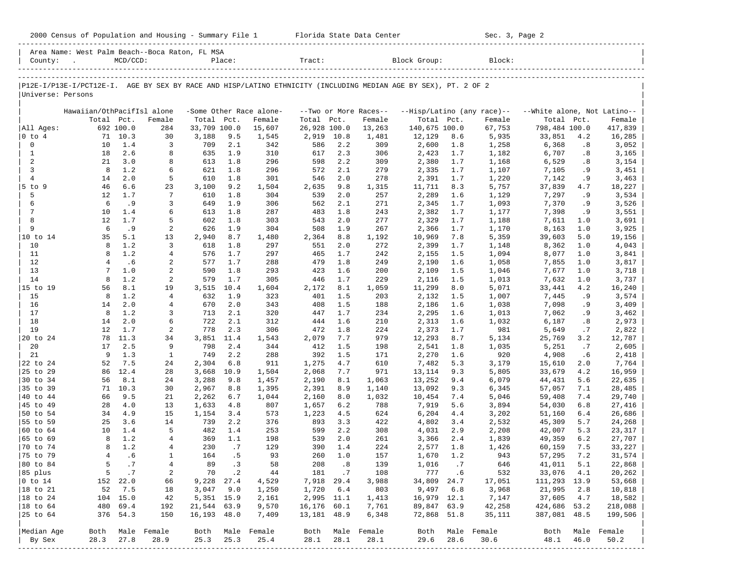2000 Census of Population and Housing - Summary File 1 Florida State Data Center Sec. 3, Page 2

Area Name: West Palm Beach--Boca Raton, FL MSA
County: . MCD/CCD: Place: Tract: Block Group: Block:

P12E-I/P13E-I/PCT12E-I. AGE BY SEX BY RACE AND HISP/LATINO ETHNICITY (INCLUDING MEDIAN AGE BY SEX), PT. 2 OF 2
Universe: Persons

| | Hawaiian/OthPacifIsl alone | | | -Some Other Race alone- | | | --Two or More Races-- | | | --Hisp/Latino (any race)-- | | | --White alone, Not Latino-- | | |
|---|---|---|---|---|---|---|---|---|---|---|---|---|---|---|---|
| | Total | Pct. | Female | Total | Pct. | Female | Total | Pct. | Female | Total | Pct. | Female | Total | Pct. | Female |
| All Ages: | 692 | 100.0 | 284 | 33,709 | 100.0 | 15,607 | 26,928 | 100.0 | 13,263 | 140,675 | 100.0 | 67,753 | 798,484 | 100.0 | 417,839 |
| 0 to 4 | 71 | 10.3 | 30 | 3,188 | 9.5 | 1,545 | 2,919 | 10.8 | 1,481 | 12,129 | 8.6 | 5,935 | 33,851 | 4.2 | 16,285 |
| 0 | 10 | 1.4 | 3 | 709 | 2.1 | 342 | 586 | 2.2 | 309 | 2,600 | 1.8 | 1,258 | 6,368 | .8 | 3,052 |
| 1 | 18 | 2.6 | 8 | 635 | 1.9 | 310 | 617 | 2.3 | 306 | 2,423 | 1.7 | 1,182 | 6,707 | .8 | 3,165 |
| 2 | 21 | 3.0 | 8 | 613 | 1.8 | 296 | 598 | 2.2 | 309 | 2,380 | 1.7 | 1,168 | 6,529 | .8 | 3,154 |
| 3 | 8 | 1.2 | 6 | 621 | 1.8 | 296 | 572 | 2.1 | 279 | 2,335 | 1.7 | 1,107 | 7,105 | .9 | 3,451 |
| 4 | 14 | 2.0 | 5 | 610 | 1.8 | 301 | 546 | 2.0 | 278 | 2,391 | 1.7 | 1,220 | 7,142 | .9 | 3,463 |
| 5 to 9 | 46 | 6.6 | 23 | 3,100 | 9.2 | 1,504 | 2,635 | 9.8 | 1,315 | 11,711 | 8.3 | 5,757 | 37,839 | 4.7 | 18,227 |
| 5 | 12 | 1.7 | 7 | 610 | 1.8 | 304 | 539 | 2.0 | 257 | 2,289 | 1.6 | 1,129 | 7,297 | .9 | 3,534 |
| 6 | 6 | .9 | 3 | 649 | 1.9 | 306 | 562 | 2.1 | 271 | 2,345 | 1.7 | 1,093 | 7,370 | .9 | 3,526 |
| 7 | 10 | 1.4 | 6 | 613 | 1.8 | 287 | 483 | 1.8 | 243 | 2,382 | 1.7 | 1,177 | 7,398 | .9 | 3,551 |
| 8 | 12 | 1.7 | 5 | 602 | 1.8 | 303 | 543 | 2.0 | 277 | 2,329 | 1.7 | 1,188 | 7,611 | 1.0 | 3,691 |
| 9 | 6 | .9 | 2 | 626 | 1.9 | 304 | 508 | 1.9 | 267 | 2,366 | 1.7 | 1,170 | 8,163 | 1.0 | 3,925 |
| 10 to 14 | 35 | 5.1 | 13 | 2,940 | 8.7 | 1,480 | 2,364 | 8.8 | 1,192 | 10,969 | 7.8 | 5,359 | 39,603 | 5.0 | 19,156 |
| 10 | 8 | 1.2 | 3 | 618 | 1.8 | 297 | 551 | 2.0 | 272 | 2,399 | 1.7 | 1,148 | 8,362 | 1.0 | 4,043 |
| 11 | 8 | 1.2 | 4 | 576 | 1.7 | 297 | 465 | 1.7 | 242 | 2,155 | 1.5 | 1,094 | 8,077 | 1.0 | 3,841 |
| 12 | 4 | .6 | 2 | 577 | 1.7 | 288 | 479 | 1.8 | 249 | 2,190 | 1.6 | 1,058 | 7,855 | 1.0 | 3,817 |
| 13 | 7 | 1.0 | 2 | 590 | 1.8 | 293 | 423 | 1.6 | 200 | 2,109 | 1.5 | 1,046 | 7,677 | 1.0 | 3,718 |
| 14 | 8 | 1.2 | 2 | 579 | 1.7 | 305 | 446 | 1.7 | 229 | 2,116 | 1.5 | 1,013 | 7,632 | 1.0 | 3,737 |
| 15 to 19 | 56 | 8.1 | 19 | 3,515 | 10.4 | 1,604 | 2,172 | 8.1 | 1,059 | 11,299 | 8.0 | 5,071 | 33,441 | 4.2 | 16,240 |
| 15 | 8 | 1.2 | 4 | 632 | 1.9 | 323 | 401 | 1.5 | 203 | 2,132 | 1.5 | 1,007 | 7,445 | .9 | 3,574 |
| 16 | 14 | 2.0 | 4 | 670 | 2.0 | 343 | 408 | 1.5 | 188 | 2,186 | 1.6 | 1,038 | 7,098 | .9 | 3,409 |
| 17 | 8 | 1.2 | 3 | 713 | 2.1 | 320 | 447 | 1.7 | 234 | 2,295 | 1.6 | 1,013 | 7,062 | .9 | 3,462 |
| 18 | 14 | 2.0 | 6 | 722 | 2.1 | 312 | 444 | 1.6 | 210 | 2,313 | 1.6 | 1,032 | 6,187 | .8 | 2,973 |
| 19 | 12 | 1.7 | 2 | 778 | 2.3 | 306 | 472 | 1.8 | 224 | 2,373 | 1.7 | 981 | 5,649 | .7 | 2,822 |
| 20 to 24 | 78 | 11.3 | 34 | 3,851 | 11.4 | 1,543 | 2,079 | 7.7 | 979 | 12,293 | 8.7 | 5,134 | 25,769 | 3.2 | 12,787 |
| 20 | 17 | 2.5 | 9 | 798 | 2.4 | 344 | 412 | 1.5 | 198 | 2,541 | 1.8 | 1,035 | 5,251 | .7 | 2,605 |
| 21 | 9 | 1.3 | 1 | 749 | 2.2 | 288 | 392 | 1.5 | 171 | 2,270 | 1.6 | 920 | 4,908 | .6 | 2,418 |
| 22 to 24 | 52 | 7.5 | 24 | 2,304 | 6.8 | 911 | 1,275 | 4.7 | 610 | 7,482 | 5.3 | 3,179 | 15,610 | 2.0 | 7,764 |
| 25 to 29 | 86 | 12.4 | 28 | 3,668 | 10.9 | 1,504 | 2,068 | 7.7 | 971 | 13,114 | 9.3 | 5,805 | 33,679 | 4.2 | 16,959 |
| 30 to 34 | 56 | 8.1 | 24 | 3,288 | 9.8 | 1,457 | 2,190 | 8.1 | 1,063 | 13,252 | 9.4 | 6,079 | 44,431 | 5.6 | 22,635 |
| 35 to 39 | 71 | 10.3 | 30 | 2,967 | 8.8 | 1,395 | 2,391 | 8.9 | 1,140 | 13,092 | 9.3 | 6,345 | 57,057 | 7.1 | 28,485 |
| 40 to 44 | 66 | 9.5 | 21 | 2,262 | 6.7 | 1,044 | 2,160 | 8.0 | 1,032 | 10,454 | 7.4 | 5,046 | 59,408 | 7.4 | 29,740 |
| 45 to 49 | 28 | 4.0 | 13 | 1,633 | 4.8 | 807 | 1,657 | 6.2 | 788 | 7,919 | 5.6 | 3,894 | 54,030 | 6.8 | 27,416 |
| 50 to 54 | 34 | 4.9 | 15 | 1,154 | 3.4 | 573 | 1,223 | 4.5 | 624 | 6,204 | 4.4 | 3,202 | 51,160 | 6.4 | 26,686 |
| 55 to 59 | 25 | 3.6 | 14 | 739 | 2.2 | 376 | 893 | 3.3 | 422 | 4,802 | 3.4 | 2,532 | 45,309 | 5.7 | 24,268 |
| 60 to 64 | 10 | 1.4 | 5 | 482 | 1.4 | 253 | 599 | 2.2 | 308 | 4,031 | 2.9 | 2,208 | 42,007 | 5.3 | 23,317 |
| 65 to 69 | 8 | 1.2 | 4 | 369 | 1.1 | 198 | 539 | 2.0 | 261 | 3,366 | 2.4 | 1,839 | 49,359 | 6.2 | 27,707 |
| 70 to 74 | 8 | 1.2 | 4 | 230 | .7 | 129 | 390 | 1.4 | 224 | 2,577 | 1.8 | 1,426 | 60,159 | 7.5 | 33,227 |
| 75 to 79 | 4 | .6 | 1 | 164 | .5 | 93 | 260 | 1.0 | 157 | 1,670 | 1.2 | 943 | 57,295 | 7.2 | 31,574 |
| 80 to 84 | 5 | .7 | 4 | 89 | .3 | 58 | 208 | .8 | 139 | 1,016 | .7 | 646 | 41,011 | 5.1 | 22,868 |
| 85 plus | 5 | .7 | 2 | 70 | .2 | 44 | 181 | .7 | 108 | 777 | .6 | 532 | 33,076 | 4.1 | 20,262 |
| 0 to 14 | 152 | 22.0 | 66 | 9,228 | 27.4 | 4,529 | 7,918 | 29.4 | 3,988 | 34,809 | 24.7 | 17,051 | 111,293 | 13.9 | 53,668 |
| 18 to 21 | 52 | 7.5 | 18 | 3,047 | 9.0 | 1,250 | 1,720 | 6.4 | 803 | 9,497 | 6.8 | 3,968 | 21,995 | 2.8 | 10,818 |
| 18 to 24 | 104 | 15.0 | 42 | 5,351 | 15.9 | 2,161 | 2,995 | 11.1 | 1,413 | 16,979 | 12.1 | 7,147 | 37,605 | 4.7 | 18,582 |
| 18 to 64 | 480 | 69.4 | 192 | 21,544 | 63.9 | 9,570 | 16,176 | 60.1 | 7,761 | 89,847 | 63.9 | 42,258 | 424,686 | 53.2 | 218,088 |
| 25 to 64 | 376 | 54.3 | 150 | 16,193 | 48.0 | 7,409 | 13,181 | 48.9 | 6,348 | 72,868 | 51.8 | 35,111 | 387,081 | 48.5 | 199,506 |
| Median Age | Both | Male | Female | Both | Male | Female | Both | Male | Female | Both | Male | Female | Both | Male | Female |
| By Sex | 28.3 | 27.8 | 28.9 | 25.3 | 25.3 | 25.4 | 28.1 | 28.1 | 28.1 | 29.6 | 28.6 | 30.6 | 48.1 | 46.0 | 50.2 |